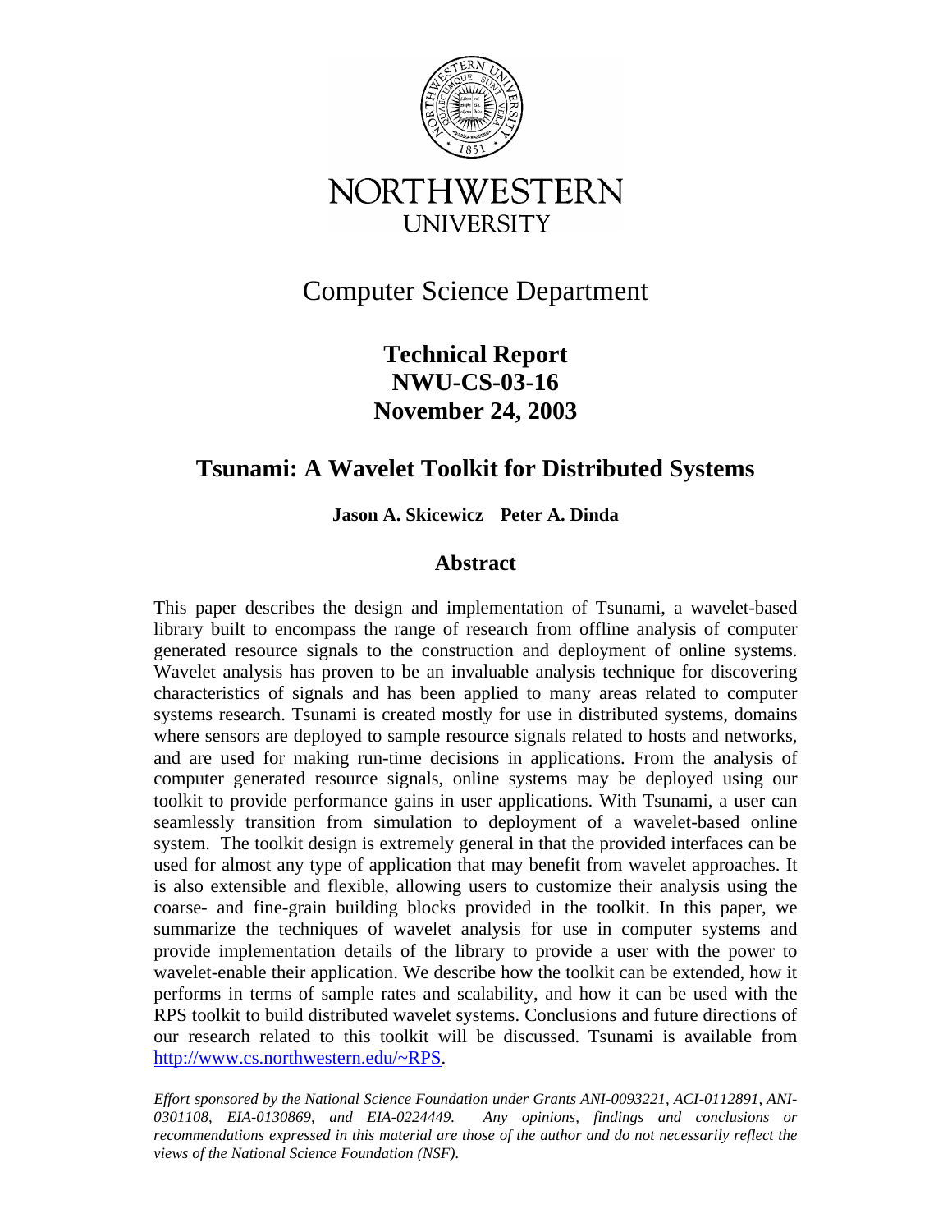NORTHWESTERN UNIVERSITY

Computer Science Department

**Technical Report**
**NWU-CS-03-16**
**November 24, 2003**

# Tsunami: A Wavelet Toolkit for Distributed Systems

**Jason A. Skicewicz Peter A. Dinda**

## Abstract

This paper describes the design and implementation of Tsunami, a wavelet-based library built to encompass the range of research from offline analysis of computer generated resource signals to the construction and deployment of online systems. Wavelet analysis has proven to be an invaluable analysis technique for discovering characteristics of signals and has been applied to many areas related to computer systems research. Tsunami is created mostly for use in distributed systems, domains where sensors are deployed to sample resource signals related to hosts and networks, and are used for making run-time decisions in applications. From the analysis of computer generated resource signals, online systems may be deployed using our toolkit to provide performance gains in user applications. With Tsunami, a user can seamlessly transition from simulation to deployment of a wavelet-based online system. The toolkit design is extremely general in that the provided interfaces can be used for almost any type of application that may benefit from wavelet approaches. It is also extensible and flexible, allowing users to customize their analysis using the coarse- and fine-grain building blocks provided in the toolkit. In this paper, we summarize the techniques of wavelet analysis for use in computer systems and provide implementation details of the library to provide a user with the power to wavelet-enable their application. We describe how the toolkit can be extended, how it performs in terms of sample rates and scalability, and how it can be used with the RPS toolkit to build distributed wavelet systems. Conclusions and future directions of our research related to this toolkit will be discussed. Tsunami is available from http://www.cs.northwestern.edu/~RPS.

*Effort sponsored by the National Science Foundation under Grants ANI-0093221, ACI-0112891, ANI-0301108, EIA-0130869, and EIA-0224449. Any opinions, findings and conclusions or recommendations expressed in this material are those of the author and do not necessarily reflect the views of the National Science Foundation (NSF).*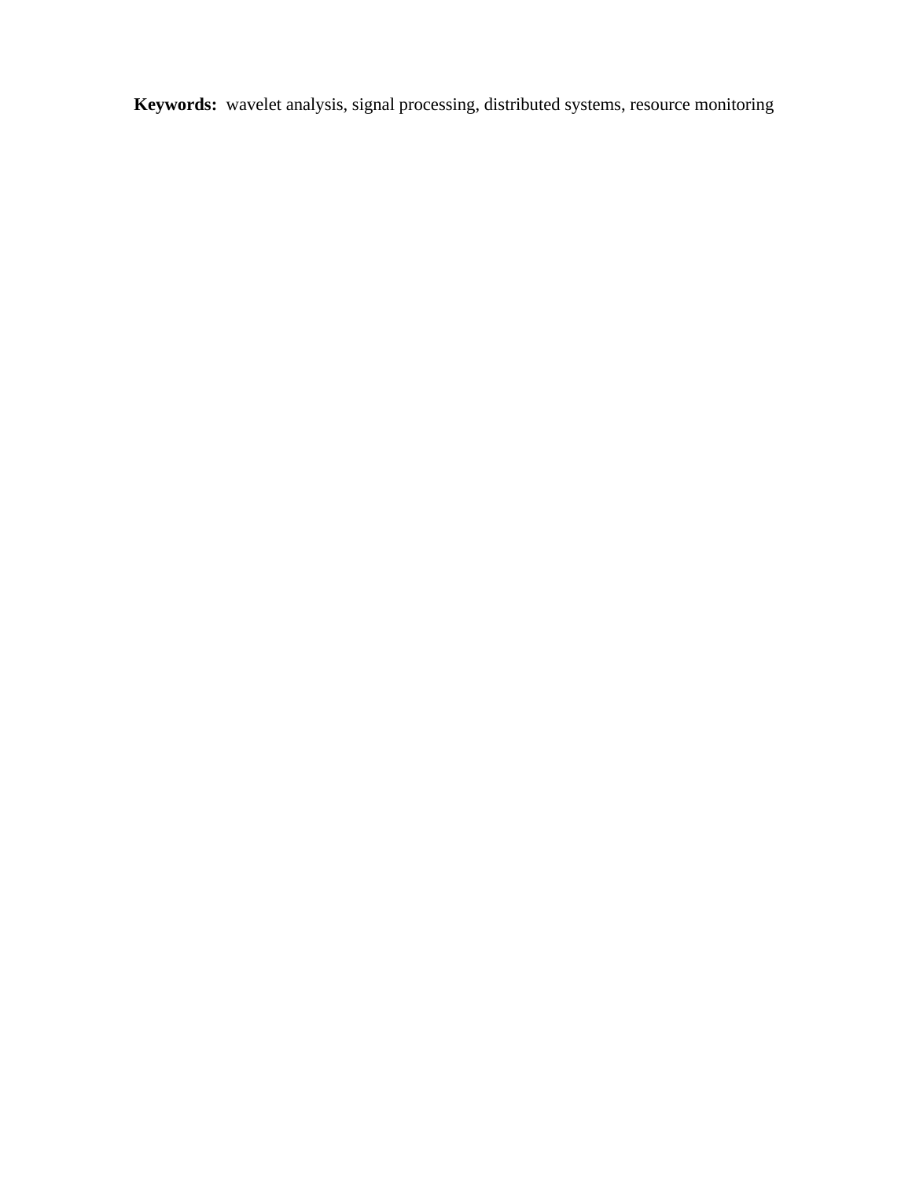**Keywords:** wavelet analysis, signal processing, distributed systems, resource monitoring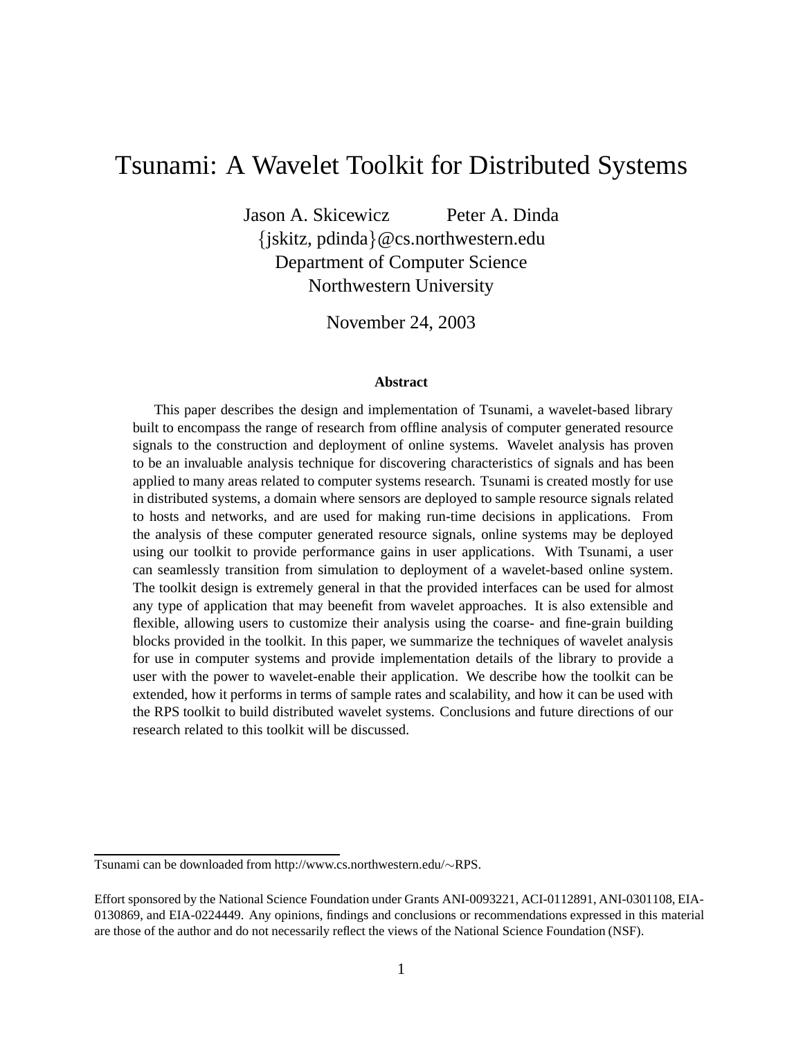# Tsunami: A Wavelet Toolkit for Distributed Systems

Jason A. Skicewicz   Peter A. Dinda
{jskitz, pdinda}@cs.northwestern.edu
Department of Computer Science
Northwestern University

November 24, 2003

**Abstract**

This paper describes the design and implementation of Tsunami, a wavelet-based library built to encompass the range of research from offline analysis of computer generated resource signals to the construction and deployment of online systems. Wavelet analysis has proven to be an invaluable analysis technique for discovering characteristics of signals and has been applied to many areas related to computer systems research. Tsunami is created mostly for use in distributed systems, a domain where sensors are deployed to sample resource signals related to hosts and networks, and are used for making run-time decisions in applications. From the analysis of these computer generated resource signals, online systems may be deployed using our toolkit to provide performance gains in user applications. With Tsunami, a user can seamlessly transition from simulation to deployment of a wavelet-based online system. The toolkit design is extremely general in that the provided interfaces can be used for almost any type of application that may beenefit from wavelet approaches. It is also extensible and flexible, allowing users to customize their analysis using the coarse- and fine-grain building blocks provided in the toolkit. In this paper, we summarize the techniques of wavelet analysis for use in computer systems and provide implementation details of the library to provide a user with the power to wavelet-enable their application. We describe how the toolkit can be extended, how it performs in terms of sample rates and scalability, and how it can be used with the RPS toolkit to build distributed wavelet systems. Conclusions and future directions of our research related to this toolkit will be discussed.

---

Tsunami can be downloaded from http://www.cs.northwestern.edu/~RPS.

Effort sponsored by the National Science Foundation under Grants ANI-0093221, ACI-0112891, ANI-0301108, EIA-0130869, and EIA-0224449. Any opinions, findings and conclusions or recommendations expressed in this material are those of the author and do not necessarily reflect the views of the National Science Foundation (NSF).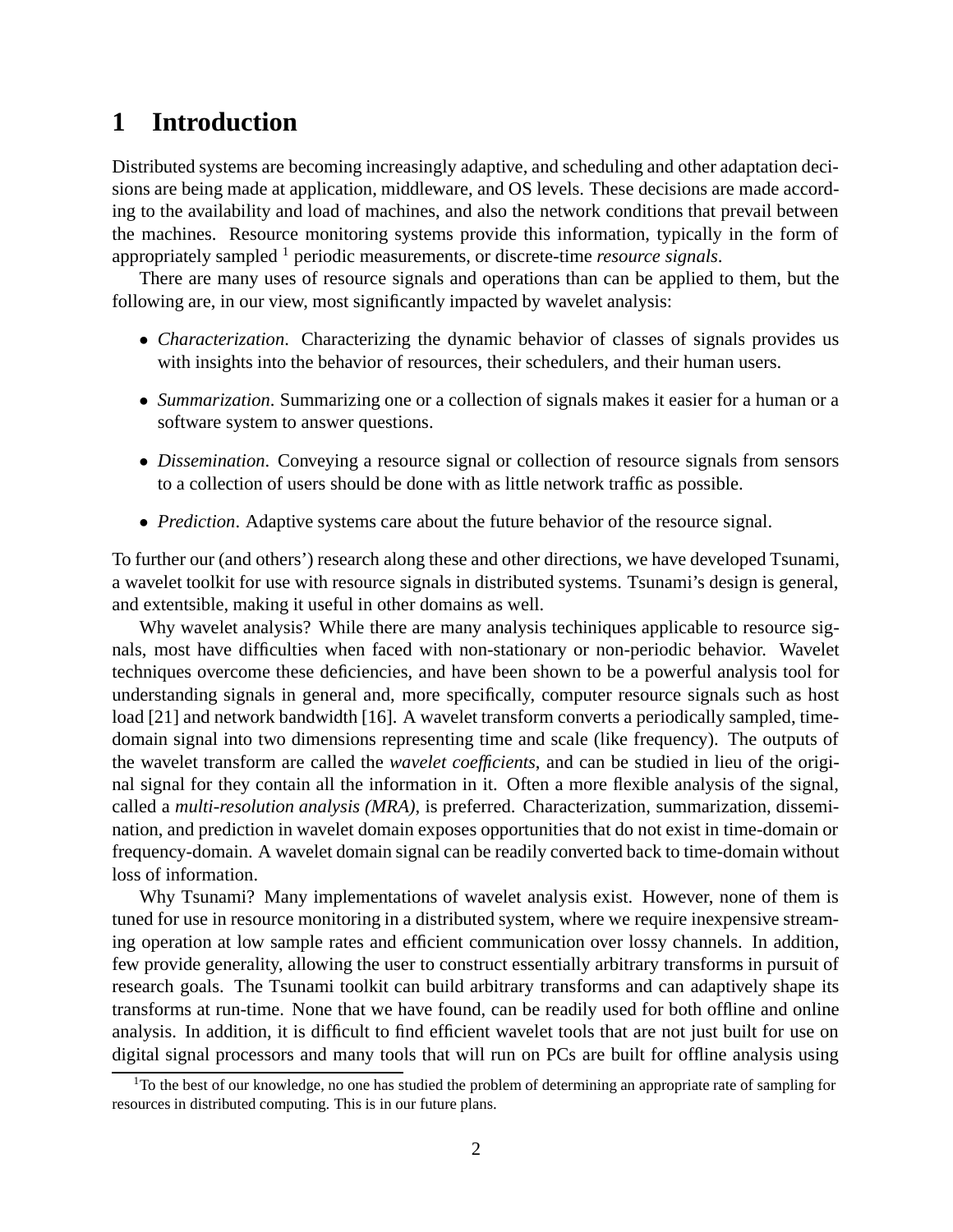# 1 Introduction

Distributed systems are becoming increasingly adaptive, and scheduling and other adaptation decisions are being made at application, middleware, and OS levels. These decisions are made according to the availability and load of machines, and also the network conditions that prevail between the machines. Resource monitoring systems provide this information, typically in the form of appropriately sampled [1] periodic measurements, or discrete-time *resource signals*.

There are many uses of resource signals and operations than can be applied to them, but the following are, in our view, most significantly impacted by wavelet analysis:

- *Characterization*. Characterizing the dynamic behavior of classes of signals provides us with insights into the behavior of resources, their schedulers, and their human users.
- *Summarization*. Summarizing one or a collection of signals makes it easier for a human or a software system to answer questions.
- *Dissemination*. Conveying a resource signal or collection of resource signals from sensors to a collection of users should be done with as little network traffic as possible.
- *Prediction*. Adaptive systems care about the future behavior of the resource signal.

To further our (and others') research along these and other directions, we have developed Tsunami, a wavelet toolkit for use with resource signals in distributed systems. Tsunami's design is general, and extentsible, making it useful in other domains as well.

Why wavelet analysis? While there are many analysis techiniques applicable to resource signals, most have difficulties when faced with non-stationary or non-periodic behavior. Wavelet techniques overcome these deficiencies, and have been shown to be a powerful analysis tool for understanding signals in general and, more specifically, computer resource signals such as host load [21] and network bandwidth [16]. A wavelet transform converts a periodically sampled, time-domain signal into two dimensions representing time and scale (like frequency). The outputs of the wavelet transform are called the *wavelet coefficients*, and can be studied in lieu of the original signal for they contain all the information in it. Often a more flexible analysis of the signal, called a *multi-resolution analysis (MRA)*, is preferred. Characterization, summarization, dissemination, and prediction in wavelet domain exposes opportunities that do not exist in time-domain or frequency-domain. A wavelet domain signal can be readily converted back to time-domain without loss of information.

Why Tsunami? Many implementations of wavelet analysis exist. However, none of them is tuned for use in resource monitoring in a distributed system, where we require inexpensive streaming operation at low sample rates and efficient communication over lossy channels. In addition, few provide generality, allowing the user to construct essentially arbitrary transforms in pursuit of research goals. The Tsunami toolkit can build arbitrary transforms and can adaptively shape its transforms at run-time. None that we have found, can be readily used for both offline and online analysis. In addition, it is difficult to find efficient wavelet tools that are not just built for use on digital signal processors and many tools that will run on PCs are built for offline analysis using

[1] To the best of our knowledge, no one has studied the problem of determining an appropriate rate of sampling for resources in distributed computing. This is in our future plans.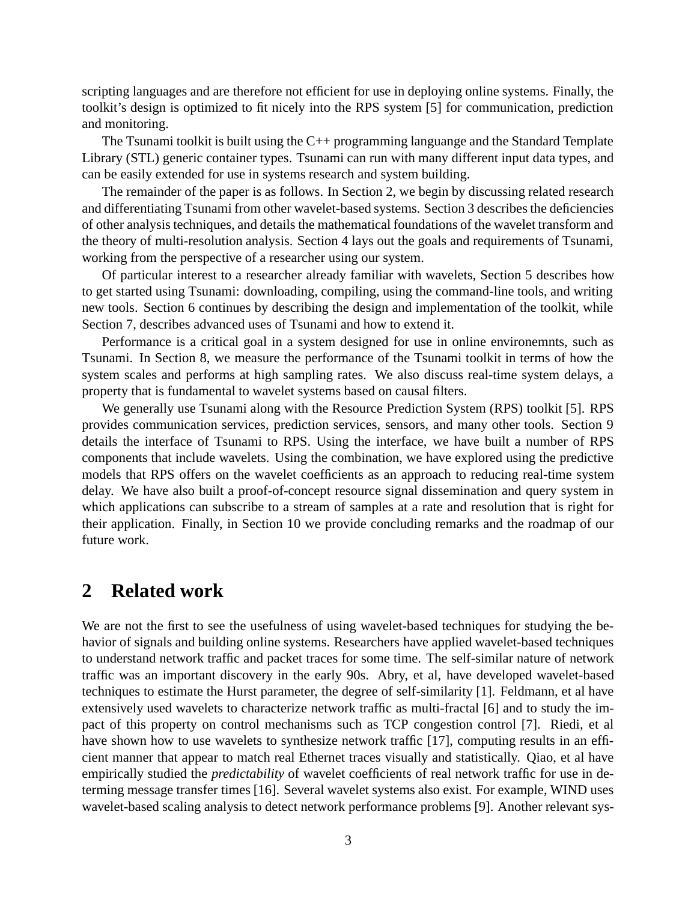scripting languages and are therefore not efficient for use in deploying online systems. Finally, the toolkit's design is optimized to fit nicely into the RPS system [5] for communication, prediction and monitoring.

The Tsunami toolkit is built using the C++ programming languange and the Standard Template Library (STL) generic container types. Tsunami can run with many different input data types, and can be easily extended for use in systems research and system building.

The remainder of the paper is as follows. In Section 2, we begin by discussing related research and differentiating Tsunami from other wavelet-based systems. Section 3 describes the deficiencies of other analysis techniques, and details the mathematical foundations of the wavelet transform and the theory of multi-resolution analysis. Section 4 lays out the goals and requirements of Tsunami, working from the perspective of a researcher using our system.

Of particular interest to a researcher already familiar with wavelets, Section 5 describes how to get started using Tsunami: downloading, compiling, using the command-line tools, and writing new tools. Section 6 continues by describing the design and implementation of the toolkit, while Section 7, describes advanced uses of Tsunami and how to extend it.

Performance is a critical goal in a system designed for use in online environemnts, such as Tsunami. In Section 8, we measure the performance of the Tsunami toolkit in terms of how the system scales and performs at high sampling rates. We also discuss real-time system delays, a property that is fundamental to wavelet systems based on causal filters.

We generally use Tsunami along with the Resource Prediction System (RPS) toolkit [5]. RPS provides communication services, prediction services, sensors, and many other tools. Section 9 details the interface of Tsunami to RPS. Using the interface, we have built a number of RPS components that include wavelets. Using the combination, we have explored using the predictive models that RPS offers on the wavelet coefficients as an approach to reducing real-time system delay. We have also built a proof-of-concept resource signal dissemination and query system in which applications can subscribe to a stream of samples at a rate and resolution that is right for their application. Finally, in Section 10 we provide concluding remarks and the roadmap of our future work.

## 2 Related work

We are not the first to see the usefulness of using wavelet-based techniques for studying the behavior of signals and building online systems. Researchers have applied wavelet-based techniques to understand network traffic and packet traces for some time. The self-similar nature of network traffic was an important discovery in the early 90s. Abry, et al, have developed wavelet-based techniques to estimate the Hurst parameter, the degree of self-similarity [1]. Feldmann, et al have extensively used wavelets to characterize network traffic as multi-fractal [6] and to study the impact of this property on control mechanisms such as TCP congestion control [7]. Riedi, et al have shown how to use wavelets to synthesize network traffic [17], computing results in an efficient manner that appear to match real Ethernet traces visually and statistically. Qiao, et al have empirically studied the *predictability* of wavelet coefficients of real network traffic for use in determing message transfer times [16]. Several wavelet systems also exist. For example, WIND uses wavelet-based scaling analysis to detect network performance problems [9]. Another relevant sys-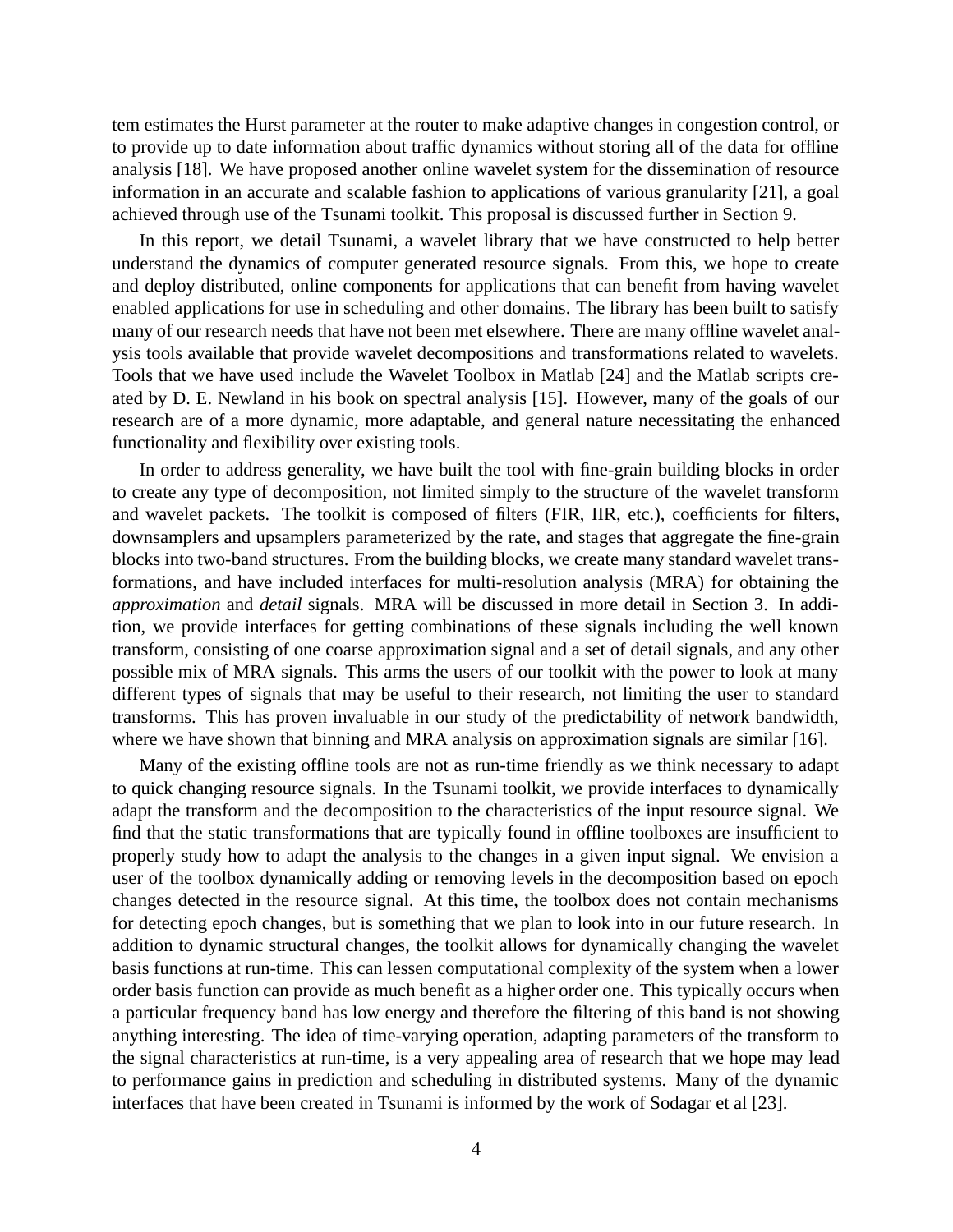tem estimates the Hurst parameter at the router to make adaptive changes in congestion control, or to provide up to date information about traffic dynamics without storing all of the data for offline analysis [18]. We have proposed another online wavelet system for the dissemination of resource information in an accurate and scalable fashion to applications of various granularity [21], a goal achieved through use of the Tsunami toolkit. This proposal is discussed further in Section 9.

In this report, we detail Tsunami, a wavelet library that we have constructed to help better understand the dynamics of computer generated resource signals. From this, we hope to create and deploy distributed, online components for applications that can benefit from having wavelet enabled applications for use in scheduling and other domains. The library has been built to satisfy many of our research needs that have not been met elsewhere. There are many offline wavelet analysis tools available that provide wavelet decompositions and transformations related to wavelets. Tools that we have used include the Wavelet Toolbox in Matlab [24] and the Matlab scripts created by D. E. Newland in his book on spectral analysis [15]. However, many of the goals of our research are of a more dynamic, more adaptable, and general nature necessitating the enhanced functionality and flexibility over existing tools.

In order to address generality, we have built the tool with fine-grain building blocks in order to create any type of decomposition, not limited simply to the structure of the wavelet transform and wavelet packets. The toolkit is composed of filters (FIR, IIR, etc.), coefficients for filters, downsamplers and upsamplers parameterized by the rate, and stages that aggregate the fine-grain blocks into two-band structures. From the building blocks, we create many standard wavelet transformations, and have included interfaces for multi-resolution analysis (MRA) for obtaining the *approximation* and *detail* signals. MRA will be discussed in more detail in Section 3. In addition, we provide interfaces for getting combinations of these signals including the well known transform, consisting of one coarse approximation signal and a set of detail signals, and any other possible mix of MRA signals. This arms the users of our toolkit with the power to look at many different types of signals that may be useful to their research, not limiting the user to standard transforms. This has proven invaluable in our study of the predictability of network bandwidth, where we have shown that binning and MRA analysis on approximation signals are similar [16].

Many of the existing offline tools are not as run-time friendly as we think necessary to adapt to quick changing resource signals. In the Tsunami toolkit, we provide interfaces to dynamically adapt the transform and the decomposition to the characteristics of the input resource signal. We find that the static transformations that are typically found in offline toolboxes are insufficient to properly study how to adapt the analysis to the changes in a given input signal. We envision a user of the toolbox dynamically adding or removing levels in the decomposition based on epoch changes detected in the resource signal. At this time, the toolbox does not contain mechanisms for detecting epoch changes, but is something that we plan to look into in our future research. In addition to dynamic structural changes, the toolkit allows for dynamically changing the wavelet basis functions at run-time. This can lessen computational complexity of the system when a lower order basis function can provide as much benefit as a higher order one. This typically occurs when a particular frequency band has low energy and therefore the filtering of this band is not showing anything interesting. The idea of time-varying operation, adapting parameters of the transform to the signal characteristics at run-time, is a very appealing area of research that we hope may lead to performance gains in prediction and scheduling in distributed systems. Many of the dynamic interfaces that have been created in Tsunami is informed by the work of Sodagar et al [23].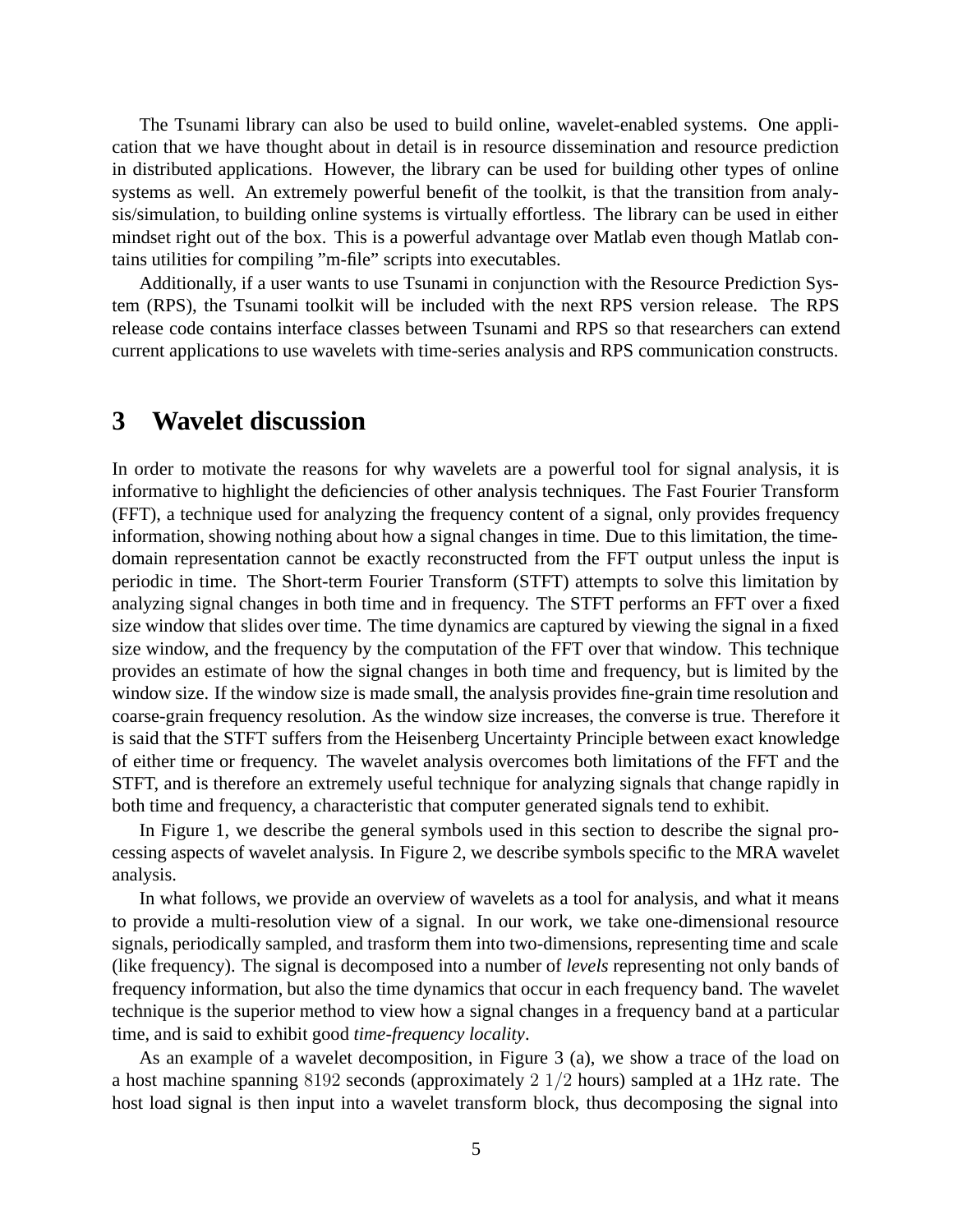The Tsunami library can also be used to build online, wavelet-enabled systems. One application that we have thought about in detail is in resource dissemination and resource prediction in distributed applications. However, the library can be used for building other types of online systems as well. An extremely powerful benefit of the toolkit, is that the transition from analysis/simulation, to building online systems is virtually effortless. The library can be used in either mindset right out of the box. This is a powerful advantage over Matlab even though Matlab contains utilities for compiling "m-file" scripts into executables.

Additionally, if a user wants to use Tsunami in conjunction with the Resource Prediction System (RPS), the Tsunami toolkit will be included with the next RPS version release. The RPS release code contains interface classes between Tsunami and RPS so that researchers can extend current applications to use wavelets with time-series analysis and RPS communication constructs.

## 3 Wavelet discussion

In order to motivate the reasons for why wavelets are a powerful tool for signal analysis, it is informative to highlight the deficiencies of other analysis techniques. The Fast Fourier Transform (FFT), a technique used for analyzing the frequency content of a signal, only provides frequency information, showing nothing about how a signal changes in time. Due to this limitation, the time-domain representation cannot be exactly reconstructed from the FFT output unless the input is periodic in time. The Short-term Fourier Transform (STFT) attempts to solve this limitation by analyzing signal changes in both time and in frequency. The STFT performs an FFT over a fixed size window that slides over time. The time dynamics are captured by viewing the signal in a fixed size window, and the frequency by the computation of the FFT over that window. This technique provides an estimate of how the signal changes in both time and frequency, but is limited by the window size. If the window size is made small, the analysis provides fine-grain time resolution and coarse-grain frequency resolution. As the window size increases, the converse is true. Therefore it is said that the STFT suffers from the Heisenberg Uncertainty Principle between exact knowledge of either time or frequency. The wavelet analysis overcomes both limitations of the FFT and the STFT, and is therefore an extremely useful technique for analyzing signals that change rapidly in both time and frequency, a characteristic that computer generated signals tend to exhibit.

In Figure 1, we describe the general symbols used in this section to describe the signal processing aspects of wavelet analysis. In Figure 2, we describe symbols specific to the MRA wavelet analysis.

In what follows, we provide an overview of wavelets as a tool for analysis, and what it means to provide a multi-resolution view of a signal. In our work, we take one-dimensional resource signals, periodically sampled, and trasform them into two-dimensions, representing time and scale (like frequency). The signal is decomposed into a number of *levels* representing not only bands of frequency information, but also the time dynamics that occur in each frequency band. The wavelet technique is the superior method to view how a signal changes in a frequency band at a particular time, and is said to exhibit good *time-frequency locality*.

As an example of a wavelet decomposition, in Figure 3 (a), we show a trace of the load on a host machine spanning $8192$ seconds (approximately $2\ 1/2$ hours) sampled at a 1Hz rate. The host load signal is then input into a wavelet transform block, thus decomposing the signal into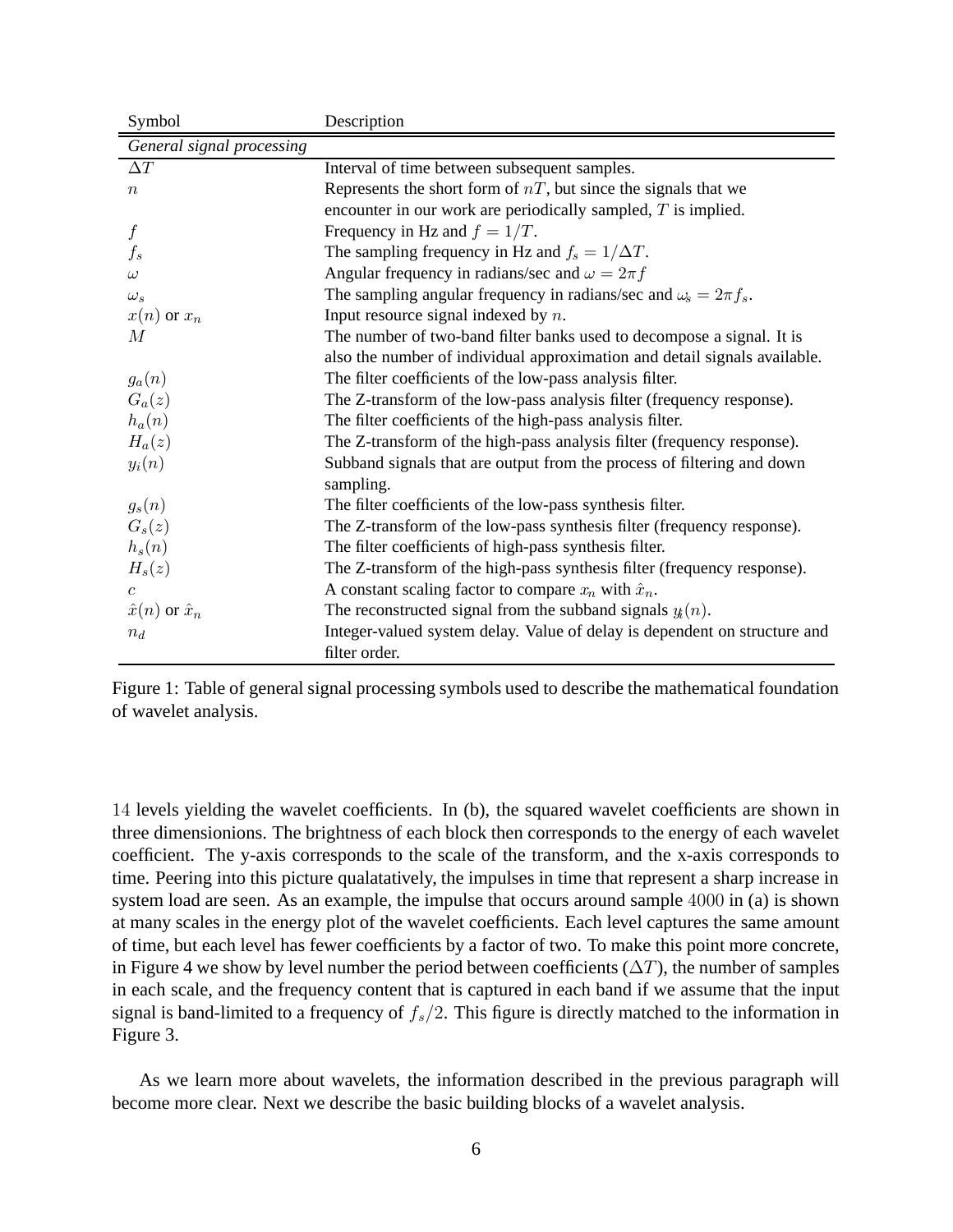| Symbol | Description |
|---|---|
| *General signal processing* | |
| $\Delta T$ | Interval of time between subsequent samples. |
| $n$ | Represents the short form of $nT$, but since the signals that we encounter in our work are periodically sampled, $T$ is implied. |
| $f$ | Frequency in Hz and $f = 1/T$. |
| $f_s$ | The sampling frequency in Hz and $f_s = 1/\Delta T$. |
| $\omega$ | Angular frequency in radians/sec and $\omega = 2\pi f$ |
| $\omega_s$ | The sampling angular frequency in radians/sec and $\omega_s = 2\pi f_s$. |
| $x(n)$ or $x_n$ | Input resource signal indexed by $n$. |
| $M$ | The number of two-band filter banks used to decompose a signal. It is also the number of individual approximation and detail signals available. |
| $g_a(n)$ | The filter coefficients of the low-pass analysis filter. |
| $G_a(z)$ | The Z-transform of the low-pass analysis filter (frequency response). |
| $h_a(n)$ | The filter coefficients of the high-pass analysis filter. |
| $H_a(z)$ | The Z-transform of the high-pass analysis filter (frequency response). |
| $y_i(n)$ | Subband signals that are output from the process of filtering and down sampling. |
| $g_s(n)$ | The filter coefficients of the low-pass synthesis filter. |
| $G_s(z)$ | The Z-transform of the low-pass synthesis filter (frequency response). |
| $h_s(n)$ | The filter coefficients of high-pass synthesis filter. |
| $H_s(z)$ | The Z-transform of the high-pass synthesis filter (frequency response). |
| $c$ | A constant scaling factor to compare $x_n$ with $\hat{x}_n$. |
| $\hat{x}(n)$ or $\hat{x}_n$ | The reconstructed signal from the subband signals $y_k(n)$. |
| $n_d$ | Integer-valued system delay. Value of delay is dependent on structure and filter order. |

Figure 1: Table of general signal processing symbols used to describe the mathematical foundation of wavelet analysis.

14 levels yielding the wavelet coefficients. In (b), the squared wavelet coefficients are shown in three dimensionions. The brightness of each block then corresponds to the energy of each wavelet coefficient. The y-axis corresponds to the scale of the transform, and the x-axis corresponds to time. Peering into this picture qualatatively, the impulses in time that represent a sharp increase in system load are seen. As an example, the impulse that occurs around sample 4000 in (a) is shown at many scales in the energy plot of the wavelet coefficients. Each level captures the same amount of time, but each level has fewer coefficients by a factor of two. To make this point more concrete, in Figure 4 we show by level number the period between coefficients ($\Delta T$), the number of samples in each scale, and the frequency content that is captured in each band if we assume that the input signal is band-limited to a frequency of $f_s/2$. This figure is directly matched to the information in Figure 3.

As we learn more about wavelets, the information described in the previous paragraph will become more clear. Next we describe the basic building blocks of a wavelet analysis.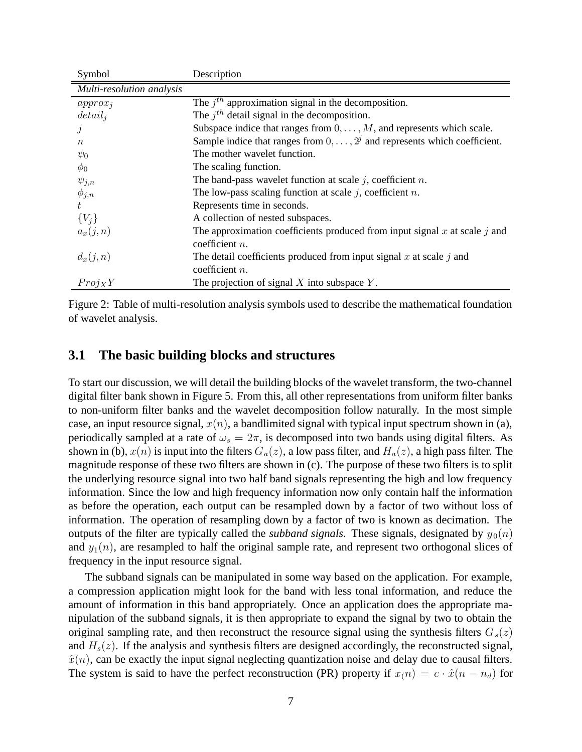| Symbol | Description |
|---|---|
| *Multi-resolution analysis* | |
| $approx_j$ | The $j^{th}$ approximation signal in the decomposition. |
| $detail_j$ | The $j^{th}$ detail signal in the decomposition. |
| $j$ | Subspace indice that ranges from $0, \ldots, M$, and represents which scale. |
| $n$ | Sample indice that ranges from $0, \ldots, 2^j$ and represents which coefficient. |
| $\psi_0$ | The mother wavelet function. |
| $\phi_0$ | The scaling function. |
| $\psi_{j,n}$ | The band-pass wavelet function at scale $j$, coefficient $n$. |
| $\phi_{j,n}$ | The low-pass scaling function at scale $j$, coefficient $n$. |
| $t$ | Represents time in seconds. |
| $\{V_j\}$ | A collection of nested subspaces. |
| $a_x(j, n)$ | The approximation coefficients produced from input signal $x$ at scale $j$ and coefficient $n$. |
| $d_x(j, n)$ | The detail coefficients produced from input signal $x$ at scale $j$ and coefficient $n$. |
| $Proj_X Y$ | The projection of signal $X$ into subspace $Y$. |

Figure 2: Table of multi-resolution analysis symbols used to describe the mathematical foundation of wavelet analysis.

### 3.1 The basic building blocks and structures

To start our discussion, we will detail the building blocks of the wavelet transform, the two-channel digital filter bank shown in Figure 5. From this, all other representations from uniform filter banks to non-uniform filter banks and the wavelet decomposition follow naturally. In the most simple case, an input resource signal, $x(n)$, a bandlimited signal with typical input spectrum shown in (a), periodically sampled at a rate of $\omega_s = 2\pi$, is decomposed into two bands using digital filters. As shown in (b), $x(n)$ is input into the filters $G_a(z)$, a low pass filter, and $H_a(z)$, a high pass filter. The magnitude response of these two filters are shown in (c). The purpose of these two filters is to split the underlying resource signal into two half band signals representing the high and low frequency information. Since the low and high frequency information now only contain half the information as before the operation, each output can be resampled down by a factor of two without loss of information. The operation of resampling down by a factor of two is known as decimation. The outputs of the filter are typically called the *subband signals*. These signals, designated by $y_0(n)$ and $y_1(n)$, are resampled to half the original sample rate, and represent two orthogonal slices of frequency in the input resource signal.

The subband signals can be manipulated in some way based on the application. For example, a compression application might look for the band with less tonal information, and reduce the amount of information in this band appropriately. Once an application does the appropriate manipulation of the subband signals, it is then appropriate to expand the signal by two to obtain the original sampling rate, and then reconstruct the resource signal using the synthesis filters $G_s(z)$ and $H_s(z)$. If the analysis and synthesis filters are designed accordingly, the reconstructed signal, $\hat{x}(n)$, can be exactly the input signal neglecting quantization noise and delay due to causal filters. The system is said to have the perfect reconstruction (PR) property if $x_(n) = c \cdot \hat{x}(n - n_d)$ for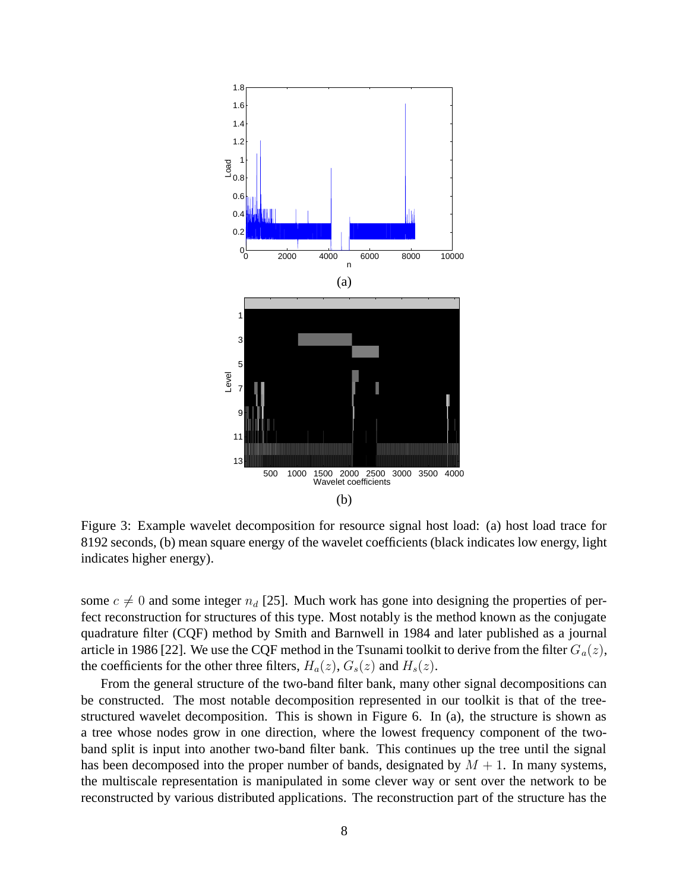Figure 3: Example wavelet decomposition for resource signal host load: (a) host load trace for 8192 seconds, (b) mean square energy of the wavelet coefficients (black indicates low energy, light indicates higher energy).

some $c \neq 0$ and some integer $n_d$ [25]. Much work has gone into designing the properties of perfect reconstruction for structures of this type. Most notably is the method known as the conjugate quadrature filter (CQF) method by Smith and Barnwell in 1984 and later published as a journal article in 1986 [22]. We use the CQF method in the Tsunami toolkit to derive from the filter $G_a(z)$, the coefficients for the other three filters, $H_a(z)$, $G_s(z)$ and $H_s(z)$.

From the general structure of the two-band filter bank, many other signal decompositions can be constructed. The most notable decomposition represented in our toolkit is that of the tree-structured wavelet decomposition. This is shown in Figure 6. In (a), the structure is shown as a tree whose nodes grow in one direction, where the lowest frequency component of the two-band split is input into another two-band filter bank. This continues up the tree until the signal has been decomposed into the proper number of bands, designated by $M + 1$. In many systems, the multiscale representation is manipulated in some clever way or sent over the network to be reconstructed by various distributed applications. The reconstruction part of the structure has the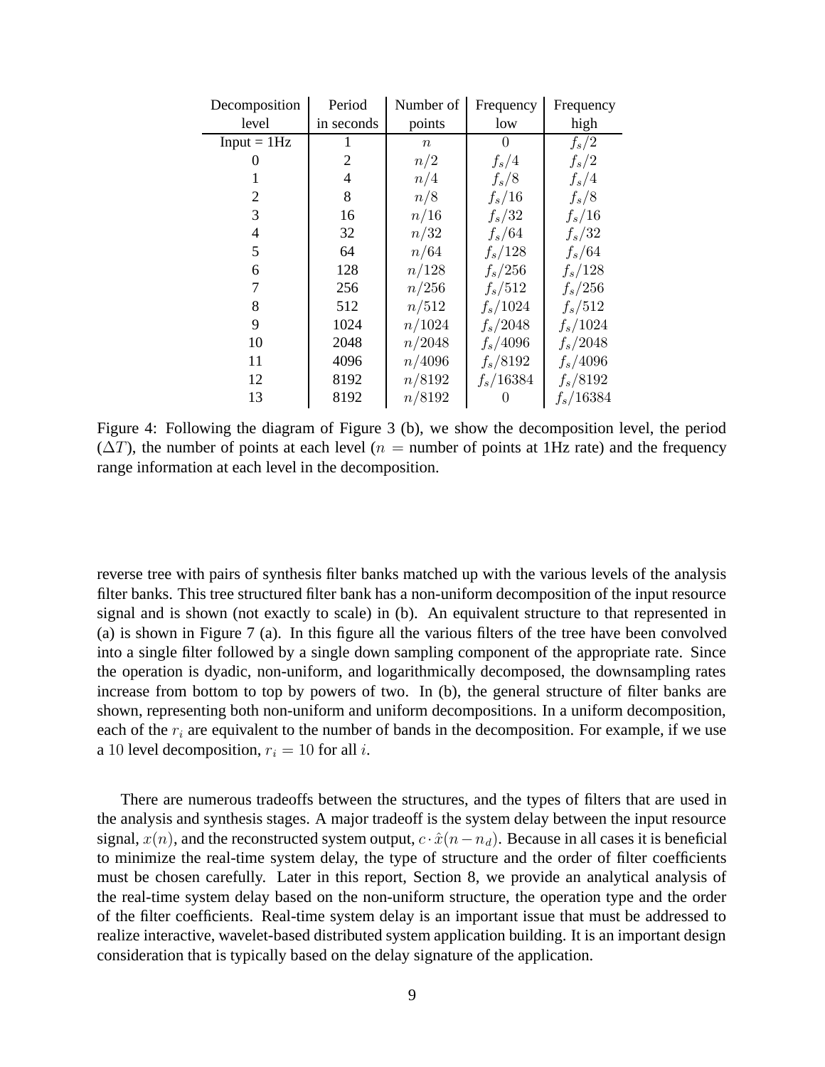| Decomposition level | Period in seconds | Number of points | Frequency low | Frequency high |
|---|---|---|---|---|
| Input = 1Hz | 1 | $n$ | 0 | $f_s/2$ |
| 0 | 2 | $n/2$ | $f_s/4$ | $f_s/2$ |
| 1 | 4 | $n/4$ | $f_s/8$ | $f_s/4$ |
| 2 | 8 | $n/8$ | $f_s/16$ | $f_s/8$ |
| 3 | 16 | $n/16$ | $f_s/32$ | $f_s/16$ |
| 4 | 32 | $n/32$ | $f_s/64$ | $f_s/32$ |
| 5 | 64 | $n/64$ | $f_s/128$ | $f_s/64$ |
| 6 | 128 | $n/128$ | $f_s/256$ | $f_s/128$ |
| 7 | 256 | $n/256$ | $f_s/512$ | $f_s/256$ |
| 8 | 512 | $n/512$ | $f_s/1024$ | $f_s/512$ |
| 9 | 1024 | $n/1024$ | $f_s/2048$ | $f_s/1024$ |
| 10 | 2048 | $n/2048$ | $f_s/4096$ | $f_s/2048$ |
| 11 | 4096 | $n/4096$ | $f_s/8192$ | $f_s/4096$ |
| 12 | 8192 | $n/8192$ | $f_s/16384$ | $f_s/8192$ |
| 13 | 8192 | $n/8192$ | 0 | $f_s/16384$ |

Figure 4: Following the diagram of Figure 3 (b), we show the decomposition level, the period ($\Delta T$), the number of points at each level ($n$ = number of points at 1Hz rate) and the frequency range information at each level in the decomposition.

reverse tree with pairs of synthesis filter banks matched up with the various levels of the analysis filter banks. This tree structured filter bank has a non-uniform decomposition of the input resource signal and is shown (not exactly to scale) in (b). An equivalent structure to that represented in (a) is shown in Figure 7 (a). In this figure all the various filters of the tree have been convolved into a single filter followed by a single down sampling component of the appropriate rate. Since the operation is dyadic, non-uniform, and logarithmically decomposed, the downsampling rates increase from bottom to top by powers of two. In (b), the general structure of filter banks are shown, representing both non-uniform and uniform decompositions. In a uniform decomposition, each of the $r_i$ are equivalent to the number of bands in the decomposition. For example, if we use a $10$ level decomposition, $r_i = 10$ for all $i$.

There are numerous tradeoffs between the structures, and the types of filters that are used in the analysis and synthesis stages. A major tradeoff is the system delay between the input resource signal, $x(n)$, and the reconstructed system output, $c \cdot \hat{x}(n - n_d)$. Because in all cases it is beneficial to minimize the real-time system delay, the type of structure and the order of filter coefficients must be chosen carefully. Later in this report, Section 8, we provide an analytical analysis of the real-time system delay based on the non-uniform structure, the operation type and the order of the filter coefficients. Real-time system delay is an important issue that must be addressed to realize interactive, wavelet-based distributed system application building. It is an important design consideration that is typically based on the delay signature of the application.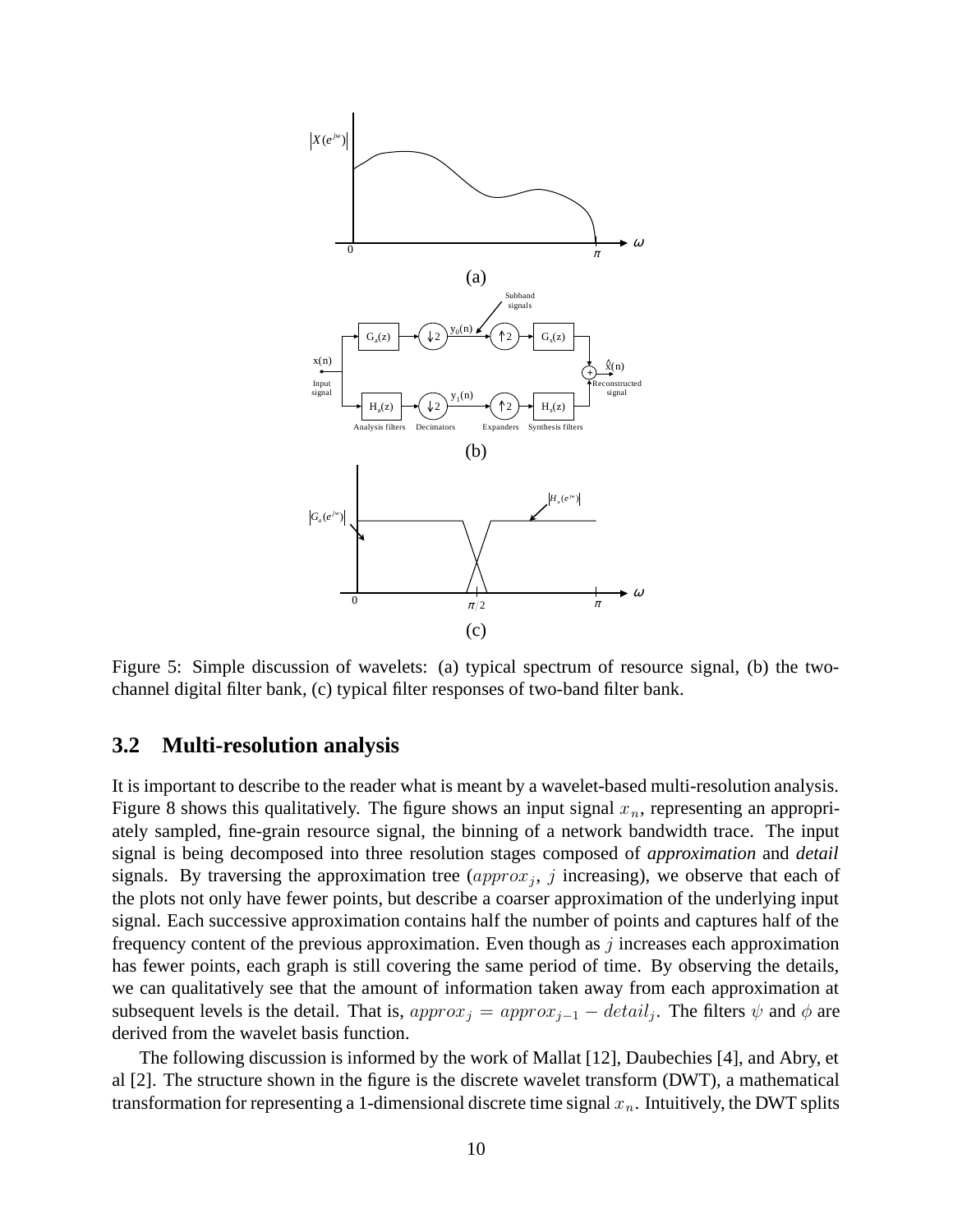Figure 5: Simple discussion of wavelets: (a) typical spectrum of resource signal, (b) the two-channel digital filter bank, (c) typical filter responses of two-band filter bank.

### 3.2 Multi-resolution analysis

It is important to describe to the reader what is meant by a wavelet-based multi-resolution analysis. Figure 8 shows this qualitatively. The figure shows an input signal $x_n$, representing an appropriately sampled, fine-grain resource signal, the binning of a network bandwidth trace. The input signal is being decomposed into three resolution stages composed of *approximation* and *detail* signals. By traversing the approximation tree ($approx_j$, $j$ increasing), we observe that each of the plots not only have fewer points, but describe a coarser approximation of the underlying input signal. Each successive approximation contains half the number of points and captures half of the frequency content of the previous approximation. Even though as $j$ increases each approximation has fewer points, each graph is still covering the same period of time. By observing the details, we can qualitatively see that the amount of information taken away from each approximation at subsequent levels is the detail. That is, $approx_j = approx_{j-1} - detail_j$. The filters $\psi$ and $\phi$ are derived from the wavelet basis function.

The following discussion is informed by the work of Mallat [12], Daubechies [4], and Abry, et al [2]. The structure shown in the figure is the discrete wavelet transform (DWT), a mathematical transformation for representing a 1-dimensional discrete time signal $x_n$. Intuitively, the DWT splits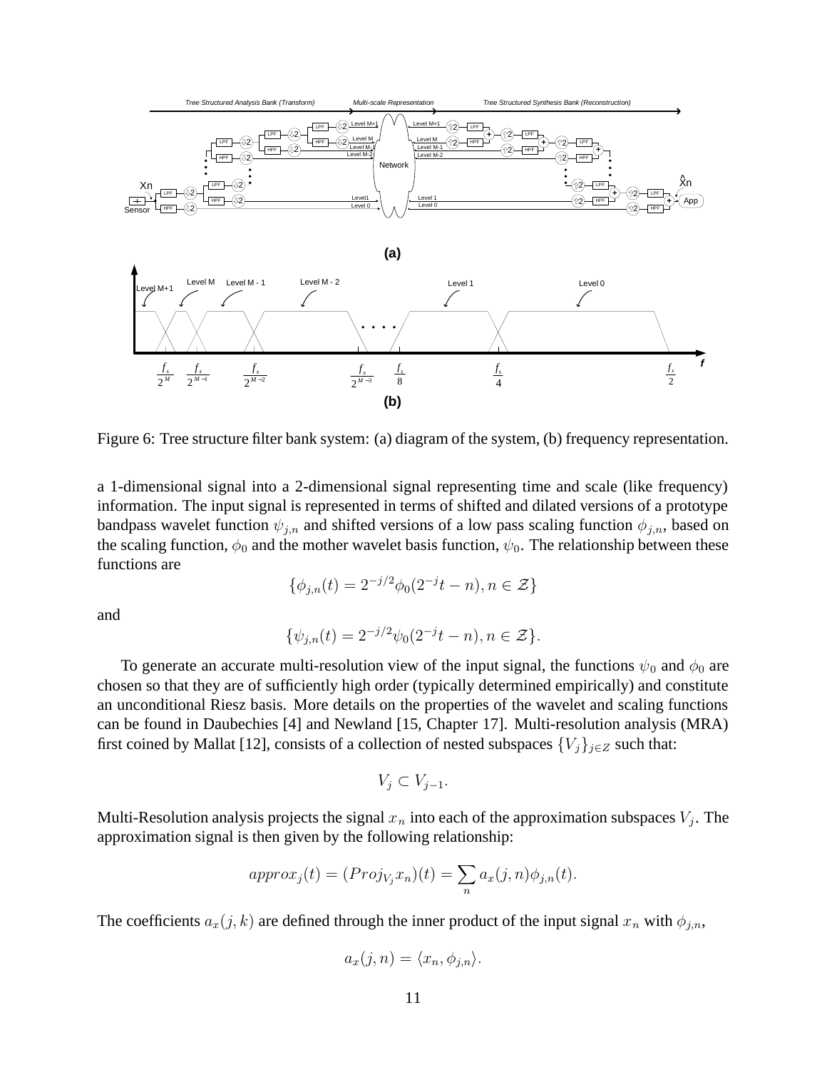Figure 6: Tree structure filter bank system: (a) diagram of the system, (b) frequency representation.

a 1-dimensional signal into a 2-dimensional signal representing time and scale (like frequency) information. The input signal is represented in terms of shifted and dilated versions of a prototype bandpass wavelet function $\psi_{j,n}$ and shifted versions of a low pass scaling function $\phi_{j,n}$, based on the scaling function, $\phi_0$ and the mother wavelet basis function, $\psi_0$. The relationship between these functions are

$$\{\phi_{j,n}(t) = 2^{-j/2}\phi_0(2^{-j}t - n), n \in \mathcal{Z}\}$$

and

$$\{\psi_{j,n}(t) = 2^{-j/2}\psi_0(2^{-j}t - n), n \in \mathcal{Z}\}.$$

To generate an accurate multi-resolution view of the input signal, the functions $\psi_0$ and $\phi_0$ are chosen so that they are of sufficiently high order (typically determined empirically) and constitute an unconditional Riesz basis. More details on the properties of the wavelet and scaling functions can be found in Daubechies [4] and Newland [15, Chapter 17]. Multi-resolution analysis (MRA) first coined by Mallat [12], consists of a collection of nested subspaces $\{V_j\}_{j \in Z}$ such that:

$$V_j \subset V_{j-1}.$$

Multi-Resolution analysis projects the signal $x_n$ into each of the approximation subspaces $V_j$. The approximation signal is then given by the following relationship:

$$approx_j(t) = (Proj_{V_j} x_n)(t) = \sum_n a_x(j,n)\phi_{j,n}(t).$$

The coefficients $a_x(j,k)$ are defined through the inner product of the input signal $x_n$ with $\phi_{j,n}$,

$$a_x(j,n) = \langle x_n, \phi_{j,n} \rangle.$$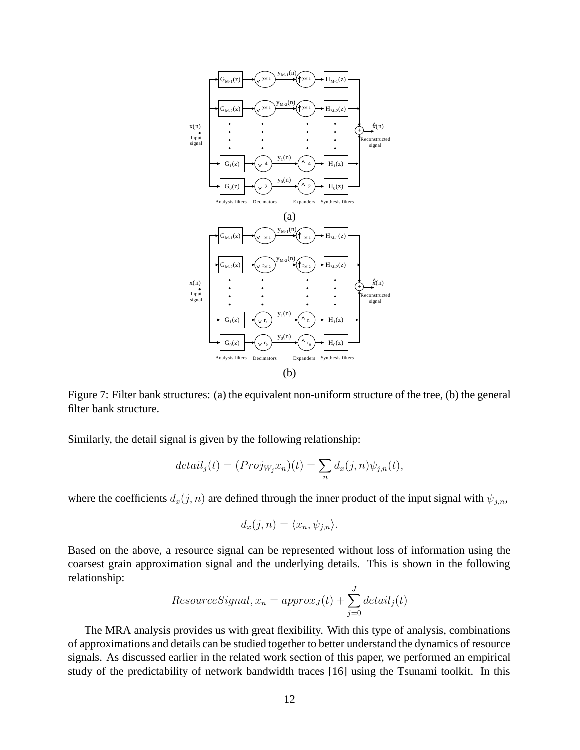Figure 7: Filter bank structures: (a) the equivalent non-uniform structure of the tree, (b) the general filter bank structure.

Similarly, the detail signal is given by the following relationship:

$$detail_j(t) = (Proj_{W_j} x_n)(t) = \sum_n d_x(j,n)\psi_{j,n}(t),$$

where the coefficients $d_x(j,n)$ are defined through the inner product of the input signal with $\psi_{j,n}$,

$$d_x(j,n) = \langle x_n, \psi_{j,n} \rangle.$$

Based on the above, a resource signal can be represented without loss of information using the coarsest grain approximation signal and the underlying details. This is shown in the following relationship:

$$ResourceSignal, x_n = approx_J(t) + \sum_{j=0}^{J} detail_j(t)$$

The MRA analysis provides us with great flexibility. With this type of analysis, combinations of approximations and details can be studied together to better understand the dynamics of resource signals. As discussed earlier in the related work section of this paper, we performed an empirical study of the predictability of network bandwidth traces [16] using the Tsunami toolkit. In this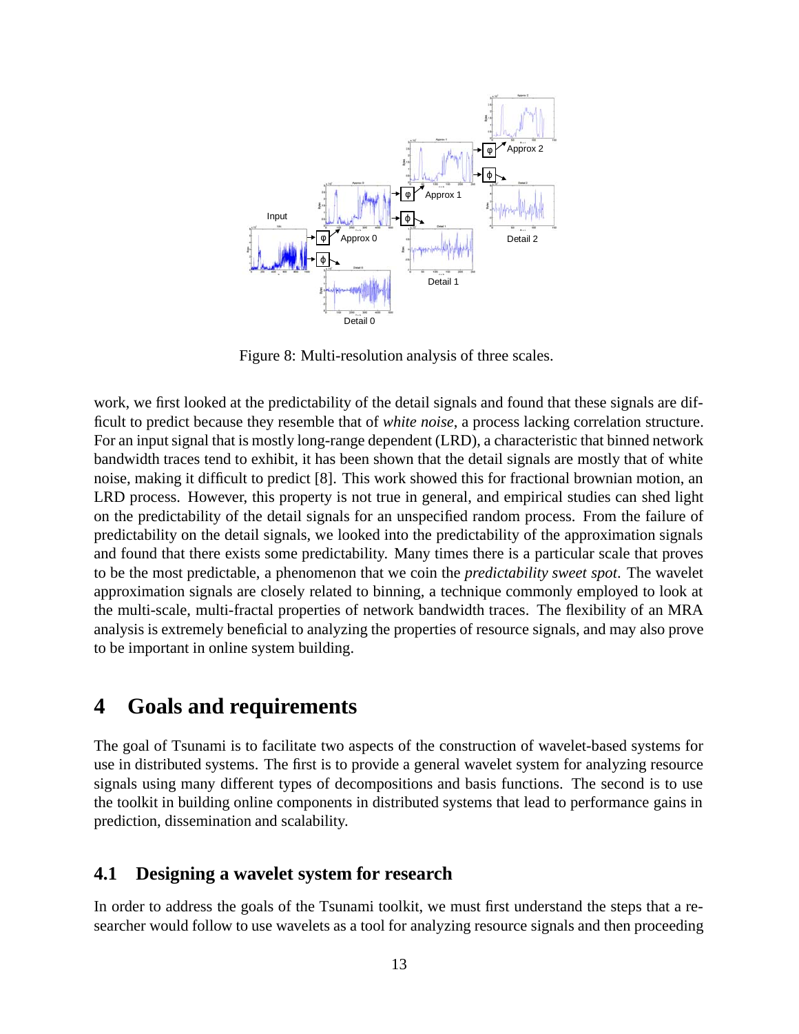Figure 8: Multi-resolution analysis of three scales.

work, we first looked at the predictability of the detail signals and found that these signals are difficult to predict because they resemble that of *white noise*, a process lacking correlation structure. For an input signal that is mostly long-range dependent (LRD), a characteristic that binned network bandwidth traces tend to exhibit, it has been shown that the detail signals are mostly that of white noise, making it difficult to predict [8]. This work showed this for fractional brownian motion, an LRD process. However, this property is not true in general, and empirical studies can shed light on the predictability of the detail signals for an unspecified random process. From the failure of predictability on the detail signals, we looked into the predictability of the approximation signals and found that there exists some predictability. Many times there is a particular scale that proves to be the most predictable, a phenomenon that we coin the *predictability sweet spot*. The wavelet approximation signals are closely related to binning, a technique commonly employed to look at the multi-scale, multi-fractal properties of network bandwidth traces. The flexibility of an MRA analysis is extremely beneficial to analyzing the properties of resource signals, and may also prove to be important in online system building.

# 4 Goals and requirements

The goal of Tsunami is to facilitate two aspects of the construction of wavelet-based systems for use in distributed systems. The first is to provide a general wavelet system for analyzing resource signals using many different types of decompositions and basis functions. The second is to use the toolkit in building online components in distributed systems that lead to performance gains in prediction, dissemination and scalability.

## 4.1 Designing a wavelet system for research

In order to address the goals of the Tsunami toolkit, we must first understand the steps that a researcher would follow to use wavelets as a tool for analyzing resource signals and then proceeding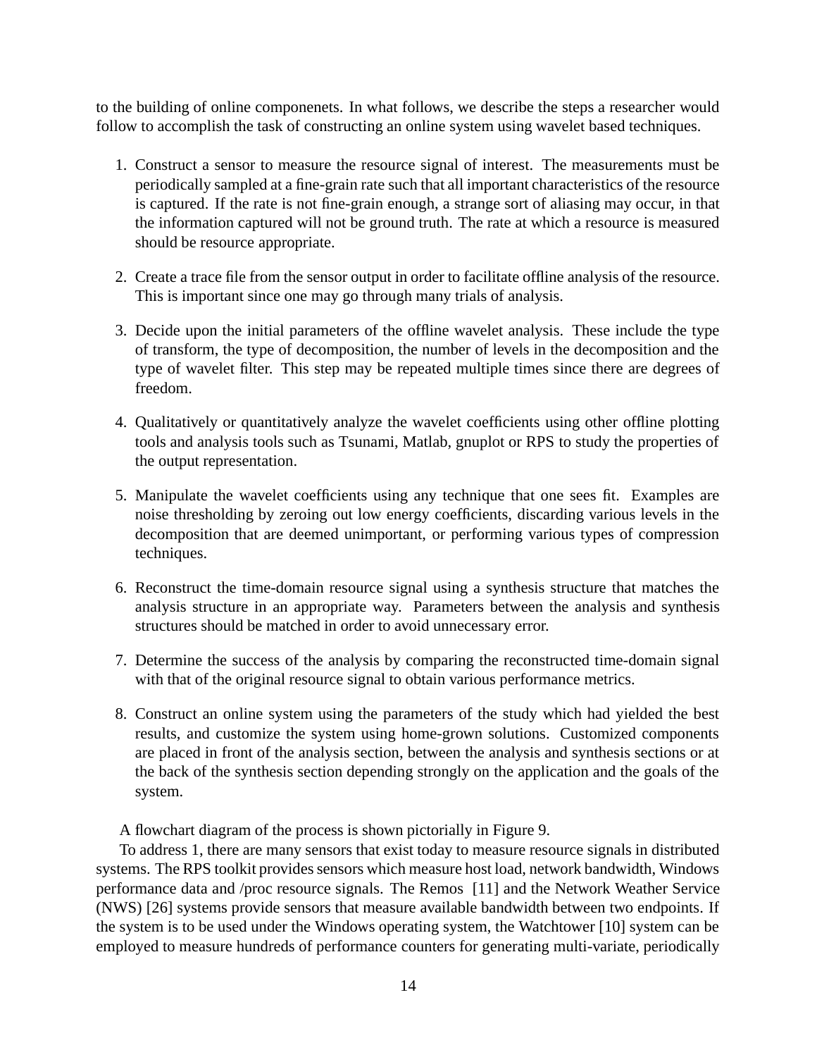to the building of online componenets. In what follows, we describe the steps a researcher would follow to accomplish the task of constructing an online system using wavelet based techniques.

1. Construct a sensor to measure the resource signal of interest. The measurements must be periodically sampled at a fine-grain rate such that all important characteristics of the resource is captured. If the rate is not fine-grain enough, a strange sort of aliasing may occur, in that the information captured will not be ground truth. The rate at which a resource is measured should be resource appropriate.

2. Create a trace file from the sensor output in order to facilitate offline analysis of the resource. This is important since one may go through many trials of analysis.

3. Decide upon the initial parameters of the offline wavelet analysis. These include the type of transform, the type of decomposition, the number of levels in the decomposition and the type of wavelet filter. This step may be repeated multiple times since there are degrees of freedom.

4. Qualitatively or quantitatively analyze the wavelet coefficients using other offline plotting tools and analysis tools such as Tsunami, Matlab, gnuplot or RPS to study the properties of the output representation.

5. Manipulate the wavelet coefficients using any technique that one sees fit. Examples are noise thresholding by zeroing out low energy coefficients, discarding various levels in the decomposition that are deemed unimportant, or performing various types of compression techniques.

6. Reconstruct the time-domain resource signal using a synthesis structure that matches the analysis structure in an appropriate way. Parameters between the analysis and synthesis structures should be matched in order to avoid unnecessary error.

7. Determine the success of the analysis by comparing the reconstructed time-domain signal with that of the original resource signal to obtain various performance metrics.

8. Construct an online system using the parameters of the study which had yielded the best results, and customize the system using home-grown solutions. Customized components are placed in front of the analysis section, between the analysis and synthesis sections or at the back of the synthesis section depending strongly on the application and the goals of the system.

A flowchart diagram of the process is shown pictorially in Figure 9.

To address 1, there are many sensors that exist today to measure resource signals in distributed systems. The RPS toolkit provides sensors which measure host load, network bandwidth, Windows performance data and /proc resource signals. The Remos [11] and the Network Weather Service (NWS) [26] systems provide sensors that measure available bandwidth between two endpoints. If the system is to be used under the Windows operating system, the Watchtower [10] system can be employed to measure hundreds of performance counters for generating multi-variate, periodically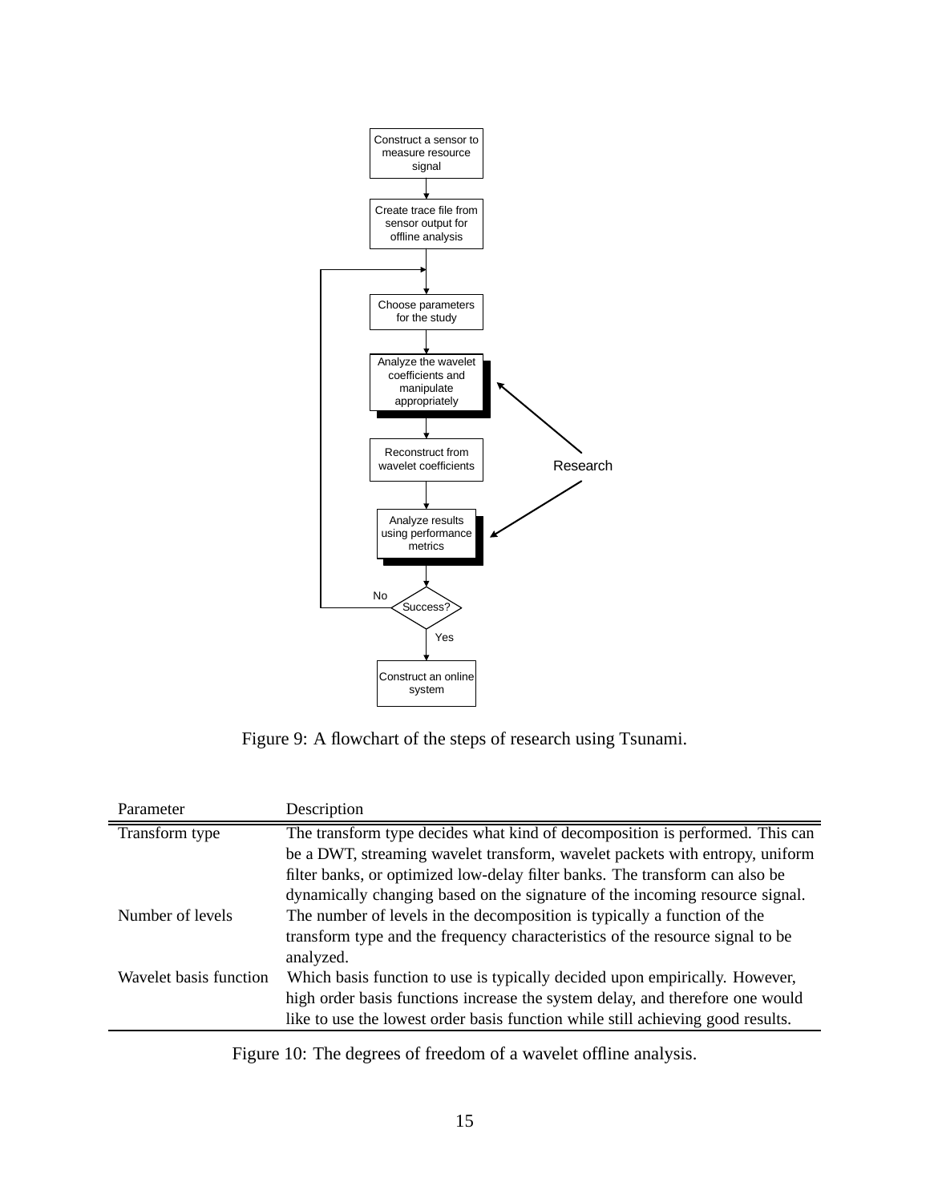Figure 9: A flowchart of the steps of research using Tsunami.

| Parameter | Description |
|---|---|
| Transform type | The transform type decides what kind of decomposition is performed. This can be a DWT, streaming wavelet transform, wavelet packets with entropy, uniform filter banks, or optimized low-delay filter banks. The transform can also be dynamically changing based on the signature of the incoming resource signal. |
| Number of levels | The number of levels in the decomposition is typically a function of the transform type and the frequency characteristics of the resource signal to be analyzed. |
| Wavelet basis function | Which basis function to use is typically decided upon empirically. However, high order basis functions increase the system delay, and therefore one would like to use the lowest order basis function while still achieving good results. |

Figure 10: The degrees of freedom of a wavelet offline analysis.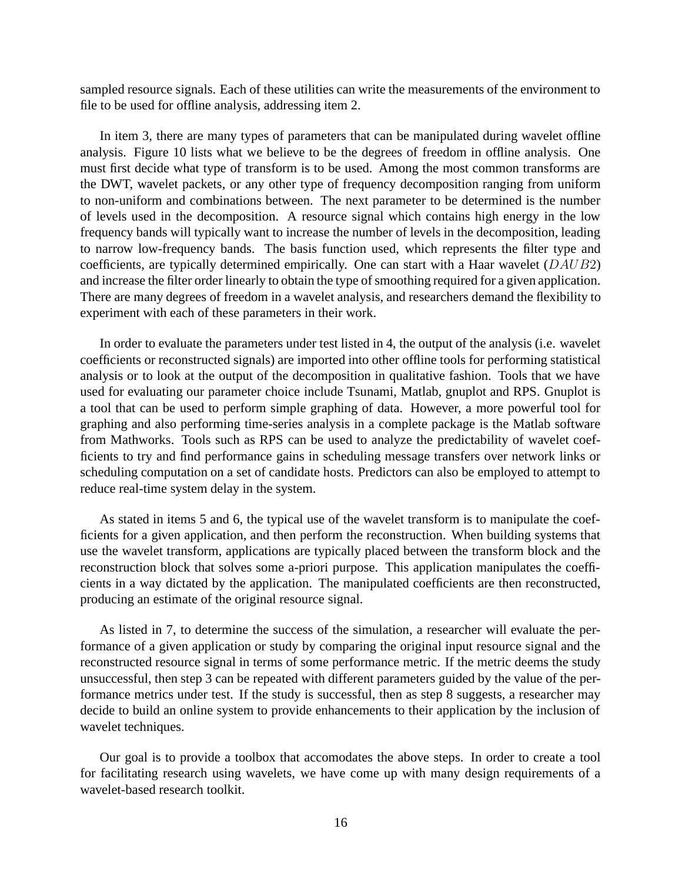sampled resource signals. Each of these utilities can write the measurements of the environment to file to be used for offline analysis, addressing item 2.

In item 3, there are many types of parameters that can be manipulated during wavelet offline analysis. Figure 10 lists what we believe to be the degrees of freedom in offline analysis. One must first decide what type of transform is to be used. Among the most common transforms are the DWT, wavelet packets, or any other type of frequency decomposition ranging from uniform to non-uniform and combinations between. The next parameter to be determined is the number of levels used in the decomposition. A resource signal which contains high energy in the low frequency bands will typically want to increase the number of levels in the decomposition, leading to narrow low-frequency bands. The basis function used, which represents the filter type and coefficients, are typically determined empirically. One can start with a Haar wavelet ($DAUB2$) and increase the filter order linearly to obtain the type of smoothing required for a given application. There are many degrees of freedom in a wavelet analysis, and researchers demand the flexibility to experiment with each of these parameters in their work.

In order to evaluate the parameters under test listed in 4, the output of the analysis (i.e. wavelet coefficients or reconstructed signals) are imported into other offline tools for performing statistical analysis or to look at the output of the decomposition in qualitative fashion. Tools that we have used for evaluating our parameter choice include Tsunami, Matlab, gnuplot and RPS. Gnuplot is a tool that can be used to perform simple graphing of data. However, a more powerful tool for graphing and also performing time-series analysis in a complete package is the Matlab software from Mathworks. Tools such as RPS can be used to analyze the predictability of wavelet coefficients to try and find performance gains in scheduling message transfers over network links or scheduling computation on a set of candidate hosts. Predictors can also be employed to attempt to reduce real-time system delay in the system.

As stated in items 5 and 6, the typical use of the wavelet transform is to manipulate the coefficients for a given application, and then perform the reconstruction. When building systems that use the wavelet transform, applications are typically placed between the transform block and the reconstruction block that solves some a-priori purpose. This application manipulates the coefficients in a way dictated by the application. The manipulated coefficients are then reconstructed, producing an estimate of the original resource signal.

As listed in 7, to determine the success of the simulation, a researcher will evaluate the performance of a given application or study by comparing the original input resource signal and the reconstructed resource signal in terms of some performance metric. If the metric deems the study unsuccessful, then step 3 can be repeated with different parameters guided by the value of the performance metrics under test. If the study is successful, then as step 8 suggests, a researcher may decide to build an online system to provide enhancements to their application by the inclusion of wavelet techniques.

Our goal is to provide a toolbox that accomodates the above steps. In order to create a tool for facilitating research using wavelets, we have come up with many design requirements of a wavelet-based research toolkit.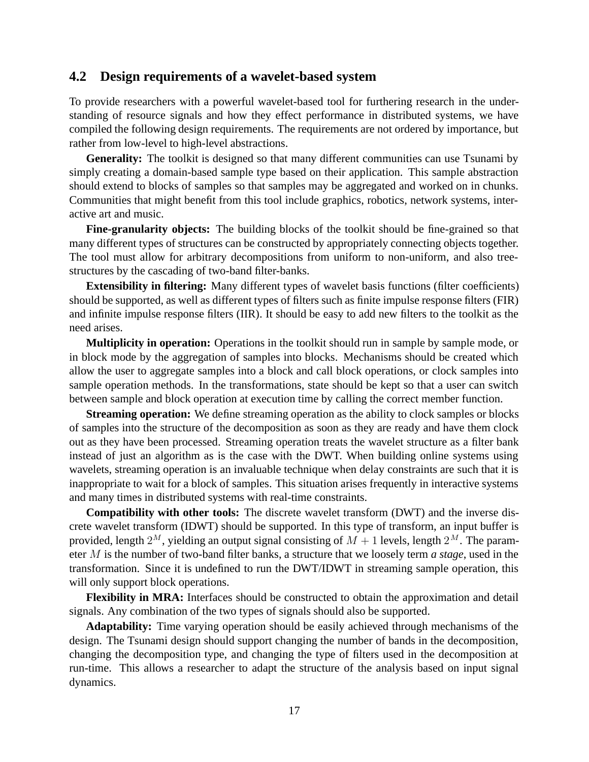## 4.2 Design requirements of a wavelet-based system

To provide researchers with a powerful wavelet-based tool for furthering research in the understanding of resource signals and how they effect performance in distributed systems, we have compiled the following design requirements. The requirements are not ordered by importance, but rather from low-level to high-level abstractions.

**Generality:** The toolkit is designed so that many different communities can use Tsunami by simply creating a domain-based sample type based on their application. This sample abstraction should extend to blocks of samples so that samples may be aggregated and worked on in chunks. Communities that might benefit from this tool include graphics, robotics, network systems, interactive art and music.

**Fine-granularity objects:** The building blocks of the toolkit should be fine-grained so that many different types of structures can be constructed by appropriately connecting objects together. The tool must allow for arbitrary decompositions from uniform to non-uniform, and also tree-structures by the cascading of two-band filter-banks.

**Extensibility in filtering:** Many different types of wavelet basis functions (filter coefficients) should be supported, as well as different types of filters such as finite impulse response filters (FIR) and infinite impulse response filters (IIR). It should be easy to add new filters to the toolkit as the need arises.

**Multiplicity in operation:** Operations in the toolkit should run in sample by sample mode, or in block mode by the aggregation of samples into blocks. Mechanisms should be created which allow the user to aggregate samples into a block and call block operations, or clock samples into sample operation methods. In the transformations, state should be kept so that a user can switch between sample and block operation at execution time by calling the correct member function.

**Streaming operation:** We define streaming operation as the ability to clock samples or blocks of samples into the structure of the decomposition as soon as they are ready and have them clock out as they have been processed. Streaming operation treats the wavelet structure as a filter bank instead of just an algorithm as is the case with the DWT. When building online systems using wavelets, streaming operation is an invaluable technique when delay constraints are such that it is inappropriate to wait for a block of samples. This situation arises frequently in interactive systems and many times in distributed systems with real-time constraints.

**Compatibility with other tools:** The discrete wavelet transform (DWT) and the inverse discrete wavelet transform (IDWT) should be supported. In this type of transform, an input buffer is provided, length $2^M$, yielding an output signal consisting of $M + 1$ levels, length $2^M$. The parameter $M$ is the number of two-band filter banks, a structure that we loosely term ***a stage***, used in the transformation. Since it is undefined to run the DWT/IDWT in streaming sample operation, this will only support block operations.

**Flexibility in MRA:** Interfaces should be constructed to obtain the approximation and detail signals. Any combination of the two types of signals should also be supported.

**Adaptability:** Time varying operation should be easily achieved through mechanisms of the design. The Tsunami design should support changing the number of bands in the decomposition, changing the decomposition type, and changing the type of filters used in the decomposition at run-time. This allows a researcher to adapt the structure of the analysis based on input signal dynamics.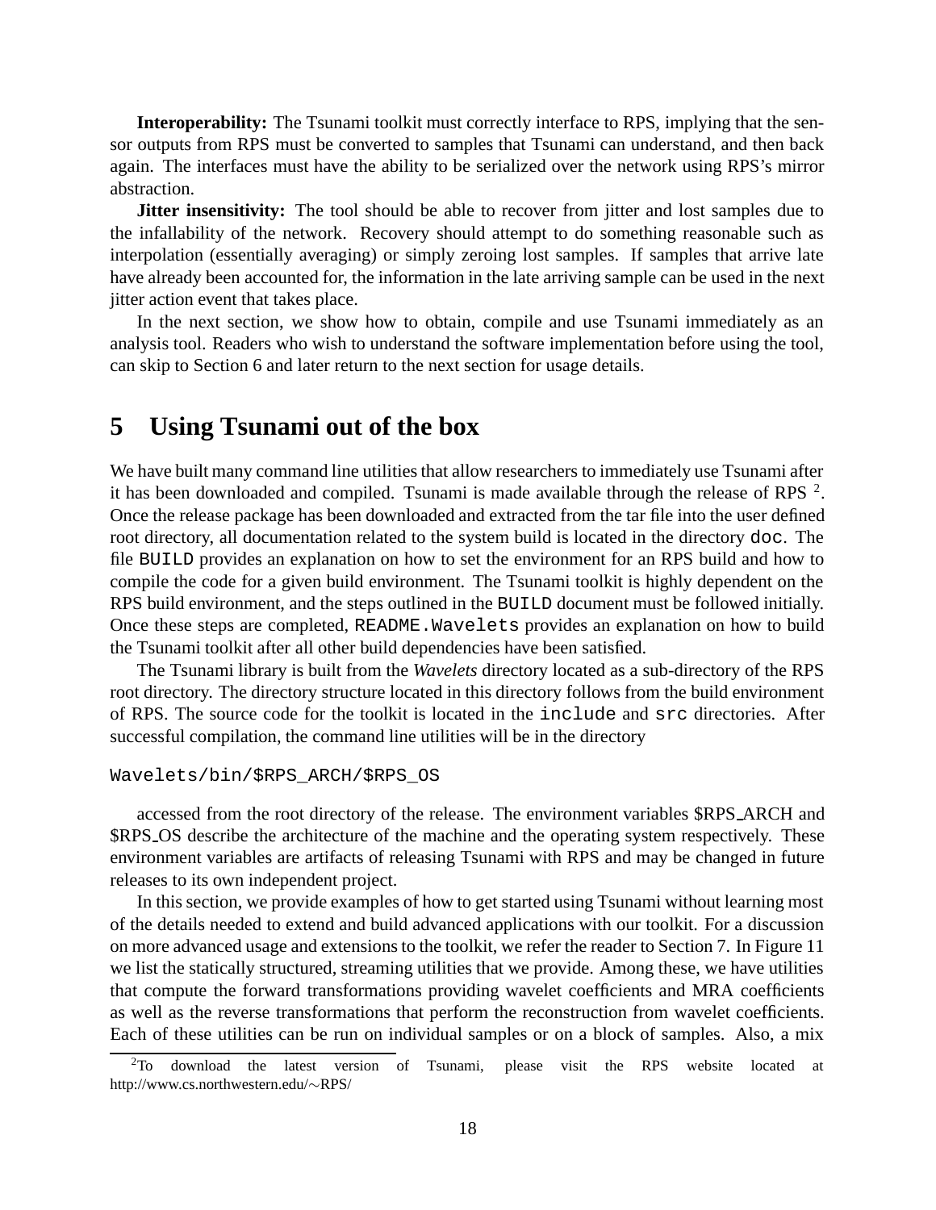**Interoperability:** The Tsunami toolkit must correctly interface to RPS, implying that the sensor outputs from RPS must be converted to samples that Tsunami can understand, and then back again. The interfaces must have the ability to be serialized over the network using RPS's mirror abstraction.

**Jitter insensitivity:** The tool should be able to recover from jitter and lost samples due to the infallability of the network. Recovery should attempt to do something reasonable such as interpolation (essentially averaging) or simply zeroing lost samples. If samples that arrive late have already been accounted for, the information in the late arriving sample can be used in the next jitter action event that takes place.

In the next section, we show how to obtain, compile and use Tsunami immediately as an analysis tool. Readers who wish to understand the software implementation before using the tool, can skip to Section 6 and later return to the next section for usage details.

# 5 Using Tsunami out of the box

We have built many command line utilities that allow researchers to immediately use Tsunami after it has been downloaded and compiled. Tsunami is made available through the release of RPS [2]. Once the release package has been downloaded and extracted from the tar file into the user defined root directory, all documentation related to the system build is located in the directory `doc`. The file `BUILD` provides an explanation on how to set the environment for an RPS build and how to compile the code for a given build environment. The Tsunami toolkit is highly dependent on the RPS build environment, and the steps outlined in the `BUILD` document must be followed initially. Once these steps are completed, `README.Wavelets` provides an explanation on how to build the Tsunami toolkit after all other build dependencies have been satisfied.

The Tsunami library is built from the *Wavelets* directory located as a sub-directory of the RPS root directory. The directory structure located in this directory follows from the build environment of RPS. The source code for the toolkit is located in the `include` and `src` directories. After successful compilation, the command line utilities will be in the directory

```
Wavelets/bin/$RPS_ARCH/$RPS_OS
```

accessed from the root directory of the release. The environment variables $RPS_ARCH and $RPS_OS describe the architecture of the machine and the operating system respectively. These environment variables are artifacts of releasing Tsunami with RPS and may be changed in future releases to its own independent project.

In this section, we provide examples of how to get started using Tsunami without learning most of the details needed to extend and build advanced applications with our toolkit. For a discussion on more advanced usage and extensions to the toolkit, we refer the reader to Section 7. In Figure 11 we list the statically structured, streaming utilities that we provide. Among these, we have utilities that compute the forward transformations providing wavelet coefficients and MRA coefficients as well as the reverse transformations that perform the reconstruction from wavelet coefficients. Each of these utilities can be run on individual samples or on a block of samples. Also, a mix

[2] To download the latest version of Tsunami, please visit the RPS website located at http://www.cs.northwestern.edu/∼RPS/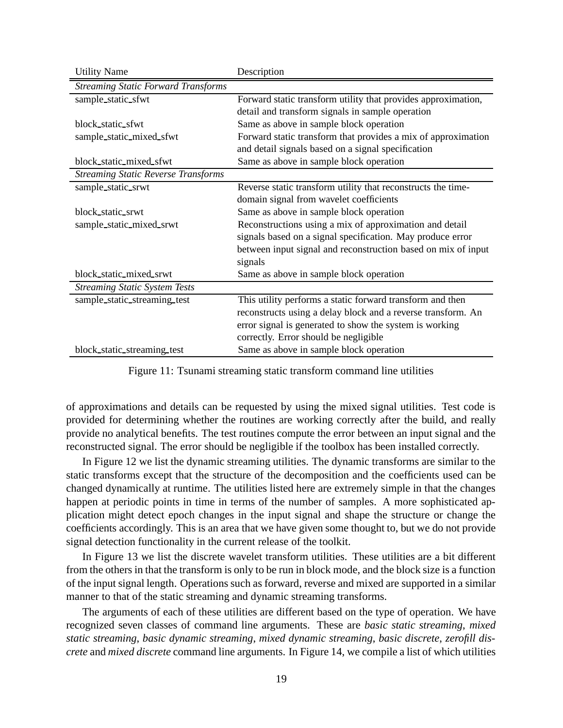| Utility Name | Description |
|---|---|
| *Streaming Static Forward Transforms* | |
| sample_static_sfwt | Forward static transform utility that provides approximation, detail and transform signals in sample operation |
| block_static_sfwt | Same as above in sample block operation |
| sample_static_mixed_sfwt | Forward static transform that provides a mix of approximation and detail signals based on a signal specification |
| block_static_mixed_sfwt | Same as above in sample block operation |
| *Streaming Static Reverse Transforms* | |
| sample_static_srwt | Reverse static transform utility that reconstructs the time-domain signal from wavelet coefficients |
| block_static_srwt | Same as above in sample block operation |
| sample_static_mixed_srwt | Reconstructions using a mix of approximation and detail signals based on a signal specification. May produce error between input signal and reconstruction based on mix of input signals |
| block_static_mixed_srwt | Same as above in sample block operation |
| *Streaming Static System Tests* | |
| sample_static_streaming_test | This utility performs a static forward transform and then reconstructs using a delay block and a reverse transform. An error signal is generated to show the system is working correctly. Error should be negligible |
| block_static_streaming_test | Same as above in sample block operation |

Figure 11: Tsunami streaming static transform command line utilities

of approximations and details can be requested by using the mixed signal utilities. Test code is provided for determining whether the routines are working correctly after the build, and really provide no analytical benefits. The test routines compute the error between an input signal and the reconstructed signal. The error should be negligible if the toolbox has been installed correctly.

In Figure 12 we list the dynamic streaming utilities. The dynamic transforms are similar to the static transforms except that the structure of the decomposition and the coefficients used can be changed dynamically at runtime. The utilities listed here are extremely simple in that the changes happen at periodic points in time in terms of the number of samples. A more sophisticated application might detect epoch changes in the input signal and shape the structure or change the coefficients accordingly. This is an area that we have given some thought to, but we do not provide signal detection functionality in the current release of the toolkit.

In Figure 13 we list the discrete wavelet transform utilities. These utilities are a bit different from the others in that the transform is only to be run in block mode, and the block size is a function of the input signal length. Operations such as forward, reverse and mixed are supported in a similar manner to that of the static streaming and dynamic streaming transforms.

The arguments of each of these utilities are different based on the type of operation. We have recognized seven classes of command line arguments. These are *basic static streaming*, *mixed static streaming*, *basic dynamic streaming*, *mixed dynamic streaming*, *basic discrete*, *zerofill discrete* and *mixed discrete* command line arguments. In Figure 14, we compile a list of which utilities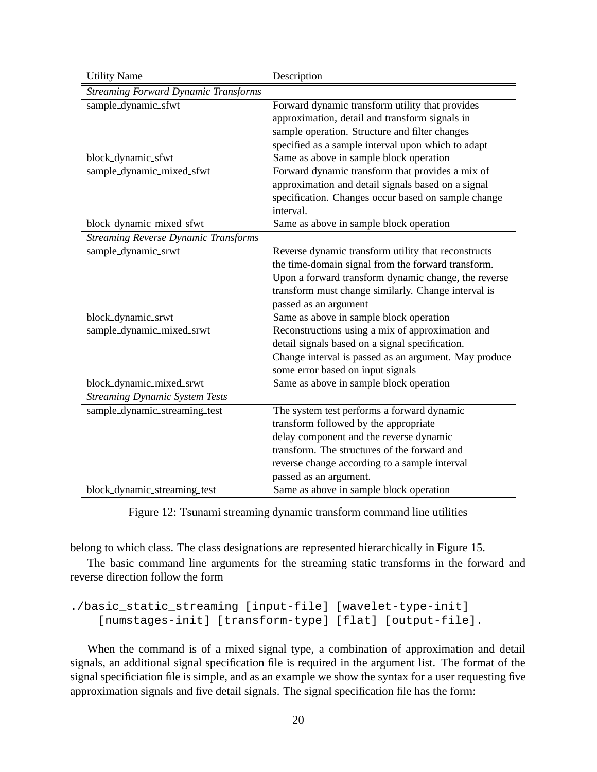| Utility Name | Description |
| --- | --- |
| *Streaming Forward Dynamic Transforms* | |
| sample_dynamic_sfwt | Forward dynamic transform utility that provides approximation, detail and transform signals in sample operation. Structure and filter changes specified as a sample interval upon which to adapt |
| block_dynamic_sfwt | Same as above in sample block operation |
| sample_dynamic_mixed_sfwt | Forward dynamic transform that provides a mix of approximation and detail signals based on a signal specification. Changes occur based on sample change interval. |
| block_dynamic_mixed_sfwt | Same as above in sample block operation |
| *Streaming Reverse Dynamic Transforms* | |
| sample_dynamic_srwt | Reverse dynamic transform utility that reconstructs the time-domain signal from the forward transform. Upon a forward transform dynamic change, the reverse transform must change similarly. Change interval is passed as an argument |
| block_dynamic_srwt | Same as above in sample block operation |
| sample_dynamic_mixed_srwt | Reconstructions using a mix of approximation and detail signals based on a signal specification. Change interval is passed as an argument. May produce some error based on input signals |
| block_dynamic_mixed_srwt | Same as above in sample block operation |
| *Streaming Dynamic System Tests* | |
| sample_dynamic_streaming_test | The system test performs a forward dynamic transform followed by the appropriate delay component and the reverse dynamic transform. The structures of the forward and reverse change according to a sample interval passed as an argument. |
| block_dynamic_streaming_test | Same as above in sample block operation |

Figure 12: Tsunami streaming dynamic transform command line utilities

belong to which class. The class designations are represented hierarchically in Figure 15.

The basic command line arguments for the streaming static transforms in the forward and reverse direction follow the form

```
./basic_static_streaming [input-file] [wavelet-type-init]
    [numstages-init] [transform-type] [flat] [output-file].
```

When the command is of a mixed signal type, a combination of approximation and detail signals, an additional signal specification file is required in the argument list. The format of the signal specificiation file is simple, and as an example we show the syntax for a user requesting five approximation signals and five detail signals. The signal specification file has the form: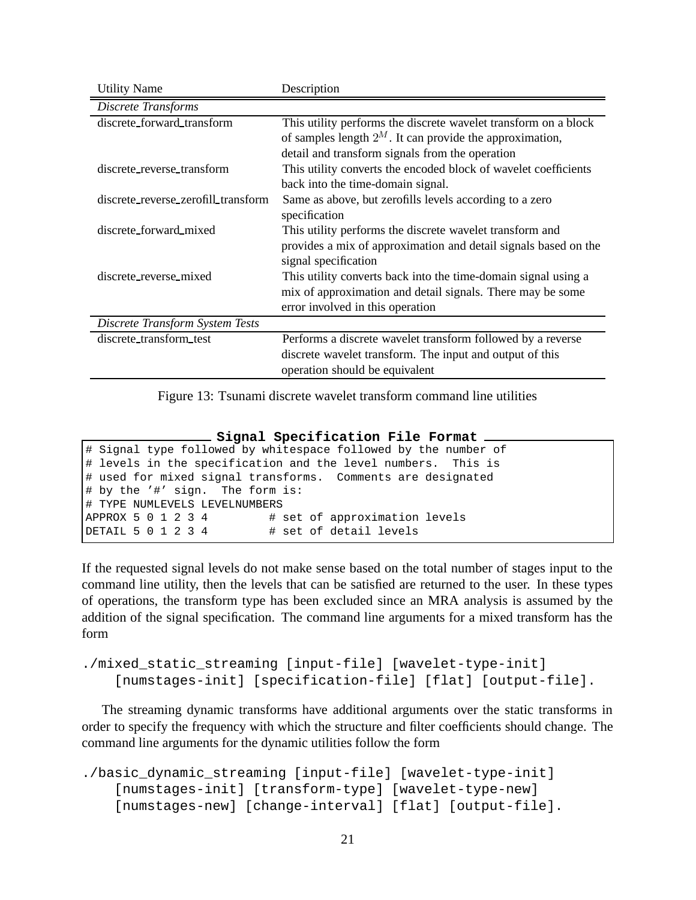| Utility Name | Description |
|---|---|
| *Discrete Transforms* | |
| discrete_forward_transform | This utility performs the discrete wavelet transform on a block of samples length $2^M$. It can provide the approximation, detail and transform signals from the operation |
| discrete_reverse_transform | This utility converts the encoded block of wavelet coefficients back into the time-domain signal. |
| discrete_reverse_zerofill_transform | Same as above, but zerofills levels according to a zero specification |
| discrete_forward_mixed | This utility performs the discrete wavelet transform and provides a mix of approximation and detail signals based on the signal specification |
| discrete_reverse_mixed | This utility converts back into the time-domain signal using a mix of approximation and detail signals. There may be some error involved in this operation |
| *Discrete Transform System Tests* | |
| discrete_transform_test | Performs a discrete wavelet transform followed by a reverse discrete wavelet transform. The input and output of this operation should be equivalent |

Figure 13: Tsunami discrete wavelet transform command line utilities

**Signal Specification File Format**

```
# Signal type followed by whitespace followed by the number of
# levels in the specification and the level numbers.  This is
# used for mixed signal transforms.  Comments are designated
# by the '#' sign.  The form is:
# TYPE NUMLEVELS LEVELNUMBERS
APPROX 5 0 1 2 3 4        # set of approximation levels
DETAIL 5 0 1 2 3 4        # set of detail levels
```

If the requested signal levels do not make sense based on the total number of stages input to the command line utility, then the levels that can be satisfied are returned to the user. In these types of operations, the transform type has been excluded since an MRA analysis is assumed by the addition of the signal specification. The command line arguments for a mixed transform has the form

```
./mixed_static_streaming [input-file] [wavelet-type-init]
    [numstages-init] [specification-file] [flat] [output-file].
```

The streaming dynamic transforms have additional arguments over the static transforms in order to specify the frequency with which the structure and filter coefficients should change. The command line arguments for the dynamic utilities follow the form

```
./basic_dynamic_streaming [input-file] [wavelet-type-init]
    [numstages-init] [transform-type] [wavelet-type-new]
    [numstages-new] [change-interval] [flat] [output-file].
```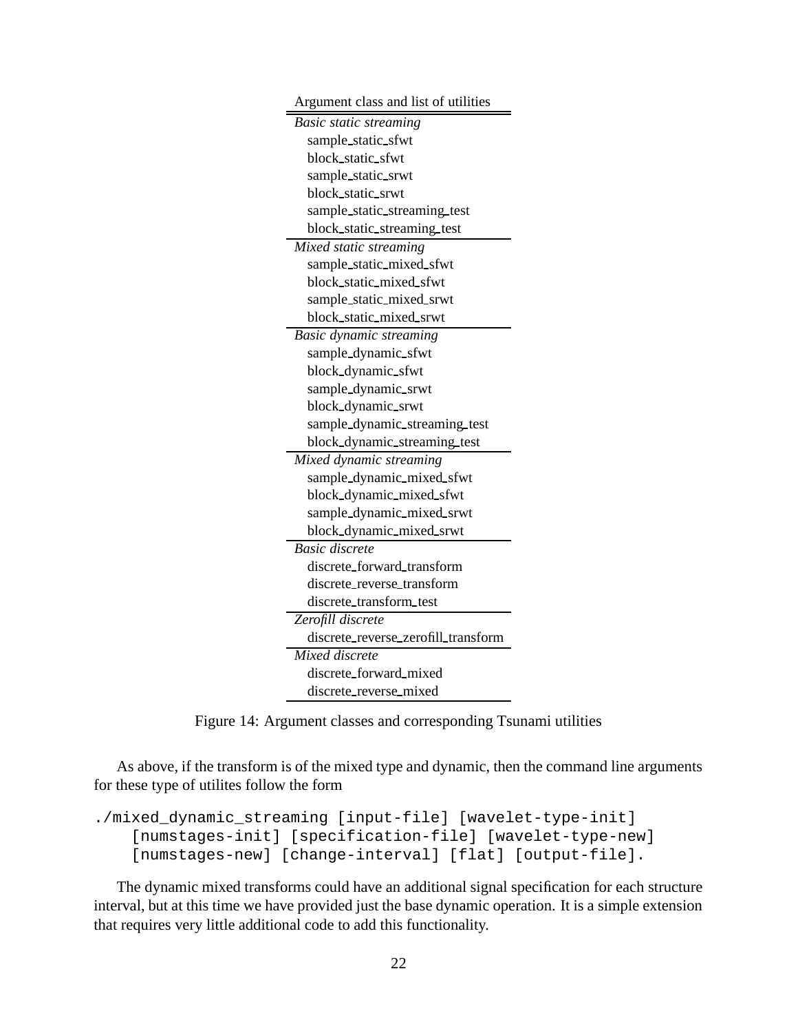| Argument class and list of utilities |
| --- |
| *Basic static streaming* |
| sample_static_sfwt |
| block_static_sfwt |
| sample_static_srwt |
| block_static_srwt |
| sample_static_streaming_test |
| block_static_streaming_test |
| *Mixed static streaming* |
| sample_static_mixed_sfwt |
| block_static_mixed_sfwt |
| sample_static_mixed_srwt |
| block_static_mixed_srwt |
| *Basic dynamic streaming* |
| sample_dynamic_sfwt |
| block_dynamic_sfwt |
| sample_dynamic_srwt |
| block_dynamic_srwt |
| sample_dynamic_streaming_test |
| block_dynamic_streaming_test |
| *Mixed dynamic streaming* |
| sample_dynamic_mixed_sfwt |
| block_dynamic_mixed_sfwt |
| sample_dynamic_mixed_srwt |
| block_dynamic_mixed_srwt |
| *Basic discrete* |
| discrete_forward_transform |
| discrete_reverse_transform |
| discrete_transform_test |
| *Zerofill discrete* |
| discrete_reverse_zerofill_transform |
| *Mixed discrete* |
| discrete_forward_mixed |
| discrete_reverse_mixed |

Figure 14: Argument classes and corresponding Tsunami utilities

As above, if the transform is of the mixed type and dynamic, then the command line arguments for these type of utilites follow the form

```
./mixed_dynamic_streaming [input-file] [wavelet-type-init]
    [numstages-init] [specification-file] [wavelet-type-new]
    [numstages-new] [change-interval] [flat] [output-file].
```

The dynamic mixed transforms could have an additional signal specification for each structure interval, but at this time we have provided just the base dynamic operation. It is a simple extension that requires very little additional code to add this functionality.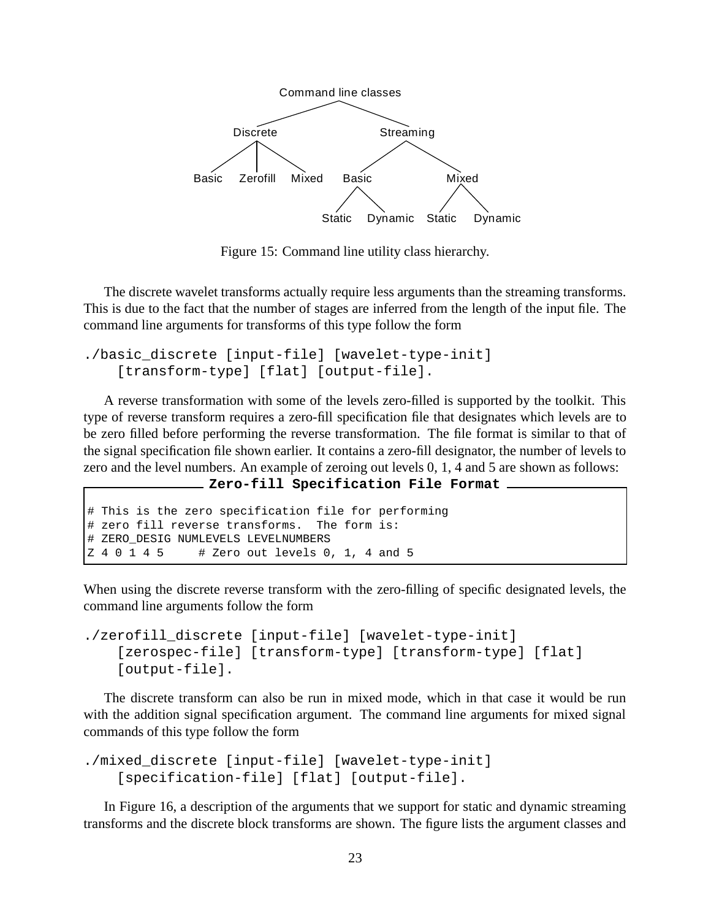```
                 Command line classes
            Discrete                  Streaming
  Basic   Zerofill   Mixed      Basic            Mixed
                           Static  Dynamic  Static  Dynamic
```

Figure 15: Command line utility class hierarchy.

The discrete wavelet transforms actually require less arguments than the streaming transforms. This is due to the fact that the number of stages are inferred from the length of the input file. The command line arguments for transforms of this type follow the form

```
./basic_discrete [input-file] [wavelet-type-init]
    [transform-type] [flat] [output-file].
```

A reverse transformation with some of the levels zero-filled is supported by the toolkit. This type of reverse transform requires a zero-fill specification file that designates which levels are to be zero filled before performing the reverse transformation. The file format is similar to that of the signal specification file shown earlier. It contains a zero-fill designator, the number of levels to zero and the level numbers. An example of zeroing out levels 0, 1, 4 and 5 are shown as follows:

**Zero-fill Specification File Format**

```
# This is the zero specification file for performing
# zero fill reverse transforms.  The form is:
# ZERO_DESIG NUMLEVELS LEVELNUMBERS
Z 4 0 1 4 5     # Zero out levels 0, 1, 4 and 5
```

When using the discrete reverse transform with the zero-filling of specific designated levels, the command line arguments follow the form

```
./zerofill_discrete [input-file] [wavelet-type-init]
    [zerospec-file] [transform-type] [transform-type] [flat]
    [output-file].
```

The discrete transform can also be run in mixed mode, which in that case it would be run with the addition signal specification argument. The command line arguments for mixed signal commands of this type follow the form

```
./mixed_discrete [input-file] [wavelet-type-init]
    [specification-file] [flat] [output-file].
```

In Figure 16, a description of the arguments that we support for static and dynamic streaming transforms and the discrete block transforms are shown. The figure lists the argument classes and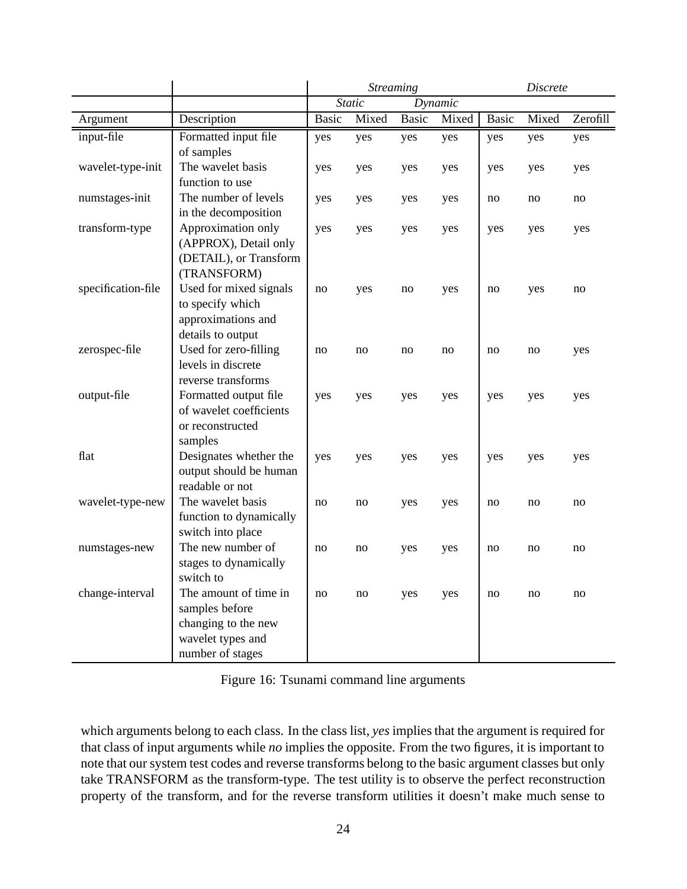| | | Streaming | | | | Discrete | | |
|---|---|---|---|---|---|---|---|---|
| | | Static | | Dynamic | | | | |
| Argument | Description | Basic | Mixed | Basic | Mixed | Basic | Mixed | Zerofill |
| input-file | Formatted input file of samples | yes | yes | yes | yes | yes | yes | yes |
| wavelet-type-init | The wavelet basis function to use | yes | yes | yes | yes | yes | yes | yes |
| numstages-init | The number of levels in the decomposition | yes | yes | yes | yes | no | no | no |
| transform-type | Approximation only (APPROX), Detail only (DETAIL), or Transform (TRANSFORM) | yes | yes | yes | yes | yes | yes | yes |
| specification-file | Used for mixed signals to specify which approximations and details to output | no | yes | no | yes | no | yes | no |
| zerospec-file | Used for zero-filling levels in discrete reverse transforms | no | no | no | no | no | no | yes |
| output-file | Formatted output file of wavelet coefficients or reconstructed samples | yes | yes | yes | yes | yes | yes | yes |
| flat | Designates whether the output should be human readable or not | yes | yes | yes | yes | yes | yes | yes |
| wavelet-type-new | The wavelet basis function to dynamically switch into place | no | no | yes | yes | no | no | no |
| numstages-new | The new number of stages to dynamically switch to | no | no | yes | yes | no | no | no |
| change-interval | The amount of time in samples before changing to the new wavelet types and number of stages | no | no | yes | yes | no | no | no |

Figure 16: Tsunami command line arguments

which arguments belong to each class. In the class list, *yes* implies that the argument is required for that class of input arguments while *no* implies the opposite. From the two figures, it is important to note that our system test codes and reverse transforms belong to the basic argument classes but only take TRANSFORM as the transform-type. The test utility is to observe the perfect reconstruction property of the transform, and for the reverse transform utilities it doesn't make much sense to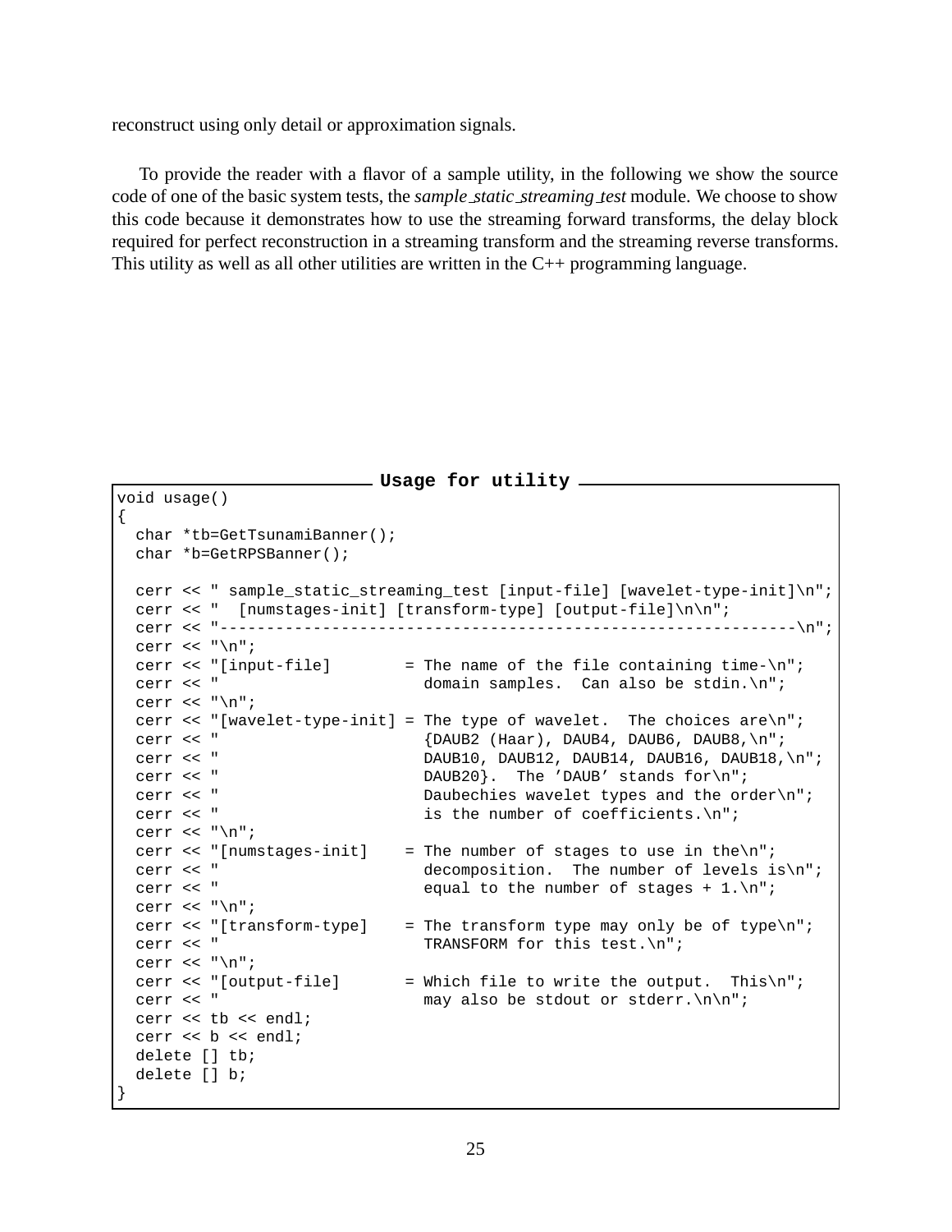reconstruct using only detail or approximation signals.

To provide the reader with a flavor of a sample utility, in the following we show the source code of one of the basic system tests, the *sample_static_streaming_test* module. We choose to show this code because it demonstrates how to use the streaming forward transforms, the delay block required for perfect reconstruction in a streaming transform and the streaming reverse transforms. This utility as well as all other utilities are written in the C++ programming language.

**Usage for utility**

```
void usage()
{
  char *tb=GetTsunamiBanner();
  char *b=GetRPSBanner();

  cerr << " sample_static_streaming_test [input-file] [wavelet-type-init]\n";
  cerr << "  [numstages-init] [transform-type] [output-file]\n\n";
  cerr << "-----------------------------------------------------------\n";
  cerr << "\n";
  cerr << "[input-file]        = The name of the file containing time-\n";
  cerr << "                      domain samples.  Can also be stdin.\n";
  cerr << "\n";
  cerr << "[wavelet-type-init] = The type of wavelet.  The choices are\n";
  cerr << "                      {DAUB2 (Haar), DAUB4, DAUB6, DAUB8,\n";
  cerr << "                      DAUB10, DAUB12, DAUB14, DAUB16, DAUB18,\n";
  cerr << "                      DAUB20}.  The 'DAUB' stands for\n";
  cerr << "                      Daubechies wavelet types and the order\n";
  cerr << "                      is the number of coefficients.\n";
  cerr << "\n";
  cerr << "[numstages-init]    = The number of stages to use in the\n";
  cerr << "                      decomposition.  The number of levels is\n";
  cerr << "                      equal to the number of stages + 1.\n";
  cerr << "\n";
  cerr << "[transform-type]    = The transform type may only be of type\n";
  cerr << "                      TRANSFORM for this test.\n";
  cerr << "\n";
  cerr << "[output-file]       = Which file to write the output.  This\n";
  cerr << "                      may also be stdout or stderr.\n\n";
  cerr << tb << endl;
  cerr << b << endl;
  delete [] tb;
  delete [] b;
}
```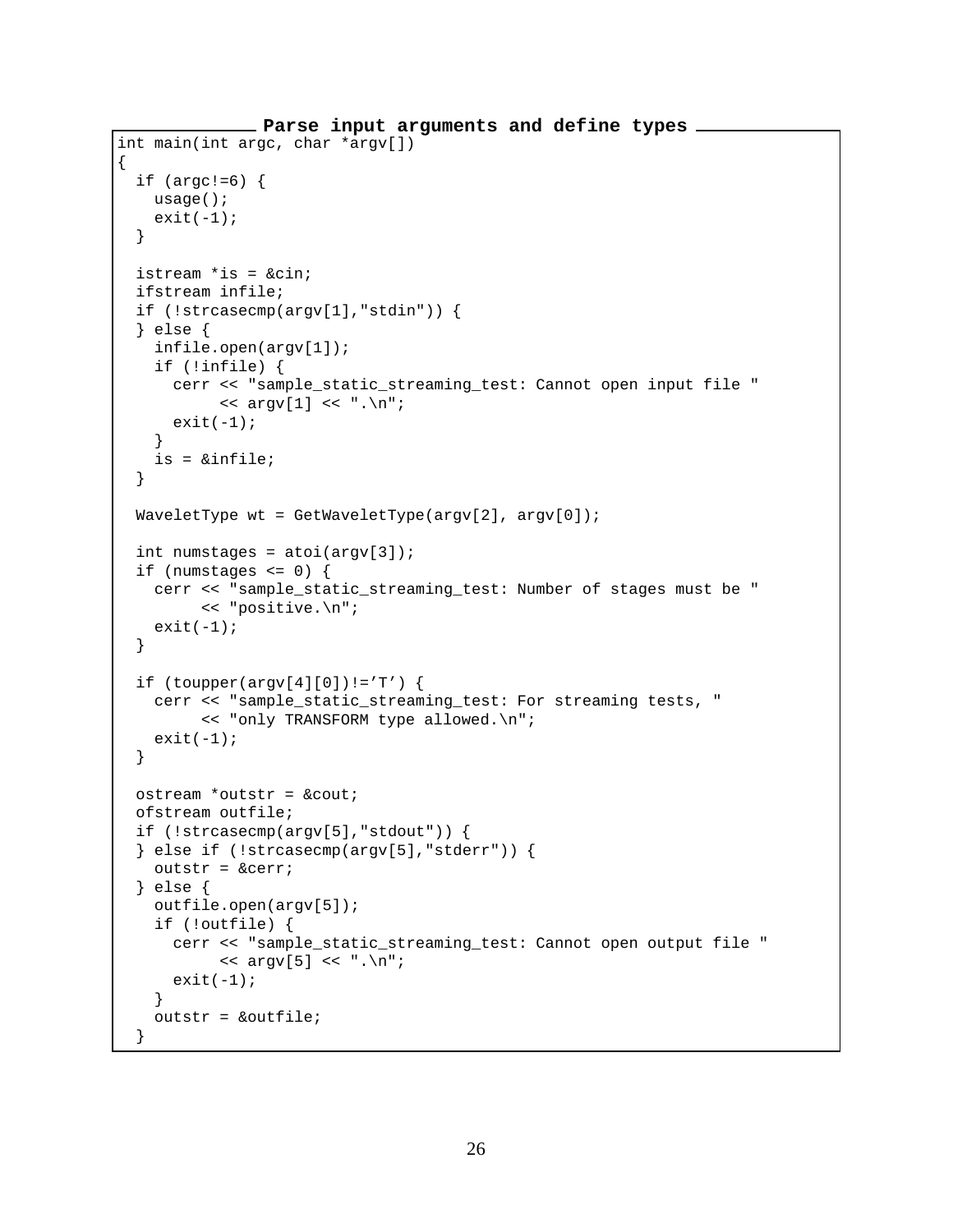**Parse input arguments and define types**

```
int main(int argc, char *argv[])
{
  if (argc!=6) {
    usage();
    exit(-1);
  }

  istream *is = &cin;
  ifstream infile;
  if (!strcasecmp(argv[1],"stdin")) {
  } else {
    infile.open(argv[1]);
    if (!infile) {
      cerr << "sample_static_streaming_test: Cannot open input file "
           << argv[1] << ".\n";
      exit(-1);
    }
    is = &infile;
  }

  WaveletType wt = GetWaveletType(argv[2], argv[0]);

  int numstages = atoi(argv[3]);
  if (numstages <= 0) {
    cerr << "sample_static_streaming_test: Number of stages must be "
         << "positive.\n";
    exit(-1);
  }

  if (toupper(argv[4][0])!='T') {
    cerr << "sample_static_streaming_test: For streaming tests, "
         << "only TRANSFORM type allowed.\n";
    exit(-1);
  }

  ostream *outstr = &cout;
  ofstream outfile;
  if (!strcasecmp(argv[5],"stdout")) {
  } else if (!strcasecmp(argv[5],"stderr")) {
    outstr = &cerr;
  } else {
    outfile.open(argv[5]);
    if (!outfile) {
      cerr << "sample_static_streaming_test: Cannot open output file "
           << argv[5] << ".\n";
      exit(-1);
    }
    outstr = &outfile;
  }
```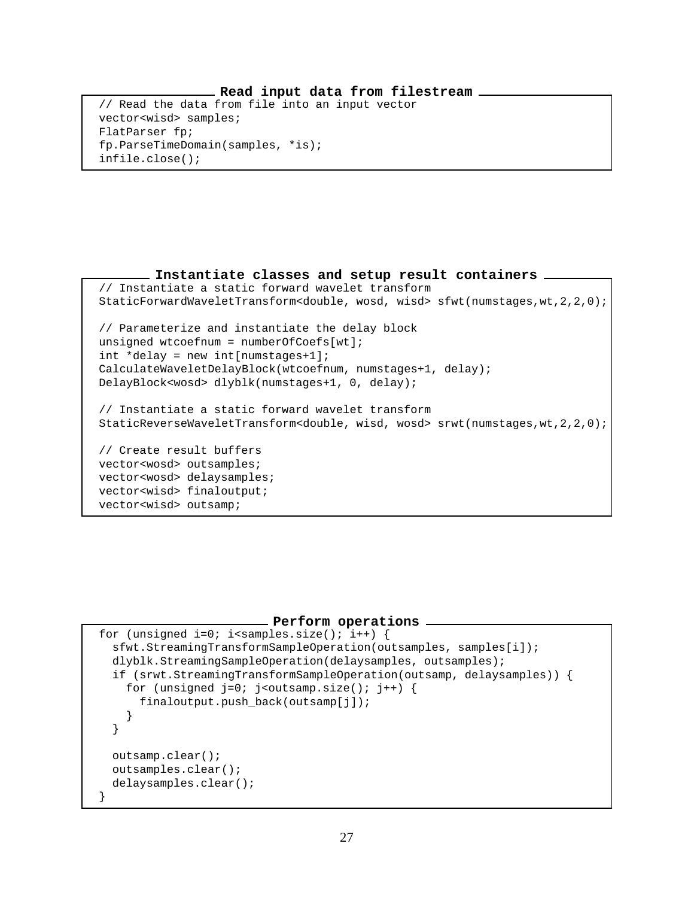**Read input data from filestream**

```
// Read the data from file into an input vector
vector<wisd> samples;
FlatParser fp;
fp.ParseTimeDomain(samples, *is);
infile.close();
```

**Instantiate classes and setup result containers**

```
// Instantiate a static forward wavelet transform
StaticForwardWaveletTransform<double, wosd, wisd> sfwt(numstages,wt,2,2,0);

// Parameterize and instantiate the delay block
unsigned wtcoefnum = numberOfCoefs[wt];
int *delay = new int[numstages+1];
CalculateWaveletDelayBlock(wtcoefnum, numstages+1, delay);
DelayBlock<wosd> dlyblk(numstages+1, 0, delay);

// Instantiate a static forward wavelet transform
StaticReverseWaveletTransform<double, wisd, wosd> srwt(numstages,wt,2,2,0);

// Create result buffers
vector<wosd> outsamples;
vector<wosd> delaysamples;
vector<wisd> finaloutput;
vector<wisd> outsamp;
```

**Perform operations**

```
for (unsigned i=0; i<samples.size(); i++) {
  sfwt.StreamingTransformSampleOperation(outsamples, samples[i]);
  dlyblk.StreamingSampleOperation(delaysamples, outsamples);
  if (srwt.StreamingTransformSampleOperation(outsamp, delaysamples)) {
    for (unsigned j=0; j<outsamp.size(); j++) {
      finaloutput.push_back(outsamp[j]);
    }
  }

  outsamp.clear();
  outsamples.clear();
  delaysamples.clear();
}
```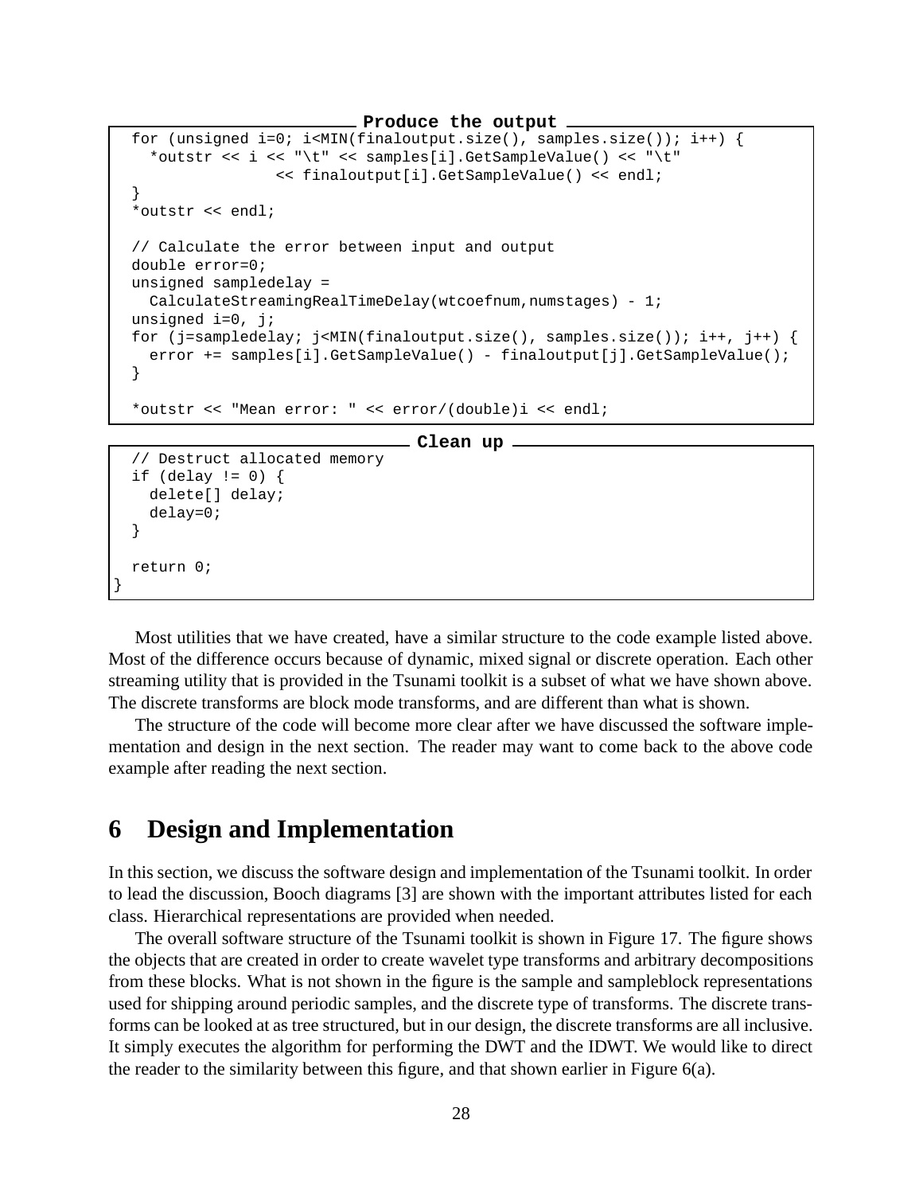**Produce the output**

```
  for (unsigned i=0; i<MIN(finaloutput.size(), samples.size()); i++) {
    *outstr << i << "\t" << samples[i].GetSampleValue() << "\t"
                  << finaloutput[i].GetSampleValue() << endl;
  }
  *outstr << endl;

  // Calculate the error between input and output
  double error=0;
  unsigned sampledelay =
    CalculateStreamingRealTimeDelay(wtcoefnum,numstages) - 1;
  unsigned i=0, j;
  for (j=sampledelay; j<MIN(finaloutput.size(), samples.size()); i++, j++) {
    error += samples[i].GetSampleValue() - finaloutput[j].GetSampleValue();
  }

  *outstr << "Mean error: " << error/(double)i << endl;
```

**Clean up**

```
  // Destruct allocated memory
  if (delay != 0) {
    delete[] delay;
    delay=0;
  }

  return 0;
}
```

Most utilities that we have created, have a similar structure to the code example listed above. Most of the difference occurs because of dynamic, mixed signal or discrete operation. Each other streaming utility that is provided in the Tsunami toolkit is a subset of what we have shown above. The discrete transforms are block mode transforms, and are different than what is shown.

The structure of the code will become more clear after we have discussed the software implementation and design in the next section. The reader may want to come back to the above code example after reading the next section.

# 6 Design and Implementation

In this section, we discuss the software design and implementation of the Tsunami toolkit. In order to lead the discussion, Booch diagrams [3] are shown with the important attributes listed for each class. Hierarchical representations are provided when needed.

The overall software structure of the Tsunami toolkit is shown in Figure 17. The figure shows the objects that are created in order to create wavelet type transforms and arbitrary decompositions from these blocks. What is not shown in the figure is the sample and sampleblock representations used for shipping around periodic samples, and the discrete type of transforms. The discrete transforms can be looked at as tree structured, but in our design, the discrete transforms are all inclusive. It simply executes the algorithm for performing the DWT and the IDWT. We would like to direct the reader to the similarity between this figure, and that shown earlier in Figure 6(a).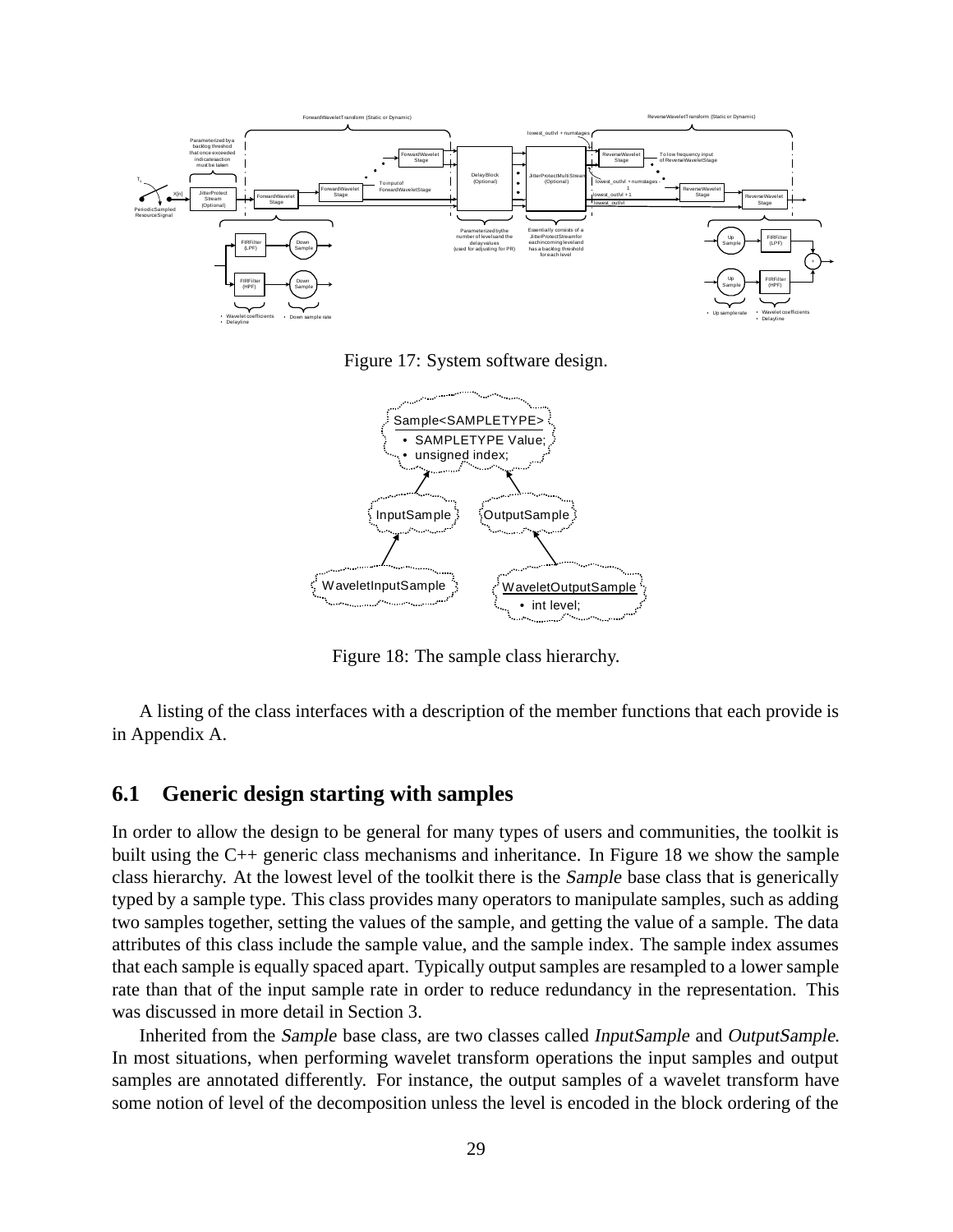Figure 17: System software design.

Figure 18: The sample class hierarchy.

A listing of the class interfaces with a description of the member functions that each provide is in Appendix A.

## 6.1 Generic design starting with samples

In order to allow the design to be general for many types of users and communities, the toolkit is built using the C++ generic class mechanisms and inheritance. In Figure 18 we show the sample class hierarchy. At the lowest level of the toolkit there is the *Sample* base class that is generically typed by a sample type. This class provides many operators to manipulate samples, such as adding two samples together, setting the values of the sample, and getting the value of a sample. The data attributes of this class include the sample value, and the sample index. The sample index assumes that each sample is equally spaced apart. Typically output samples are resampled to a lower sample rate than that of the input sample rate in order to reduce redundancy in the representation. This was discussed in more detail in Section 3.

Inherited from the *Sample* base class, are two classes called *InputSample* and *OutputSample*. In most situations, when performing wavelet transform operations the input samples and output samples are annotated differently. For instance, the output samples of a wavelet transform have some notion of level of the decomposition unless the level is encoded in the block ordering of the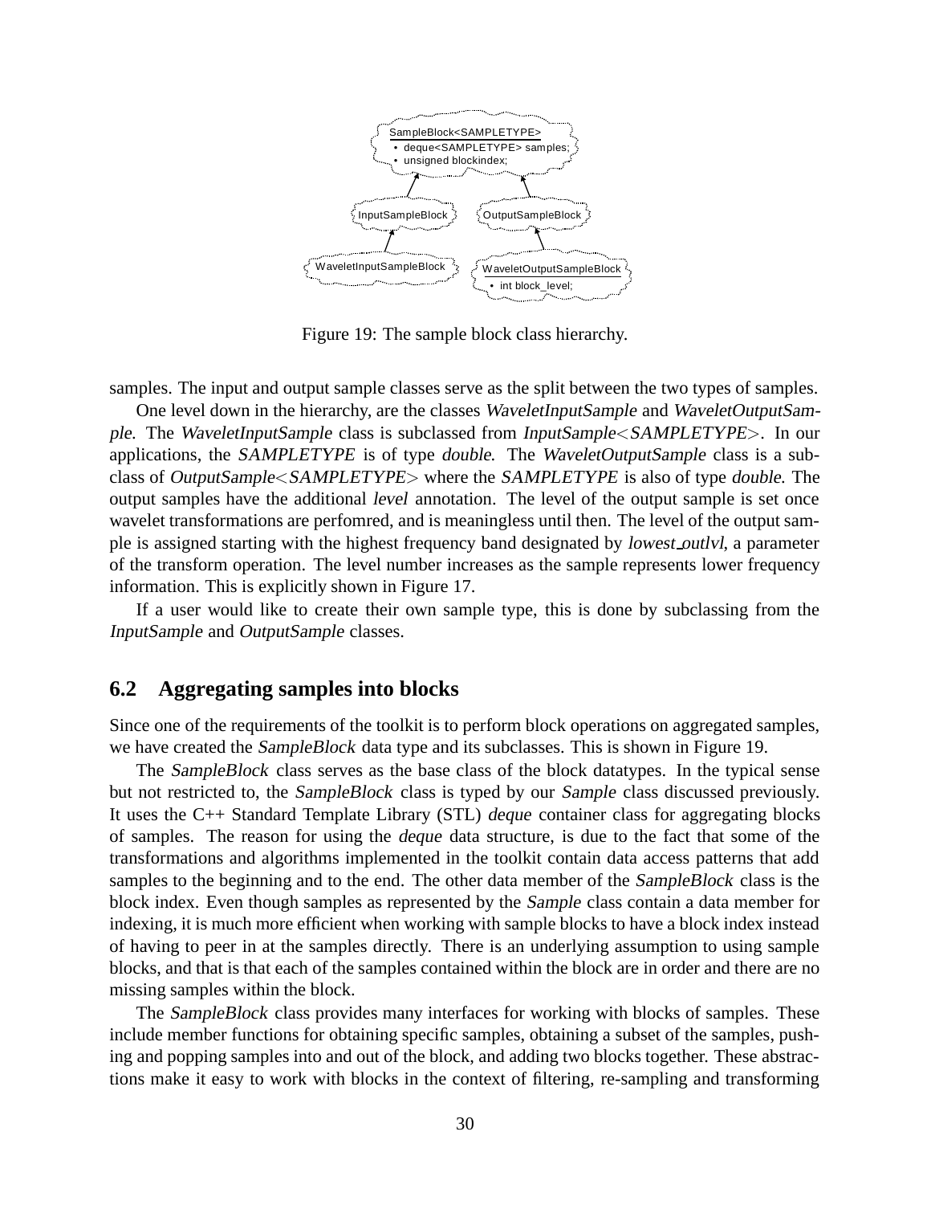Figure 19: The sample block class hierarchy.

samples. The input and output sample classes serve as the split between the two types of samples.

One level down in the hierarchy, are the classes *WaveletInputSample* and *WaveletOutputSample*. The *WaveletInputSample* class is subclassed from *InputSample*<*SAMPLETYPE*>. In our applications, the *SAMPLETYPE* is of type *double*. The *WaveletOutputSample* class is a subclass of *OutputSample*<*SAMPLETYPE*> where the *SAMPLETYPE* is also of type *double*. The output samples have the additional *level* annotation. The level of the output sample is set once wavelet transformations are perfomred, and is meaningless until then. The level of the output sample is assigned starting with the highest frequency band designated by *lowest_outlvl*, a parameter of the transform operation. The level number increases as the sample represents lower frequency information. This is explicitly shown in Figure 17.

If a user would like to create their own sample type, this is done by subclassing from the *InputSample* and *OutputSample* classes.

## 6.2 Aggregating samples into blocks

Since one of the requirements of the toolkit is to perform block operations on aggregated samples, we have created the *SampleBlock* data type and its subclasses. This is shown in Figure 19.

The *SampleBlock* class serves as the base class of the block datatypes. In the typical sense but not restricted to, the *SampleBlock* class is typed by our *Sample* class discussed previously. It uses the C++ Standard Template Library (STL) *deque* container class for aggregating blocks of samples. The reason for using the *deque* data structure, is due to the fact that some of the transformations and algorithms implemented in the toolkit contain data access patterns that add samples to the beginning and to the end. The other data member of the *SampleBlock* class is the block index. Even though samples as represented by the *Sample* class contain a data member for indexing, it is much more efficient when working with sample blocks to have a block index instead of having to peer in at the samples directly. There is an underlying assumption to using sample blocks, and that is that each of the samples contained within the block are in order and there are no missing samples within the block.

The *SampleBlock* class provides many interfaces for working with blocks of samples. These include member functions for obtaining specific samples, obtaining a subset of the samples, pushing and popping samples into and out of the block, and adding two blocks together. These abstractions make it easy to work with blocks in the context of filtering, re-sampling and transforming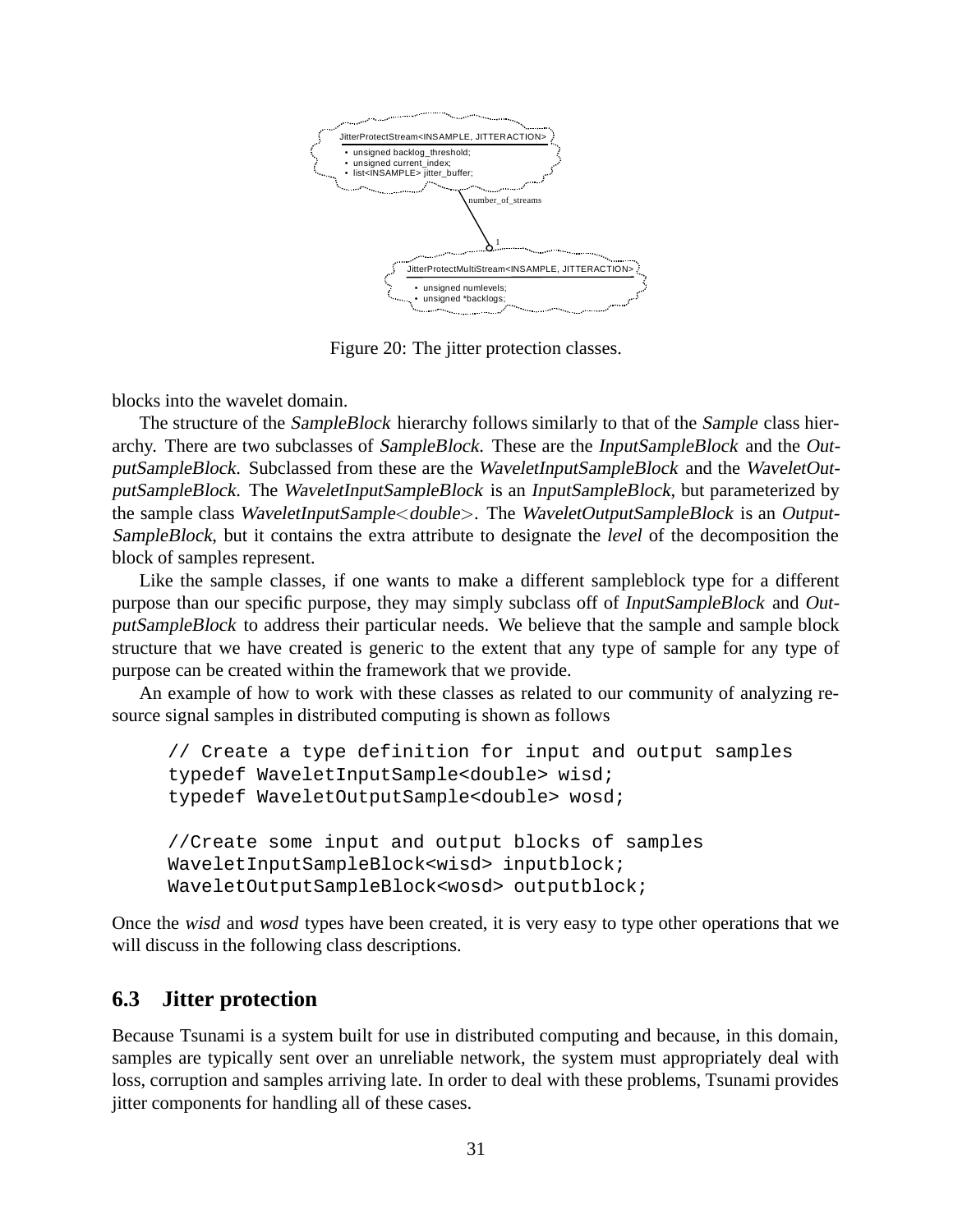JitterProtectStream<INSAMPLE, JITTERACTION>

- unsigned backlog_threshold;
- unsigned current_index;
- list<INSAMPLE> jitter_buffer;

number_of_streams

1

JitterProtectMultiStream<INSAMPLE, JITTERACTION>

- unsigned numlevels;
- unsigned *backlogs;

Figure 20: The jitter protection classes.

blocks into the wavelet domain.

The structure of the *SampleBlock* hierarchy follows similarly to that of the *Sample* class hierarchy. There are two subclasses of *SampleBlock*. These are the *InputSampleBlock* and the *OutputSampleBlock*. Subclassed from these are the *WaveletInputSampleBlock* and the *WaveletOutputSampleBlock*. The *WaveletInputSampleBlock* is an *InputSampleBlock*, but parameterized by the sample class *WaveletInputSample*<*double*>. The *WaveletOutputSampleBlock* is an *OutputSampleBlock*, but it contains the extra attribute to designate the *level* of the decomposition the block of samples represent.

Like the sample classes, if one wants to make a different sampleblock type for a different purpose than our specific purpose, they may simply subclass off of *InputSampleBlock* and *OutputSampleBlock* to address their particular needs. We believe that the sample and sample block structure that we have created is generic to the extent that any type of sample for any type of purpose can be created within the framework that we provide.

An example of how to work with these classes as related to our community of analyzing resource signal samples in distributed computing is shown as follows

```
// Create a type definition for input and output samples
typedef WaveletInputSample<double> wisd;
typedef WaveletOutputSample<double> wosd;

//Create some input and output blocks of samples
WaveletInputSampleBlock<wisd> inputblock;
WaveletOutputSampleBlock<wosd> outputblock;
```

Once the *wisd* and *wosd* types have been created, it is very easy to type other operations that we will discuss in the following class descriptions.

## 6.3 Jitter protection

Because Tsunami is a system built for use in distributed computing and because, in this domain, samples are typically sent over an unreliable network, the system must appropriately deal with loss, corruption and samples arriving late. In order to deal with these problems, Tsunami provides jitter components for handling all of these cases.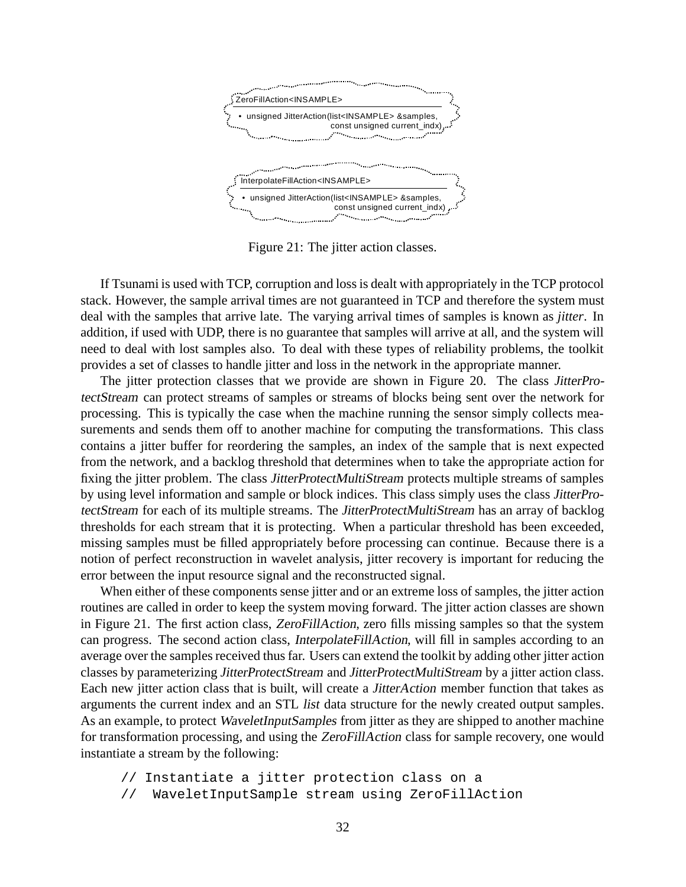ZeroFillAction<INSAMPLE>

- unsigned JitterAction(list<INSAMPLE> &samples, const unsigned current_indx)

InterpolateFillAction<INSAMPLE>

- unsigned JitterAction(list<INSAMPLE> &samples, const unsigned current_indx)

Figure 21: The jitter action classes.

If Tsunami is used with TCP, corruption and loss is dealt with appropriately in the TCP protocol stack. However, the sample arrival times are not guaranteed in TCP and therefore the system must deal with the samples that arrive late. The varying arrival times of samples is known as *jitter*. In addition, if used with UDP, there is no guarantee that samples will arrive at all, and the system will need to deal with lost samples also. To deal with these types of reliability problems, the toolkit provides a set of classes to handle jitter and loss in the network in the appropriate manner.

The jitter protection classes that we provide are shown in Figure 20. The class *JitterProtectStream* can protect streams of samples or streams of blocks being sent over the network for processing. This is typically the case when the machine running the sensor simply collects measurements and sends them off to another machine for computing the transformations. This class contains a jitter buffer for reordering the samples, an index of the sample that is next expected from the network, and a backlog threshold that determines when to take the appropriate action for fixing the jitter problem. The class *JitterProtectMultiStream* protects multiple streams of samples by using level information and sample or block indices. This class simply uses the class *JitterProtectStream* for each of its multiple streams. The *JitterProtectMultiStream* has an array of backlog thresholds for each stream that it is protecting. When a particular threshold has been exceeded, missing samples must be filled appropriately before processing can continue. Because there is a notion of perfect reconstruction in wavelet analysis, jitter recovery is important for reducing the error between the input resource signal and the reconstructed signal.

When either of these components sense jitter and or an extreme loss of samples, the jitter action routines are called in order to keep the system moving forward. The jitter action classes are shown in Figure 21. The first action class, *ZeroFillAction*, zero fills missing samples so that the system can progress. The second action class, *InterpolateFillAction*, will fill in samples according to an average over the samples received thus far. Users can extend the toolkit by adding other jitter action classes by parameterizing *JitterProtectStream* and *JitterProtectMultiStream* by a jitter action class. Each new jitter action class that is built, will create a *JitterAction* member function that takes as arguments the current index and an STL *list* data structure for the newly created output samples. As an example, to protect *WaveletInputSamples* from jitter as they are shipped to another machine for transformation processing, and using the *ZeroFillAction* class for sample recovery, one would instantiate a stream by the following:

```
// Instantiate a jitter protection class on a
//  WaveletInputSample stream using ZeroFillAction
```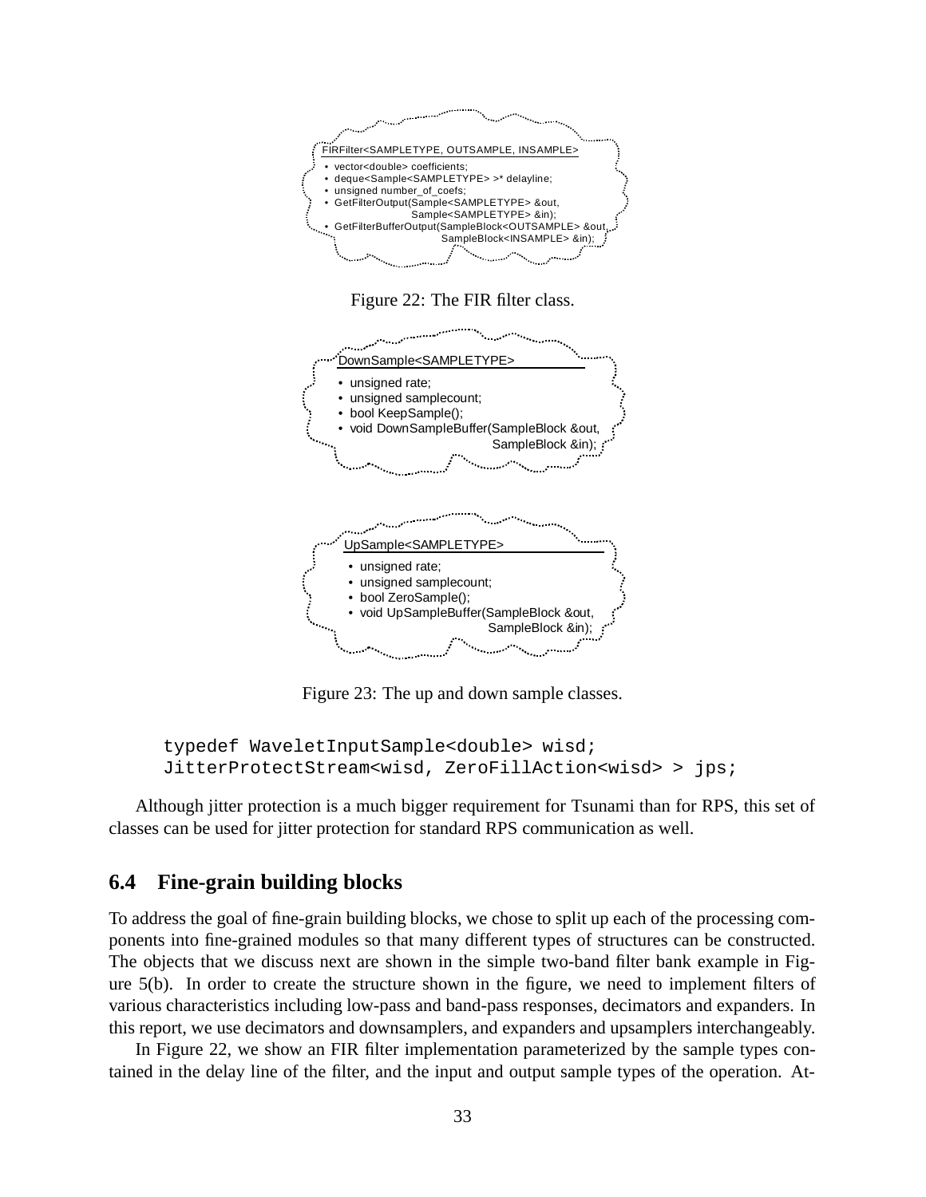```
FIRFilter<SAMPLETYPE, OUTSAMPLE, INSAMPLE>
• vector<double> coefficients;
• deque<Sample<SAMPLETYPE> >* delayline;
• unsigned number_of_coefs;
• GetFilterOutput(Sample<SAMPLETYPE> &out,
                  Sample<SAMPLETYPE> &in);
• GetFilterBufferOutput(SampleBlock<OUTSAMPLE> &out,
                        SampleBlock<INSAMPLE> &in);
```

Figure 22: The FIR filter class.

```
DownSample<SAMPLETYPE>
• unsigned rate;
• unsigned samplecount;
• bool KeepSample();
• void DownSampleBuffer(SampleBlock &out,
                        SampleBlock &in);
```

```
UpSample<SAMPLETYPE>
• unsigned rate;
• unsigned samplecount;
• bool ZeroSample();
• void UpSampleBuffer(SampleBlock &out,
                      SampleBlock &in);
```

Figure 23: The up and down sample classes.

```
typedef WaveletInputSample<double> wisd;
JitterProtectStream<wisd, ZeroFillAction<wisd> > jps;
```

Although jitter protection is a much bigger requirement for Tsunami than for RPS, this set of classes can be used for jitter protection for standard RPS communication as well.

## 6.4 Fine-grain building blocks

To address the goal of fine-grain building blocks, we chose to split up each of the processing components into fine-grained modules so that many different types of structures can be constructed. The objects that we discuss next are shown in the simple two-band filter bank example in Figure 5(b). In order to create the structure shown in the figure, we need to implement filters of various characteristics including low-pass and band-pass responses, decimators and expanders. In this report, we use decimators and downsamplers, and expanders and upsamplers interchangeably.

In Figure 22, we show an FIR filter implementation parameterized by the sample types contained in the delay line of the filter, and the input and output sample types of the operation. At-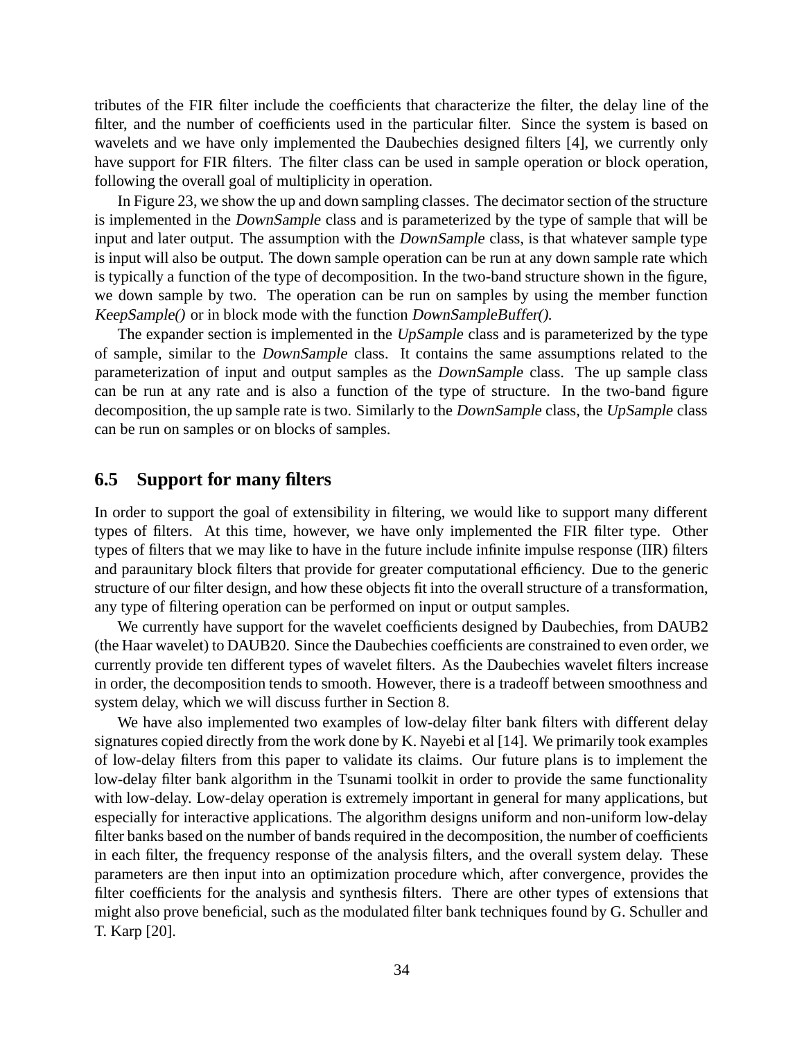tributes of the FIR filter include the coefficients that characterize the filter, the delay line of the filter, and the number of coefficients used in the particular filter. Since the system is based on wavelets and we have only implemented the Daubechies designed filters [4], we currently only have support for FIR filters. The filter class can be used in sample operation or block operation, following the overall goal of multiplicity in operation.

In Figure 23, we show the up and down sampling classes. The decimator section of the structure is implemented in the *DownSample* class and is parameterized by the type of sample that will be input and later output. The assumption with the *DownSample* class, is that whatever sample type is input will also be output. The down sample operation can be run at any down sample rate which is typically a function of the type of decomposition. In the two-band structure shown in the figure, we down sample by two. The operation can be run on samples by using the member function *KeepSample()* or in block mode with the function *DownSampleBuffer()*.

The expander section is implemented in the *UpSample* class and is parameterized by the type of sample, similar to the *DownSample* class. It contains the same assumptions related to the parameterization of input and output samples as the *DownSample* class. The up sample class can be run at any rate and is also a function of the type of structure. In the two-band figure decomposition, the up sample rate is two. Similarly to the *DownSample* class, the *UpSample* class can be run on samples or on blocks of samples.

## 6.5 Support for many filters

In order to support the goal of extensibility in filtering, we would like to support many different types of filters. At this time, however, we have only implemented the FIR filter type. Other types of filters that we may like to have in the future include infinite impulse response (IIR) filters and paraunitary block filters that provide for greater computational efficiency. Due to the generic structure of our filter design, and how these objects fit into the overall structure of a transformation, any type of filtering operation can be performed on input or output samples.

We currently have support for the wavelet coefficients designed by Daubechies, from DAUB2 (the Haar wavelet) to DAUB20. Since the Daubechies coefficients are constrained to even order, we currently provide ten different types of wavelet filters. As the Daubechies wavelet filters increase in order, the decomposition tends to smooth. However, there is a tradeoff between smoothness and system delay, which we will discuss further in Section 8.

We have also implemented two examples of low-delay filter bank filters with different delay signatures copied directly from the work done by K. Nayebi et al [14]. We primarily took examples of low-delay filters from this paper to validate its claims. Our future plans is to implement the low-delay filter bank algorithm in the Tsunami toolkit in order to provide the same functionality with low-delay. Low-delay operation is extremely important in general for many applications, but especially for interactive applications. The algorithm designs uniform and non-uniform low-delay filter banks based on the number of bands required in the decomposition, the number of coefficients in each filter, the frequency response of the analysis filters, and the overall system delay. These parameters are then input into an optimization procedure which, after convergence, provides the filter coefficients for the analysis and synthesis filters. There are other types of extensions that might also prove beneficial, such as the modulated filter bank techniques found by G. Schuller and T. Karp [20].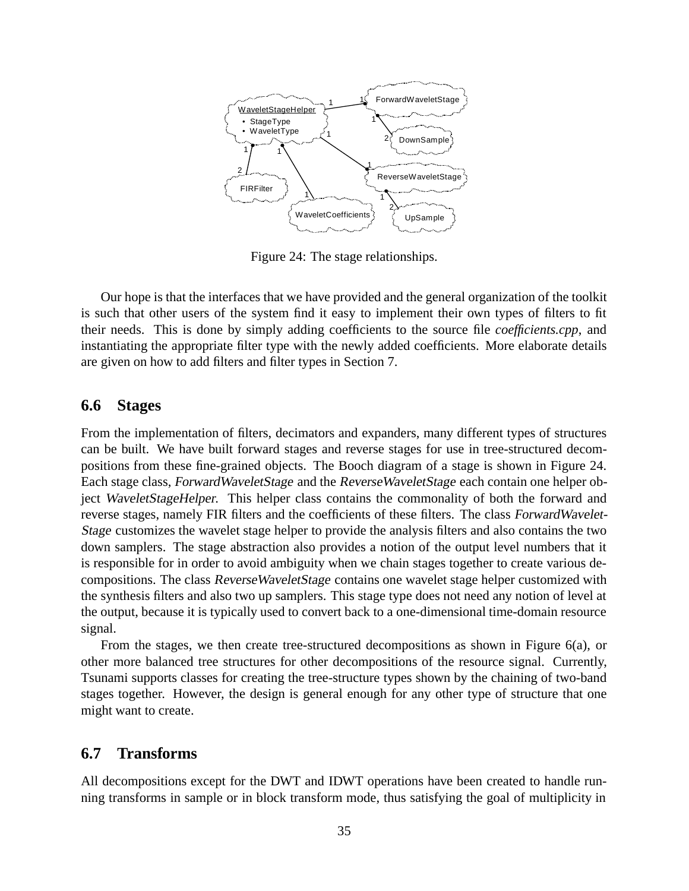Figure 24: The stage relationships.

Our hope is that the interfaces that we have provided and the general organization of the toolkit is such that other users of the system find it easy to implement their own types of filters to fit their needs. This is done by simply adding coefficients to the source file *coefficients.cpp*, and instantiating the appropriate filter type with the newly added coefficients. More elaborate details are given on how to add filters and filter types in Section 7.

## 6.6 Stages

From the implementation of filters, decimators and expanders, many different types of structures can be built. We have built forward stages and reverse stages for use in tree-structured decompositions from these fine-grained objects. The Booch diagram of a stage is shown in Figure 24. Each stage class, *ForwardWaveletStage* and the *ReverseWaveletStage* each contain one helper object *WaveletStageHelper*. This helper class contains the commonality of both the forward and reverse stages, namely FIR filters and the coefficients of these filters. The class *ForwardWaveletStage* customizes the wavelet stage helper to provide the analysis filters and also contains the two down samplers. The stage abstraction also provides a notion of the output level numbers that it is responsible for in order to avoid ambiguity when we chain stages together to create various decompositions. The class *ReverseWaveletStage* contains one wavelet stage helper customized with the synthesis filters and also two up samplers. This stage type does not need any notion of level at the output, because it is typically used to convert back to a one-dimensional time-domain resource signal.

From the stages, we then create tree-structured decompositions as shown in Figure 6(a), or other more balanced tree structures for other decompositions of the resource signal. Currently, Tsunami supports classes for creating the tree-structure types shown by the chaining of two-band stages together. However, the design is general enough for any other type of structure that one might want to create.

## 6.7 Transforms

All decompositions except for the DWT and IDWT operations have been created to handle running transforms in sample or in block transform mode, thus satisfying the goal of multiplicity in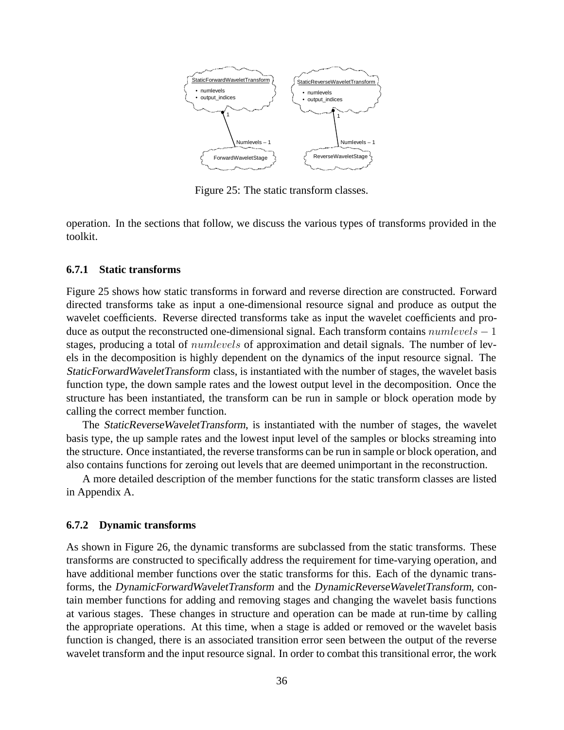Figure 25: The static transform classes.

operation. In the sections that follow, we discuss the various types of transforms provided in the toolkit.

### 6.7.1 Static transforms

Figure 25 shows how static transforms in forward and reverse direction are constructed. Forward directed transforms take as input a one-dimensional resource signal and produce as output the wavelet coefficients. Reverse directed transforms take as input the wavelet coefficients and produce as output the reconstructed one-dimensional signal. Each transform contains $numlevels - 1$ stages, producing a total of $numlevels$ of approximation and detail signals. The number of levels in the decomposition is highly dependent on the dynamics of the input resource signal. The *StaticForwardWaveletTransform* class, is instantiated with the number of stages, the wavelet basis function type, the down sample rates and the lowest output level in the decomposition. Once the structure has been instantiated, the transform can be run in sample or block operation mode by calling the correct member function.

The *StaticReverseWaveletTransform*, is instantiated with the number of stages, the wavelet basis type, the up sample rates and the lowest input level of the samples or blocks streaming into the structure. Once instantiated, the reverse transforms can be run in sample or block operation, and also contains functions for zeroing out levels that are deemed unimportant in the reconstruction.

A more detailed description of the member functions for the static transform classes are listed in Appendix A.

### 6.7.2 Dynamic transforms

As shown in Figure 26, the dynamic transforms are subclassed from the static transforms. These transforms are constructed to specifically address the requirement for time-varying operation, and have additional member functions over the static transforms for this. Each of the dynamic transforms, the *DynamicForwardWaveletTransform* and the *DynamicReverseWaveletTransform*, contain member functions for adding and removing stages and changing the wavelet basis functions at various stages. These changes in structure and operation can be made at run-time by calling the appropriate operations. At this time, when a stage is added or removed or the wavelet basis function is changed, there is an associated transition error seen between the output of the reverse wavelet transform and the input resource signal. In order to combat this transitional error, the work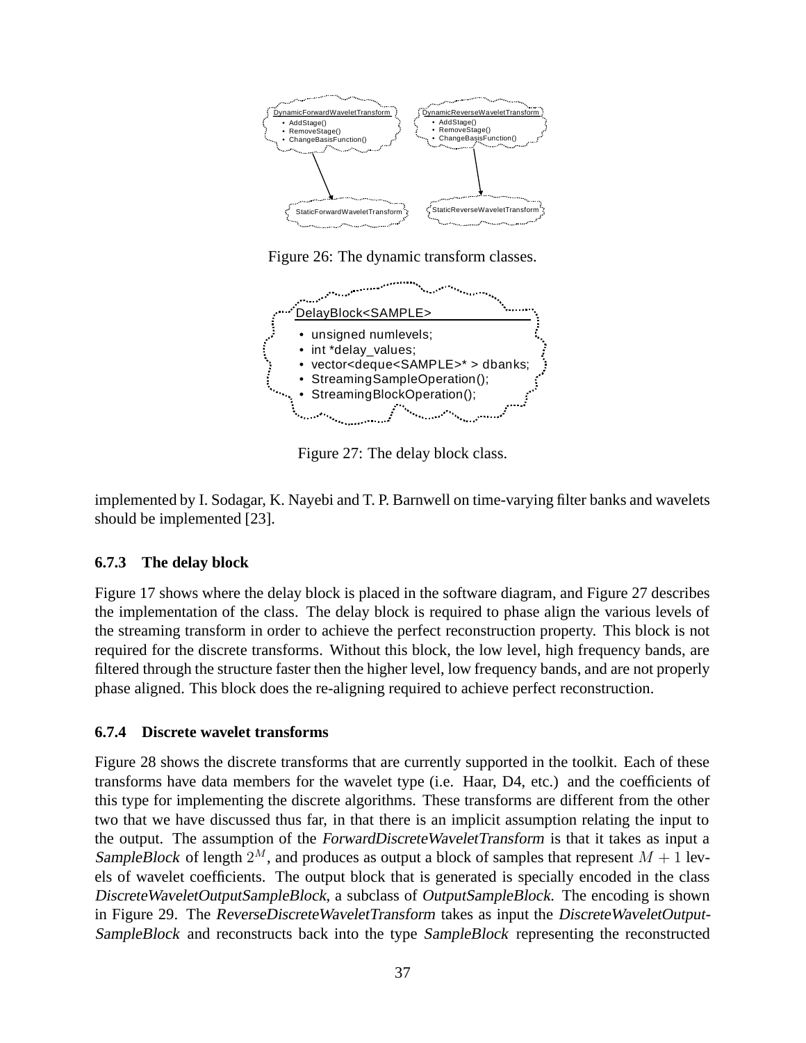Figure 26: The dynamic transform classes.

Figure 27: The delay block class.

implemented by I. Sodagar, K. Nayebi and T. P. Barnwell on time-varying filter banks and wavelets should be implemented [23].

### 6.7.3 The delay block

Figure 17 shows where the delay block is placed in the software diagram, and Figure 27 describes the implementation of the class. The delay block is required to phase align the various levels of the streaming transform in order to achieve the perfect reconstruction property. This block is not required for the discrete transforms. Without this block, the low level, high frequency bands, are filtered through the structure faster then the higher level, low frequency bands, and are not properly phase aligned. This block does the re-aligning required to achieve perfect reconstruction.

### 6.7.4 Discrete wavelet transforms

Figure 28 shows the discrete transforms that are currently supported in the toolkit. Each of these transforms have data members for the wavelet type (i.e. Haar, D4, etc.) and the coefficients of this type for implementing the discrete algorithms. These transforms are different from the other two that we have discussed thus far, in that there is an implicit assumption relating the input to the output. The assumption of the *ForwardDiscreteWaveletTransform* is that it takes as input a *SampleBlock* of length $2^M$, and produces as output a block of samples that represent $M+1$ levels of wavelet coefficients. The output block that is generated is specially encoded in the class *DiscreteWaveletOutputSampleBlock*, a subclass of *OutputSampleBlock*. The encoding is shown in Figure 29. The *ReverseDiscreteWaveletTransform* takes as input the *DiscreteWaveletOutputSampleBlock* and reconstructs back into the type *SampleBlock* representing the reconstructed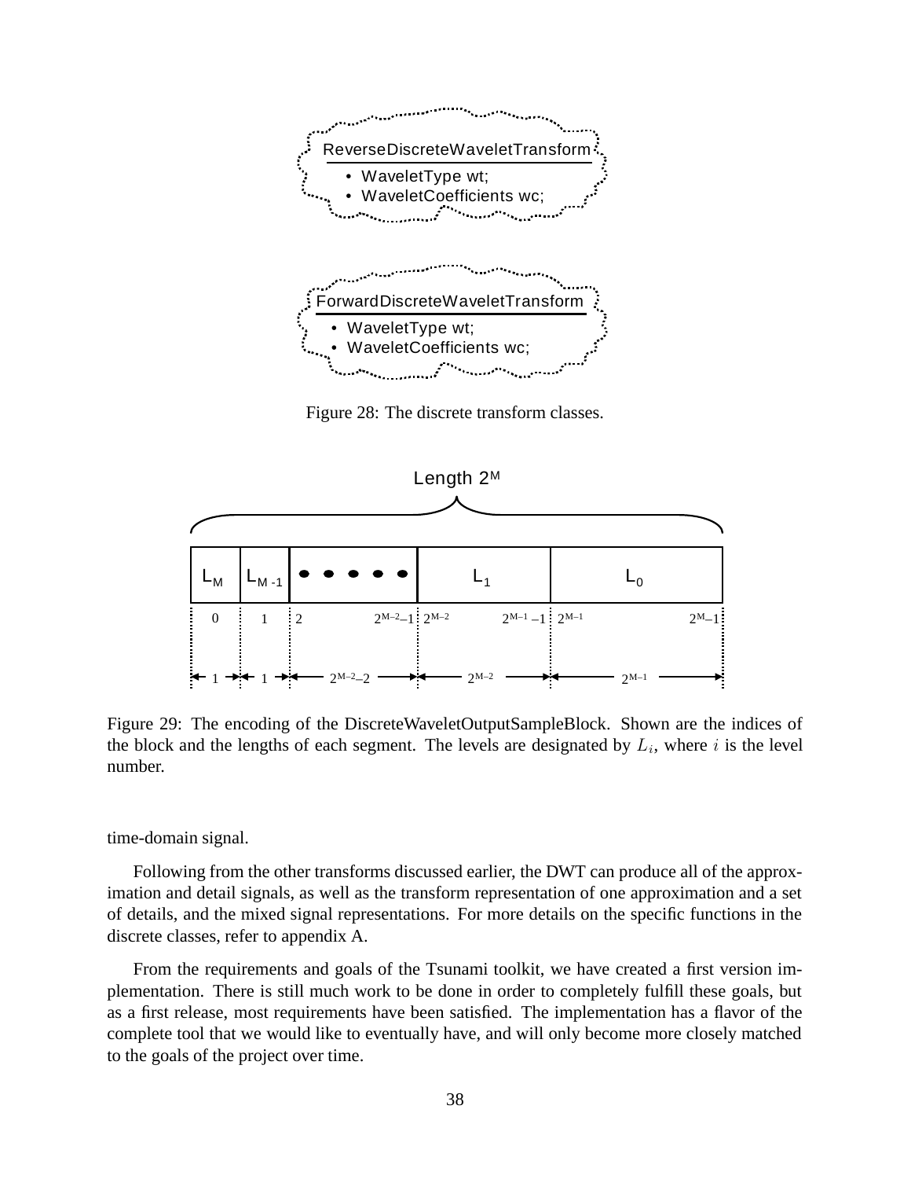ReverseDiscreteWaveletTransform

- WaveletType wt;
- WaveletCoefficients wc;

ForwardDiscreteWaveletTransform

- WaveletType wt;
- WaveletCoefficients wc;

Figure 28: The discrete transform classes.

Length $2^M$

| $L_M$ | $L_{M-1}$ | • • • • • | $L_1$ | $L_0$ |
|---|---|---|---|---|
| 0 | 1 | 2 … $2^{M-2}-1$ | $2^{M-2}$ … $2^{M-1}-1$ | $2^{M-1}$ … $2^M-1$ |
| 1 | 1 | $2^{M-2}-2$ | $2^{M-2}$ | $2^{M-1}$ |

Figure 29: The encoding of the DiscreteWaveletOutputSampleBlock. Shown are the indices of the block and the lengths of each segment. The levels are designated by $L_i$, where $i$ is the level number.

time-domain signal.

Following from the other transforms discussed earlier, the DWT can produce all of the approximation and detail signals, as well as the transform representation of one approximation and a set of details, and the mixed signal representations. For more details on the specific functions in the discrete classes, refer to appendix A.

From the requirements and goals of the Tsunami toolkit, we have created a first version implementation. There is still much work to be done in order to completely fulfill these goals, but as a first release, most requirements have been satisfied. The implementation has a flavor of the complete tool that we would like to eventually have, and will only become more closely matched to the goals of the project over time.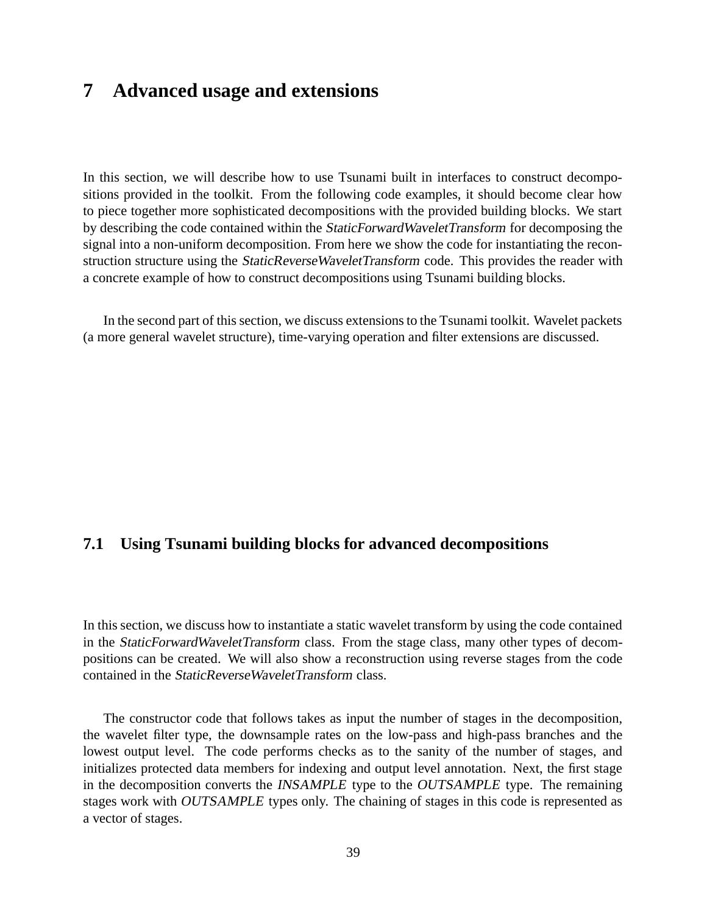# 7 Advanced usage and extensions

In this section, we will describe how to use Tsunami built in interfaces to construct decompositions provided in the toolkit. From the following code examples, it should become clear how to piece together more sophisticated decompositions with the provided building blocks. We start by describing the code contained within the *StaticForwardWaveletTransform* for decomposing the signal into a non-uniform decomposition. From here we show the code for instantiating the reconstruction structure using the *StaticReverseWaveletTransform* code. This provides the reader with a concrete example of how to construct decompositions using Tsunami building blocks.

In the second part of this section, we discuss extensions to the Tsunami toolkit. Wavelet packets (a more general wavelet structure), time-varying operation and filter extensions are discussed.

## 7.1 Using Tsunami building blocks for advanced decompositions

In this section, we discuss how to instantiate a static wavelet transform by using the code contained in the *StaticForwardWaveletTransform* class. From the stage class, many other types of decompositions can be created. We will also show a reconstruction using reverse stages from the code contained in the *StaticReverseWaveletTransform* class.

The constructor code that follows takes as input the number of stages in the decomposition, the wavelet filter type, the downsample rates on the low-pass and high-pass branches and the lowest output level. The code performs checks as to the sanity of the number of stages, and initializes protected data members for indexing and output level annotation. Next, the first stage in the decomposition converts the *INSAMPLE* type to the *OUTSAMPLE* type. The remaining stages work with *OUTSAMPLE* types only. The chaining of stages in this code is represented as a vector of stages.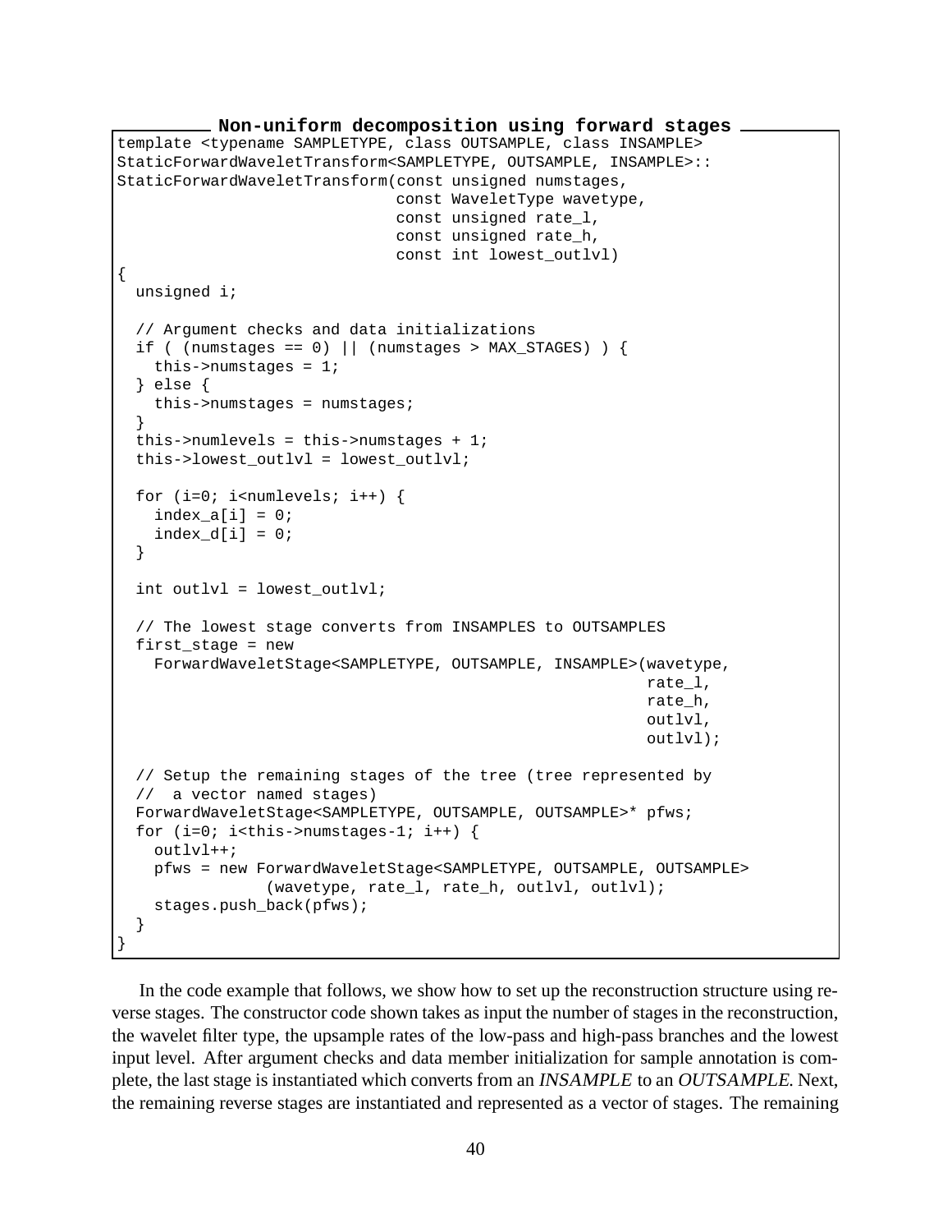**Non-uniform decomposition using forward stages**

```
template <typename SAMPLETYPE, class OUTSAMPLE, class INSAMPLE>
StaticForwardWaveletTransform<SAMPLETYPE, OUTSAMPLE, INSAMPLE>::
StaticForwardWaveletTransform(const unsigned numstages,
                              const WaveletType wavetype,
                              const unsigned rate_l,
                              const unsigned rate_h,
                              const int lowest_outlvl)
{
  unsigned i;

  // Argument checks and data initializations
  if ( (numstages == 0) || (numstages > MAX_STAGES) ) {
    this->numstages = 1;
  } else {
    this->numstages = numstages;
  }
  this->numlevels = this->numstages + 1;
  this->lowest_outlvl = lowest_outlvl;

  for (i=0; i<numlevels; i++) {
    index_a[i] = 0;
    index_d[i] = 0;
  }

  int outlvl = lowest_outlvl;

  // The lowest stage converts from INSAMPLES to OUTSAMPLES
  first_stage = new
    ForwardWaveletStage<SAMPLETYPE, OUTSAMPLE, INSAMPLE>(wavetype,
                                                          rate_l,
                                                          rate_h,
                                                          outlvl,
                                                          outlvl);

  // Setup the remaining stages of the tree (tree represented by
  //  a vector named stages)
  ForwardWaveletStage<SAMPLETYPE, OUTSAMPLE, OUTSAMPLE>* pfws;
  for (i=0; i<this->numstages-1; i++) {
    outlvl++;
    pfws = new ForwardWaveletStage<SAMPLETYPE, OUTSAMPLE, OUTSAMPLE>
               (wavetype, rate_l, rate_h, outlvl, outlvl);
    stages.push_back(pfws);
  }
}
```

In the code example that follows, we show how to set up the reconstruction structure using reverse stages. The constructor code shown takes as input the number of stages in the reconstruction, the wavelet filter type, the upsample rates of the low-pass and high-pass branches and the lowest input level. After argument checks and data member initialization for sample annotation is complete, the last stage is instantiated which converts from an *INSAMPLE* to an *OUTSAMPLE*. Next, the remaining reverse stages are instantiated and represented as a vector of stages. The remaining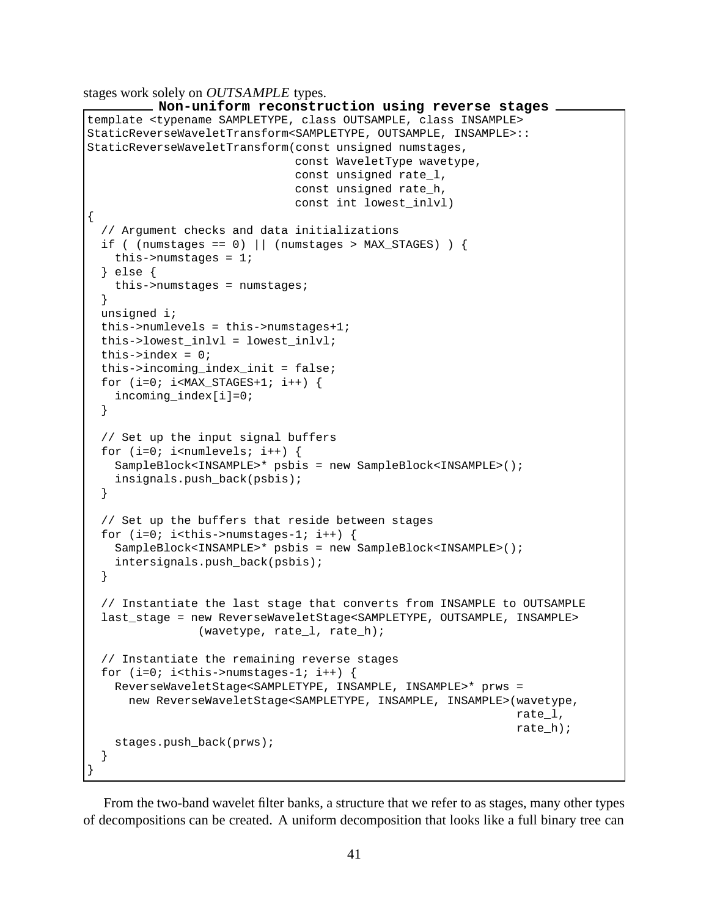stages work solely on *OUTSAMPLE* types.

**Non-uniform reconstruction using reverse stages**

```
template <typename SAMPLETYPE, class OUTSAMPLE, class INSAMPLE>
StaticReverseWaveletTransform<SAMPLETYPE, OUTSAMPLE, INSAMPLE>::
StaticReverseWaveletTransform(const unsigned numstages,
                              const WaveletType wavetype,
                              const unsigned rate_l,
                              const unsigned rate_h,
                              const int lowest_inlvl)
{
  // Argument checks and data initializations
  if ( (numstages == 0) || (numstages > MAX_STAGES) ) {
    this->numstages = 1;
  } else {
    this->numstages = numstages;
  }
  unsigned i;
  this->numlevels = this->numstages+1;
  this->lowest_inlvl = lowest_inlvl;
  this->index = 0;
  this->incoming_index_init = false;
  for (i=0; i<MAX_STAGES+1; i++) {
    incoming_index[i]=0;
  }

  // Set up the input signal buffers
  for (i=0; i<numlevels; i++) {
    SampleBlock<INSAMPLE>* psbis = new SampleBlock<INSAMPLE>();
    insignals.push_back(psbis);
  }

  // Set up the buffers that reside between stages
  for (i=0; i<this->numstages-1; i++) {
    SampleBlock<INSAMPLE>* psbis = new SampleBlock<INSAMPLE>();
    intersignals.push_back(psbis);
  }

  // Instantiate the last stage that converts from INSAMPLE to OUTSAMPLE
  last_stage = new ReverseWaveletStage<SAMPLETYPE, OUTSAMPLE, INSAMPLE>
               (wavetype, rate_l, rate_h);

  // Instantiate the remaining reverse stages
  for (i=0; i<this->numstages-1; i++) {
    ReverseWaveletStage<SAMPLETYPE, INSAMPLE, INSAMPLE>* prws =
      new ReverseWaveletStage<SAMPLETYPE, INSAMPLE, INSAMPLE>(wavetype,
                                                            rate_l,
                                                            rate_h);
    stages.push_back(prws);
  }
}
```

From the two-band wavelet filter banks, a structure that we refer to as stages, many other types of decompositions can be created. A uniform decomposition that looks like a full binary tree can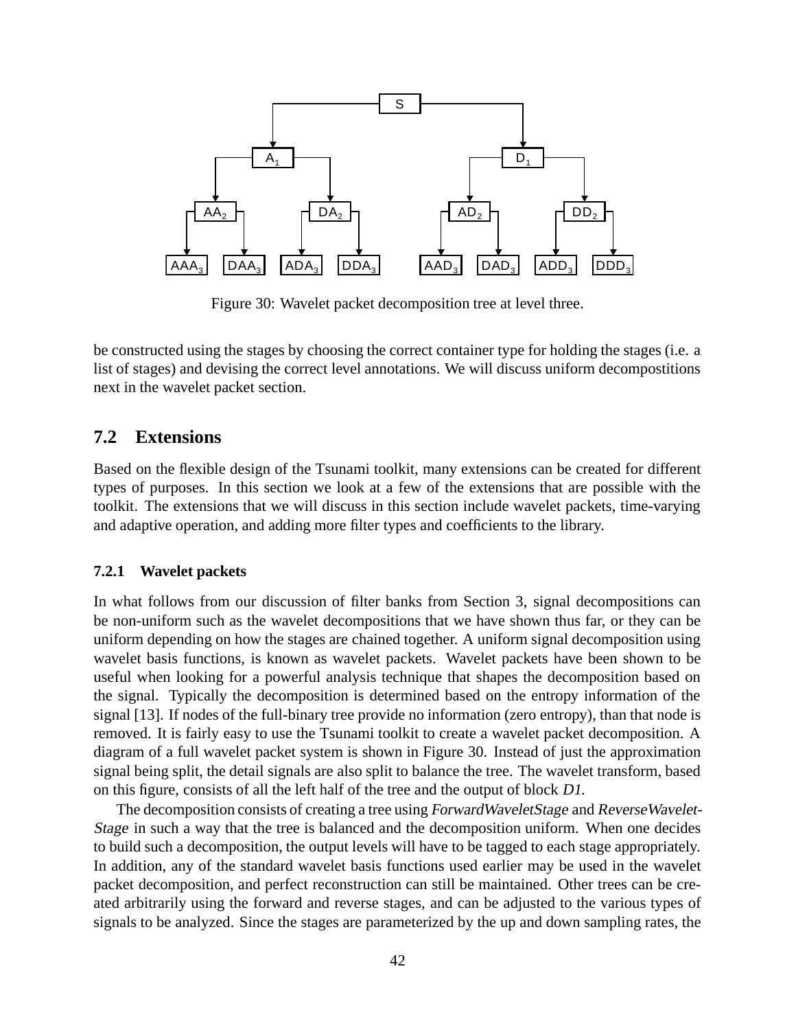Figure 30: Wavelet packet decomposition tree at level three.

be constructed using the stages by choosing the correct container type for holding the stages (i.e. a list of stages) and devising the correct level annotations. We will discuss uniform decompostitions next in the wavelet packet section.

## 7.2 Extensions

Based on the flexible design of the Tsunami toolkit, many extensions can be created for different types of purposes. In this section we look at a few of the extensions that are possible with the toolkit. The extensions that we will discuss in this section include wavelet packets, time-varying and adaptive operation, and adding more filter types and coefficients to the library.

### 7.2.1 Wavelet packets

In what follows from our discussion of filter banks from Section 3, signal decompositions can be non-uniform such as the wavelet decompositions that we have shown thus far, or they can be uniform depending on how the stages are chained together. A uniform signal decomposition using wavelet basis functions, is known as wavelet packets. Wavelet packets have been shown to be useful when looking for a powerful analysis technique that shapes the decomposition based on the signal. Typically the decomposition is determined based on the entropy information of the signal [13]. If nodes of the full-binary tree provide no information (zero entropy), than that node is removed. It is fairly easy to use the Tsunami toolkit to create a wavelet packet decomposition. A diagram of a full wavelet packet system is shown in Figure 30. Instead of just the approximation signal being split, the detail signals are also split to balance the tree. The wavelet transform, based on this figure, consists of all the left half of the tree and the output of block *D1*.

The decomposition consists of creating a tree using *ForwardWaveletStage* and *ReverseWaveletStage* in such a way that the tree is balanced and the decomposition uniform. When one decides to build such a decomposition, the output levels will have to be tagged to each stage appropriately. In addition, any of the standard wavelet basis functions used earlier may be used in the wavelet packet decomposition, and perfect reconstruction can still be maintained. Other trees can be created arbitrarily using the forward and reverse stages, and can be adjusted to the various types of signals to be analyzed. Since the stages are parameterized by the up and down sampling rates, the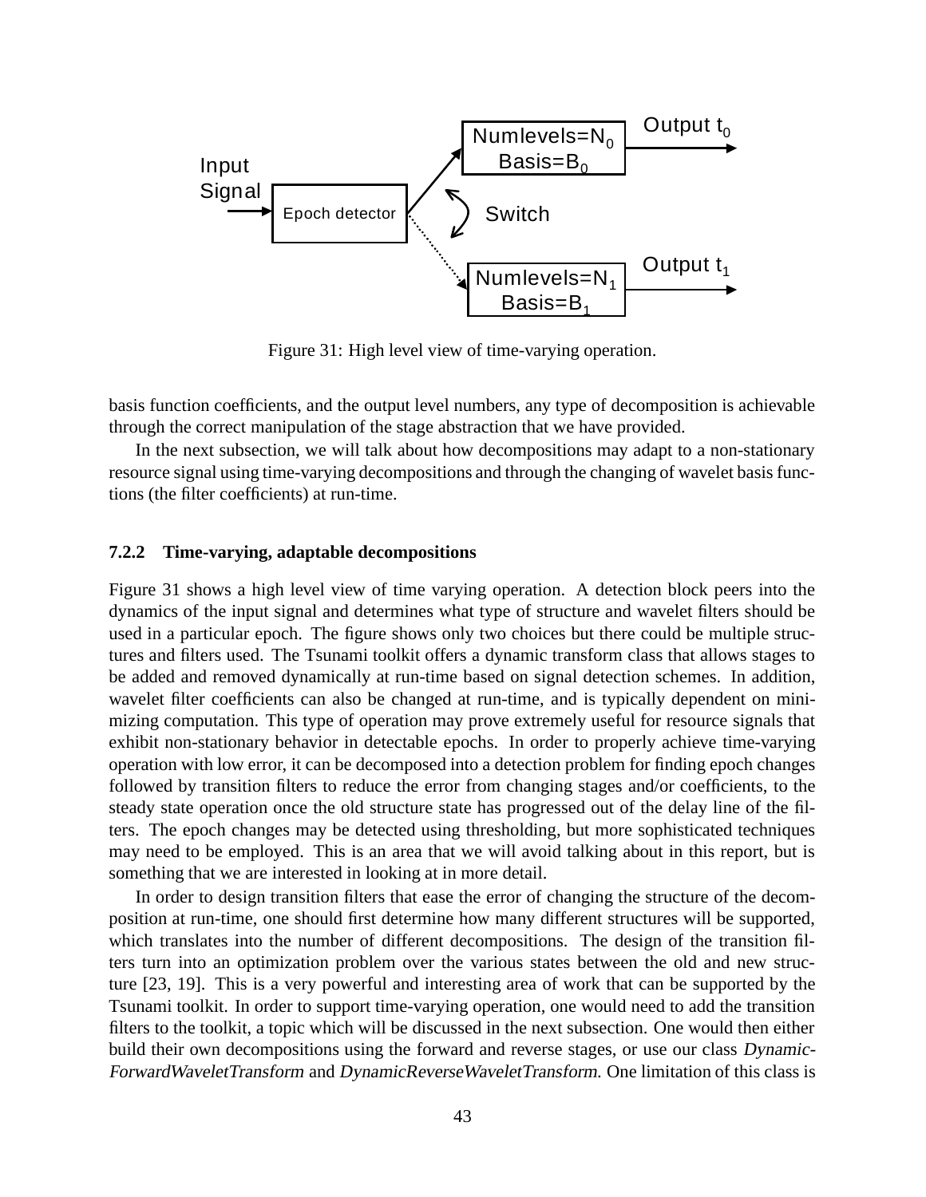Figure 31: High level view of time-varying operation.

basis function coefficients, and the output level numbers, any type of decomposition is achievable through the correct manipulation of the stage abstraction that we have provided.

In the next subsection, we will talk about how decompositions may adapt to a non-stationary resource signal using time-varying decompositions and through the changing of wavelet basis functions (the filter coefficients) at run-time.

### 7.2.2 Time-varying, adaptable decompositions

Figure 31 shows a high level view of time varying operation. A detection block peers into the dynamics of the input signal and determines what type of structure and wavelet filters should be used in a particular epoch. The figure shows only two choices but there could be multiple structures and filters used. The Tsunami toolkit offers a dynamic transform class that allows stages to be added and removed dynamically at run-time based on signal detection schemes. In addition, wavelet filter coefficients can also be changed at run-time, and is typically dependent on minimizing computation. This type of operation may prove extremely useful for resource signals that exhibit non-stationary behavior in detectable epochs. In order to properly achieve time-varying operation with low error, it can be decomposed into a detection problem for finding epoch changes followed by transition filters to reduce the error from changing stages and/or coefficients, to the steady state operation once the old structure state has progressed out of the delay line of the filters. The epoch changes may be detected using thresholding, but more sophisticated techniques may need to be employed. This is an area that we will avoid talking about in this report, but is something that we are interested in looking at in more detail.

In order to design transition filters that ease the error of changing the structure of the decomposition at run-time, one should first determine how many different structures will be supported, which translates into the number of different decompositions. The design of the transition filters turn into an optimization problem over the various states between the old and new structure [23, 19]. This is a very powerful and interesting area of work that can be supported by the Tsunami toolkit. In order to support time-varying operation, one would need to add the transition filters to the toolkit, a topic which will be discussed in the next subsection. One would then either build their own decompositions using the forward and reverse stages, or use our class *DynamicForwardWaveletTransform* and *DynamicReverseWaveletTransform*. One limitation of this class is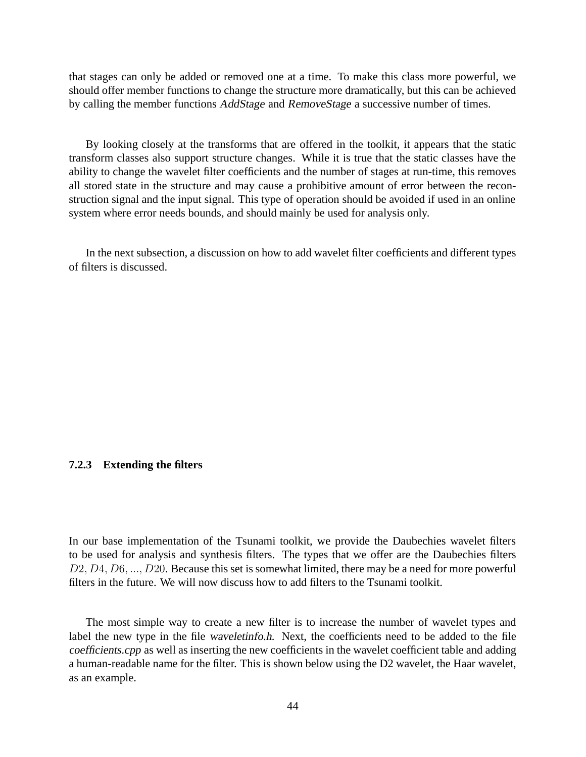that stages can only be added or removed one at a time. To make this class more powerful, we should offer member functions to change the structure more dramatically, but this can be achieved by calling the member functions *AddStage* and *RemoveStage* a successive number of times.

By looking closely at the transforms that are offered in the toolkit, it appears that the static transform classes also support structure changes. While it is true that the static classes have the ability to change the wavelet filter coefficients and the number of stages at run-time, this removes all stored state in the structure and may cause a prohibitive amount of error between the reconstruction signal and the input signal. This type of operation should be avoided if used in an online system where error needs bounds, and should mainly be used for analysis only.

In the next subsection, a discussion on how to add wavelet filter coefficients and different types of filters is discussed.

### 7.2.3 Extending the filters

In our base implementation of the Tsunami toolkit, we provide the Daubechies wavelet filters to be used for analysis and synthesis filters. The types that we offer are the Daubechies filters $D2, D4, D6, ..., D20$. Because this set is somewhat limited, there may be a need for more powerful filters in the future. We will now discuss how to add filters to the Tsunami toolkit.

The most simple way to create a new filter is to increase the number of wavelet types and label the new type in the file *waveletinfo.h*. Next, the coefficients need to be added to the file *coefficients.cpp* as well as inserting the new coefficients in the wavelet coefficient table and adding a human-readable name for the filter. This is shown below using the D2 wavelet, the Haar wavelet, as an example.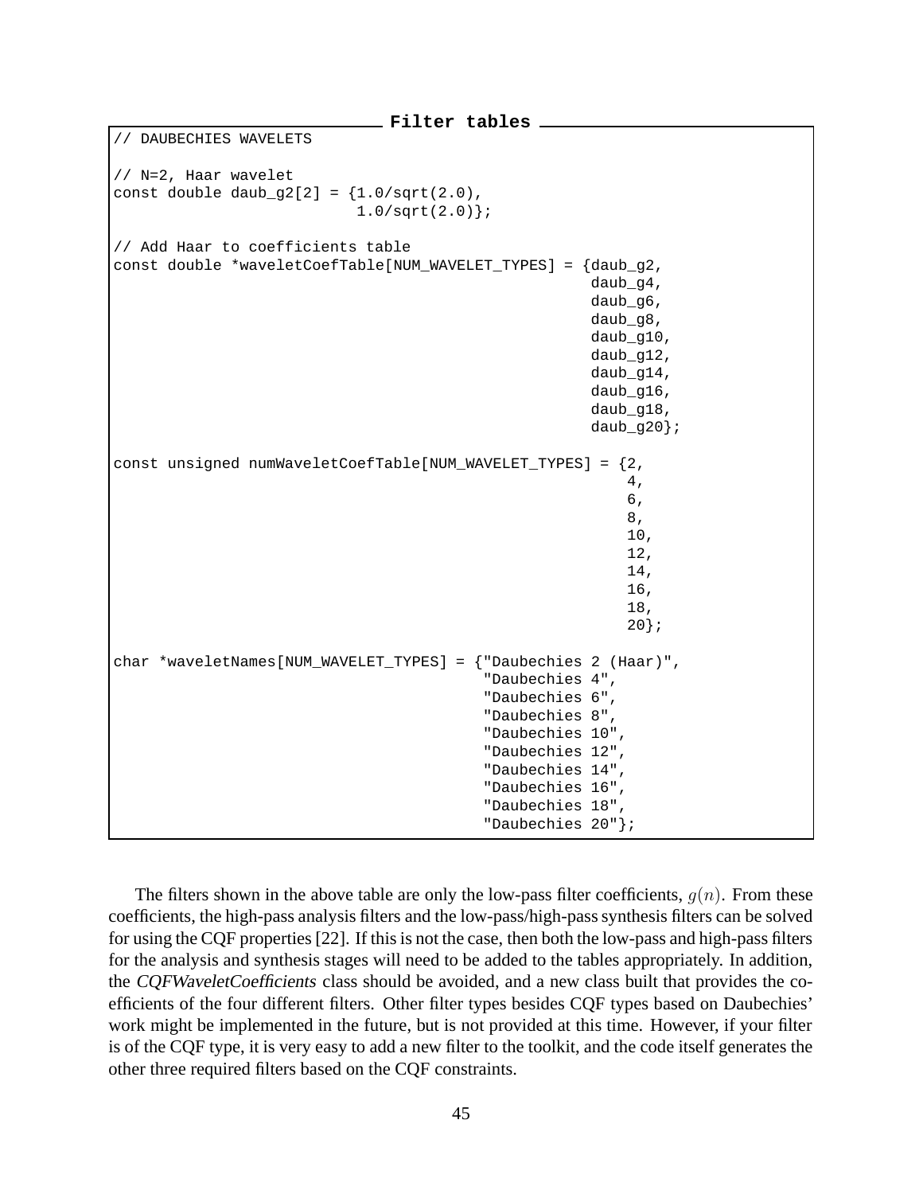**Filter tables**

```
// DAUBECHIES WAVELETS

// N=2, Haar wavelet
const double daub_g2[2] = {1.0/sqrt(2.0),
                           1.0/sqrt(2.0)};

// Add Haar to coefficients table
const double *waveletCoefTable[NUM_WAVELET_TYPES] = {daub_g2,
                                                     daub_g4,
                                                     daub_g6,
                                                     daub_g8,
                                                     daub_g10,
                                                     daub_g12,
                                                     daub_g14,
                                                     daub_g16,
                                                     daub_g18,
                                                     daub_g20};

const unsigned numWaveletCoefTable[NUM_WAVELET_TYPES] = {2,
                                                         4,
                                                         6,
                                                         8,
                                                         10,
                                                         12,
                                                         14,
                                                         16,
                                                         18,
                                                         20};

char *waveletNames[NUM_WAVELET_TYPES] = {"Daubechies 2 (Haar)",
                                         "Daubechies 4",
                                         "Daubechies 6",
                                         "Daubechies 8",
                                         "Daubechies 10",
                                         "Daubechies 12",
                                         "Daubechies 14",
                                         "Daubechies 16",
                                         "Daubechies 18",
                                         "Daubechies 20"};
```

The filters shown in the above table are only the low-pass filter coefficients, $g(n)$. From these coefficients, the high-pass analysis filters and the low-pass/high-pass synthesis filters can be solved for using the CQF properties [22]. If this is not the case, then both the low-pass and high-pass filters for the analysis and synthesis stages will need to be added to the tables appropriately. In addition, the *CQFWaveletCoefficients* class should be avoided, and a new class built that provides the coefficients of the four different filters. Other filter types besides CQF types based on Daubechies' work might be implemented in the future, but is not provided at this time. However, if your filter is of the CQF type, it is very easy to add a new filter to the toolkit, and the code itself generates the other three required filters based on the CQF constraints.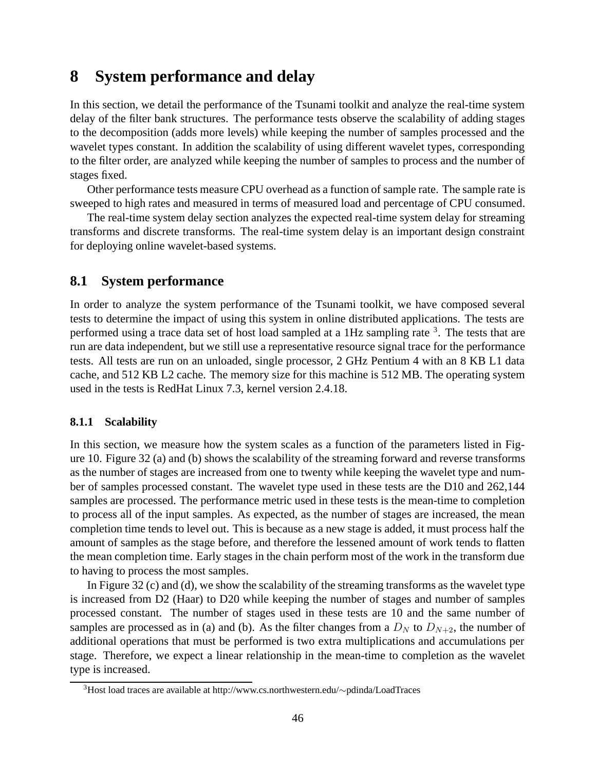# 8 System performance and delay

In this section, we detail the performance of the Tsunami toolkit and analyze the real-time system delay of the filter bank structures. The performance tests observe the scalability of adding stages to the decomposition (adds more levels) while keeping the number of samples processed and the wavelet types constant. In addition the scalability of using different wavelet types, corresponding to the filter order, are analyzed while keeping the number of samples to process and the number of stages fixed.

Other performance tests measure CPU overhead as a function of sample rate. The sample rate is sweeped to high rates and measured in terms of measured load and percentage of CPU consumed.

The real-time system delay section analyzes the expected real-time system delay for streaming transforms and discrete transforms. The real-time system delay is an important design constraint for deploying online wavelet-based systems.

## 8.1 System performance

In order to analyze the system performance of the Tsunami toolkit, we have composed several tests to determine the impact of using this system in online distributed applications. The tests are performed using a trace data set of host load sampled at a 1Hz sampling rate [3]. The tests that are run are data independent, but we still use a representative resource signal trace for the performance tests. All tests are run on an unloaded, single processor, 2 GHz Pentium 4 with an 8 KB L1 data cache, and 512 KB L2 cache. The memory size for this machine is 512 MB. The operating system used in the tests is RedHat Linux 7.3, kernel version 2.4.18.

### 8.1.1 Scalability

In this section, we measure how the system scales as a function of the parameters listed in Figure 10. Figure 32 (a) and (b) shows the scalability of the streaming forward and reverse transforms as the number of stages are increased from one to twenty while keeping the wavelet type and number of samples processed constant. The wavelet type used in these tests are the D10 and 262,144 samples are processed. The performance metric used in these tests is the mean-time to completion to process all of the input samples. As expected, as the number of stages are increased, the mean completion time tends to level out. This is because as a new stage is added, it must process half the amount of samples as the stage before, and therefore the lessened amount of work tends to flatten the mean completion time. Early stages in the chain perform most of the work in the transform due to having to process the most samples.

In Figure 32 (c) and (d), we show the scalability of the streaming transforms as the wavelet type is increased from D2 (Haar) to D20 while keeping the number of stages and number of samples processed constant. The number of stages used in these tests are 10 and the same number of samples are processed as in (a) and (b). As the filter changes from a $D_N$ to $D_{N+2}$, the number of additional operations that must be performed is two extra multiplications and accumulations per stage. Therefore, we expect a linear relationship in the mean-time to completion as the wavelet type is increased.

[3] Host load traces are available at http://www.cs.northwestern.edu/∼pdinda/LoadTraces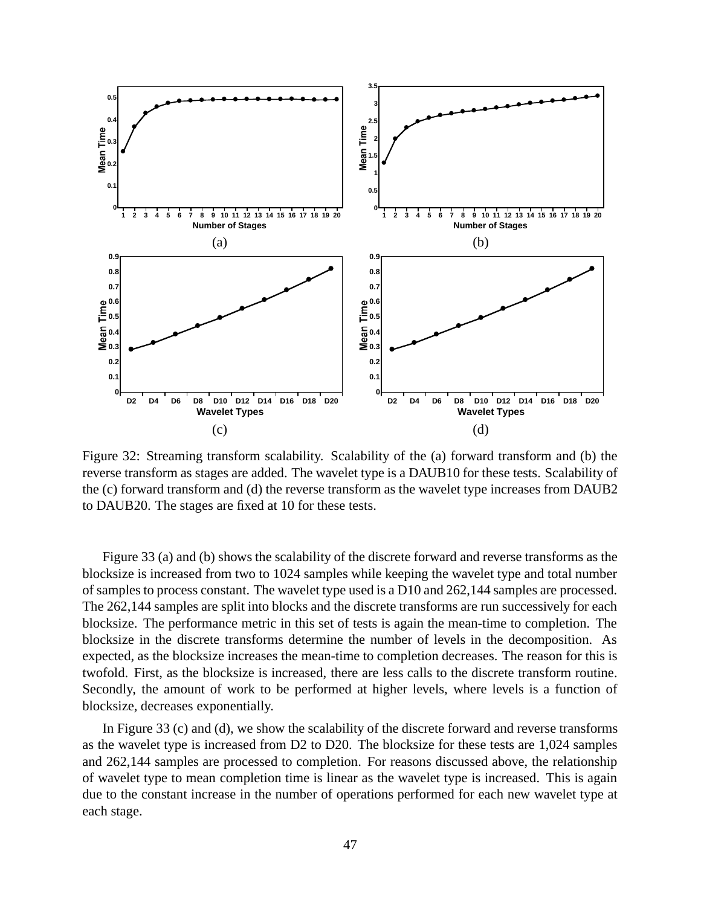Figure 32: Streaming transform scalability. Scalability of the (a) forward transform and (b) the reverse transform as stages are added. The wavelet type is a DAUB10 for these tests. Scalability of the (c) forward transform and (d) the reverse transform as the wavelet type increases from DAUB2 to DAUB20. The stages are fixed at 10 for these tests.

Figure 33 (a) and (b) shows the scalability of the discrete forward and reverse transforms as the blocksize is increased from two to 1024 samples while keeping the wavelet type and total number of samples to process constant. The wavelet type used is a D10 and 262,144 samples are processed. The 262,144 samples are split into blocks and the discrete transforms are run successively for each blocksize. The performance metric in this set of tests is again the mean-time to completion. The blocksize in the discrete transforms determine the number of levels in the decomposition. As expected, as the blocksize increases the mean-time to completion decreases. The reason for this is twofold. First, as the blocksize is increased, there are less calls to the discrete transform routine. Secondly, the amount of work to be performed at higher levels, where levels is a function of blocksize, decreases exponentially.

In Figure 33 (c) and (d), we show the scalability of the discrete forward and reverse transforms as the wavelet type is increased from D2 to D20. The blocksize for these tests are 1,024 samples and 262,144 samples are processed to completion. For reasons discussed above, the relationship of wavelet type to mean completion time is linear as the wavelet type is increased. This is again due to the constant increase in the number of operations performed for each new wavelet type at each stage.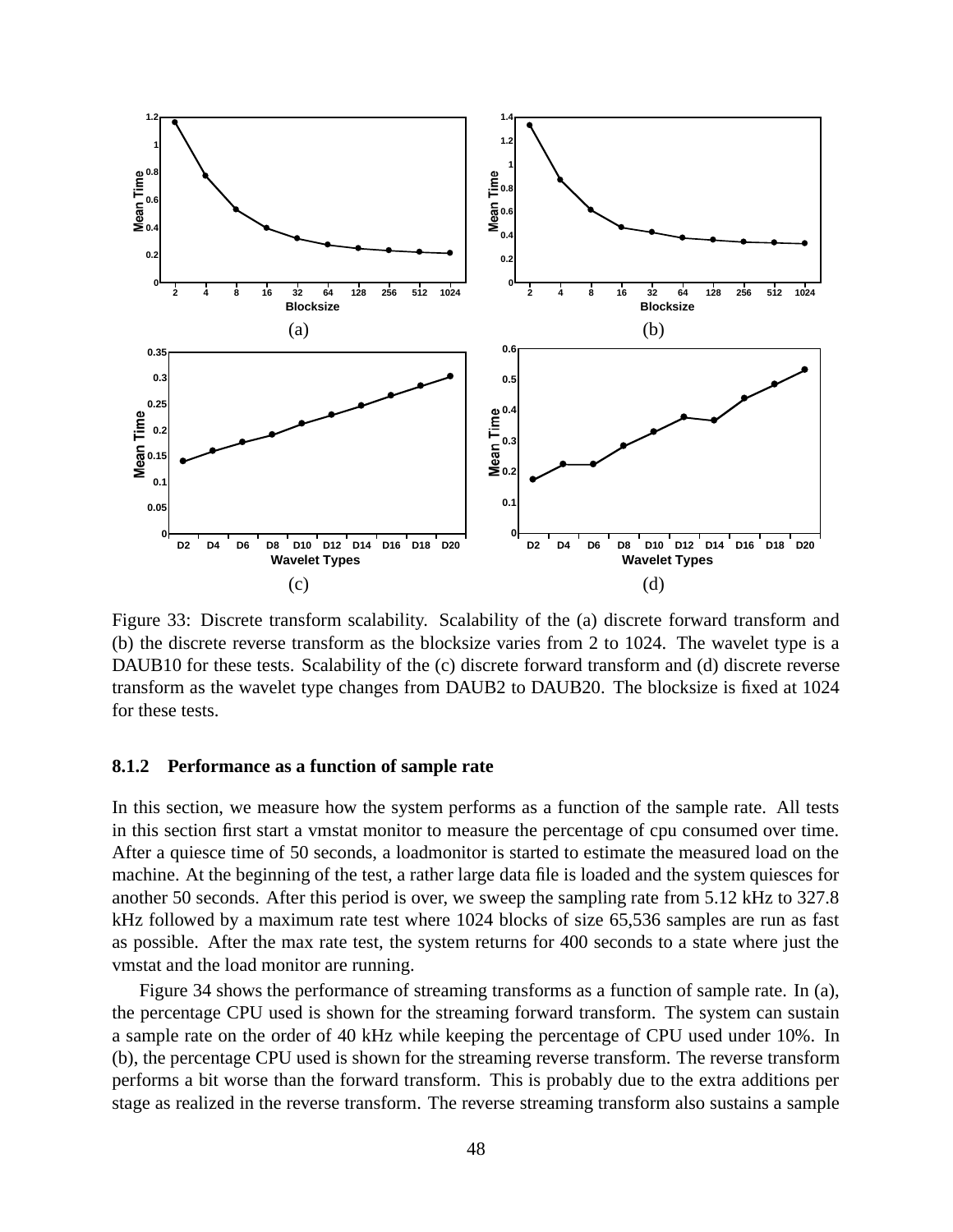Figure 33: Discrete transform scalability. Scalability of the (a) discrete forward transform and (b) the discrete reverse transform as the blocksize varies from 2 to 1024. The wavelet type is a DAUB10 for these tests. Scalability of the (c) discrete forward transform and (d) discrete reverse transform as the wavelet type changes from DAUB2 to DAUB20. The blocksize is fixed at 1024 for these tests.

### 8.1.2 Performance as a function of sample rate

In this section, we measure how the system performs as a function of the sample rate. All tests in this section first start a vmstat monitor to measure the percentage of cpu consumed over time. After a quiesce time of 50 seconds, a loadmonitor is started to estimate the measured load on the machine. At the beginning of the test, a rather large data file is loaded and the system quiesces for another 50 seconds. After this period is over, we sweep the sampling rate from 5.12 kHz to 327.8 kHz followed by a maximum rate test where 1024 blocks of size 65,536 samples are run as fast as possible. After the max rate test, the system returns for 400 seconds to a state where just the vmstat and the load monitor are running.

Figure 34 shows the performance of streaming transforms as a function of sample rate. In (a), the percentage CPU used is shown for the streaming forward transform. The system can sustain a sample rate on the order of 40 kHz while keeping the percentage of CPU used under 10%. In (b), the percentage CPU used is shown for the streaming reverse transform. The reverse transform performs a bit worse than the forward transform. This is probably due to the extra additions per stage as realized in the reverse transform. The reverse streaming transform also sustains a sample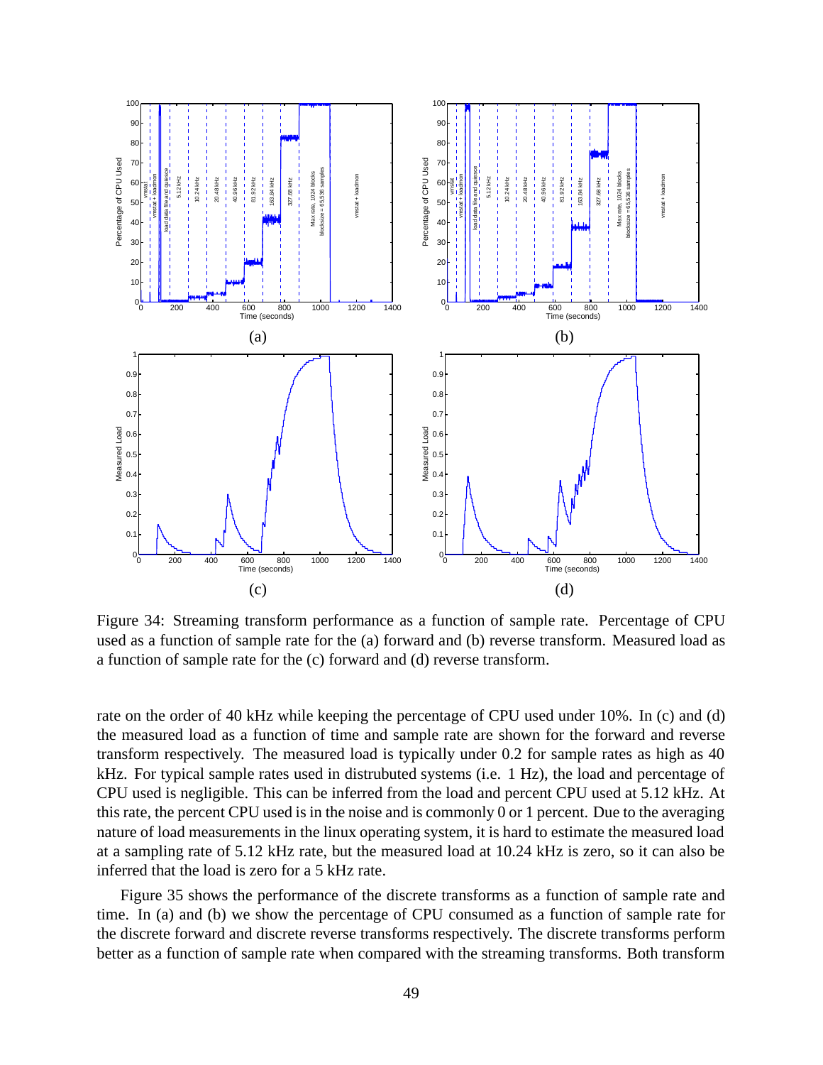Figure 34: Streaming transform performance as a function of sample rate. Percentage of CPU used as a function of sample rate for the (a) forward and (b) reverse transform. Measured load as a function of sample rate for the (c) forward and (d) reverse transform.

rate on the order of 40 kHz while keeping the percentage of CPU used under 10%. In (c) and (d) the measured load as a function of time and sample rate are shown for the forward and reverse transform respectively. The measured load is typically under 0.2 for sample rates as high as 40 kHz. For typical sample rates used in distrubuted systems (i.e. 1 Hz), the load and percentage of CPU used is negligible. This can be inferred from the load and percent CPU used at 5.12 kHz. At this rate, the percent CPU used is in the noise and is commonly 0 or 1 percent. Due to the averaging nature of load measurements in the linux operating system, it is hard to estimate the measured load at a sampling rate of 5.12 kHz rate, but the measured load at 10.24 kHz is zero, so it can also be inferred that the load is zero for a 5 kHz rate.

Figure 35 shows the performance of the discrete transforms as a function of sample rate and time. In (a) and (b) we show the percentage of CPU consumed as a function of sample rate for the discrete forward and discrete reverse transforms respectively. The discrete transforms perform better as a function of sample rate when compared with the streaming transforms. Both transform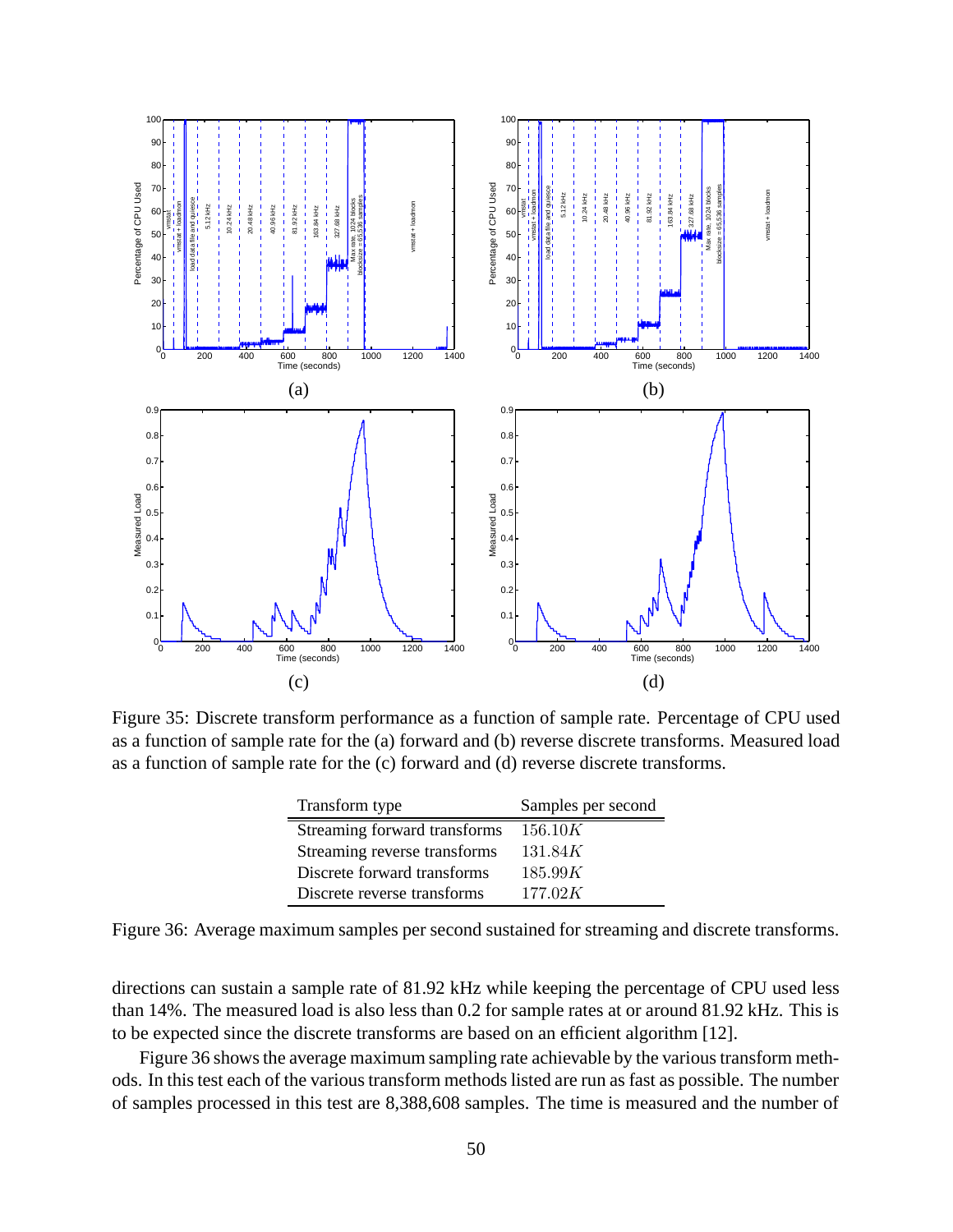Figure 35: Discrete transform performance as a function of sample rate. Percentage of CPU used as a function of sample rate for the (a) forward and (b) reverse discrete transforms. Measured load as a function of sample rate for the (c) forward and (d) reverse discrete transforms.

| Transform type | Samples per second |
|---|---|
| Streaming forward transforms | $156.10K$ |
| Streaming reverse transforms | $131.84K$ |
| Discrete forward transforms | $185.99K$ |
| Discrete reverse transforms | $177.02K$ |

Figure 36: Average maximum samples per second sustained for streaming and discrete transforms.

directions can sustain a sample rate of 81.92 kHz while keeping the percentage of CPU used less than 14%. The measured load is also less than 0.2 for sample rates at or around 81.92 kHz. This is to be expected since the discrete transforms are based on an efficient algorithm [12].

Figure 36 shows the average maximum sampling rate achievable by the various transform methods. In this test each of the various transform methods listed are run as fast as possible. The number of samples processed in this test are 8,388,608 samples. The time is measured and the number of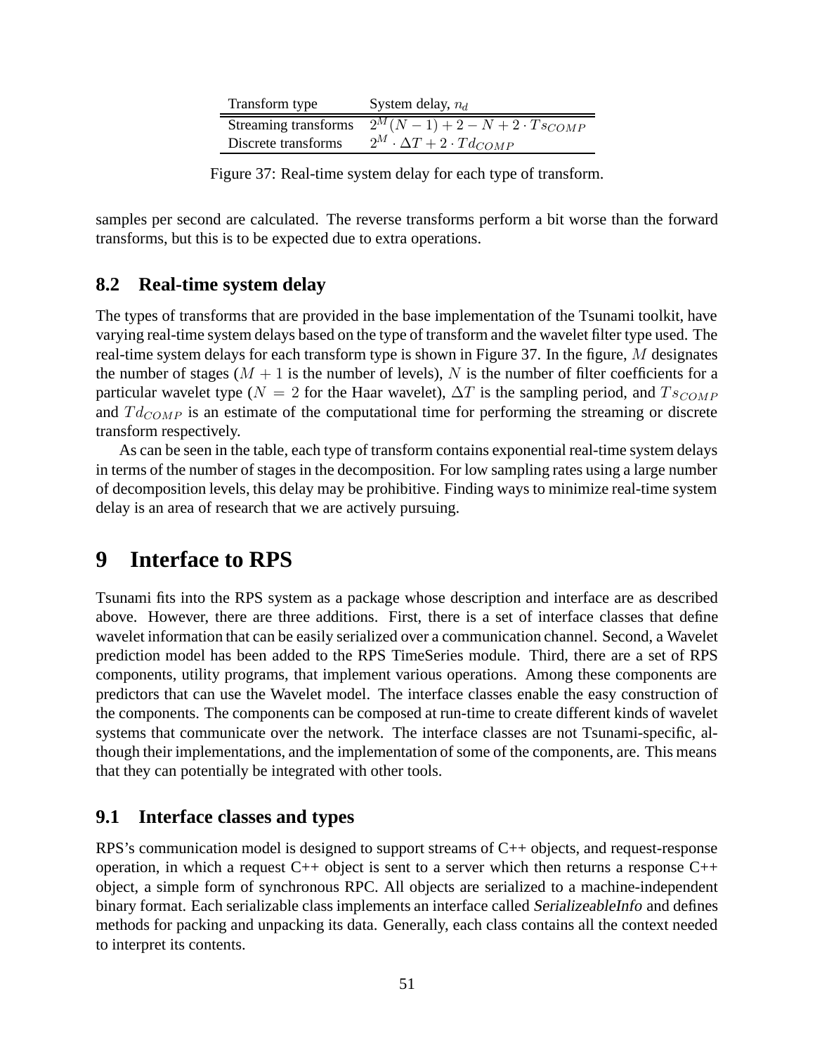| Transform type | System delay, $n_d$ |
| --- | --- |
| Streaming transforms | $2^M(N-1)+2-N+2\cdot Ts_{COMP}$ |
| Discrete transforms | $2^M \cdot \Delta T + 2 \cdot Td_{COMP}$ |

Figure 37: Real-time system delay for each type of transform.

samples per second are calculated. The reverse transforms perform a bit worse than the forward transforms, but this is to be expected due to extra operations.

### 8.2 Real-time system delay

The types of transforms that are provided in the base implementation of the Tsunami toolkit, have varying real-time system delays based on the type of transform and the wavelet filter type used. The real-time system delays for each transform type is shown in Figure 37. In the figure, $M$ designates the number of stages ($M+1$ is the number of levels), $N$ is the number of filter coefficients for a particular wavelet type ($N = 2$ for the Haar wavelet), $\Delta T$ is the sampling period, and $Ts_{COMP}$ and $Td_{COMP}$ is an estimate of the computational time for performing the streaming or discrete transform respectively.

As can be seen in the table, each type of transform contains exponential real-time system delays in terms of the number of stages in the decomposition. For low sampling rates using a large number of decomposition levels, this delay may be prohibitive. Finding ways to minimize real-time system delay is an area of research that we are actively pursuing.

## 9 Interface to RPS

Tsunami fits into the RPS system as a package whose description and interface are as described above. However, there are three additions. First, there is a set of interface classes that define wavelet information that can be easily serialized over a communication channel. Second, a Wavelet prediction model has been added to the RPS TimeSeries module. Third, there are a set of RPS components, utility programs, that implement various operations. Among these components are predictors that can use the Wavelet model. The interface classes enable the easy construction of the components. The components can be composed at run-time to create different kinds of wavelet systems that communicate over the network. The interface classes are not Tsunami-specific, although their implementations, and the implementation of some of the components, are. This means that they can potentially be integrated with other tools.

### 9.1 Interface classes and types

RPS's communication model is designed to support streams of C++ objects, and request-response operation, in which a request C++ object is sent to a server which then returns a response C++ object, a simple form of synchronous RPC. All objects are serialized to a machine-independent binary format. Each serializable class implements an interface called *SerializeableInfo* and defines methods for packing and unpacking its data. Generally, each class contains all the context needed to interpret its contents.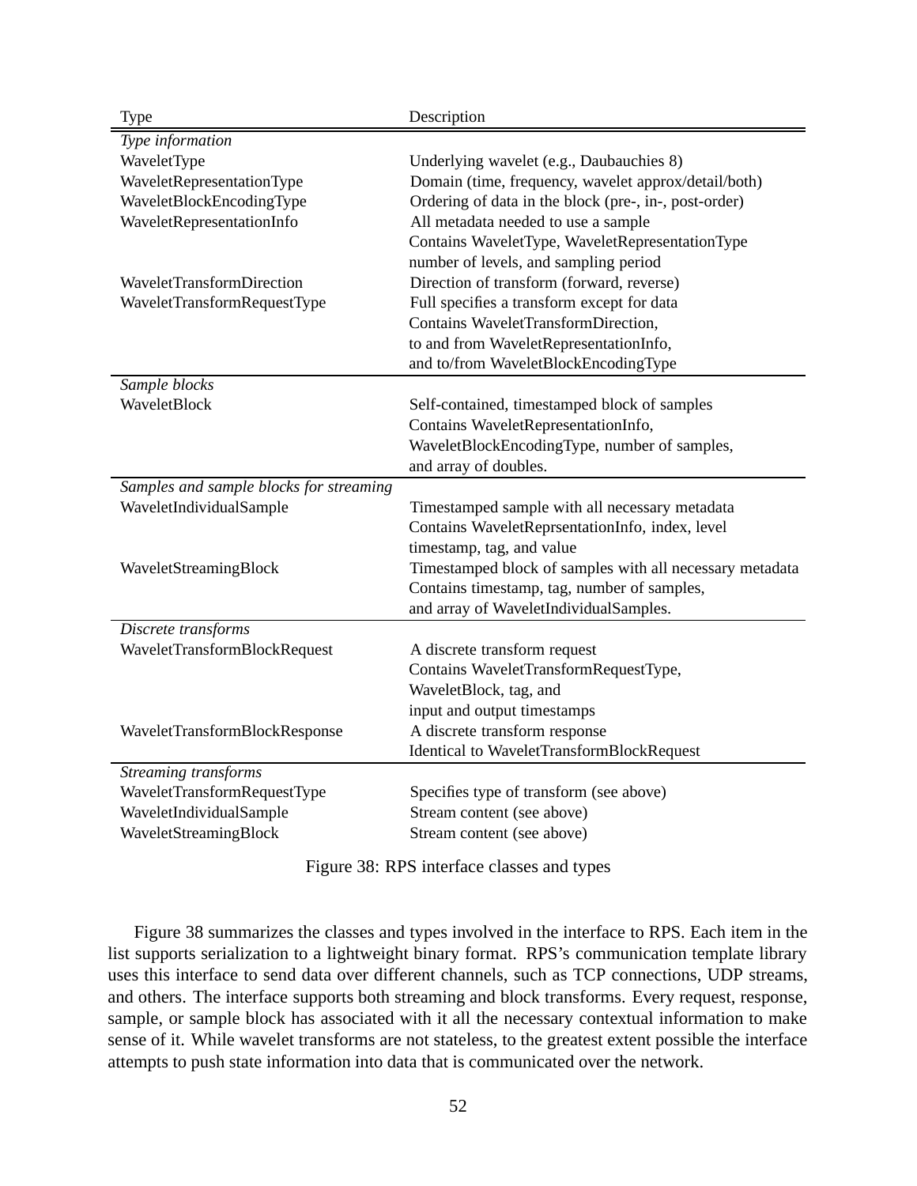| Type | Description |
|---|---|
| *Type information* | |
| WaveletType | Underlying wavelet (e.g., Daubauchies 8) |
| WaveletRepresentationType | Domain (time, frequency, wavelet approx/detail/both) |
| WaveletBlockEncodingType | Ordering of data in the block (pre-, in-, post-order) |
| WaveletRepresentationInfo | All metadata needed to use a sample<br>Contains WaveletType, WaveletRepresentationType<br>number of levels, and sampling period |
| WaveletTransformDirection | Direction of transform (forward, reverse) |
| WaveletTransformRequestType | Full specifies a transform except for data<br>Contains WaveletTransformDirection,<br>to and from WaveletRepresentationInfo,<br>and to/from WaveletBlockEncodingType |
| *Sample blocks* | |
| WaveletBlock | Self-contained, timestamped block of samples<br>Contains WaveletRepresentationInfo,<br>WaveletBlockEncodingType, number of samples,<br>and array of doubles. |
| *Samples and sample blocks for streaming* | |
| WaveletIndividualSample | Timestamped sample with all necessary metadata<br>Contains WaveletReprsentationInfo, index, level<br>timestamp, tag, and value |
| WaveletStreamingBlock | Timestamped block of samples with all necessary metadata<br>Contains timestamp, tag, number of samples,<br>and array of WaveletIndividualSamples. |
| *Discrete transforms* | |
| WaveletTransformBlockRequest | A discrete transform request<br>Contains WaveletTransformRequestType,<br>WaveletBlock, tag, and<br>input and output timestamps |
| WaveletTransformBlockResponse | A discrete transform response<br>Identical to WaveletTransformBlockRequest |
| *Streaming transforms* | |
| WaveletTransformRequestType | Specifies type of transform (see above) |
| WaveletIndividualSample | Stream content (see above) |
| WaveletStreamingBlock | Stream content (see above) |

Figure 38: RPS interface classes and types

Figure 38 summarizes the classes and types involved in the interface to RPS. Each item in the list supports serialization to a lightweight binary format. RPS's communication template library uses this interface to send data over different channels, such as TCP connections, UDP streams, and others. The interface supports both streaming and block transforms. Every request, response, sample, or sample block has associated with it all the necessary contextual information to make sense of it. While wavelet transforms are not stateless, to the greatest extent possible the interface attempts to push state information into data that is communicated over the network.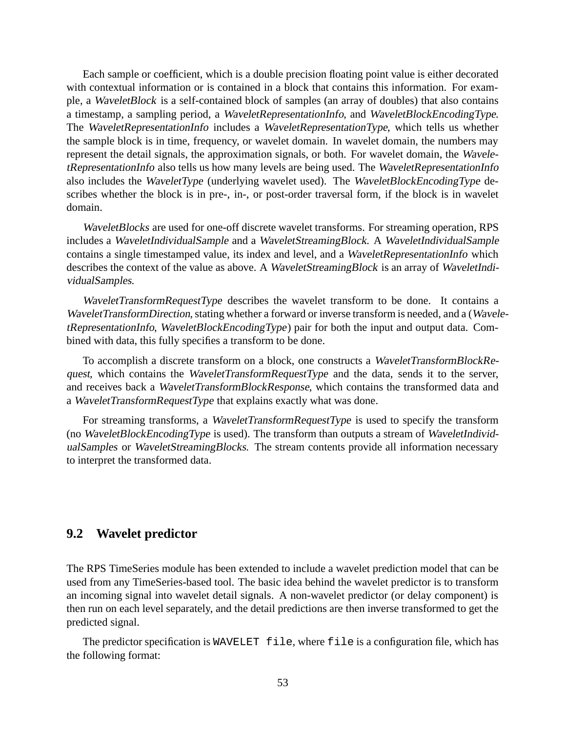Each sample or coefficient, which is a double precision floating point value is either decorated with contextual information or is contained in a block that contains this information. For example, a *WaveletBlock* is a self-contained block of samples (an array of doubles) that also contains a timestamp, a sampling period, a *WaveletRepresentationInfo*, and *WaveletBlockEncodingType*. The *WaveletRepresentationInfo* includes a *WaveletRepresentationType*, which tells us whether the sample block is in time, frequency, or wavelet domain. In wavelet domain, the numbers may represent the detail signals, the approximation signals, or both. For wavelet domain, the *WaveletRepresentationInfo* also tells us how many levels are being used. The *WaveletRepresentationInfo* also includes the *WaveletType* (underlying wavelet used). The *WaveletBlockEncodingType* describes whether the block is in pre-, in-, or post-order traversal form, if the block is in wavelet domain.

*WaveletBlocks* are used for one-off discrete wavelet transforms. For streaming operation, RPS includes a *WaveletIndividualSample* and a *WaveletStreamingBlock*. A *WaveletIndividualSample* contains a single timestamped value, its index and level, and a *WaveletRepresentationInfo* which describes the context of the value as above. A *WaveletStreamingBlock* is an array of *WaveletIndividualSamples*.

*WaveletTransformRequestType* describes the wavelet transform to be done. It contains a *WaveletTransformDirection*, stating whether a forward or inverse transform is needed, and a (*WaveletRepresentationInfo*, *WaveletBlockEncodingType*) pair for both the input and output data. Combined with data, this fully specifies a transform to be done.

To accomplish a discrete transform on a block, one constructs a *WaveletTransformBlockRequest*, which contains the *WaveletTransformRequestType* and the data, sends it to the server, and receives back a *WaveletTransformBlockResponse*, which contains the transformed data and a *WaveletTransformRequestType* that explains exactly what was done.

For streaming transforms, a *WaveletTransformRequestType* is used to specify the transform (no *WaveletBlockEncodingType* is used). The transform than outputs a stream of *WaveletIndividualSamples* or *WaveletStreamingBlocks*. The stream contents provide all information necessary to interpret the transformed data.

## 9.2 Wavelet predictor

The RPS TimeSeries module has been extended to include a wavelet prediction model that can be used from any TimeSeries-based tool. The basic idea behind the wavelet predictor is to transform an incoming signal into wavelet detail signals. A non-wavelet predictor (or delay component) is then run on each level separately, and the detail predictions are then inverse transformed to get the predicted signal.

The predictor specification is `WAVELET file`, where `file` is a configuration file, which has the following format: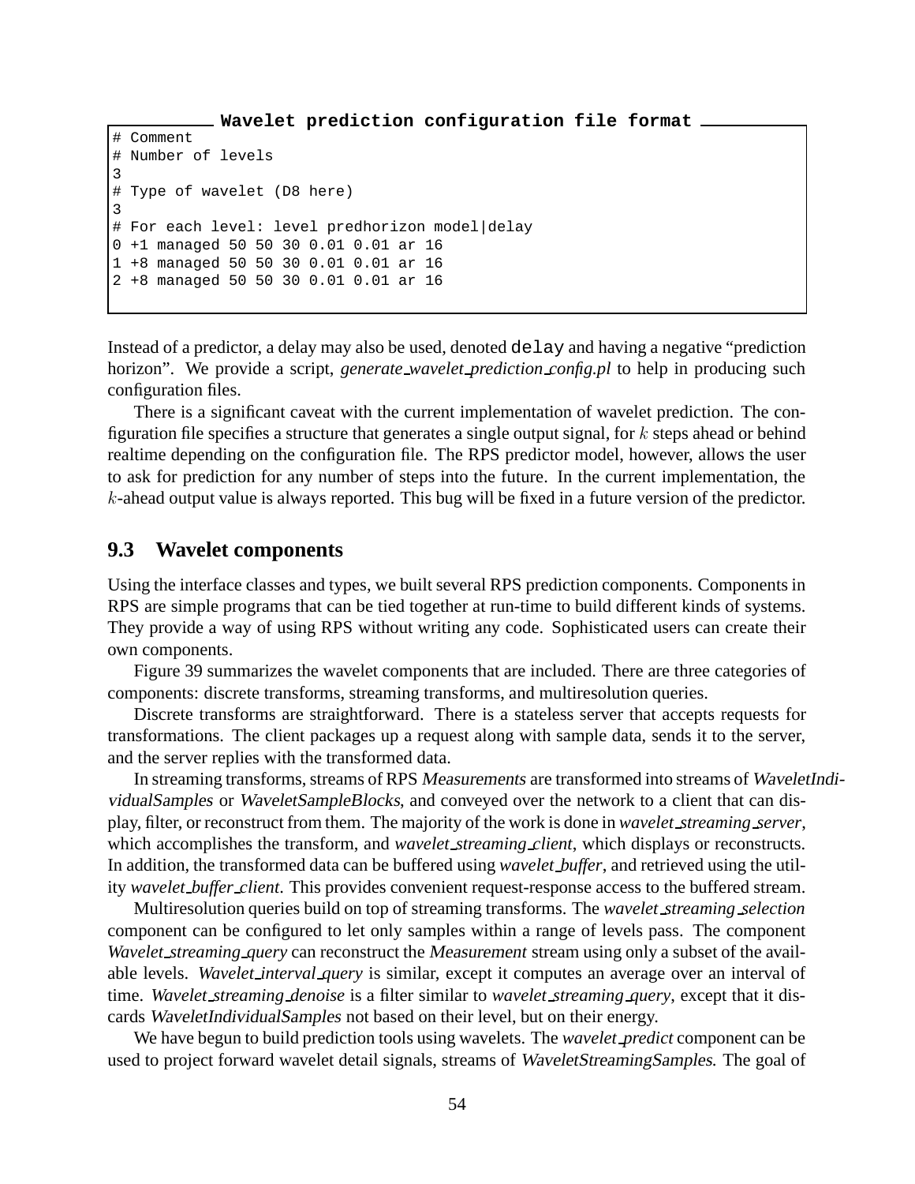```
Wavelet prediction configuration file format
# Comment
# Number of levels
3
# Type of wavelet (D8 here)
3
# For each level: level predhorizon model|delay
0 +1 managed 50 50 30 0.01 0.01 ar 16
1 +8 managed 50 50 30 0.01 0.01 ar 16
2 +8 managed 50 50 30 0.01 0.01 ar 16
```

Instead of a predictor, a delay may also be used, denoted `delay` and having a negative "prediction horizon". We provide a script, *generate_wavelet_prediction_config.pl* to help in producing such configuration files.

There is a significant caveat with the current implementation of wavelet prediction. The configuration file specifies a structure that generates a single output signal, for $k$ steps ahead or behind realtime depending on the configuration file. The RPS predictor model, however, allows the user to ask for prediction for any number of steps into the future. In the current implementation, the $k$-ahead output value is always reported. This bug will be fixed in a future version of the predictor.

## 9.3 Wavelet components

Using the interface classes and types, we built several RPS prediction components. Components in RPS are simple programs that can be tied together at run-time to build different kinds of systems. They provide a way of using RPS without writing any code. Sophisticated users can create their own components.

Figure 39 summarizes the wavelet components that are included. There are three categories of components: discrete transforms, streaming transforms, and multiresolution queries.

Discrete transforms are straightforward. There is a stateless server that accepts requests for transformations. The client packages up a request along with sample data, sends it to the server, and the server replies with the transformed data.

In streaming transforms, streams of RPS *Measurements* are transformed into streams of *WaveletIndividualSamples* or *WaveletSampleBlocks*, and conveyed over the network to a client that can display, filter, or reconstruct from them. The majority of the work is done in *wavelet_streaming_server*, which accomplishes the transform, and *wavelet_streaming_client*, which displays or reconstructs. In addition, the transformed data can be buffered using *wavelet_buffer*, and retrieved using the utility *wavelet_buffer_client*. This provides convenient request-response access to the buffered stream.

Multiresolution queries build on top of streaming transforms. The *wavelet_streaming_selection* component can be configured to let only samples within a range of levels pass. The component *Wavelet_streaming_query* can reconstruct the *Measurement* stream using only a subset of the available levels. *Wavelet_interval_query* is similar, except it computes an average over an interval of time. *Wavelet_streaming_denoise* is a filter similar to *wavelet_streaming_query*, except that it discards *WaveletIndividualSamples* not based on their level, but on their energy.

We have begun to build prediction tools using wavelets. The *wavelet_predict* component can be used to project forward wavelet detail signals, streams of *WaveletStreamingSamples*. The goal of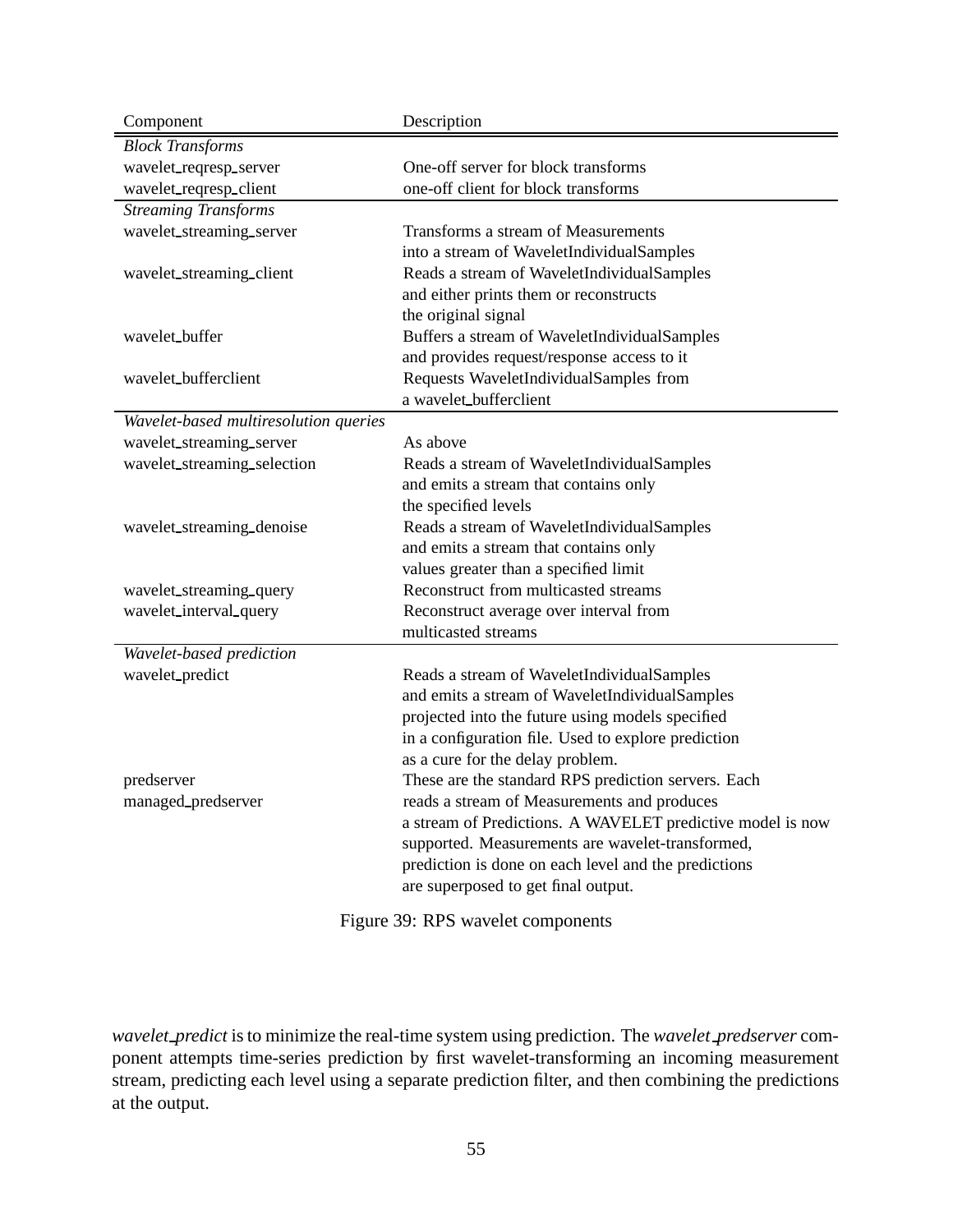| Component | Description |
|---|---|
| *Block Transforms* | |
| wavelet_reqresp_server | One-off server for block transforms |
| wavelet_reqresp_client | one-off client for block transforms |
| *Streaming Transforms* | |
| wavelet_streaming_server | Transforms a stream of Measurements into a stream of WaveletIndividualSamples |
| wavelet_streaming_client | Reads a stream of WaveletIndividualSamples and either prints them or reconstructs the original signal |
| wavelet_buffer | Buffers a stream of WaveletIndividualSamples and provides request/response access to it |
| wavelet_bufferclient | Requests WaveletIndividualSamples from a wavelet_bufferclient |
| *Wavelet-based multiresolution queries* | |
| wavelet_streaming_server | As above |
| wavelet_streaming_selection | Reads a stream of WaveletIndividualSamples and emits a stream that contains only the specified levels |
| wavelet_streaming_denoise | Reads a stream of WaveletIndividualSamples and emits a stream that contains only values greater than a specified limit |
| wavelet_streaming_query | Reconstruct from multicasted streams |
| wavelet_interval_query | Reconstruct average over interval from multicasted streams |
| *Wavelet-based prediction* | |
| wavelet_predict | Reads a stream of WaveletIndividualSamples and emits a stream of WaveletIndividualSamples projected into the future using models specified in a configuration file. Used to explore prediction as a cure for the delay problem. |
| predserver<br>managed_predserver | These are the standard RPS prediction servers. Each reads a stream of Measurements and produces a stream of Predictions. A WAVELET predictive model is now supported. Measurements are wavelet-transformed, prediction is done on each level and the predictions are superposed to get final output. |

Figure 39: RPS wavelet components

*wavelet_predict* is to minimize the real-time system using prediction. The *wavelet_predserver* component attempts time-series prediction by first wavelet-transforming an incoming measurement stream, predicting each level using a separate prediction filter, and then combining the predictions at the output.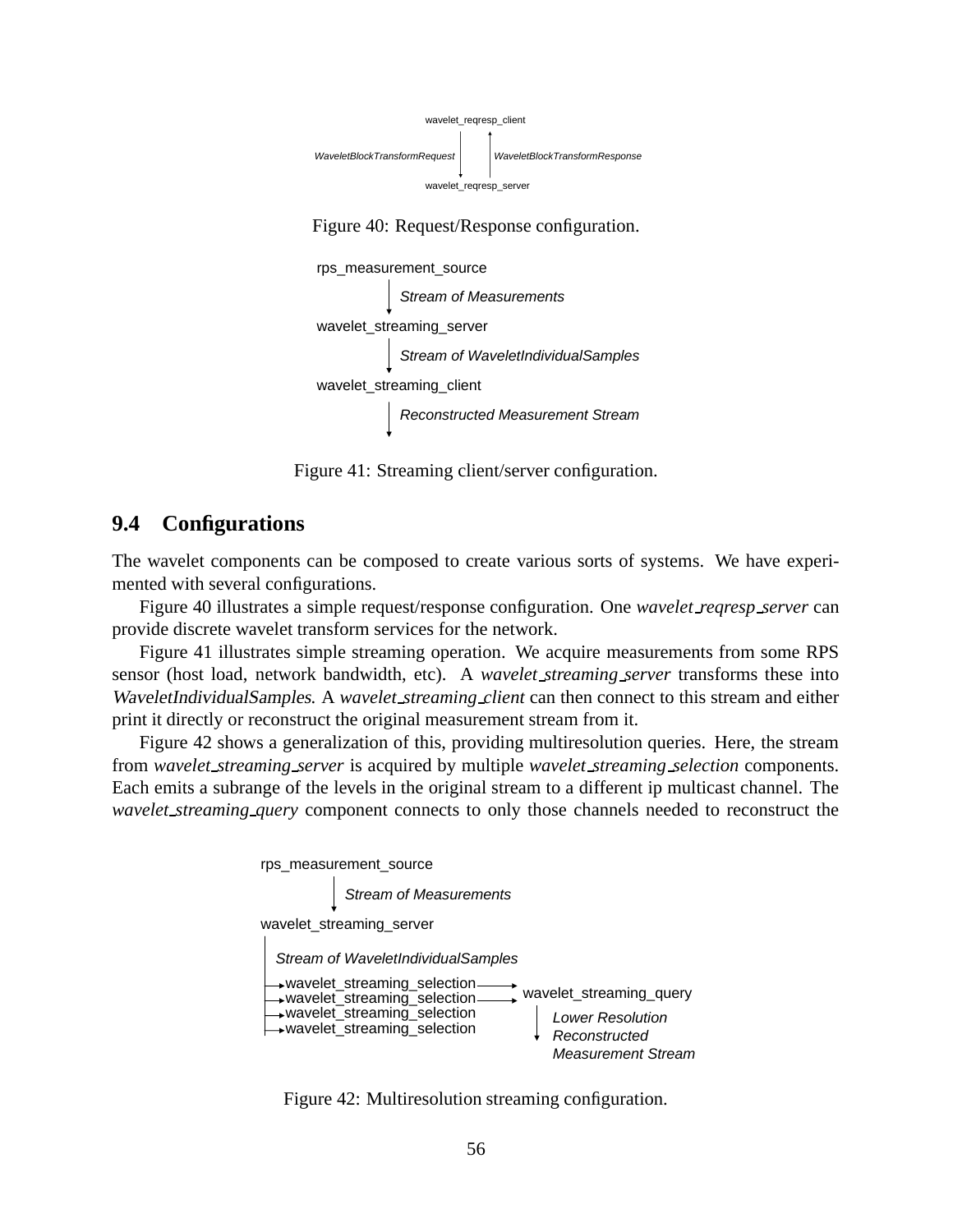wavelet_reqresp_client

WaveletBlockTransformRequest ↓ ↑ WaveletBlockTransformResponse

wavelet_reqresp_server

Figure 40: Request/Response configuration.

rps_measurement_source

↓ *Stream of Measurements*

wavelet_streaming_server

↓ *Stream of WaveletIndividualSamples*

wavelet_streaming_client

↓ *Reconstructed Measurement Stream*

Figure 41: Streaming client/server configuration.

## 9.4 Configurations

The wavelet components can be composed to create various sorts of systems. We have experimented with several configurations.

Figure 40 illustrates a simple request/response configuration. One *wavelet_reqresp_server* can provide discrete wavelet transform services for the network.

Figure 41 illustrates simple streaming operation. We acquire measurements from some RPS sensor (host load, network bandwidth, etc). A *wavelet_streaming_server* transforms these into *WaveletIndividualSamples*. A *wavelet_streaming_client* can then connect to this stream and either print it directly or reconstruct the original measurement stream from it.

Figure 42 shows a generalization of this, providing multiresolution queries. Here, the stream from *wavelet_streaming_server* is acquired by multiple *wavelet_streaming_selection* components. Each emits a subrange of the levels in the original stream to a different ip multicast channel. The *wavelet_streaming_query* component connects to only those channels needed to reconstruct the

rps_measurement_source

↓ *Stream of Measurements*

wavelet_streaming_server

*Stream of WaveletIndividualSamples*

→ wavelet_streaming_selection → wavelet_streaming_query
→ wavelet_streaming_selection →
→ wavelet_streaming_selection
→ wavelet_streaming_selection

↓ *Lower Resolution Reconstructed Measurement Stream*

Figure 42: Multiresolution streaming configuration.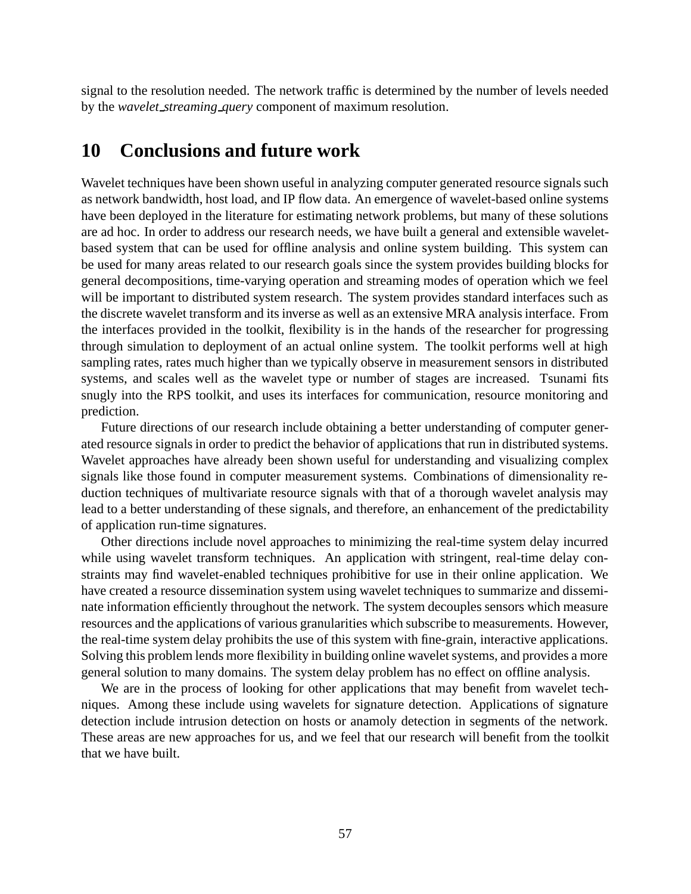signal to the resolution needed. The network traffic is determined by the number of levels needed by the *wavelet_streaming_query* component of maximum resolution.

# 10 Conclusions and future work

Wavelet techniques have been shown useful in analyzing computer generated resource signals such as network bandwidth, host load, and IP flow data. An emergence of wavelet-based online systems have been deployed in the literature for estimating network problems, but many of these solutions are ad hoc. In order to address our research needs, we have built a general and extensible wavelet-based system that can be used for offline analysis and online system building. This system can be used for many areas related to our research goals since the system provides building blocks for general decompositions, time-varying operation and streaming modes of operation which we feel will be important to distributed system research. The system provides standard interfaces such as the discrete wavelet transform and its inverse as well as an extensive MRA analysis interface. From the interfaces provided in the toolkit, flexibility is in the hands of the researcher for progressing through simulation to deployment of an actual online system. The toolkit performs well at high sampling rates, rates much higher than we typically observe in measurement sensors in distributed systems, and scales well as the wavelet type or number of stages are increased. Tsunami fits snugly into the RPS toolkit, and uses its interfaces for communication, resource monitoring and prediction.

Future directions of our research include obtaining a better understanding of computer generated resource signals in order to predict the behavior of applications that run in distributed systems. Wavelet approaches have already been shown useful for understanding and visualizing complex signals like those found in computer measurement systems. Combinations of dimensionality reduction techniques of multivariate resource signals with that of a thorough wavelet analysis may lead to a better understanding of these signals, and therefore, an enhancement of the predictability of application run-time signatures.

Other directions include novel approaches to minimizing the real-time system delay incurred while using wavelet transform techniques. An application with stringent, real-time delay constraints may find wavelet-enabled techniques prohibitive for use in their online application. We have created a resource dissemination system using wavelet techniques to summarize and disseminate information efficiently throughout the network. The system decouples sensors which measure resources and the applications of various granularities which subscribe to measurements. However, the real-time system delay prohibits the use of this system with fine-grain, interactive applications. Solving this problem lends more flexibility in building online wavelet systems, and provides a more general solution to many domains. The system delay problem has no effect on offline analysis.

We are in the process of looking for other applications that may benefit from wavelet techniques. Among these include using wavelets for signature detection. Applications of signature detection include intrusion detection on hosts or anamoly detection in segments of the network. These areas are new approaches for us, and we feel that our research will benefit from the toolkit that we have built.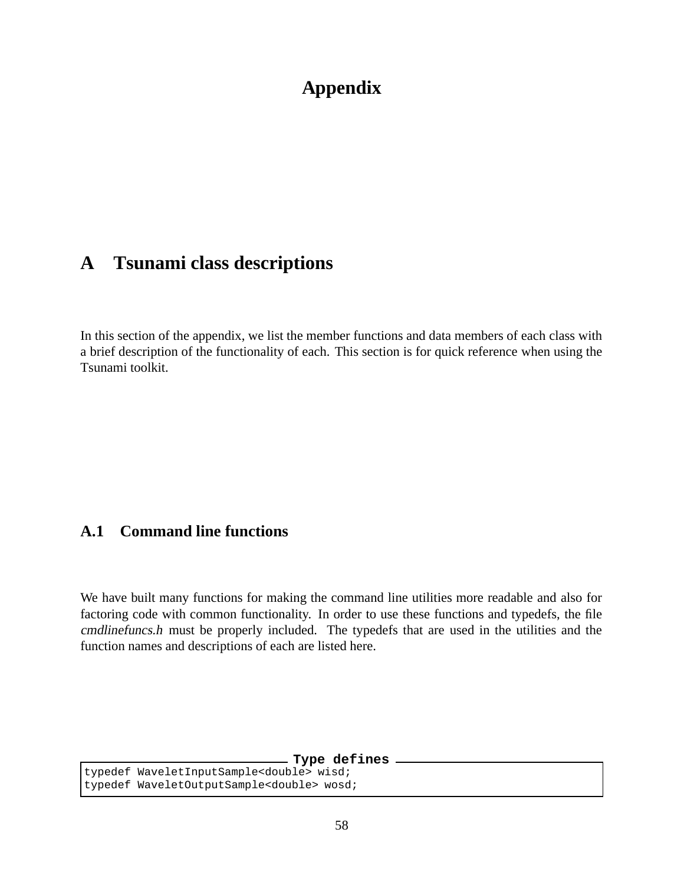# Appendix

## A Tsunami class descriptions

In this section of the appendix, we list the member functions and data members of each class with a brief description of the functionality of each. This section is for quick reference when using the Tsunami toolkit.

### A.1 Command line functions

We have built many functions for making the command line utilities more readable and also for factoring code with common functionality. In order to use these functions and typedefs, the file *cmdlinefuncs.h* must be properly included. The typedefs that are used in the utilities and the function names and descriptions of each are listed here.

**Type defines**

```
typedef WaveletInputSample<double> wisd;
typedef WaveletOutputSample<double> wosd;
```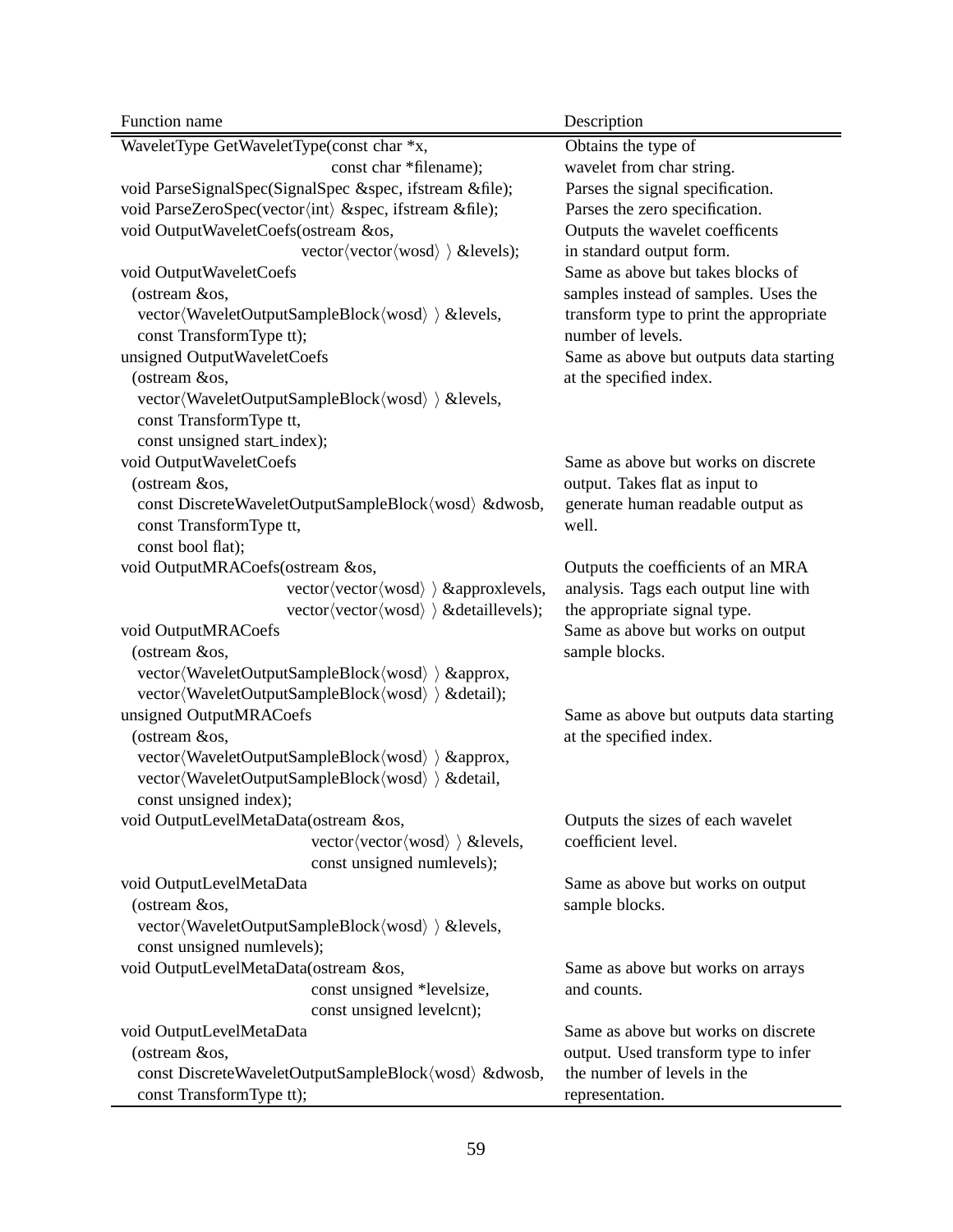| Function name | Description |
| --- | --- |
| WaveletType GetWaveletType(const char *x, const char *filename); | Obtains the type of wavelet from char string. |
| void ParseSignalSpec(SignalSpec &spec, ifstream &file); | Parses the signal specification. |
| void ParseZeroSpec(vector⟨int⟩ &spec, ifstream &file); | Parses the zero specification. |
| void OutputWaveletCoefs(ostream &os, vector⟨vector⟨wosd⟩ ⟩ &levels); | Outputs the wavelet coefficents in standard output form. |
| void OutputWaveletCoefs (ostream &os, vector⟨WaveletOutputSampleBlock⟨wosd⟩ ⟩ &levels, const TransformType tt); | Same as above but takes blocks of samples instead of samples. Uses the transform type to print the appropriate number of levels. |
| unsigned OutputWaveletCoefs (ostream &os, vector⟨WaveletOutputSampleBlock⟨wosd⟩ ⟩ &levels, const TransformType tt, const unsigned start_index); | Same as above but outputs data starting at the specified index. |
| void OutputWaveletCoefs (ostream &os, const DiscreteWaveletOutputSampleBlock⟨wosd⟩ &dwosb, const TransformType tt, const bool flat); | Same as above but works on discrete output. Takes flat as input to generate human readable output as well. |
| void OutputMRACoefs(ostream &os, vector⟨vector⟨wosd⟩ ⟩ &approxlevels, vector⟨vector⟨wosd⟩ ⟩ &detaillevels); | Outputs the coefficients of an MRA analysis. Tags each output line with the appropriate signal type. |
| void OutputMRACoefs (ostream &os, vector⟨WaveletOutputSampleBlock⟨wosd⟩ ⟩ &approx, vector⟨WaveletOutputSampleBlock⟨wosd⟩ ⟩ &detail); | Same as above but works on output sample blocks. |
| unsigned OutputMRACoefs (ostream &os, vector⟨WaveletOutputSampleBlock⟨wosd⟩ ⟩ &approx, vector⟨WaveletOutputSampleBlock⟨wosd⟩ ⟩ &detail, const unsigned index); | Same as above but outputs data starting at the specified index. |
| void OutputLevelMetaData(ostream &os, vector⟨vector⟨wosd⟩ ⟩ &levels, const unsigned numlevels); | Outputs the sizes of each wavelet coefficient level. |
| void OutputLevelMetaData (ostream &os, vector⟨WaveletOutputSampleBlock⟨wosd⟩ ⟩ &levels, const unsigned numlevels); | Same as above but works on output sample blocks. |
| void OutputLevelMetaData(ostream &os, const unsigned *levelsize, const unsigned levelcnt); | Same as above but works on arrays and counts. |
| void OutputLevelMetaData (ostream &os, const DiscreteWaveletOutputSampleBlock⟨wosd⟩ &dwosb, const TransformType tt); | Same as above but works on discrete output. Used transform type to infer the number of levels in the representation. |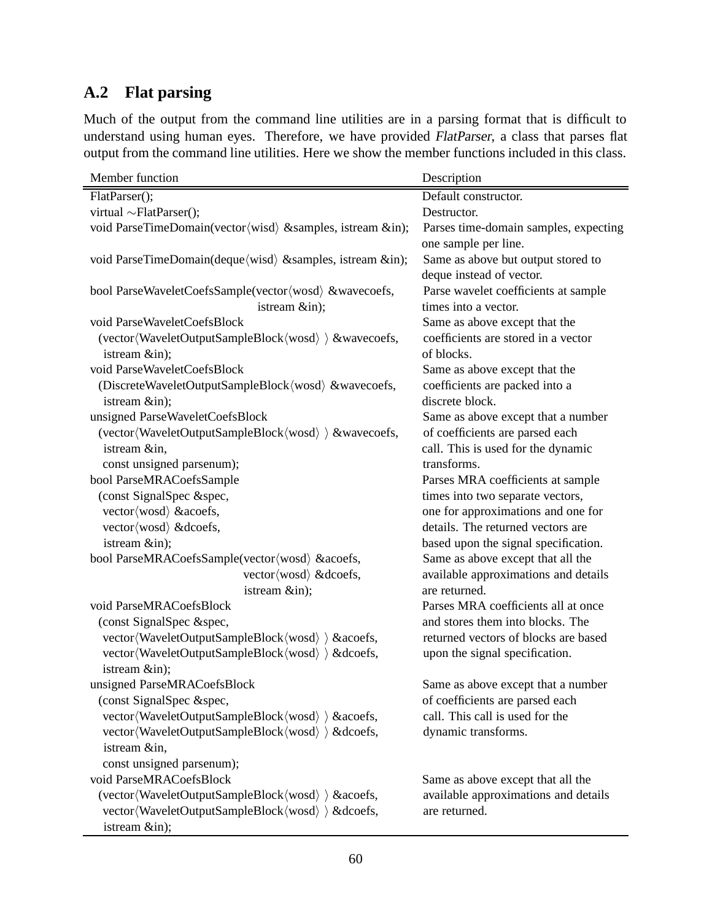## A.2 Flat parsing

Much of the output from the command line utilities are in a parsing format that is difficult to understand using human eyes. Therefore, we have provided *FlatParser*, a class that parses flat output from the command line utilities. Here we show the member functions included in this class.

| Member function | Description |
|---|---|
| FlatParser(); | Default constructor. |
| virtual ∼FlatParser(); | Destructor. |
| void ParseTimeDomain(vector⟨wisd⟩ &samples, istream &in); | Parses time-domain samples, expecting one sample per line. |
| void ParseTimeDomain(deque⟨wisd⟩ &samples, istream &in); | Same as above but output stored to deque instead of vector. |
| bool ParseWaveletCoefsSample(vector⟨wosd⟩ &wavecoefs, istream &in); | Parse wavelet coefficients at sample times into a vector. |
| void ParseWaveletCoefsBlock (vector⟨WaveletOutputSampleBlock⟨wosd⟩ ⟩ &wavecoefs, istream &in); | Same as above except that the coefficients are stored in a vector of blocks. |
| void ParseWaveletCoefsBlock (DiscreteWaveletOutputSampleBlock⟨wosd⟩ &wavecoefs, istream &in); | Same as above except that the coefficients are packed into a discrete block. |
| unsigned ParseWaveletCoefsBlock (vector⟨WaveletOutputSampleBlock⟨wosd⟩ ⟩ &wavecoefs, istream &in, const unsigned parsenum); | Same as above except that a number of coefficients are parsed each call. This is used for the dynamic transforms. |
| bool ParseMRACoefsSample (const SignalSpec &spec, vector⟨wosd⟩ &acoefs, vector⟨wosd⟩ &dcoefs, istream &in); | Parses MRA coefficients at sample times into two separate vectors, one for approximations and one for details. The returned vectors are based upon the signal specification. |
| bool ParseMRACoefsSample(vector⟨wosd⟩ &acoefs, vector⟨wosd⟩ &dcoefs, istream &in); | Same as above except that all the available approximations and details are returned. |
| void ParseMRACoefsBlock (const SignalSpec &spec, vector⟨WaveletOutputSampleBlock⟨wosd⟩ ⟩ &acoefs, vector⟨WaveletOutputSampleBlock⟨wosd⟩ ⟩ &dcoefs, istream &in); | Parses MRA coefficients all at once and stores them into blocks. The returned vectors of blocks are based upon the signal specification. |
| unsigned ParseMRACoefsBlock (const SignalSpec &spec, vector⟨WaveletOutputSampleBlock⟨wosd⟩ ⟩ &acoefs, vector⟨WaveletOutputSampleBlock⟨wosd⟩ ⟩ &dcoefs, istream &in, const unsigned parsenum); | Same as above except that a number of coefficients are parsed each call. This call is used for the dynamic transforms. |
| void ParseMRACoefsBlock (vector⟨WaveletOutputSampleBlock⟨wosd⟩ ⟩ &acoefs, vector⟨WaveletOutputSampleBlock⟨wosd⟩ ⟩ &dcoefs, istream &in); | Same as above except that all the available approximations and details are returned. |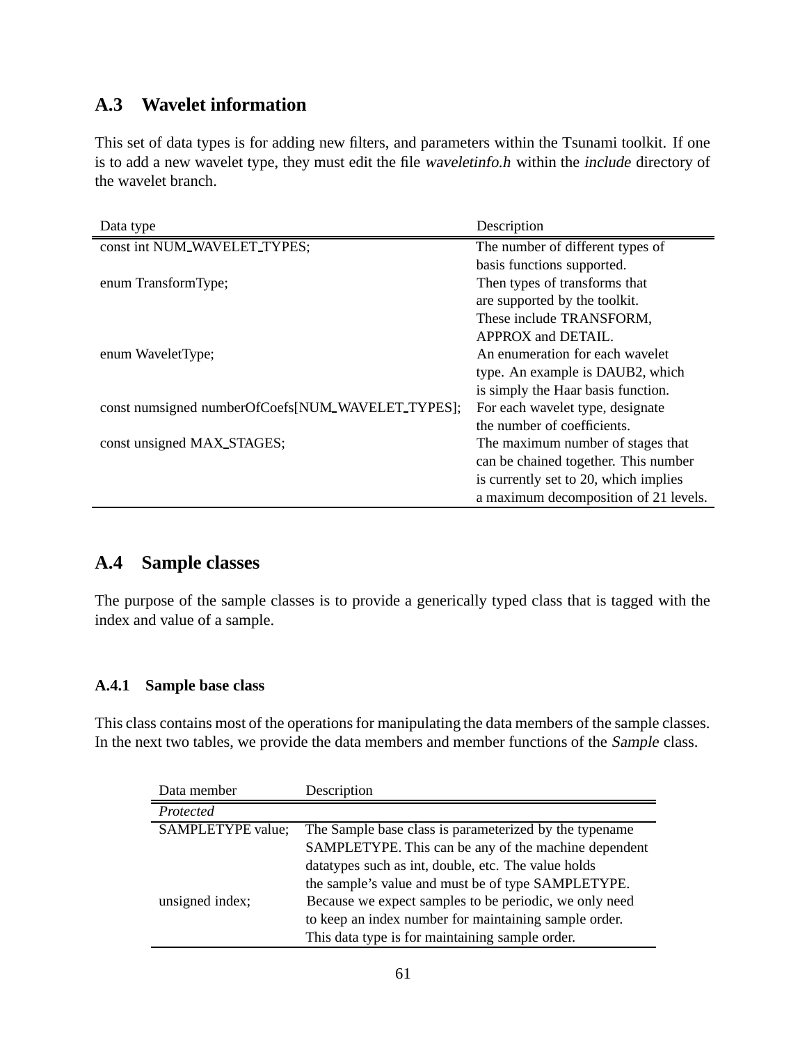## A.3 Wavelet information

This set of data types is for adding new filters, and parameters within the Tsunami toolkit. If one is to add a new wavelet type, they must edit the file *waveletinfo.h* within the *include* directory of the wavelet branch.

| Data type | Description |
|---|---|
| const int NUM_WAVELET_TYPES; | The number of different types of basis functions supported. |
| enum TransformType; | Then types of transforms that are supported by the toolkit. These include TRANSFORM, APPROX and DETAIL. |
| enum WaveletType; | An enumeration for each wavelet type. An example is DAUB2, which is simply the Haar basis function. |
| const numsigned numberOfCoefs[NUM_WAVELET_TYPES]; | For each wavelet type, designate the number of coefficients. |
| const unsigned MAX_STAGES; | The maximum number of stages that can be chained together. This number is currently set to 20, which implies a maximum decomposition of 21 levels. |

## A.4 Sample classes

The purpose of the sample classes is to provide a generically typed class that is tagged with the index and value of a sample.

### A.4.1 Sample base class

This class contains most of the operations for manipulating the data members of the sample classes. In the next two tables, we provide the data members and member functions of the *Sample* class.

| Data member | Description |
|---|---|
| *Protected* | |
| SAMPLETYPE value; | The Sample base class is parameterized by the typename SAMPLETYPE. This can be any of the machine dependent datatypes such as int, double, etc. The value holds the sample's value and must be of type SAMPLETYPE. |
| unsigned index; | Because we expect samples to be periodic, we only need to keep an index number for maintaining sample order. This data type is for maintaining sample order. |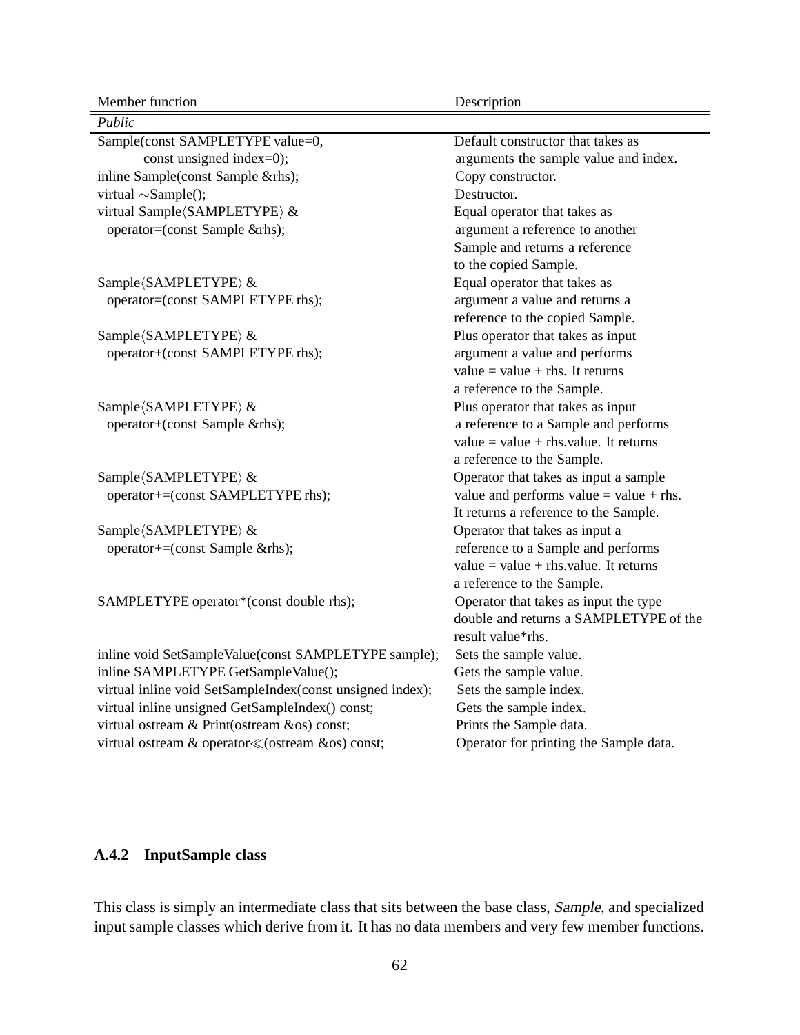| Member function | Description |
|---|---|
| *Public* | |
| Sample(const SAMPLETYPE value=0, const unsigned index=0); | Default constructor that takes as arguments the sample value and index. |
| inline Sample(const Sample &rhs); | Copy constructor. |
| virtual ∼Sample(); | Destructor. |
| virtual Sample⟨SAMPLETYPE⟩ & operator=(const Sample &rhs); | Equal operator that takes as argument a reference to another Sample and returns a reference to the copied Sample. |
| Sample⟨SAMPLETYPE⟩ & operator=(const SAMPLETYPE rhs); | Equal operator that takes as argument a value and returns a reference to the copied Sample. |
| Sample⟨SAMPLETYPE⟩ & operator+(const SAMPLETYPE rhs); | Plus operator that takes as input argument a value and performs value = value + rhs. It returns a reference to the Sample. |
| Sample⟨SAMPLETYPE⟩ & operator+(const Sample &rhs); | Plus operator that takes as input a reference to a Sample and performs value = value + rhs.value. It returns a reference to the Sample. |
| Sample⟨SAMPLETYPE⟩ & operator+=(const SAMPLETYPE rhs); | Operator that takes as input a sample value and performs value = value + rhs. It returns a reference to the Sample. |
| Sample⟨SAMPLETYPE⟩ & operator+=(const Sample &rhs); | Operator that takes as input a reference to a Sample and performs value = value + rhs.value. It returns a reference to the Sample. |
| SAMPLETYPE operator*(const double rhs); | Operator that takes as input the type double and returns a SAMPLETYPE of the result value*rhs. |
| inline void SetSampleValue(const SAMPLETYPE sample); | Sets the sample value. |
| inline SAMPLETYPE GetSampleValue(); | Gets the sample value. |
| virtual inline void SetSampleIndex(const unsigned index); | Sets the sample index. |
| virtual inline unsigned GetSampleIndex() const; | Gets the sample index. |
| virtual ostream & Print(ostream &os) const; | Prints the Sample data. |
| virtual ostream & operator≪(ostream &os) const; | Operator for printing the Sample data. |

### A.4.2 InputSample class

This class is simply an intermediate class that sits between the base class, *Sample*, and specialized input sample classes which derive from it. It has no data members and very few member functions.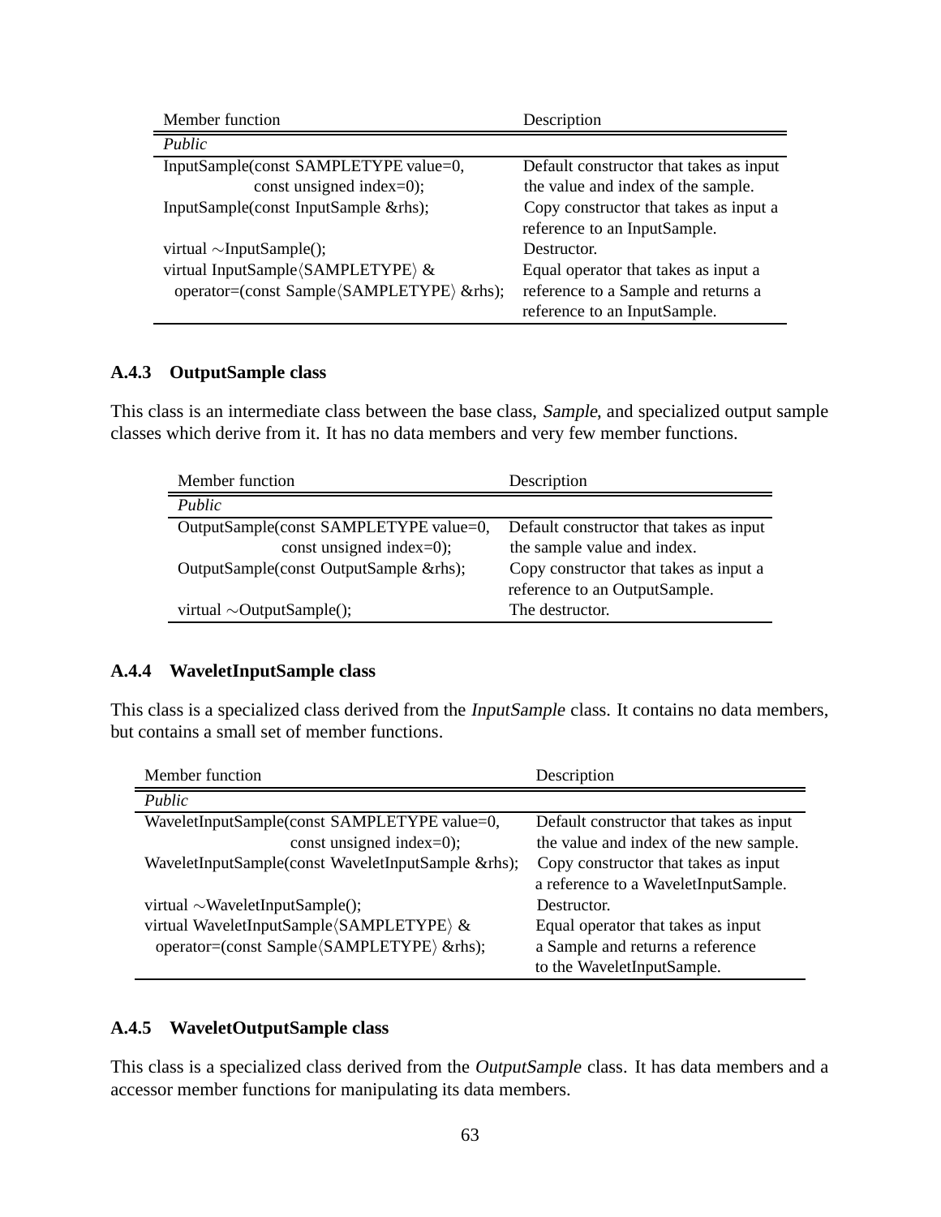| Member function | Description |
|---|---|
| *Public* | |
| InputSample(const SAMPLETYPE value=0, const unsigned index=0); | Default constructor that takes as input the value and index of the sample. |
| InputSample(const InputSample &rhs); | Copy constructor that takes as input a reference to an InputSample. |
| virtual ∼InputSample(); | Destructor. |
| virtual InputSample⟨SAMPLETYPE⟩ & operator=(const Sample⟨SAMPLETYPE⟩ &rhs); | Equal operator that takes as input a reference to a Sample and returns a reference to an InputSample. |

### A.4.3 OutputSample class

This class is an intermediate class between the base class, *Sample*, and specialized output sample classes which derive from it. It has no data members and very few member functions.

| Member function | Description |
|---|---|
| *Public* | |
| OutputSample(const SAMPLETYPE value=0, const unsigned index=0); | Default constructor that takes as input the sample value and index. |
| OutputSample(const OutputSample &rhs); | Copy constructor that takes as input a reference to an OutputSample. |
| virtual ∼OutputSample(); | The destructor. |

### A.4.4 WaveletInputSample class

This class is a specialized class derived from the *InputSample* class. It contains no data members, but contains a small set of member functions.

| Member function | Description |
|---|---|
| *Public* | |
| WaveletInputSample(const SAMPLETYPE value=0, const unsigned index=0); | Default constructor that takes as input the value and index of the new sample. |
| WaveletInputSample(const WaveletInputSample &rhs); | Copy constructor that takes as input a reference to a WaveletInputSample. |
| virtual ∼WaveletInputSample(); | Destructor. |
| virtual WaveletInputSample⟨SAMPLETYPE⟩ & operator=(const Sample⟨SAMPLETYPE⟩ &rhs); | Equal operator that takes as input a Sample and returns a reference to the WaveletInputSample. |

### A.4.5 WaveletOutputSample class

This class is a specialized class derived from the *OutputSample* class. It has data members and a accessor member functions for manipulating its data members.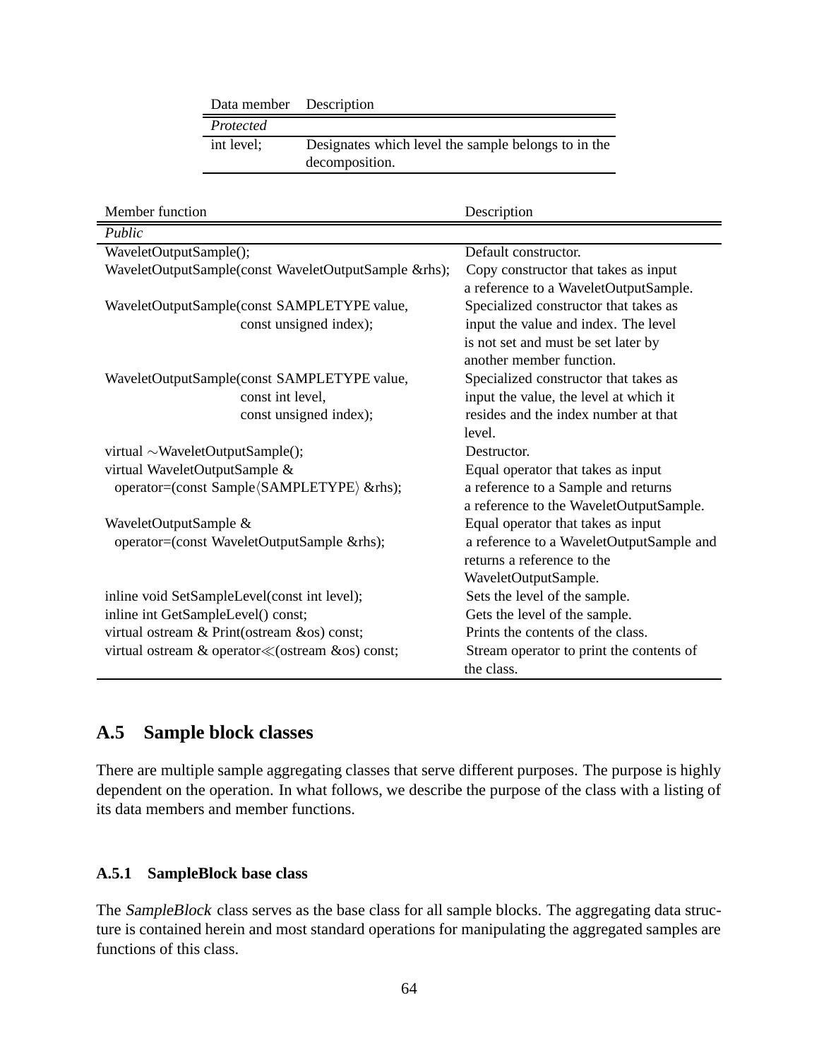| Data member | Description |
| --- | --- |
| *Protected* | |
| int level; | Designates which level the sample belongs to in the decomposition. |

| Member function | Description |
| --- | --- |
| *Public* | |
| WaveletOutputSample(); | Default constructor. |
| WaveletOutputSample(const WaveletOutputSample &rhs); | Copy constructor that takes as input a reference to a WaveletOutputSample. |
| WaveletOutputSample(const SAMPLETYPE value, const unsigned index); | Specialized constructor that takes as input the value and index. The level is not set and must be set later by another member function. |
| WaveletOutputSample(const SAMPLETYPE value, const int level, const unsigned index); | Specialized constructor that takes as input the value, the level at which it resides and the index number at that level. |
| virtual ∼WaveletOutputSample(); | Destructor. |
| virtual WaveletOutputSample & operator=(const Sample⟨SAMPLETYPE⟩ &rhs); | Equal operator that takes as input a reference to a Sample and returns a reference to the WaveletOutputSample. |
| WaveletOutputSample & operator=(const WaveletOutputSample &rhs); | Equal operator that takes as input a reference to a WaveletOutputSample and returns a reference to the WaveletOutputSample. |
| inline void SetSampleLevel(const int level); | Sets the level of the sample. |
| inline int GetSampleLevel() const; | Gets the level of the sample. |
| virtual ostream & Print(ostream &os) const; | Prints the contents of the class. |
| virtual ostream & operator≪(ostream &os) const; | Stream operator to print the contents of the class. |

## A.5 Sample block classes

There are multiple sample aggregating classes that serve different purposes. The purpose is highly dependent on the operation. In what follows, we describe the purpose of the class with a listing of its data members and member functions.

### A.5.1 SampleBlock base class

The *SampleBlock* class serves as the base class for all sample blocks. The aggregating data structure is contained herein and most standard operations for manipulating the aggregated samples are functions of this class.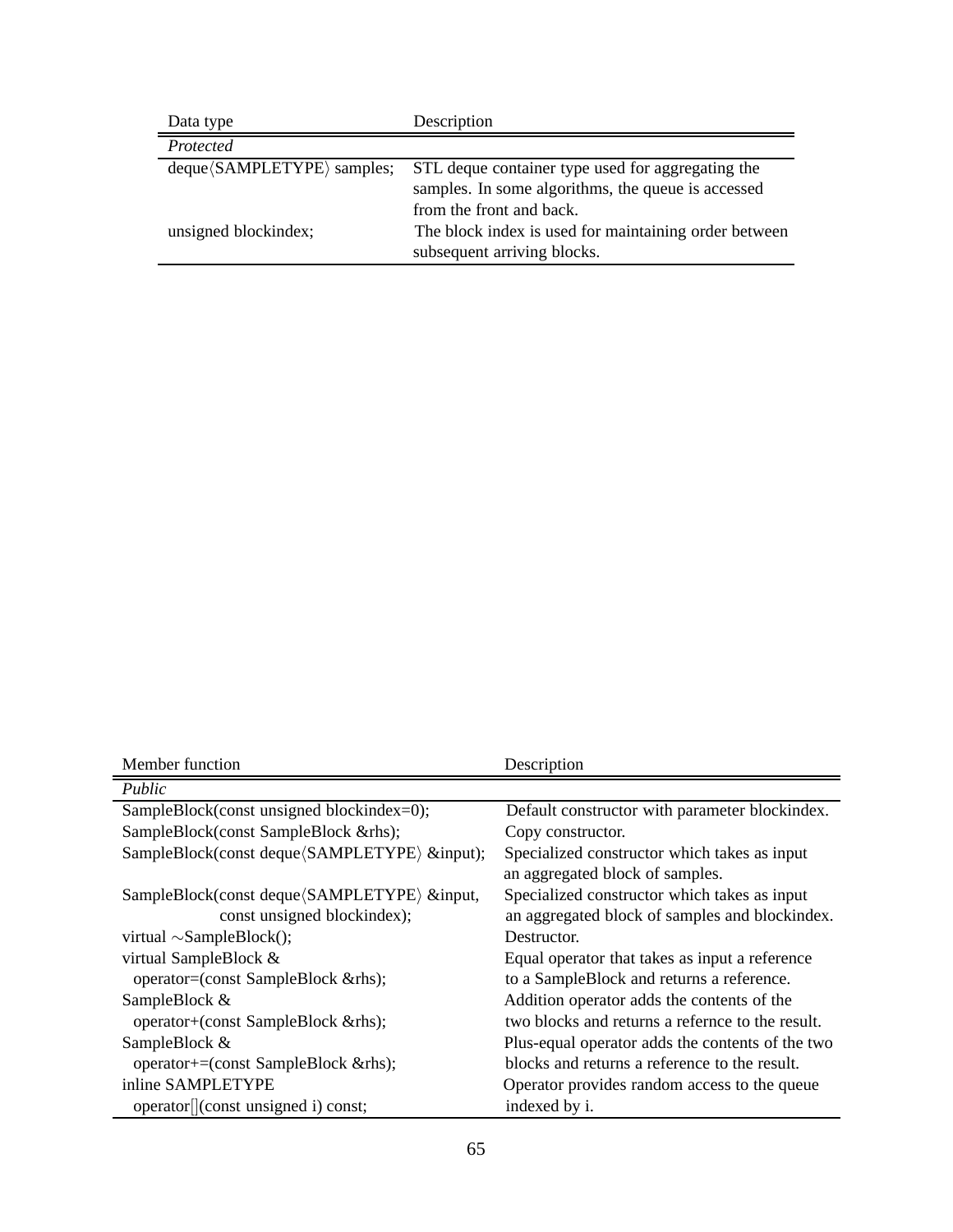| Data type | Description |
|---|---|
| *Protected* | |
| deque⟨SAMPLETYPE⟩ samples; | STL deque container type used for aggregating the samples. In some algorithms, the queue is accessed from the front and back. |
| unsigned blockindex; | The block index is used for maintaining order between subsequent arriving blocks. |

| Member function | Description |
|---|---|
| *Public* | |
| SampleBlock(const unsigned blockindex=0); | Default constructor with parameter blockindex. |
| SampleBlock(const SampleBlock &rhs); | Copy constructor. |
| SampleBlock(const deque⟨SAMPLETYPE⟩ &input); | Specialized constructor which takes as input an aggregated block of samples. |
| SampleBlock(const deque⟨SAMPLETYPE⟩ &input, const unsigned blockindex); | Specialized constructor which takes as input an aggregated block of samples and blockindex. |
| virtual ∼SampleBlock(); | Destructor. |
| virtual SampleBlock & operator=(const SampleBlock &rhs); | Equal operator that takes as input a reference to a SampleBlock and returns a reference. |
| SampleBlock & operator+(const SampleBlock &rhs); | Addition operator adds the contents of the two blocks and returns a refernce to the result. |
| SampleBlock & operator+=(const SampleBlock &rhs); | Plus-equal operator adds the contents of the two blocks and returns a reference to the result. |
| inline SAMPLETYPE operator[](const unsigned i) const; | Operator provides random access to the queue indexed by i. |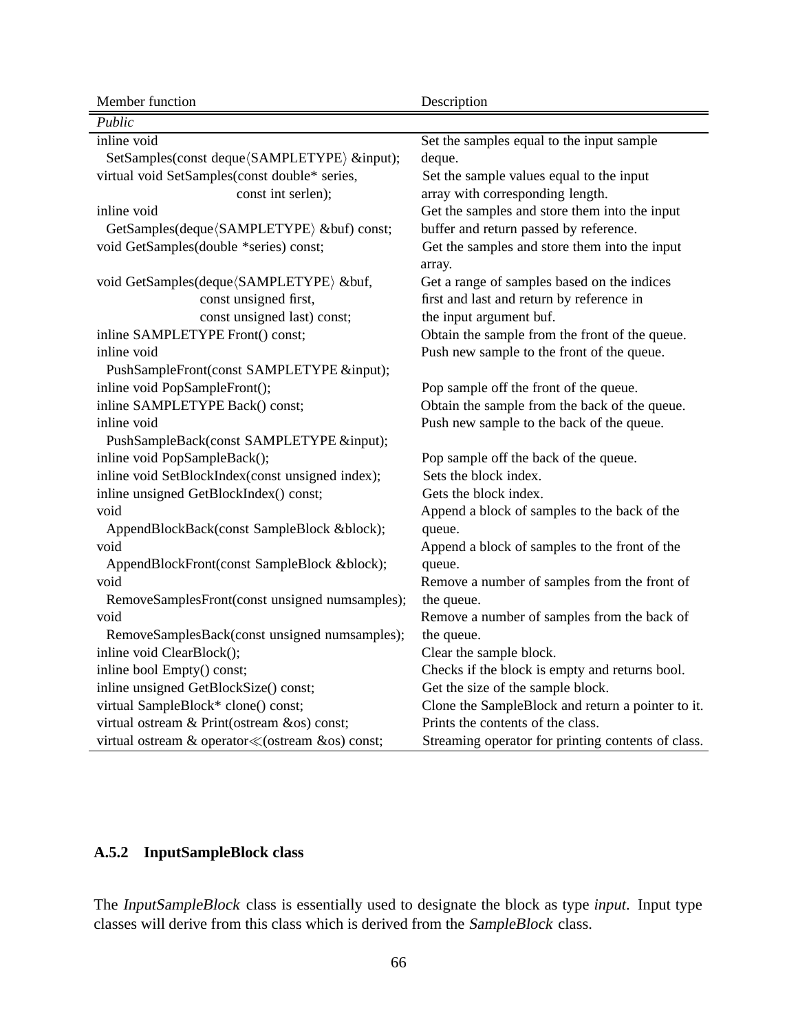| Member function | Description |
|---|---|
| *Public* | |
| inline void SetSamples(const deque⟨SAMPLETYPE⟩ &input); | Set the samples equal to the input sample deque. |
| virtual void SetSamples(const double* series, const int serlen); | Set the sample values equal to the input array with corresponding length. |
| inline void GetSamples(deque⟨SAMPLETYPE⟩ &buf) const; | Get the samples and store them into the input buffer and return passed by reference. |
| void GetSamples(double *series) const; | Get the samples and store them into the input array. |
| void GetSamples(deque⟨SAMPLETYPE⟩ &buf, const unsigned first, const unsigned last) const; | Get a range of samples based on the indices first and last and return by reference in the input argument buf. |
| inline SAMPLETYPE Front() const; | Obtain the sample from the front of the queue. |
| inline void PushSampleFront(const SAMPLETYPE &input); | Push new sample to the front of the queue. |
| inline void PopSampleFront(); | Pop sample off the front of the queue. |
| inline SAMPLETYPE Back() const; | Obtain the sample from the back of the queue. |
| inline void PushSampleBack(const SAMPLETYPE &input); | Push new sample to the back of the queue. |
| inline void PopSampleBack(); | Pop sample off the back of the queue. |
| inline void SetBlockIndex(const unsigned index); | Sets the block index. |
| inline unsigned GetBlockIndex() const; | Gets the block index. |
| void AppendBlockBack(const SampleBlock &block); | Append a block of samples to the back of the queue. |
| void AppendBlockFront(const SampleBlock &block); | Append a block of samples to the front of the queue. |
| void RemoveSamplesFront(const unsigned numsamples); | Remove a number of samples from the front of the queue. |
| void RemoveSamplesBack(const unsigned numsamples); | Remove a number of samples from the back of the queue. |
| inline void ClearBlock(); | Clear the sample block. |
| inline bool Empty() const; | Checks if the block is empty and returns bool. |
| inline unsigned GetBlockSize() const; | Get the size of the sample block. |
| virtual SampleBlock* clone() const; | Clone the SampleBlock and return a pointer to it. |
| virtual ostream & Print(ostream &os) const; | Prints the contents of the class. |
| virtual ostream & operator≪(ostream &os) const; | Streaming operator for printing contents of class. |

### A.5.2 InputSampleBlock class

The *InputSampleBlock* class is essentially used to designate the block as type *input*. Input type classes will derive from this class which is derived from the *SampleBlock* class.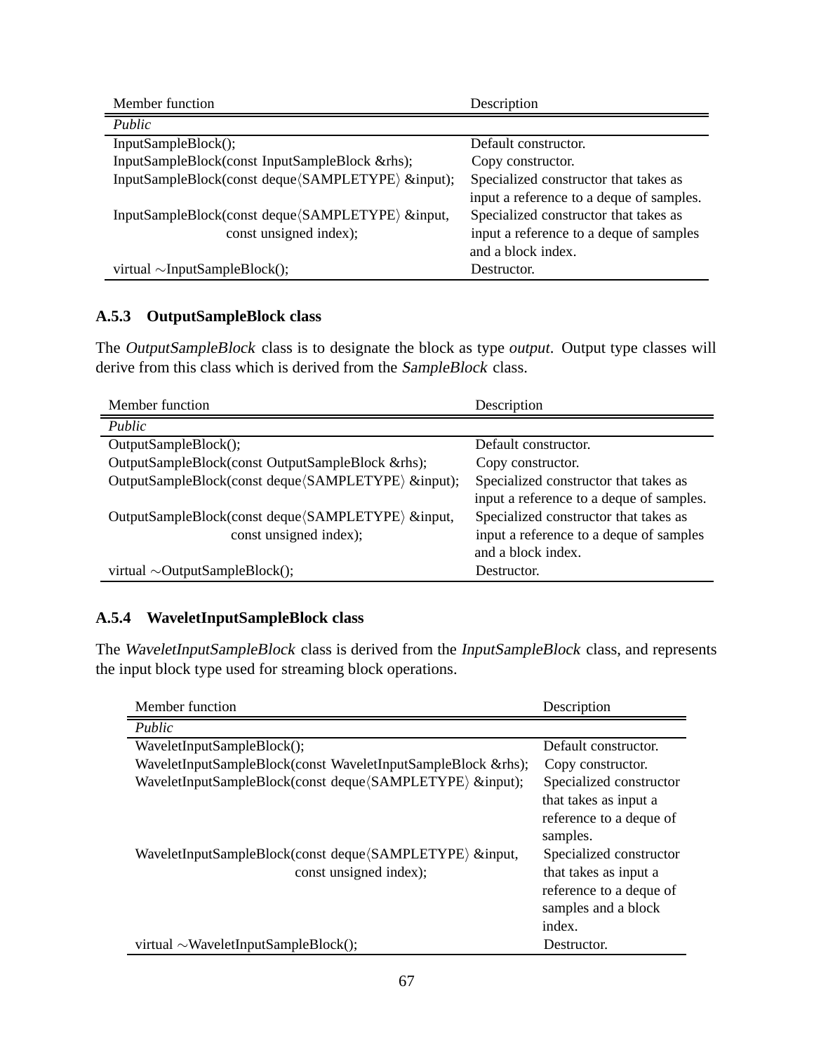| Member function | Description |
|---|---|
| *Public* | |
| InputSampleBlock(); | Default constructor. |
| InputSampleBlock(const InputSampleBlock &rhs); | Copy constructor. |
| InputSampleBlock(const deque⟨SAMPLETYPE⟩ &input); | Specialized constructor that takes as input a reference to a deque of samples. |
| InputSampleBlock(const deque⟨SAMPLETYPE⟩ &input, const unsigned index); | Specialized constructor that takes as input a reference to a deque of samples and a block index. |
| virtual ∼InputSampleBlock(); | Destructor. |

### A.5.3 OutputSampleBlock class

The *OutputSampleBlock* class is to designate the block as type *output*. Output type classes will derive from this class which is derived from the *SampleBlock* class.

| Member function | Description |
|---|---|
| *Public* | |
| OutputSampleBlock(); | Default constructor. |
| OutputSampleBlock(const OutputSampleBlock &rhs); | Copy constructor. |
| OutputSampleBlock(const deque⟨SAMPLETYPE⟩ &input); | Specialized constructor that takes as input a reference to a deque of samples. |
| OutputSampleBlock(const deque⟨SAMPLETYPE⟩ &input, const unsigned index); | Specialized constructor that takes as input a reference to a deque of samples and a block index. |
| virtual ∼OutputSampleBlock(); | Destructor. |

### A.5.4 WaveletInputSampleBlock class

The *WaveletInputSampleBlock* class is derived from the *InputSampleBlock* class, and represents the input block type used for streaming block operations.

| Member function | Description |
|---|---|
| *Public* | |
| WaveletInputSampleBlock(); | Default constructor. |
| WaveletInputSampleBlock(const WaveletInputSampleBlock &rhs); | Copy constructor. |
| WaveletInputSampleBlock(const deque⟨SAMPLETYPE⟩ &input); | Specialized constructor that takes as input a reference to a deque of samples. |
| WaveletInputSampleBlock(const deque⟨SAMPLETYPE⟩ &input, const unsigned index); | Specialized constructor that takes as input a reference to a deque of samples and a block index. |
| virtual ∼WaveletInputSampleBlock(); | Destructor. |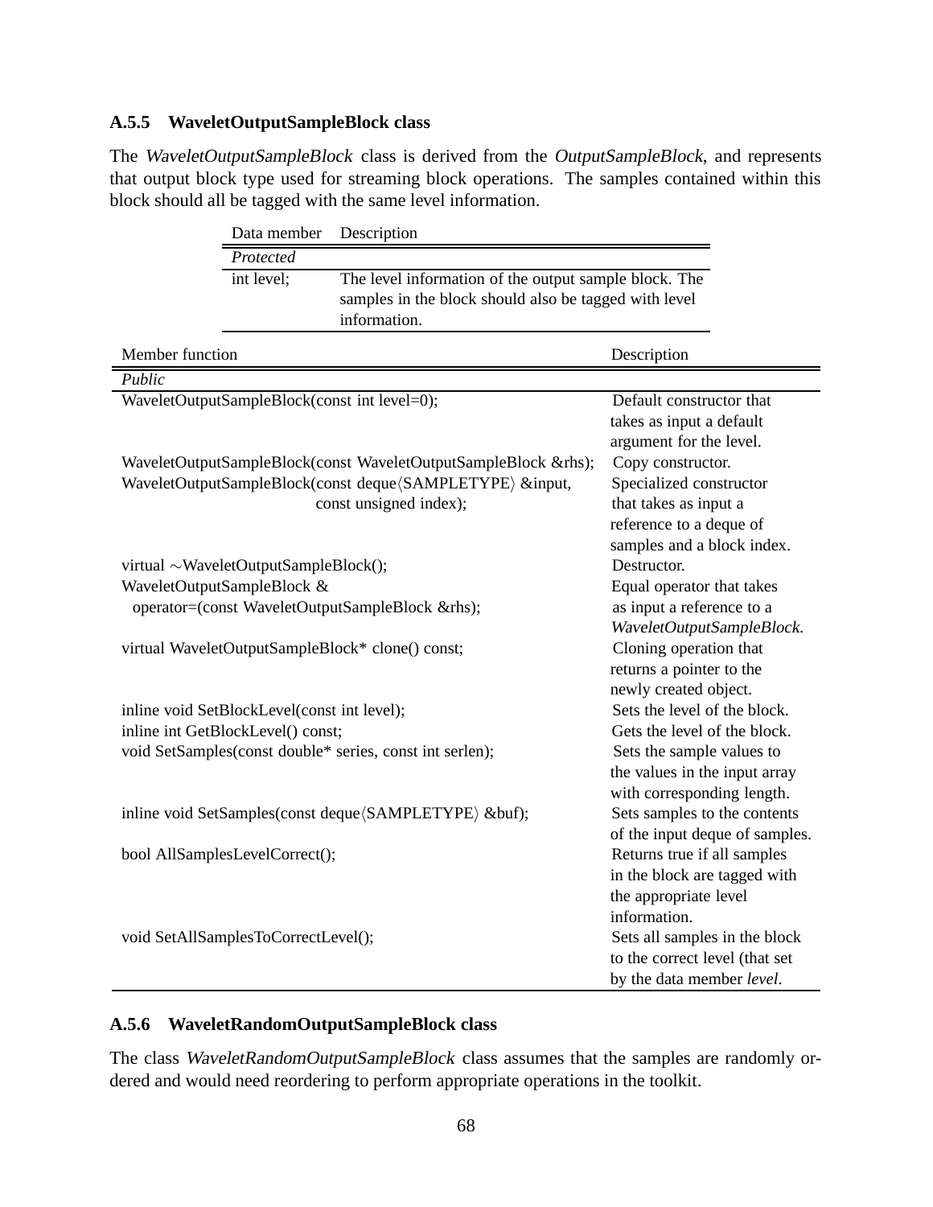### A.5.5 WaveletOutputSampleBlock class

The *WaveletOutputSampleBlock* class is derived from the *OutputSampleBlock*, and represents that output block type used for streaming block operations. The samples contained within this block should all be tagged with the same level information.

| Data member | Description |
|---|---|
| *Protected* | |
| int level; | The level information of the output sample block. The samples in the block should also be tagged with level information. |

| Member function | Description |
|---|---|
| *Public* | |
| WaveletOutputSampleBlock(const int level=0); | Default constructor that takes as input a default argument for the level. |
| WaveletOutputSampleBlock(const WaveletOutputSampleBlock &rhs); | Copy constructor. |
| WaveletOutputSampleBlock(const deque⟨SAMPLETYPE⟩ &input, const unsigned index); | Specialized constructor that takes as input a reference to a deque of samples and a block index. |
| virtual ∼WaveletOutputSampleBlock(); | Destructor. |
| WaveletOutputSampleBlock & operator=(const WaveletOutputSampleBlock &rhs); | Equal operator that takes as input a reference to a *WaveletOutputSampleBlock*. |
| virtual WaveletOutputSampleBlock* clone() const; | Cloning operation that returns a pointer to the newly created object. |
| inline void SetBlockLevel(const int level); | Sets the level of the block. |
| inline int GetBlockLevel() const; | Gets the level of the block. |
| void SetSamples(const double* series, const int serlen); | Sets the sample values to the values in the input array with corresponding length. |
| inline void SetSamples(const deque⟨SAMPLETYPE⟩ &buf); | Sets samples to the contents of the input deque of samples. |
| bool AllSamplesLevelCorrect(); | Returns true if all samples in the block are tagged with the appropriate level information. |
| void SetAllSamplesToCorrectLevel(); | Sets all samples in the block to the correct level (that set by the data member *level*. |

### A.5.6 WaveletRandomOutputSampleBlock class

The class *WaveletRandomOutputSampleBlock* class assumes that the samples are randomly ordered and would need reordering to perform appropriate operations in the toolkit.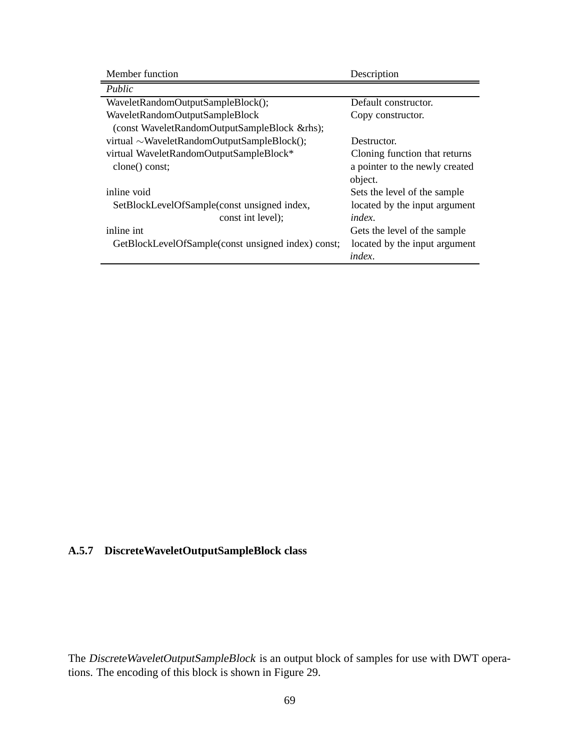| Member function | Description |
|---|---|
| *Public* | |
| WaveletRandomOutputSampleBlock(); | Default constructor. |
| WaveletRandomOutputSampleBlock (const WaveletRandomOutputSampleBlock &rhs); | Copy constructor. |
| virtual ∼WaveletRandomOutputSampleBlock(); | Destructor. |
| virtual WaveletRandomOutputSampleBlock* clone() const; | Cloning function that returns a pointer to the newly created object. |
| inline void SetBlockLevelOfSample(const unsigned index, const int level); | Sets the level of the sample located by the input argument *index*. |
| inline int GetBlockLevelOfSample(const unsigned index) const; | Gets the level of the sample located by the input argument *index*. |

### A.5.7 DiscreteWaveletOutputSampleBlock class

The *DiscreteWaveletOutputSampleBlock* is an output block of samples for use with DWT operations. The encoding of this block is shown in Figure 29.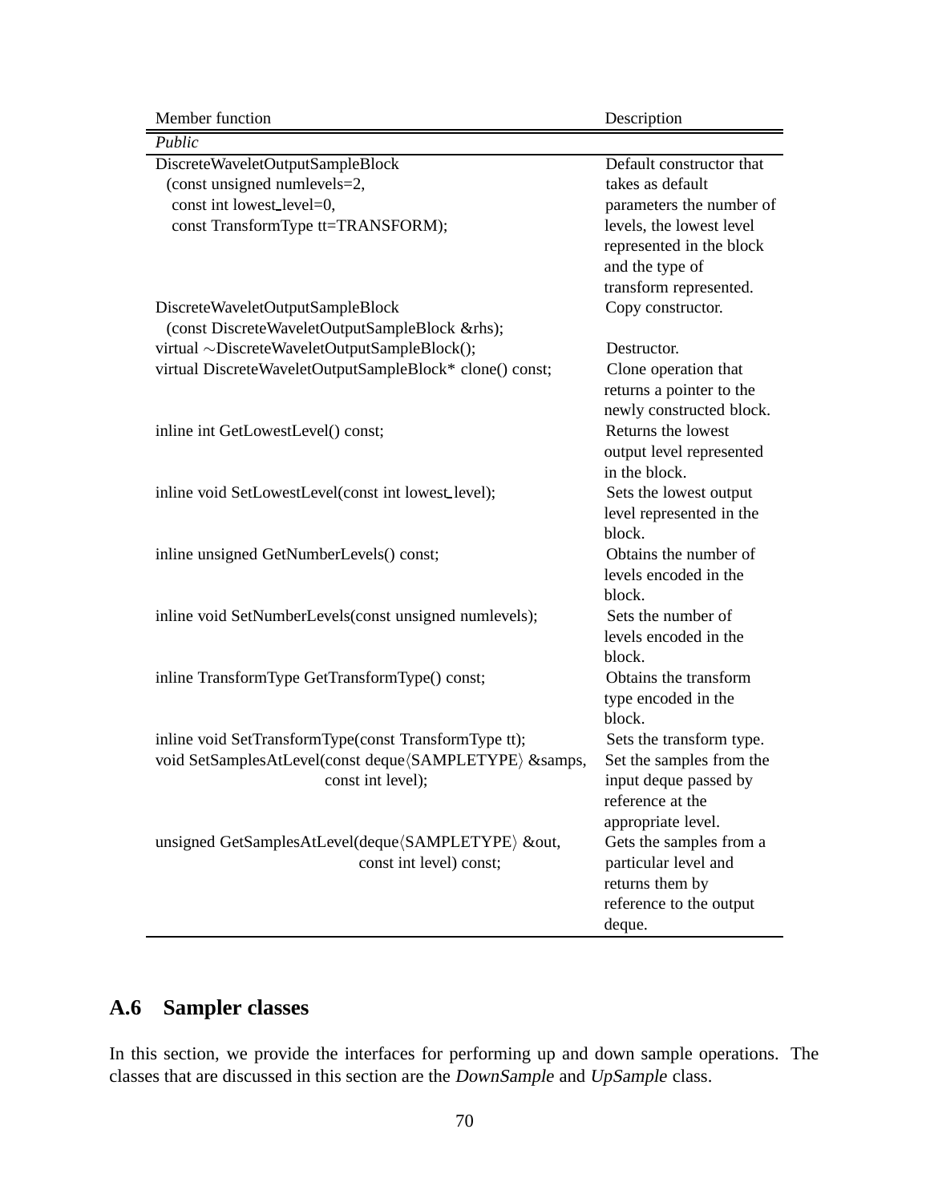| Member function | Description |
|---|---|
| *Public* | |
| DiscreteWaveletOutputSampleBlock (const unsigned numlevels=2, const int lowest_level=0, const TransformType tt=TRANSFORM); | Default constructor that takes as default parameters the number of levels, the lowest level represented in the block and the type of transform represented. |
| DiscreteWaveletOutputSampleBlock (const DiscreteWaveletOutputSampleBlock &rhs); | Copy constructor. |
| virtual ∼DiscreteWaveletOutputSampleBlock(); | Destructor. |
| virtual DiscreteWaveletOutputSampleBlock* clone() const; | Clone operation that returns a pointer to the newly constructed block. |
| inline int GetLowestLevel() const; | Returns the lowest output level represented in the block. |
| inline void SetLowestLevel(const int lowest_level); | Sets the lowest output level represented in the block. |
| inline unsigned GetNumberLevels() const; | Obtains the number of levels encoded in the block. |
| inline void SetNumberLevels(const unsigned numlevels); | Sets the number of levels encoded in the block. |
| inline TransformType GetTransformType() const; | Obtains the transform type encoded in the block. |
| inline void SetTransformType(const TransformType tt); | Sets the transform type. |
| void SetSamplesAtLevel(const deque⟨SAMPLETYPE⟩ &samps, const int level); | Set the samples from the input deque passed by reference at the appropriate level. |
| unsigned GetSamplesAtLevel(deque⟨SAMPLETYPE⟩ &out, const int level) const; | Gets the samples from a particular level and returns them by reference to the output deque. |

## A.6 Sampler classes

In this section, we provide the interfaces for performing up and down sample operations. The classes that are discussed in this section are the *DownSample* and *UpSample* class.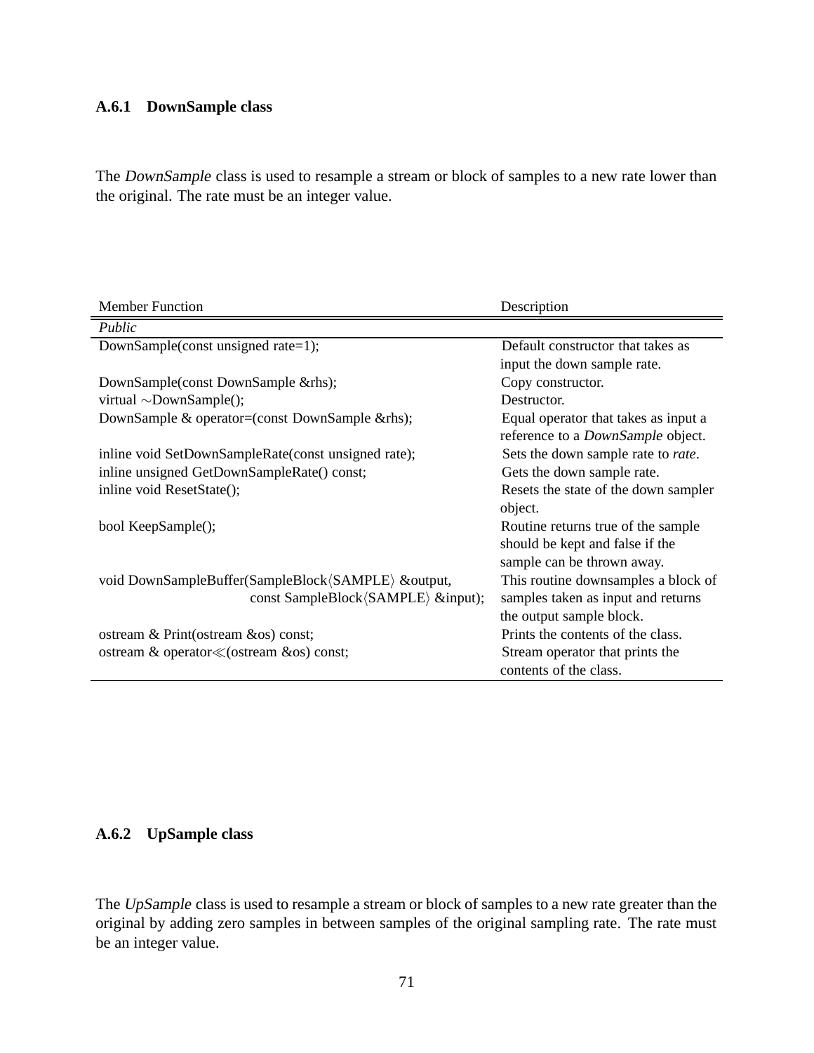### A.6.1 DownSample class

The *DownSample* class is used to resample a stream or block of samples to a new rate lower than the original. The rate must be an integer value.

| Member Function | Description |
|---|---|
| *Public* | |
| DownSample(const unsigned rate=1); | Default constructor that takes as input the down sample rate. |
| DownSample(const DownSample &rhs); | Copy constructor. |
| virtual ∼DownSample(); | Destructor. |
| DownSample & operator=(const DownSample &rhs); | Equal operator that takes as input a reference to a *DownSample* object. |
| inline void SetDownSampleRate(const unsigned rate); | Sets the down sample rate to *rate*. |
| inline unsigned GetDownSampleRate() const; | Gets the down sample rate. |
| inline void ResetState(); | Resets the state of the down sampler object. |
| bool KeepSample(); | Routine returns true of the sample should be kept and false if the sample can be thrown away. |
| void DownSampleBuffer(SampleBlock⟨SAMPLE⟩ &output, const SampleBlock⟨SAMPLE⟩ &input); | This routine downsamples a block of samples taken as input and returns the output sample block. |
| ostream & Print(ostream &os) const; | Prints the contents of the class. |
| ostream & operator≪(ostream &os) const; | Stream operator that prints the contents of the class. |

### A.6.2 UpSample class

The *UpSample* class is used to resample a stream or block of samples to a new rate greater than the original by adding zero samples in between samples of the original sampling rate. The rate must be an integer value.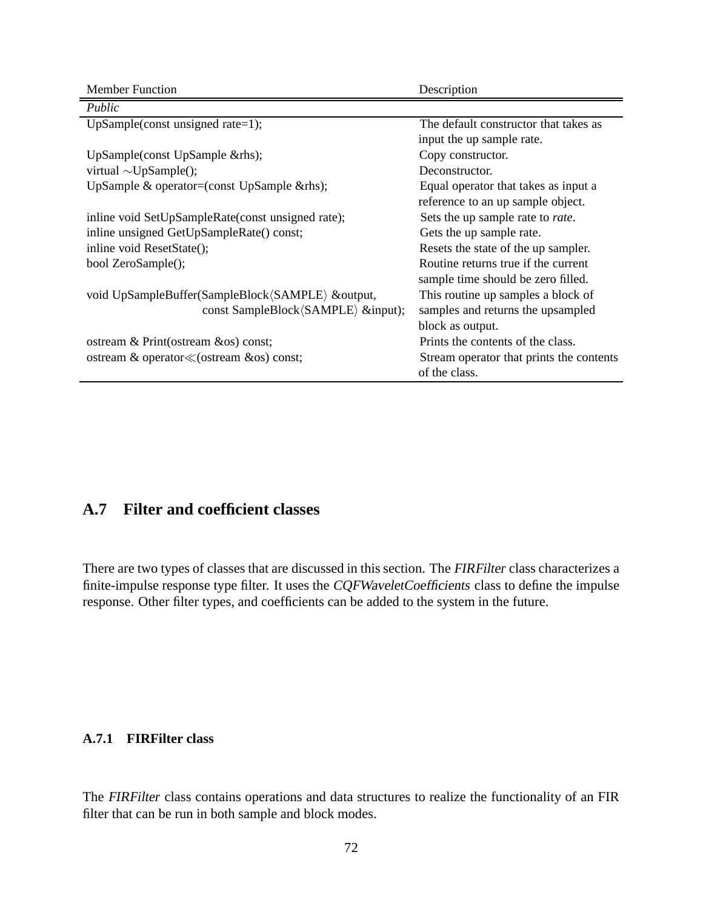| Member Function | Description |
|---|---|
| *Public* | |
| UpSample(const unsigned rate=1); | The default constructor that takes as input the up sample rate. |
| UpSample(const UpSample &rhs); | Copy constructor. |
| virtual ∼UpSample(); | Deconstructor. |
| UpSample & operator=(const UpSample &rhs); | Equal operator that takes as input a reference to an up sample object. |
| inline void SetUpSampleRate(const unsigned rate); | Sets the up sample rate to *rate*. |
| inline unsigned GetUpSampleRate() const; | Gets the up sample rate. |
| inline void ResetState(); | Resets the state of the up sampler. |
| bool ZeroSample(); | Routine returns true if the current sample time should be zero filled. |
| void UpSampleBuffer(SampleBlock⟨SAMPLE⟩ &output, const SampleBlock⟨SAMPLE⟩ &input); | This routine up samples a block of samples and returns the upsampled block as output. |
| ostream & Print(ostream &os) const; | Prints the contents of the class. |
| ostream & operator≪(ostream &os) const; | Stream operator that prints the contents of the class. |

## A.7 Filter and coefficient classes

There are two types of classes that are discussed in this section. The *FIRFilter* class characterizes a finite-impulse response type filter. It uses the *CQFWaveletCoefficients* class to define the impulse response. Other filter types, and coefficients can be added to the system in the future.

### A.7.1 FIRFilter class

The *FIRFilter* class contains operations and data structures to realize the functionality of an FIR filter that can be run in both sample and block modes.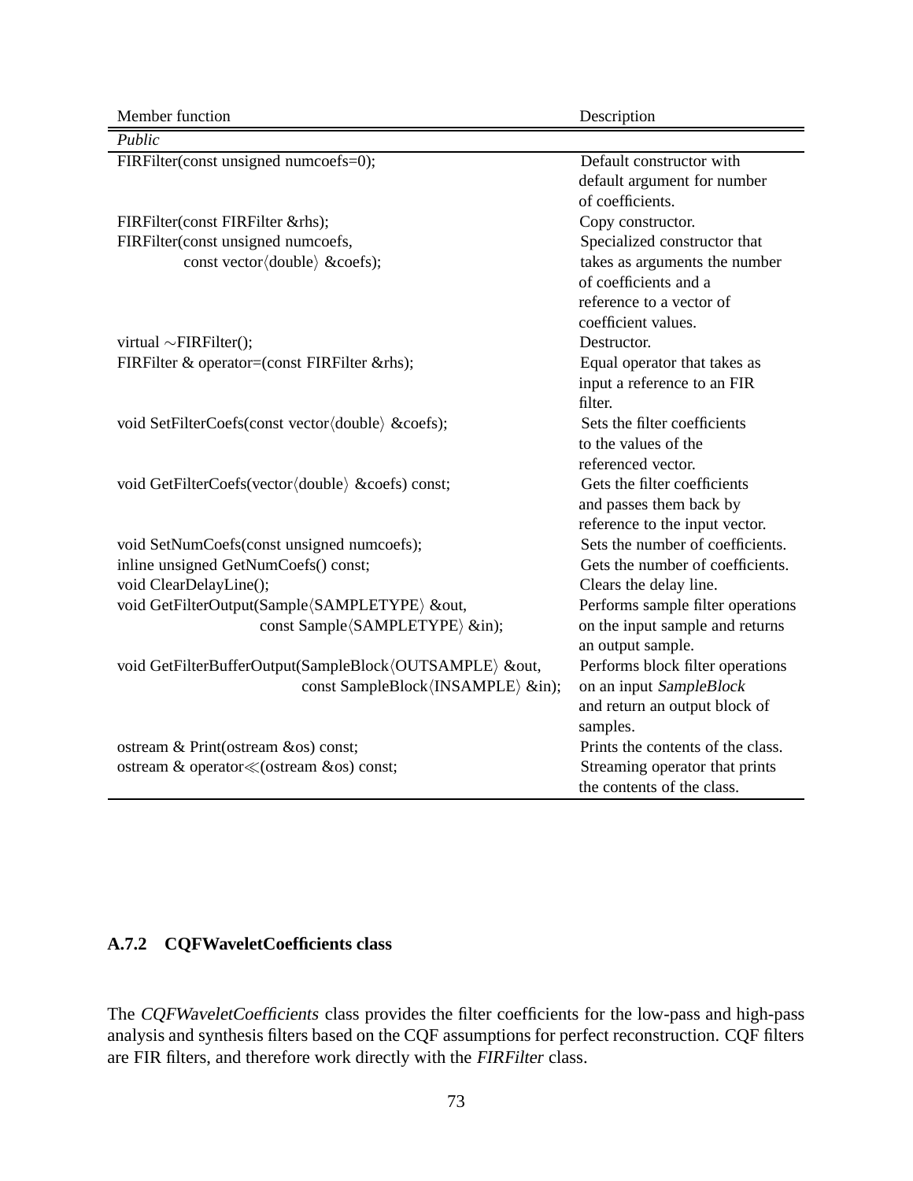| Member function | Description |
|---|---|
| *Public* | |
| FIRFilter(const unsigned numcoefs=0); | Default constructor with default argument for number of coefficients. |
| FIRFilter(const FIRFilter &rhs); | Copy constructor. |
| FIRFilter(const unsigned numcoefs, const vector⟨double⟩ &coefs); | Specialized constructor that takes as arguments the number of coefficients and a reference to a vector of coefficient values. |
| virtual ∼FIRFilter(); | Destructor. |
| FIRFilter & operator=(const FIRFilter &rhs); | Equal operator that takes as input a reference to an FIR filter. |
| void SetFilterCoefs(const vector⟨double⟩ &coefs); | Sets the filter coefficients to the values of the referenced vector. |
| void GetFilterCoefs(vector⟨double⟩ &coefs) const; | Gets the filter coefficients and passes them back by reference to the input vector. |
| void SetNumCoefs(const unsigned numcoefs); | Sets the number of coefficients. |
| inline unsigned GetNumCoefs() const; | Gets the number of coefficients. |
| void ClearDelayLine(); | Clears the delay line. |
| void GetFilterOutput(Sample⟨SAMPLETYPE⟩ &out, const Sample⟨SAMPLETYPE⟩ &in); | Performs sample filter operations on the input sample and returns an output sample. |
| void GetFilterBufferOutput(SampleBlock⟨OUTSAMPLE⟩ &out, const SampleBlock⟨INSAMPLE⟩ &in); | Performs block filter operations on an input *SampleBlock* and return an output block of samples. |
| ostream & Print(ostream &os) const; | Prints the contents of the class. |
| ostream & operator≪(ostream &os) const; | Streaming operator that prints the contents of the class. |

### A.7.2 CQFWaveletCoefficients class

The *CQFWaveletCoefficients* class provides the filter coefficients for the low-pass and high-pass analysis and synthesis filters based on the CQF assumptions for perfect reconstruction. CQF filters are FIR filters, and therefore work directly with the *FIRFilter* class.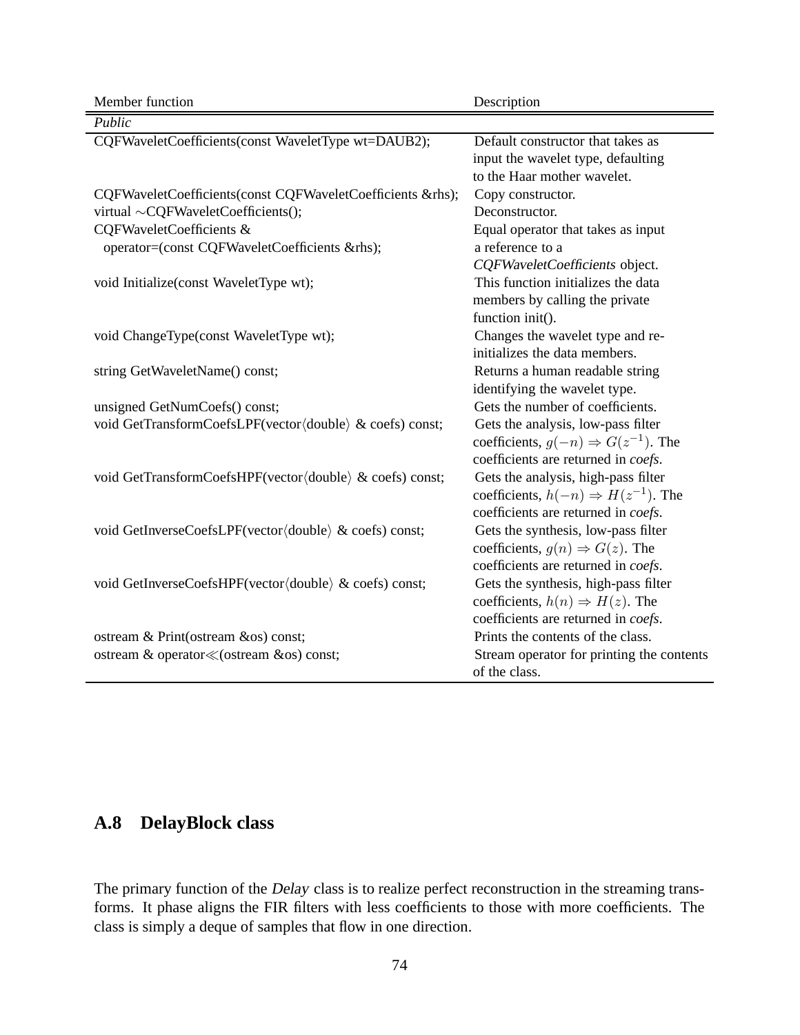| Member function | Description |
| --- | --- |
| *Public* | |
| CQFWaveletCoefficients(const WaveletType wt=DAUB2); | Default constructor that takes as input the wavelet type, defaulting to the Haar mother wavelet. |
| CQFWaveletCoefficients(const CQFWaveletCoefficients &rhs); | Copy constructor. |
| virtual ∼CQFWaveletCoefficients(); | Deconstructor. |
| CQFWaveletCoefficients & operator=(const CQFWaveletCoefficients &rhs); | Equal operator that takes as input a reference to a *CQFWaveletCoefficients* object. |
| void Initialize(const WaveletType wt); | This function initializes the data members by calling the private function init(). |
| void ChangeType(const WaveletType wt); | Changes the wavelet type and re-initializes the data members. |
| string GetWaveletName() const; | Returns a human readable string identifying the wavelet type. |
| unsigned GetNumCoefs() const; | Gets the number of coefficients. |
| void GetTransformCoefsLPF(vector⟨double⟩ & coefs) const; | Gets the analysis, low-pass filter coefficients, $g(-n) \Rightarrow G(z^{-1})$. The coefficients are returned in *coefs*. |
| void GetTransformCoefsHPF(vector⟨double⟩ & coefs) const; | Gets the analysis, high-pass filter coefficients, $h(-n) \Rightarrow H(z^{-1})$. The coefficients are returned in *coefs*. |
| void GetInverseCoefsLPF(vector⟨double⟩ & coefs) const; | Gets the synthesis, low-pass filter coefficients, $g(n) \Rightarrow G(z)$. The coefficients are returned in *coefs*. |
| void GetInverseCoefsHPF(vector⟨double⟩ & coefs) const; | Gets the synthesis, high-pass filter coefficients, $h(n) \Rightarrow H(z)$. The coefficients are returned in *coefs*. |
| ostream & Print(ostream &os) const; | Prints the contents of the class. |
| ostream & operator≪(ostream &os) const; | Stream operator for printing the contents of the class. |

## A.8 DelayBlock class

The primary function of the *Delay* class is to realize perfect reconstruction in the streaming transforms. It phase aligns the FIR filters with less coefficients to those with more coefficients. The class is simply a deque of samples that flow in one direction.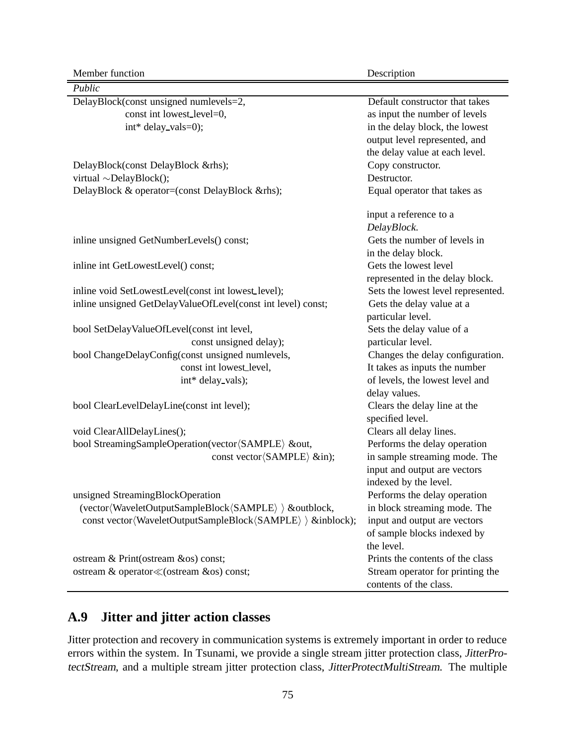| Member function | Description |
|---|---|
| *Public* | |
| DelayBlock(const unsigned numlevels=2, const int lowest_level=0, int* delay_vals=0); | Default constructor that takes as input the number of levels in the delay block, the lowest output level represented, and the delay value at each level. |
| DelayBlock(const DelayBlock &rhs); | Copy constructor. |
| virtual ∼DelayBlock(); | Destructor. |
| DelayBlock & operator=(const DelayBlock &rhs); | Equal operator that takes as input a reference to a *DelayBlock*. |
| inline unsigned GetNumberLevels() const; | Gets the number of levels in in the delay block. |
| inline int GetLowestLevel() const; | Gets the lowest level represented in the delay block. |
| inline void SetLowestLevel(const int lowest_level); | Sets the lowest level represented. |
| inline unsigned GetDelayValueOfLevel(const int level) const; | Gets the delay value at a particular level. |
| bool SetDelayValueOfLevel(const int level, const unsigned delay); | Sets the delay value of a particular level. |
| bool ChangeDelayConfig(const unsigned numlevels, const int lowest_level, int* delay_vals); | Changes the delay configuration. It takes as inputs the number of levels, the lowest level and delay values. |
| bool ClearLevelDelayLine(const int level); | Clears the delay line at the specified level. |
| void ClearAllDelayLines(); | Clears all delay lines. |
| bool StreamingSampleOperation(vector⟨SAMPLE⟩ &out, const vector⟨SAMPLE⟩ &in); | Performs the delay operation in sample streaming mode. The input and output are vectors indexed by the level. |
| unsigned StreamingBlockOperation (vector⟨WaveletOutputSampleBlock⟨SAMPLE⟩ ⟩ &outblock, const vector⟨WaveletOutputSampleBlock⟨SAMPLE⟩ ⟩ &inblock); | Performs the delay operation in block streaming mode. The input and output are vectors of sample blocks indexed by the level. |
| ostream & Print(ostream &os) const; | Prints the contents of the class |
| ostream & operator≪(ostream &os) const; | Stream operator for printing the contents of the class. |

## A.9 Jitter and jitter action classes

Jitter protection and recovery in communication systems is extremely important in order to reduce errors within the system. In Tsunami, we provide a single stream jitter protection class, *JitterProtectStream*, and a multiple stream jitter protection class, *JitterProtectMultiStream*. The multiple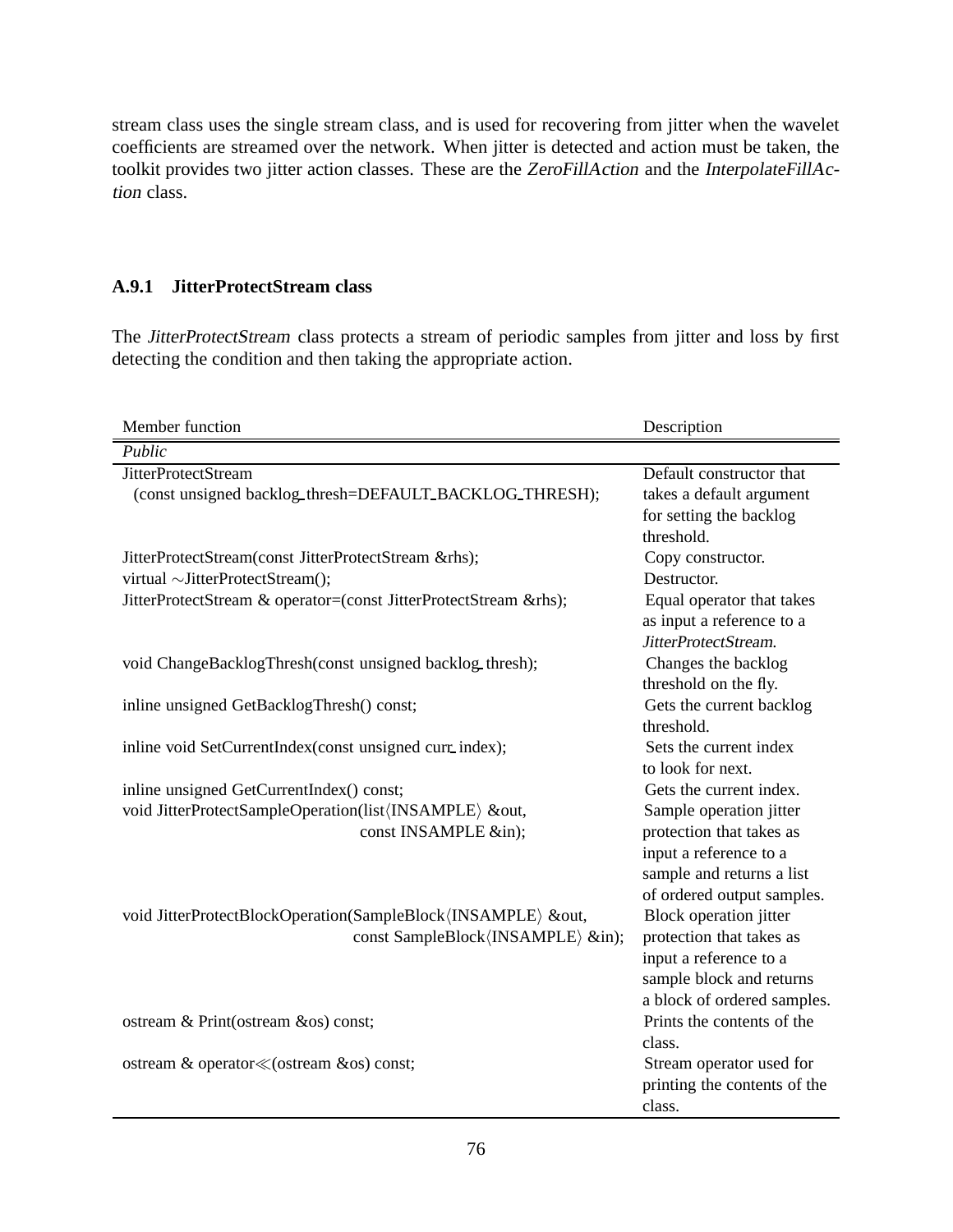stream class uses the single stream class, and is used for recovering from jitter when the wavelet coefficients are streamed over the network. When jitter is detected and action must be taken, the toolkit provides two jitter action classes. These are the *ZeroFillAction* and the *InterpolateFillAction* class.

### A.9.1 JitterProtectStream class

The *JitterProtectStream* class protects a stream of periodic samples from jitter and loss by first detecting the condition and then taking the appropriate action.

| Member function | Description |
|---|---|
| *Public* | |
| JitterProtectStream (const unsigned backlog_thresh=DEFAULT_BACKLOG_THRESH); | Default constructor that takes a default argument for setting the backlog threshold. |
| JitterProtectStream(const JitterProtectStream &rhs); | Copy constructor. |
| virtual ∼JitterProtectStream(); | Destructor. |
| JitterProtectStream & operator=(const JitterProtectStream &rhs); | Equal operator that takes as input a reference to a *JitterProtectStream*. |
| void ChangeBacklogThresh(const unsigned backlog_thresh); | Changes the backlog threshold on the fly. |
| inline unsigned GetBacklogThresh() const; | Gets the current backlog threshold. |
| inline void SetCurrentIndex(const unsigned curr_index); | Sets the current index to look for next. |
| inline unsigned GetCurrentIndex() const; | Gets the current index. |
| void JitterProtectSampleOperation(list⟨INSAMPLE⟩ &out, const INSAMPLE &in); | Sample operation jitter protection that takes as input a reference to a sample and returns a list of ordered output samples. |
| void JitterProtectBlockOperation(SampleBlock⟨INSAMPLE⟩ &out, const SampleBlock⟨INSAMPLE⟩ &in); | Block operation jitter protection that takes as input a reference to a sample block and returns a block of ordered samples. |
| ostream & Print(ostream &os) const; | Prints the contents of the class. |
| ostream & operator≪(ostream &os) const; | Stream operator used for printing the contents of the class. |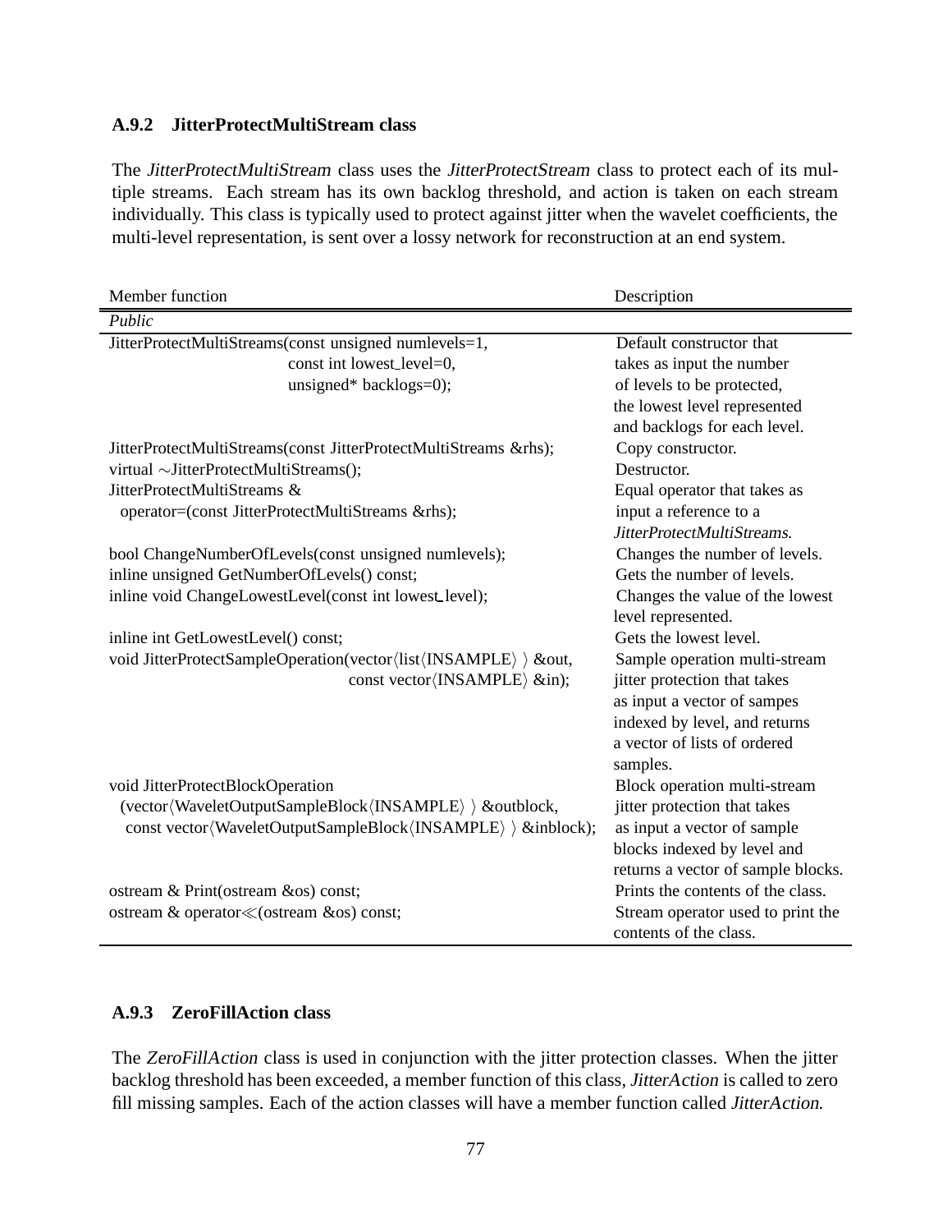### A.9.2 JitterProtectMultiStream class

The *JitterProtectMultiStream* class uses the *JitterProtectStream* class to protect each of its multiple streams. Each stream has its own backlog threshold, and action is taken on each stream individually. This class is typically used to protect against jitter when the wavelet coefficients, the multi-level representation, is sent over a lossy network for reconstruction at an end system.

| Member function | Description |
|---|---|
| *Public* | |
| JitterProtectMultiStreams(const unsigned numlevels=1, const int lowest_level=0, unsigned* backlogs=0); | Default constructor that takes as input the number of levels to be protected, the lowest level represented and backlogs for each level. |
| JitterProtectMultiStreams(const JitterProtectMultiStreams &rhs); | Copy constructor. |
| virtual ∼JitterProtectMultiStreams(); | Destructor. |
| JitterProtectMultiStreams & operator=(const JitterProtectMultiStreams &rhs); | Equal operator that takes as input a reference to a *JitterProtectMultiStreams*. |
| bool ChangeNumberOfLevels(const unsigned numlevels); | Changes the number of levels. |
| inline unsigned GetNumberOfLevels() const; | Gets the number of levels. |
| inline void ChangeLowestLevel(const int lowest_level); | Changes the value of the lowest level represented. |
| inline int GetLowestLevel() const; | Gets the lowest level. |
| void JitterProtectSampleOperation(vector⟨list⟨INSAMPLE⟩ ⟩ &out, const vector⟨INSAMPLE⟩ &in); | Sample operation multi-stream jitter protection that takes as input a vector of sampes indexed by level, and returns a vector of lists of ordered samples. |
| void JitterProtectBlockOperation (vector⟨WaveletOutputSampleBlock⟨INSAMPLE⟩ ⟩ &outblock, const vector⟨WaveletOutputSampleBlock⟨INSAMPLE⟩ ⟩ &inblock); | Block operation multi-stream jitter protection that takes as input a vector of sample blocks indexed by level and returns a vector of sample blocks. |
| ostream & Print(ostream &os) const; | Prints the contents of the class. |
| ostream & operator≪(ostream &os) const; | Stream operator used to print the contents of the class. |

### A.9.3 ZeroFillAction class

The *ZeroFillAction* class is used in conjunction with the jitter protection classes. When the jitter backlog threshold has been exceeded, a member function of this class, *JitterAction* is called to zero fill missing samples. Each of the action classes will have a member function called *JitterAction*.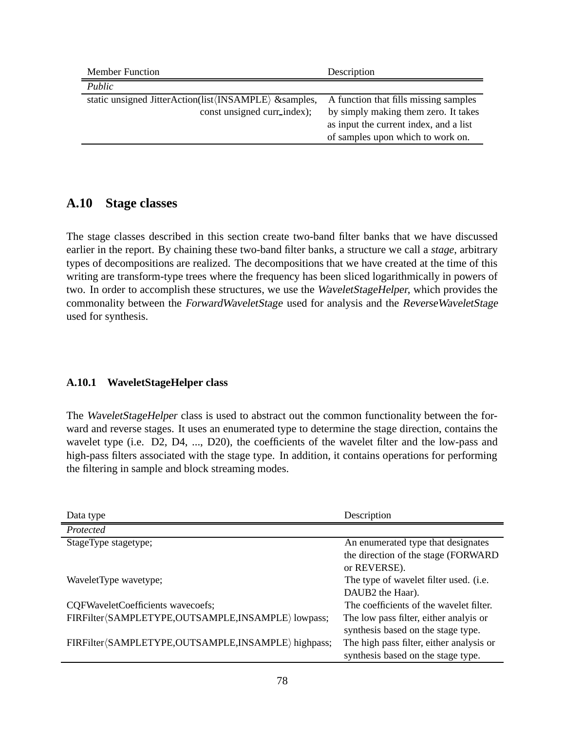| Member Function | Description |
|---|---|
| *Public* | |
| static unsigned JitterAction(list⟨INSAMPLE⟩ &samples, const unsigned curr_index); | A function that fills missing samples by simply making them zero. It takes as input the current index, and a list of samples upon which to work on. |

## A.10 Stage classes

The stage classes described in this section create two-band filter banks that we have discussed earlier in the report. By chaining these two-band filter banks, a structure we call a *stage*, arbitrary types of decompositions are realized. The decompositions that we have created at the time of this writing are transform-type trees where the frequency has been sliced logarithmically in powers of two. In order to accomplish these structures, we use the *WaveletStageHelper*, which provides the commonality between the *ForwardWaveletStage* used for analysis and the *ReverseWaveletStage* used for synthesis.

### A.10.1 WaveletStageHelper class

The *WaveletStageHelper* class is used to abstract out the common functionality between the forward and reverse stages. It uses an enumerated type to determine the stage direction, contains the wavelet type (i.e. D2, D4, ..., D20), the coefficients of the wavelet filter and the low-pass and high-pass filters associated with the stage type. In addition, it contains operations for performing the filtering in sample and block streaming modes.

| Data type | Description |
|---|---|
| *Protected* | |
| StageType stagetype; | An enumerated type that designates the direction of the stage (FORWARD or REVERSE). |
| WaveletType wavetype; | The type of wavelet filter used. (i.e. DAUB2 the Haar). |
| CQFWaveletCoefficients wavecoefs; | The coefficients of the wavelet filter. |
| FIRFilter⟨SAMPLETYPE,OUTSAMPLE,INSAMPLE⟩ lowpass; | The low pass filter, either analyis or synthesis based on the stage type. |
| FIRFilter⟨SAMPLETYPE,OUTSAMPLE,INSAMPLE⟩ highpass; | The high pass filter, either analysis or synthesis based on the stage type. |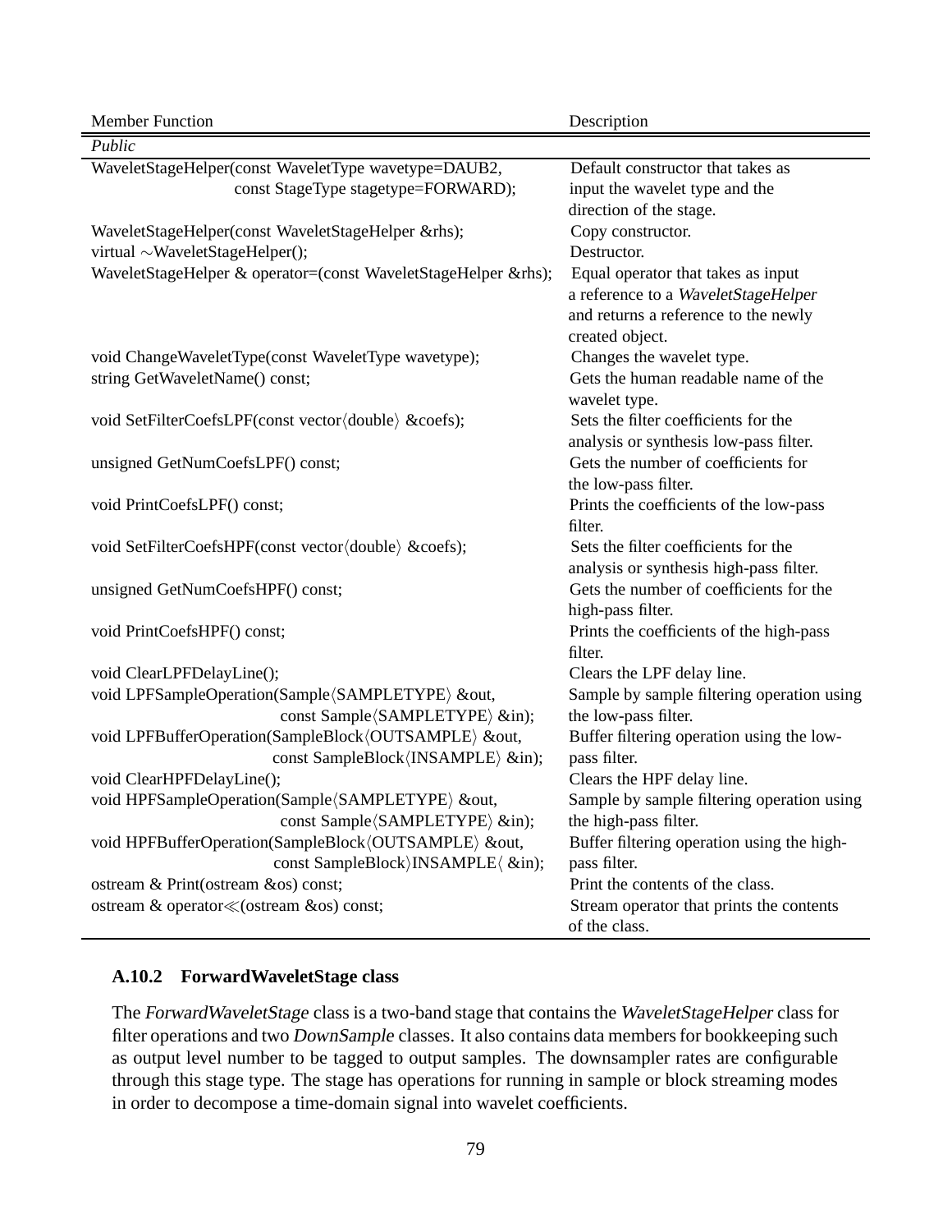| Member Function | Description |
|---|---|
| *Public* | |
| WaveletStageHelper(const WaveletType wavetype=DAUB2, const StageType stagetype=FORWARD); | Default constructor that takes as input the wavelet type and the direction of the stage. |
| WaveletStageHelper(const WaveletStageHelper &rhs); | Copy constructor. |
| virtual ∼WaveletStageHelper(); | Destructor. |
| WaveletStageHelper & operator=(const WaveletStageHelper &rhs); | Equal operator that takes as input a reference to a *WaveletStageHelper* and returns a reference to the newly created object. |
| void ChangeWaveletType(const WaveletType wavetype); | Changes the wavelet type. |
| string GetWaveletName() const; | Gets the human readable name of the wavelet type. |
| void SetFilterCoefsLPF(const vector⟨double⟩ &coefs); | Sets the filter coefficients for the analysis or synthesis low-pass filter. |
| unsigned GetNumCoefsLPF() const; | Gets the number of coefficients for the low-pass filter. |
| void PrintCoefsLPF() const; | Prints the coefficients of the low-pass filter. |
| void SetFilterCoefsHPF(const vector⟨double⟩ &coefs); | Sets the filter coefficients for the analysis or synthesis high-pass filter. |
| unsigned GetNumCoefsHPF() const; | Gets the number of coefficients for the high-pass filter. |
| void PrintCoefsHPF() const; | Prints the coefficients of the high-pass filter. |
| void ClearLPFDelayLine(); | Clears the LPF delay line. |
| void LPFSampleOperation(Sample⟨SAMPLETYPE⟩ &out, const Sample⟨SAMPLETYPE⟩ &in); | Sample by sample filtering operation using the low-pass filter. |
| void LPFBufferOperation(SampleBlock⟨OUTSAMPLE⟩ &out, const SampleBlock⟨INSAMPLE⟩ &in); | Buffer filtering operation using the low-pass filter. |
| void ClearHPFDelayLine(); | Clears the HPF delay line. |
| void HPFSampleOperation(Sample⟨SAMPLETYPE⟩ &out, const Sample⟨SAMPLETYPE⟩ &in); | Sample by sample filtering operation using the high-pass filter. |
| void HPFBufferOperation(SampleBlock⟨OUTSAMPLE⟩ &out, const SampleBlock⟩INSAMPLE⟨ &in); | Buffer filtering operation using the high-pass filter. |
| ostream & Print(ostream &os) const; | Print the contents of the class. |
| ostream & operator≪(ostream &os) const; | Stream operator that prints the contents of the class. |

### A.10.2 ForwardWaveletStage class

The *ForwardWaveletStage* class is a two-band stage that contains the *WaveletStageHelper* class for filter operations and two *DownSample* classes. It also contains data members for bookkeeping such as output level number to be tagged to output samples. The downsampler rates are configurable through this stage type. The stage has operations for running in sample or block streaming modes in order to decompose a time-domain signal into wavelet coefficients.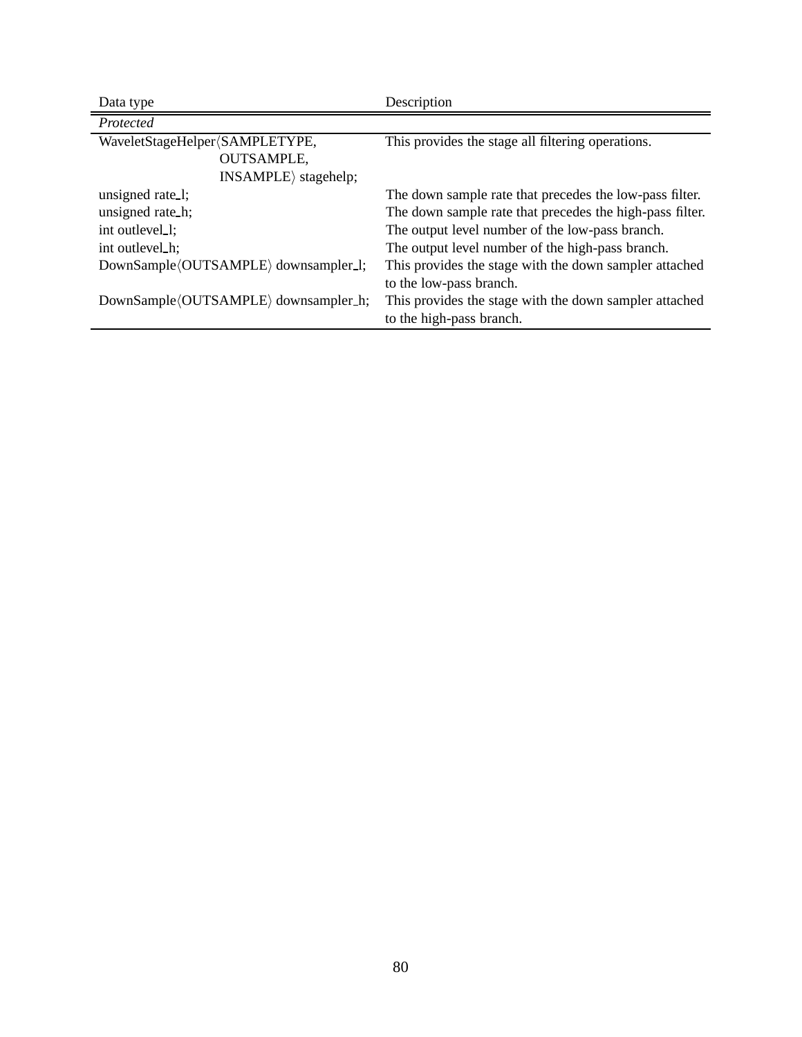| Data type | Description |
|---|---|
| *Protected* | |
| WaveletStageHelper⟨SAMPLETYPE, OUTSAMPLE, INSAMPLE⟩ stagehelp; | This provides the stage all filtering operations. |
| unsigned rate_l; | The down sample rate that precedes the low-pass filter. |
| unsigned rate_h; | The down sample rate that precedes the high-pass filter. |
| int outlevel_l; | The output level number of the low-pass branch. |
| int outlevel_h; | The output level number of the high-pass branch. |
| DownSample⟨OUTSAMPLE⟩ downsampler_l; | This provides the stage with the down sampler attached to the low-pass branch. |
| DownSample⟨OUTSAMPLE⟩ downsampler_h; | This provides the stage with the down sampler attached to the high-pass branch. |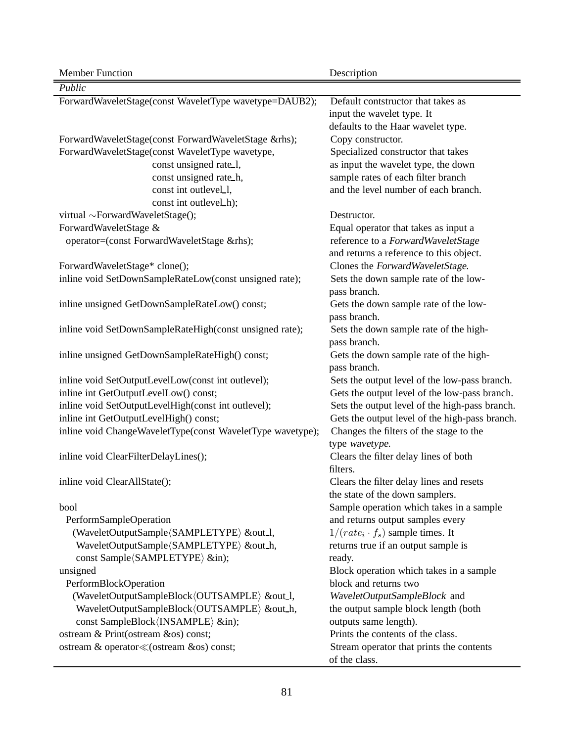| Member Function | Description |
|---|---|
| *Public* | |
| ForwardWaveletStage(const WaveletType wavetype=DAUB2); | Default contstructor that takes as input the wavelet type. It defaults to the Haar wavelet type. |
| ForwardWaveletStage(const ForwardWaveletStage &rhs); | Copy constructor. |
| ForwardWaveletStage(const WaveletType wavetype, const unsigned rate_l, const unsigned rate_h, const int outlevel_l, const int outlevel_h); | Specialized constructor that takes as input the wavelet type, the down sample rates of each filter branch and the level number of each branch. |
| virtual ∼ForwardWaveletStage(); | Destructor. |
| ForwardWaveletStage & operator=(const ForwardWaveletStage &rhs); | Equal operator that takes as input a reference to a *ForwardWaveletStage* and returns a reference to this object. |
| ForwardWaveletStage* clone(); | Clones the *ForwardWaveletStage*. |
| inline void SetDownSampleRateLow(const unsigned rate); | Sets the down sample rate of the low-pass branch. |
| inline unsigned GetDownSampleRateLow() const; | Gets the down sample rate of the low-pass branch. |
| inline void SetDownSampleRateHigh(const unsigned rate); | Sets the down sample rate of the high-pass branch. |
| inline unsigned GetDownSampleRateHigh() const; | Gets the down sample rate of the high-pass branch. |
| inline void SetOutputLevelLow(const int outlevel); | Sets the output level of the low-pass branch. |
| inline int GetOutputLevelLow() const; | Gets the output level of the low-pass branch. |
| inline void SetOutputLevelHigh(const int outlevel); | Sets the output level of the high-pass branch. |
| inline int GetOutputLevelHigh() const; | Gets the output level of the high-pass branch. |
| inline void ChangeWaveletType(const WaveletType wavetype); | Changes the filters of the stage to the type *wavetype*. |
| inline void ClearFilterDelayLines(); | Clears the filter delay lines of both filters. |
| inline void ClearAllState(); | Clears the filter delay lines and resets the state of the down samplers. |
| bool PerformSampleOperation (WaveletOutputSample⟨SAMPLETYPE⟩ &out_l, WaveletOutputSample⟨SAMPLETYPE⟩ &out_h, const Sample⟨SAMPLETYPE⟩ &in); | Sample operation which takes in a sample and returns output samples every $1/(rate_i \cdot f_s)$ sample times. It returns true if an output sample is ready. |
| unsigned PerformBlockOperation (WaveletOutputSampleBlock⟨OUTSAMPLE⟩ &out_l, WaveletOutputSampleBlock⟨OUTSAMPLE⟩ &out_h, const SampleBlock⟨INSAMPLE⟩ &in); | Block operation which takes in a sample block and returns two *WaveletOutputSampleBlock* and the output sample block length (both outputs same length). |
| ostream & Print(ostream &os) const; | Prints the contents of the class. |
| ostream & operator≪(ostream &os) const; | Stream operator that prints the contents of the class. |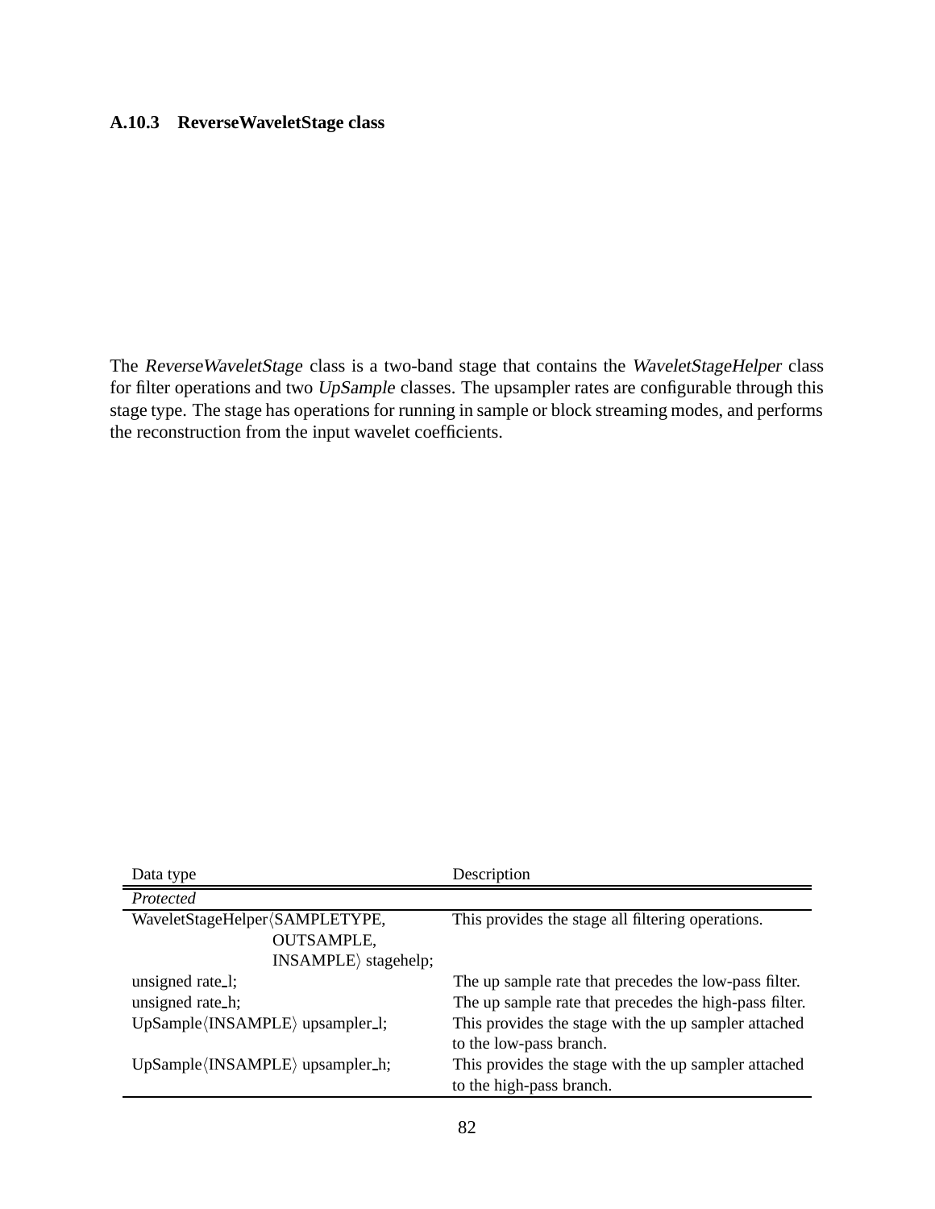### A.10.3 ReverseWaveletStage class

The *ReverseWaveletStage* class is a two-band stage that contains the *WaveletStageHelper* class for filter operations and two *UpSample* classes. The upsampler rates are configurable through this stage type. The stage has operations for running in sample or block streaming modes, and performs the reconstruction from the input wavelet coefficients.

| Data type | Description |
|---|---|
| *Protected* | |
| WaveletStageHelper⟨SAMPLETYPE, OUTSAMPLE, INSAMPLE⟩ stagehelp; | This provides the stage all filtering operations. |
| unsigned rate_l; | The up sample rate that precedes the low-pass filter. |
| unsigned rate_h; | The up sample rate that precedes the high-pass filter. |
| UpSample⟨INSAMPLE⟩ upsampler_l; | This provides the stage with the up sampler attached to the low-pass branch. |
| UpSample⟨INSAMPLE⟩ upsampler_h; | This provides the stage with the up sampler attached to the high-pass branch. |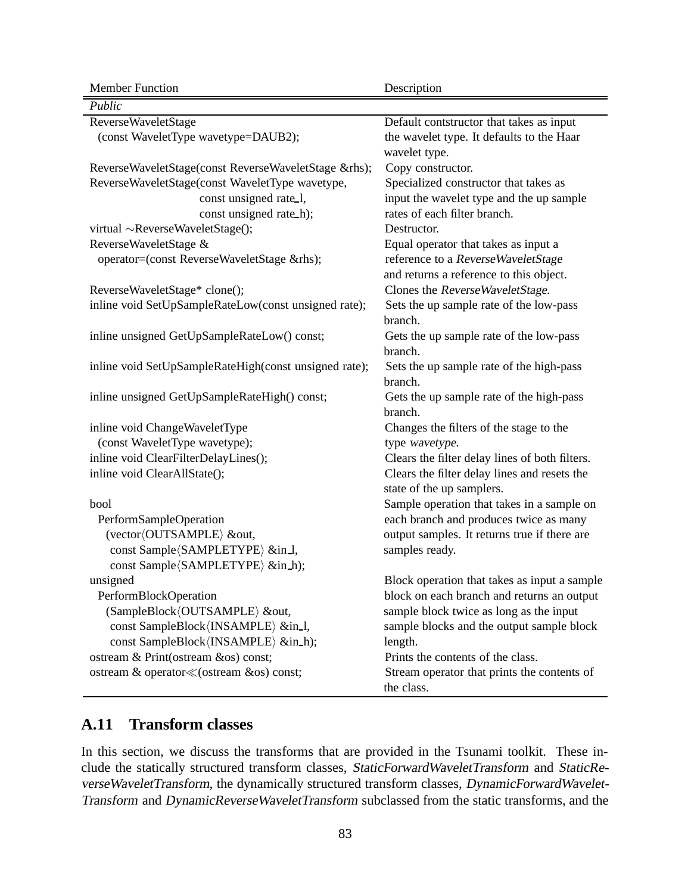| Member Function | Description |
|---|---|
| *Public* | |
| ReverseWaveletStage (const WaveletType wavetype=DAUB2); | Default contstructor that takes as input the wavelet type. It defaults to the Haar wavelet type. |
| ReverseWaveletStage(const ReverseWaveletStage &rhs); | Copy constructor. |
| ReverseWaveletStage(const WaveletType wavetype, const unsigned rate_l, const unsigned rate_h); | Specialized constructor that takes as input the wavelet type and the up sample rates of each filter branch. |
| virtual ∼ReverseWaveletStage(); | Destructor. |
| ReverseWaveletStage & operator=(const ReverseWaveletStage &rhs); | Equal operator that takes as input a reference to a *ReverseWaveletStage* and returns a reference to this object. |
| ReverseWaveletStage* clone(); | Clones the *ReverseWaveletStage*. |
| inline void SetUpSampleRateLow(const unsigned rate); | Sets the up sample rate of the low-pass branch. |
| inline unsigned GetUpSampleRateLow() const; | Gets the up sample rate of the low-pass branch. |
| inline void SetUpSampleRateHigh(const unsigned rate); | Sets the up sample rate of the high-pass branch. |
| inline unsigned GetUpSampleRateHigh() const; | Gets the up sample rate of the high-pass branch. |
| inline void ChangeWaveletType (const WaveletType wavetype); | Changes the filters of the stage to the type *wavetype*. |
| inline void ClearFilterDelayLines(); | Clears the filter delay lines of both filters. |
| inline void ClearAllState(); | Clears the filter delay lines and resets the state of the up samplers. |
| bool PerformSampleOperation (vector⟨OUTSAMPLE⟩ &out, const Sample⟨SAMPLETYPE⟩ &in_l, const Sample⟨SAMPLETYPE⟩ &in_h); | Sample operation that takes in a sample on each branch and produces twice as many output samples. It returns true if there are samples ready. |
| unsigned PerformBlockOperation (SampleBlock⟨OUTSAMPLE⟩ &out, const SampleBlock⟨INSAMPLE⟩ &in_l, const SampleBlock⟨INSAMPLE⟩ &in_h); | Block operation that takes as input a sample block on each branch and returns an output sample block twice as long as the input sample blocks and the output sample block length. |
| ostream & Print(ostream &os) const; | Prints the contents of the class. |
| ostream & operator≪(ostream &os) const; | Stream operator that prints the contents of the class. |

## A.11 Transform classes

In this section, we discuss the transforms that are provided in the Tsunami toolkit. These include the statically structured transform classes, *StaticForwardWaveletTransform* and *StaticReverseWaveletTransform*, the dynamically structured transform classes, *DynamicForwardWaveletTransform* and *DynamicReverseWaveletTransform* subclassed from the static transforms, and the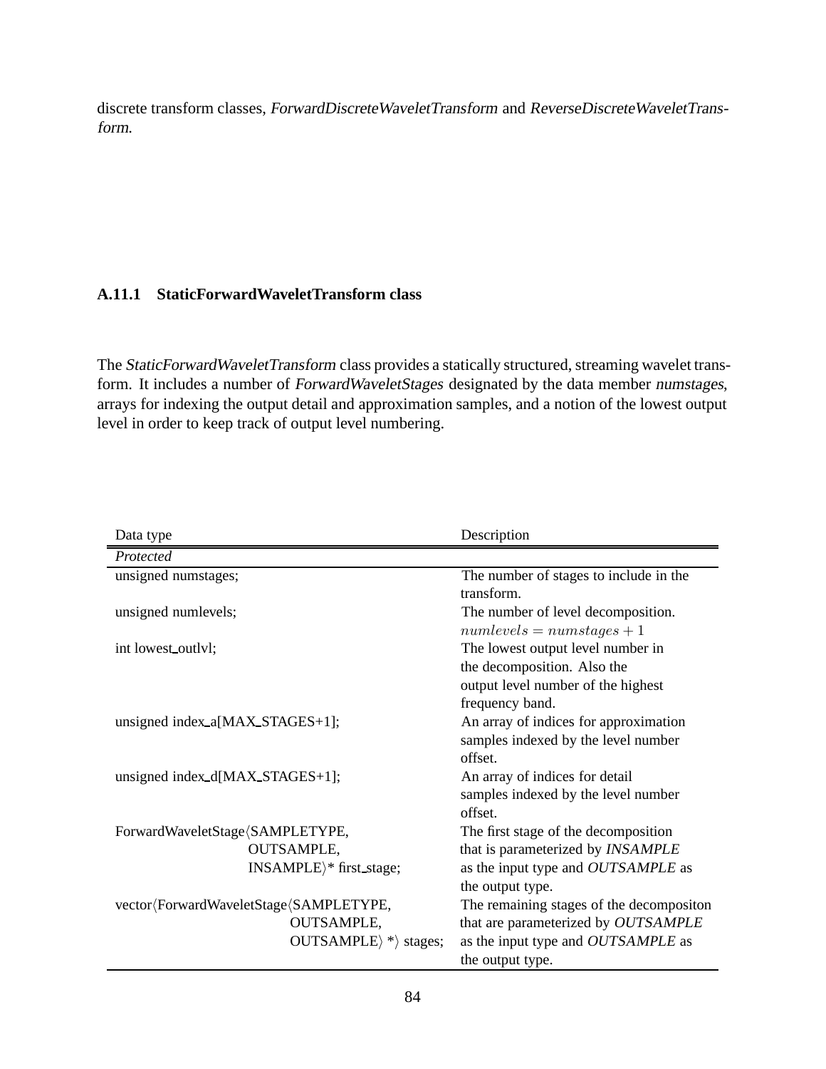discrete transform classes, *ForwardDiscreteWaveletTransform* and *ReverseDiscreteWaveletTransform*.

### A.11.1 StaticForwardWaveletTransform class

The *StaticForwardWaveletTransform* class provides a statically structured, streaming wavelet transform. It includes a number of *ForwardWaveletStages* designated by the data member *numstages*, arrays for indexing the output detail and approximation samples, and a notion of the lowest output level in order to keep track of output level numbering.

| Data type | Description |
|---|---|
| *Protected* | |
| unsigned numstages; | The number of stages to include in the transform. |
| unsigned numlevels; | The number of level decomposition. $numlevels = numstages + 1$ |
| int lowest_outlvl; | The lowest output level number in the decomposition. Also the output level number of the highest frequency band. |
| unsigned index_a[MAX_STAGES+1]; | An array of indices for approximation samples indexed by the level number offset. |
| unsigned index_d[MAX_STAGES+1]; | An array of indices for detail samples indexed by the level number offset. |
| ForwardWaveletStage⟨SAMPLETYPE, OUTSAMPLE, INSAMPLE⟩* first_stage; | The first stage of the decomposition that is parameterized by *INSAMPLE* as the input type and *OUTSAMPLE* as the output type. |
| vector⟨ForwardWaveletStage⟨SAMPLETYPE, OUTSAMPLE, OUTSAMPLE⟩ *⟩ stages; | The remaining stages of the decompositon that are parameterized by *OUTSAMPLE* as the input type and *OUTSAMPLE* as the output type. |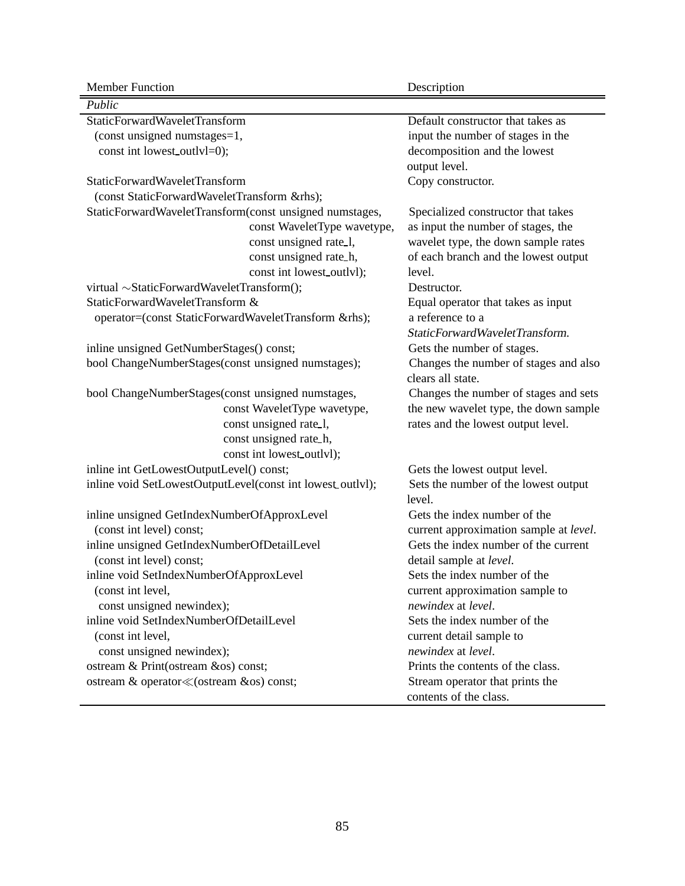| Member Function | Description |
|---|---|
| *Public* | |
| StaticForwardWaveletTransform (const unsigned numstages=1, const int lowest_outlvl=0); | Default constructor that takes as input the number of stages in the decomposition and the lowest output level. |
| StaticForwardWaveletTransform (const StaticForwardWaveletTransform &rhs); | Copy constructor. |
| StaticForwardWaveletTransform(const unsigned numstages, const WaveletType wavetype, const unsigned rate_l, const unsigned rate_h, const int lowest_outlvl); | Specialized constructor that takes as input the number of stages, the wavelet type, the down sample rates of each branch and the lowest output level. |
| virtual ∼StaticForwardWaveletTransform(); | Destructor. |
| StaticForwardWaveletTransform & operator=(const StaticForwardWaveletTransform &rhs); | Equal operator that takes as input a reference to a *StaticForwardWaveletTransform*. |
| inline unsigned GetNumberStages() const; | Gets the number of stages. |
| bool ChangeNumberStages(const unsigned numstages); | Changes the number of stages and also clears all state. |
| bool ChangeNumberStages(const unsigned numstages, const WaveletType wavetype, const unsigned rate_l, const unsigned rate_h, const int lowest_outlvl); | Changes the number of stages and sets the new wavelet type, the down sample rates and the lowest output level. |
| inline int GetLowestOutputLevel() const; | Gets the lowest output level. |
| inline void SetLowestOutputLevel(const int lowest_outlvl); | Sets the number of the lowest output level. |
| inline unsigned GetIndexNumberOfApproxLevel (const int level) const; | Gets the index number of the current approximation sample at *level*. |
| inline unsigned GetIndexNumberOfDetailLevel (const int level) const; | Gets the index number of the current detail sample at *level*. |
| inline void SetIndexNumberOfApproxLevel (const int level, const unsigned newindex); | Sets the index number of the current approximation sample to *newindex* at *level*. |
| inline void SetIndexNumberOfDetailLevel (const int level, const unsigned newindex); | Sets the index number of the current detail sample to *newindex* at *level*. |
| ostream & Print(ostream &os) const; | Prints the contents of the class. |
| ostream & operator≪(ostream &os) const; | Stream operator that prints the contents of the class. |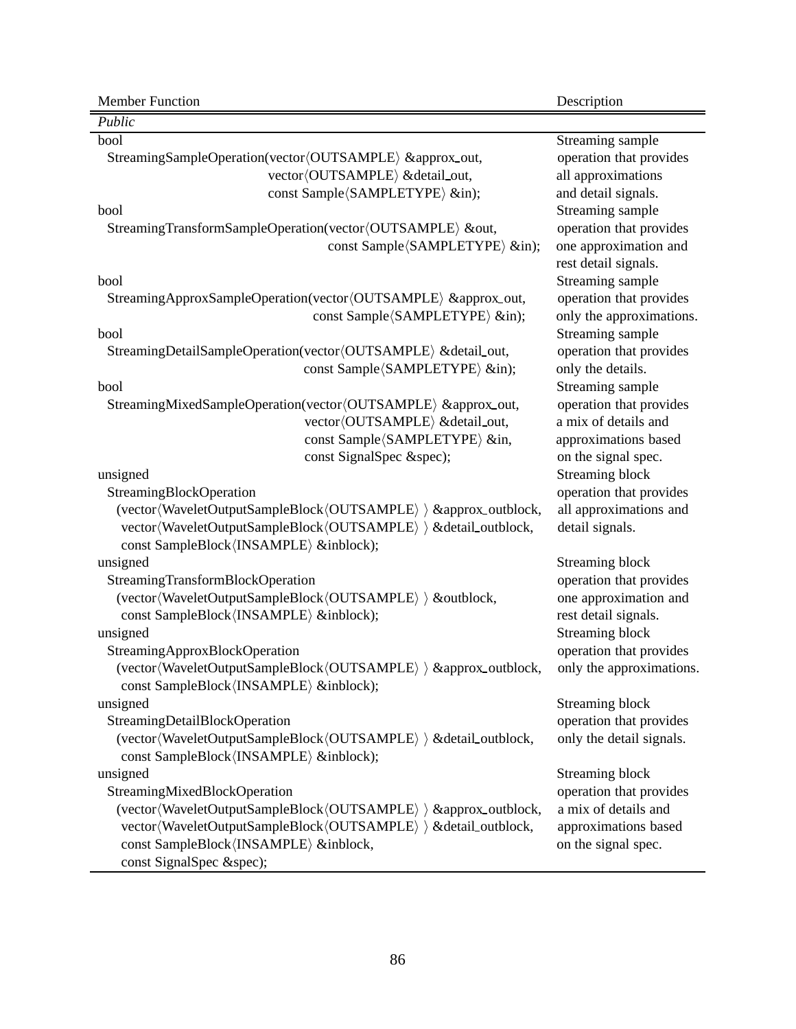| Member Function | Description |
|---|---|
| *Public* | |
| bool StreamingSampleOperation(vector⟨OUTSAMPLE⟩ &approx_out, vector⟨OUTSAMPLE⟩ &detail_out, const Sample⟨SAMPLETYPE⟩ &in); | Streaming sample operation that provides all approximations and detail signals. |
| bool StreamingTransformSampleOperation(vector⟨OUTSAMPLE⟩ &out, const Sample⟨SAMPLETYPE⟩ &in); | Streaming sample operation that provides one approximation and rest detail signals. |
| bool StreamingApproxSampleOperation(vector⟨OUTSAMPLE⟩ &approx_out, const Sample⟨SAMPLETYPE⟩ &in); | Streaming sample operation that provides only the approximations. |
| bool StreamingDetailSampleOperation(vector⟨OUTSAMPLE⟩ &detail_out, const Sample⟨SAMPLETYPE⟩ &in); | Streaming sample operation that provides only the details. |
| bool StreamingMixedSampleOperation(vector⟨OUTSAMPLE⟩ &approx_out, vector⟨OUTSAMPLE⟩ &detail_out, const Sample⟨SAMPLETYPE⟩ &in, const SignalSpec &spec); | Streaming sample operation that provides a mix of details and approximations based on the signal spec. |
| unsigned StreamingBlockOperation (vector⟨WaveletOutputSampleBlock⟨OUTSAMPLE⟩ ⟩ &approx_outblock, vector⟨WaveletOutputSampleBlock⟨OUTSAMPLE⟩ ⟩ &detail_outblock, const SampleBlock⟨INSAMPLE⟩ &inblock); | Streaming block operation that provides all approximations and detail signals. |
| unsigned StreamingTransformBlockOperation (vector⟨WaveletOutputSampleBlock⟨OUTSAMPLE⟩ ⟩ &outblock, const SampleBlock⟨INSAMPLE⟩ &inblock); | Streaming block operation that provides one approximation and rest detail signals. |
| unsigned StreamingApproxBlockOperation (vector⟨WaveletOutputSampleBlock⟨OUTSAMPLE⟩ ⟩ &approx_outblock, const SampleBlock⟨INSAMPLE⟩ &inblock); | Streaming block operation that provides only the approximations. |
| unsigned StreamingDetailBlockOperation (vector⟨WaveletOutputSampleBlock⟨OUTSAMPLE⟩ ⟩ &detail_outblock, const SampleBlock⟨INSAMPLE⟩ &inblock); | Streaming block operation that provides only the detail signals. |
| unsigned StreamingMixedBlockOperation (vector⟨WaveletOutputSampleBlock⟨OUTSAMPLE⟩ ⟩ &approx_outblock, vector⟨WaveletOutputSampleBlock⟨OUTSAMPLE⟩ ⟩ &detail_outblock, const SampleBlock⟨INSAMPLE⟩ &inblock, const SignalSpec &spec); | Streaming block operation that provides a mix of details and approximations based on the signal spec. |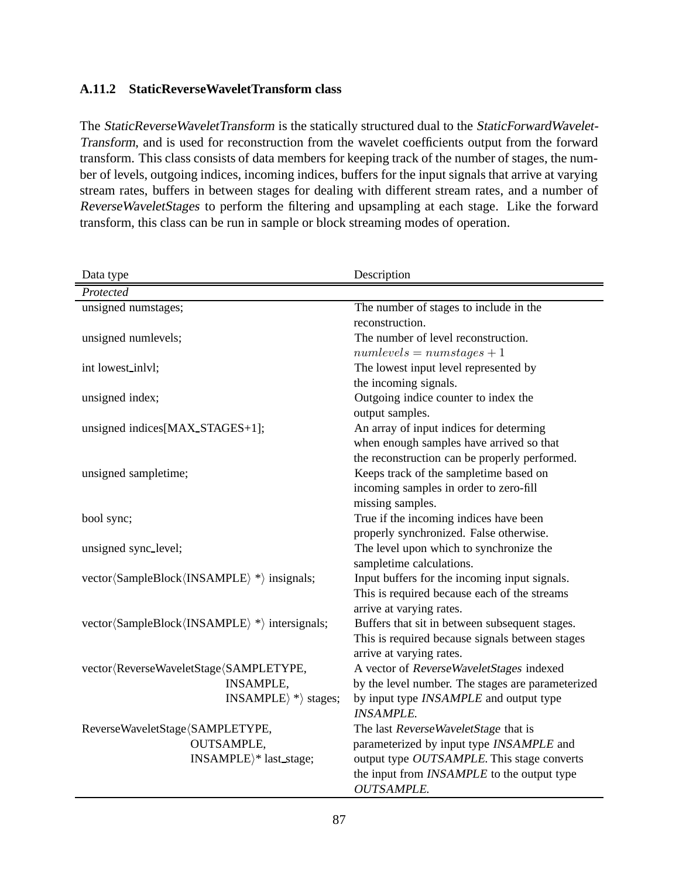### A.11.2 StaticReverseWaveletTransform class

The *StaticReverseWaveletTransform* is the statically structured dual to the *StaticForwardWaveletTransform*, and is used for reconstruction from the wavelet coefficients output from the forward transform. This class consists of data members for keeping track of the number of stages, the number of levels, outgoing indices, incoming indices, buffers for the input signals that arrive at varying stream rates, buffers in between stages for dealing with different stream rates, and a number of *ReverseWaveletStages* to perform the filtering and upsampling at each stage. Like the forward transform, this class can be run in sample or block streaming modes of operation.

| Data type | Description |
|---|---|
| *Protected* | |
| unsigned numstages; | The number of stages to include in the reconstruction. |
| unsigned numlevels; | The number of level reconstruction. $numlevels = numstages + 1$ |
| int lowest_inlvl; | The lowest input level represented by the incoming signals. |
| unsigned index; | Outgoing indice counter to index the output samples. |
| unsigned indices[MAX_STAGES+1]; | An array of input indices for determing when enough samples have arrived so that the reconstruction can be properly performed. |
| unsigned sampletime; | Keeps track of the sampletime based on incoming samples in order to zero-fill missing samples. |
| bool sync; | True if the incoming indices have been properly synchronized. False otherwise. |
| unsigned sync_level; | The level upon which to synchronize the sampletime calculations. |
| vector⟨SampleBlock⟨INSAMPLE⟩ *⟩ insignals; | Input buffers for the incoming input signals. This is required because each of the streams arrive at varying rates. |
| vector⟨SampleBlock⟨INSAMPLE⟩ *⟩ intersignals; | Buffers that sit in between subsequent stages. This is required because signals between stages arrive at varying rates. |
| vector⟨ReverseWaveletStage⟨SAMPLETYPE, INSAMPLE, INSAMPLE⟩ *⟩ stages; | A vector of *ReverseWaveletStages* indexed by the level number. The stages are parameterized by input type *INSAMPLE* and output type *INSAMPLE*. |
| ReverseWaveletStage⟨SAMPLETYPE, OUTSAMPLE, INSAMPLE⟩* last_stage; | The last *ReverseWaveletStage* that is parameterized by input type *INSAMPLE* and output type *OUTSAMPLE*. This stage converts the input from *INSAMPLE* to the output type *OUTSAMPLE*. |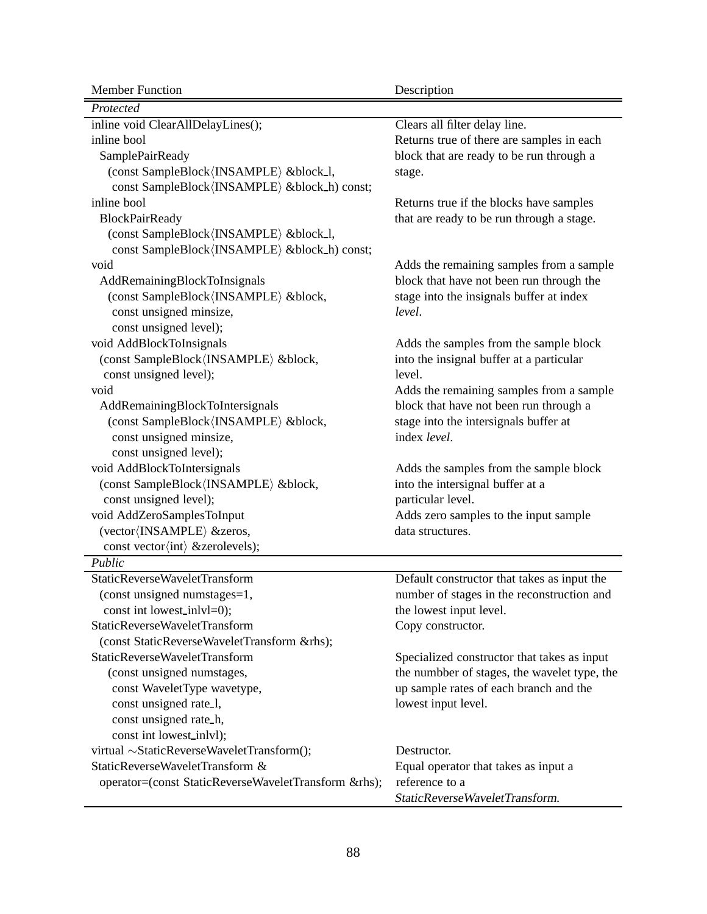| Member Function | Description |
| --- | --- |
| *Protected* | |
| inline void ClearAllDelayLines(); | Clears all filter delay line. |
| inline bool SamplePairReady (const SampleBlock⟨INSAMPLE⟩ &block_l, const SampleBlock⟨INSAMPLE⟩ &block_h) const; | Returns true of there are samples in each block that are ready to be run through a stage. |
| inline bool BlockPairReady (const SampleBlock⟨INSAMPLE⟩ &block_l, const SampleBlock⟨INSAMPLE⟩ &block_h) const; | Returns true if the blocks have samples that are ready to be run through a stage. |
| void AddRemainingBlockToInsignals (const SampleBlock⟨INSAMPLE⟩ &block, const unsigned minsize, const unsigned level); | Adds the remaining samples from a sample block that have not been run through the stage into the insignals buffer at index *level*. |
| void AddBlockToInsignals (const SampleBlock⟨INSAMPLE⟩ &block, const unsigned level); | Adds the samples from the sample block into the insignal buffer at a particular level. |
| void AddRemainingBlockToIntersignals (const SampleBlock⟨INSAMPLE⟩ &block, const unsigned minsize, const unsigned level); | Adds the remaining samples from a sample block that have not been run through a stage into the intersignals buffer at index *level*. |
| void AddBlockToIntersignals (const SampleBlock⟨INSAMPLE⟩ &block, const unsigned level); | Adds the samples from the sample block into the intersignal buffer at a particular level. |
| void AddZeroSamplesToInput (vector⟨INSAMPLE⟩ &zeros, const vector⟨int⟩ &zerolevels); | Adds zero samples to the input sample data structures. |
| *Public* | |
| StaticReverseWaveletTransform (const unsigned numstages=1, const int lowest_inlvl=0); | Default constructor that takes as input the number of stages in the reconstruction and the lowest input level. |
| StaticReverseWaveletTransform (const StaticReverseWaveletTransform &rhs); | Copy constructor. |
| StaticReverseWaveletTransform (const unsigned numstages, const WaveletType wavetype, const unsigned rate_l, const unsigned rate_h, const int lowest_inlvl); | Specialized constructor that takes as input the numbber of stages, the wavelet type, the up sample rates of each branch and the lowest input level. |
| virtual ∼StaticReverseWaveletTransform(); | Destructor. |
| StaticReverseWaveletTransform & operator=(const StaticReverseWaveletTransform &rhs); | Equal operator that takes as input a reference to a *StaticReverseWaveletTransform*. |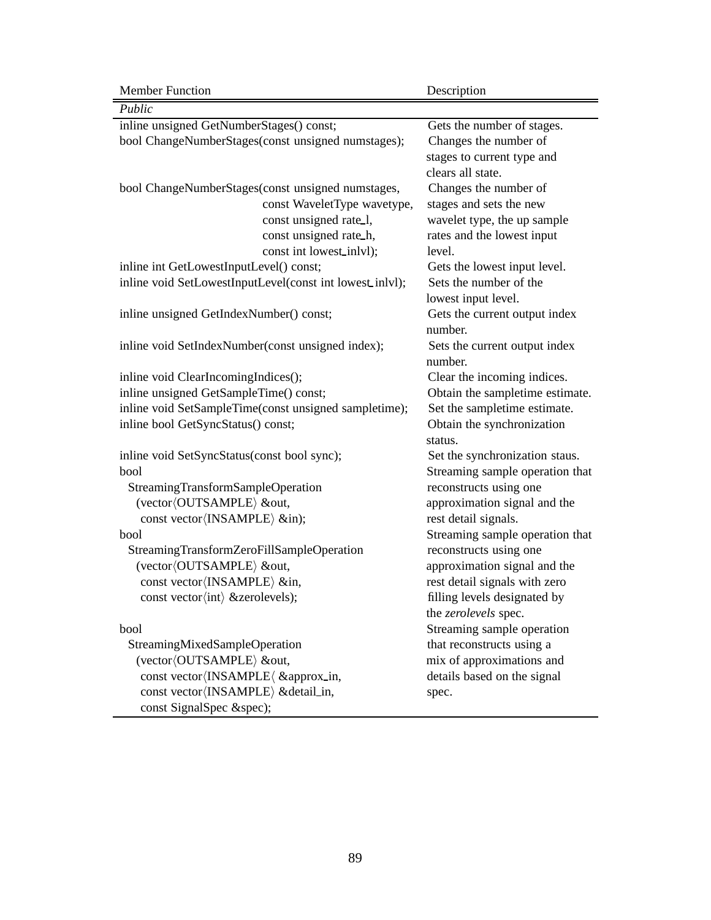| Member Function | Description |
|---|---|
| *Public* | |
| inline unsigned GetNumberStages() const; | Gets the number of stages. |
| bool ChangeNumberStages(const unsigned numstages); | Changes the number of stages to current type and clears all state. |
| bool ChangeNumberStages(const unsigned numstages, const WaveletType wavetype, const unsigned rate_l, const unsigned rate_h, const int lowest_inlvl); | Changes the number of stages and sets the new wavelet type, the up sample rates and the lowest input level. |
| inline int GetLowestInputLevel() const; | Gets the lowest input level. |
| inline void SetLowestInputLevel(const int lowest_inlvl); | Sets the number of the lowest input level. |
| inline unsigned GetIndexNumber() const; | Gets the current output index number. |
| inline void SetIndexNumber(const unsigned index); | Sets the current output index number. |
| inline void ClearIncomingIndices(); | Clear the incoming indices. |
| inline unsigned GetSampleTime() const; | Obtain the sampletime estimate. |
| inline void SetSampleTime(const unsigned sampletime); | Set the sampletime estimate. |
| inline bool GetSyncStatus() const; | Obtain the synchronization status. |
| inline void SetSyncStatus(const bool sync); | Set the synchronization staus. |
| bool StreamingTransformSampleOperation (vector⟨OUTSAMPLE⟩ &out, const vector⟨INSAMPLE⟩ &in); | Streaming sample operation that reconstructs using one approximation signal and the rest detail signals. |
| bool StreamingTransformZeroFillSampleOperation (vector⟨OUTSAMPLE⟩ &out, const vector⟨INSAMPLE⟩ &in, const vector⟨int⟩ &zerolevels); | Streaming sample operation that reconstructs using one approximation signal and the rest detail signals with zero filling levels designated by the *zerolevels* spec. |
| bool StreamingMixedSampleOperation (vector⟨OUTSAMPLE⟩ &out, const vector⟨INSAMPLE⟨ &approx_in, const vector⟨INSAMPLE⟩ &detail_in, const SignalSpec &spec); | Streaming sample operation that reconstructs using a mix of approximations and details based on the signal spec. |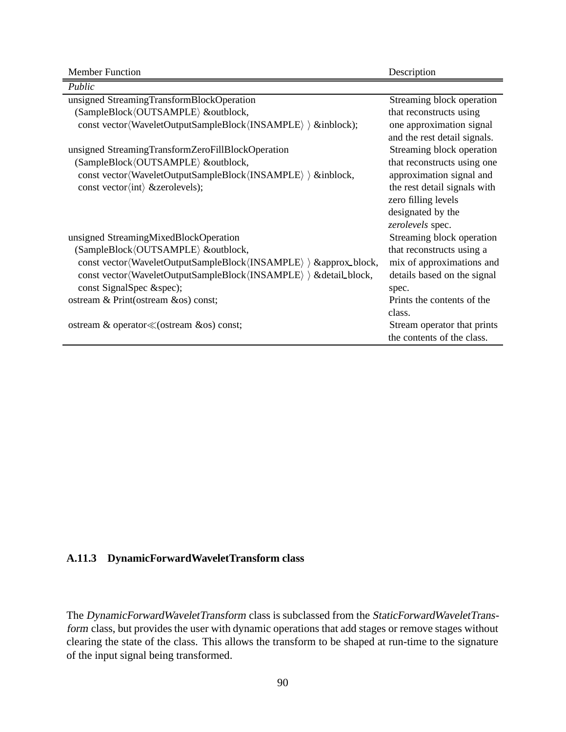| Member Function | Description |
|---|---|
| *Public* | |
| unsigned StreamingTransformBlockOperation (SampleBlock⟨OUTSAMPLE⟩ &outblock, const vector⟨WaveletOutputSampleBlock⟨INSAMPLE⟩ ⟩ &inblock); | Streaming block operation that reconstructs using one approximation signal and the rest detail signals. |
| unsigned StreamingTransformZeroFillBlockOperation (SampleBlock⟨OUTSAMPLE⟩ &outblock, const vector⟨WaveletOutputSampleBlock⟨INSAMPLE⟩ ⟩ &inblock, const vector⟨int⟩ &zerolevels); | Streaming block operation that reconstructs using one approximation signal and the rest detail signals with zero filling levels designated by the *zerolevels* spec. |
| unsigned StreamingMixedBlockOperation (SampleBlock⟨OUTSAMPLE⟩ &outblock, const vector⟨WaveletOutputSampleBlock⟨INSAMPLE⟩ ⟩ &approx_block, const vector⟨WaveletOutputSampleBlock⟨INSAMPLE⟩ ⟩ &detail_block, const SignalSpec &spec); | Streaming block operation that reconstructs using a mix of approximations and details based on the signal spec. |
| ostream & Print(ostream &os) const; | Prints the contents of the class. |
| ostream & operator≪(ostream &os) const; | Stream operator that prints the contents of the class. |

### A.11.3 DynamicForwardWaveletTransform class

The *DynamicForwardWaveletTransform* class is subclassed from the *StaticForwardWaveletTransform* class, but provides the user with dynamic operations that add stages or remove stages without clearing the state of the class. This allows the transform to be shaped at run-time to the signature of the input signal being transformed.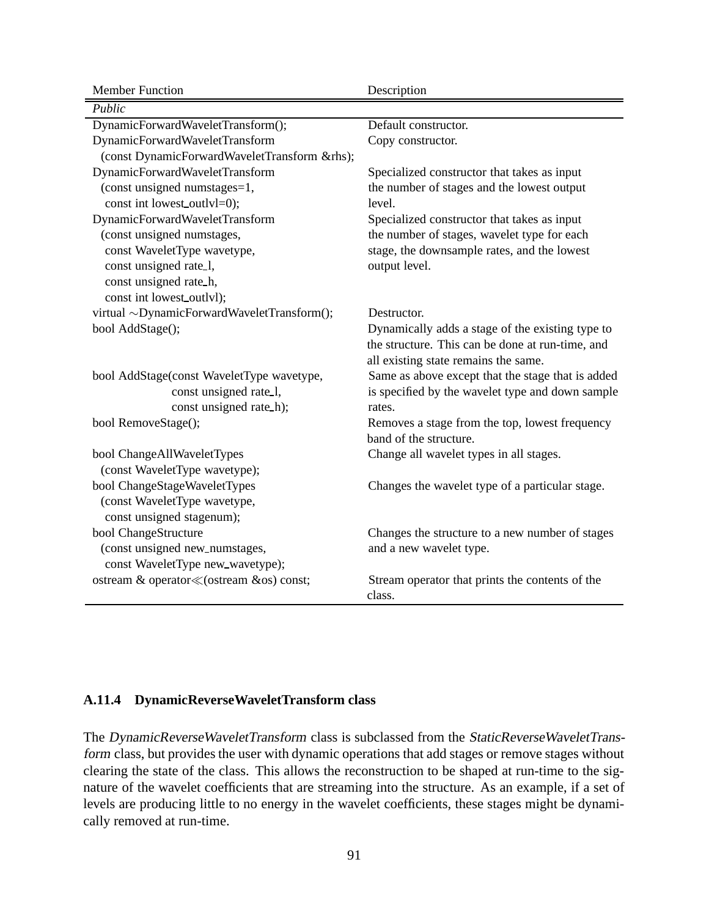| Member Function | Description |
|---|---|
| *Public* | |
| DynamicForwardWaveletTransform(); | Default constructor. |
| DynamicForwardWaveletTransform (const DynamicForwardWaveletTransform &rhs); | Copy constructor. |
| DynamicForwardWaveletTransform (const unsigned numstages=1, const int lowest_outlvl=0); | Specialized constructor that takes as input the number of stages and the lowest output level. |
| DynamicForwardWaveletTransform (const unsigned numstages, const WaveletType wavetype, const unsigned rate_l, const unsigned rate_h, const int lowest_outlvl); | Specialized constructor that takes as input the number of stages, wavelet type for each stage, the downsample rates, and the lowest output level. |
| virtual ∼DynamicForwardWaveletTransform(); | Destructor. |
| bool AddStage(); | Dynamically adds a stage of the existing type to the structure. This can be done at run-time, and all existing state remains the same. |
| bool AddStage(const WaveletType wavetype, const unsigned rate_l, const unsigned rate_h); | Same as above except that the stage that is added is specified by the wavelet type and down sample rates. |
| bool RemoveStage(); | Removes a stage from the top, lowest frequency band of the structure. |
| bool ChangeAllWaveletTypes (const WaveletType wavetype); | Change all wavelet types in all stages. |
| bool ChangeStageWaveletTypes (const WaveletType wavetype, const unsigned stagenum); | Changes the wavelet type of a particular stage. |
| bool ChangeStructure (const unsigned new_numstages, const WaveletType new_wavetype); | Changes the structure to a new number of stages and a new wavelet type. |
| ostream & operator≪(ostream &os) const; | Stream operator that prints the contents of the class. |

### A.11.4 DynamicReverseWaveletTransform class

The *DynamicReverseWaveletTransform* class is subclassed from the *StaticReverseWaveletTransform* class, but provides the user with dynamic operations that add stages or remove stages without clearing the state of the class. This allows the reconstruction to be shaped at run-time to the signature of the wavelet coefficients that are streaming into the structure. As an example, if a set of levels are producing little to no energy in the wavelet coefficients, these stages might be dynamically removed at run-time.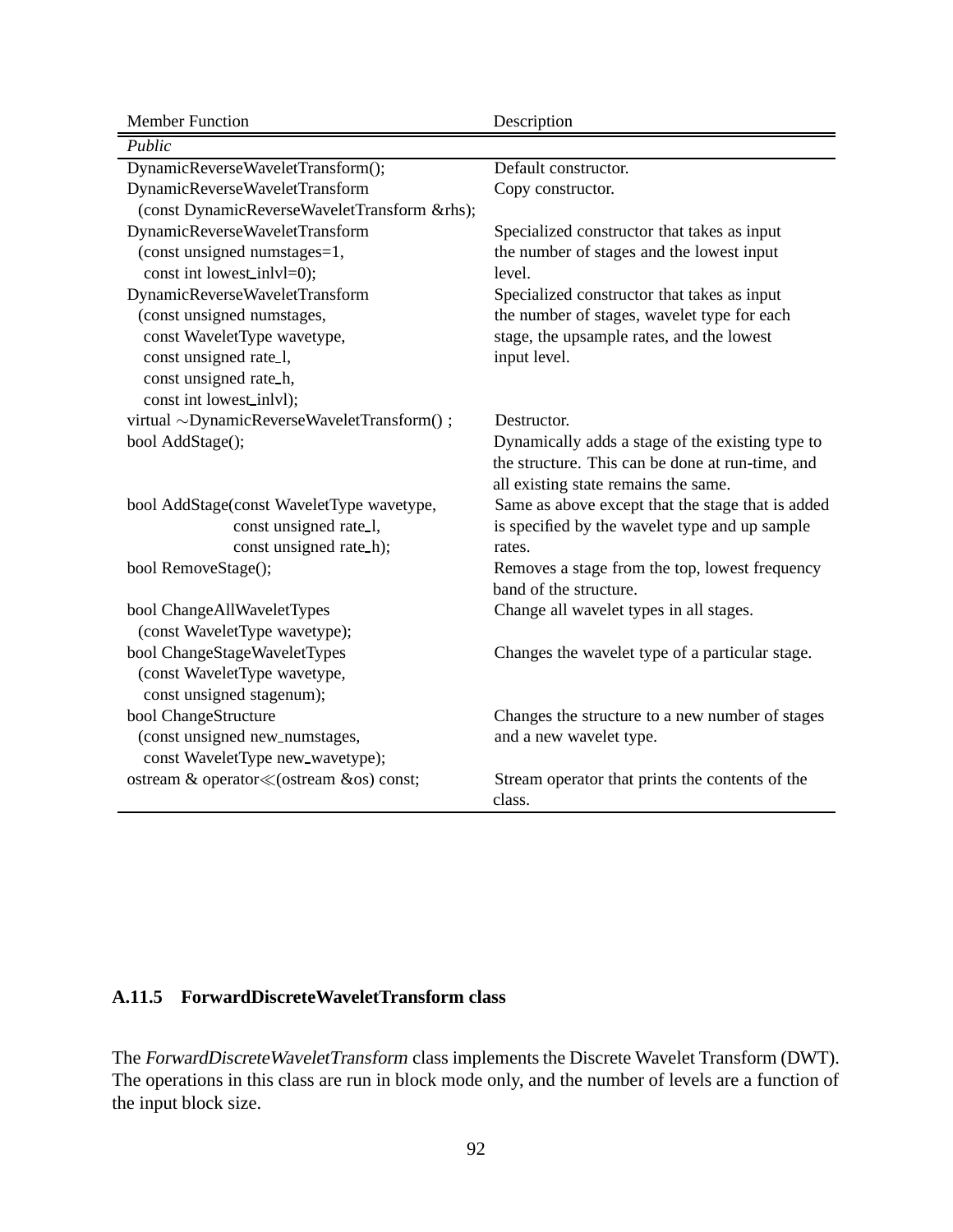| Member Function | Description |
| --- | --- |
| *Public* | |
| DynamicReverseWaveletTransform(); | Default constructor. |
| DynamicReverseWaveletTransform (const DynamicReverseWaveletTransform &rhs); | Copy constructor. |
| DynamicReverseWaveletTransform (const unsigned numstages=1, const int lowest_inlvl=0); | Specialized constructor that takes as input the number of stages and the lowest input level. |
| DynamicReverseWaveletTransform (const unsigned numstages, const WaveletType wavetype, const unsigned rate_l, const unsigned rate_h, const int lowest_inlvl); | Specialized constructor that takes as input the number of stages, wavelet type for each stage, the upsample rates, and the lowest input level. |
| virtual ∼DynamicReverseWaveletTransform() ; | Destructor. |
| bool AddStage(); | Dynamically adds a stage of the existing type to the structure. This can be done at run-time, and all existing state remains the same. |
| bool AddStage(const WaveletType wavetype, const unsigned rate_l, const unsigned rate_h); | Same as above except that the stage that is added is specified by the wavelet type and up sample rates. |
| bool RemoveStage(); | Removes a stage from the top, lowest frequency band of the structure. |
| bool ChangeAllWaveletTypes (const WaveletType wavetype); | Change all wavelet types in all stages. |
| bool ChangeStageWaveletTypes (const WaveletType wavetype, const unsigned stagenum); | Changes the wavelet type of a particular stage. |
| bool ChangeStructure (const unsigned new_numstages, const WaveletType new_wavetype); | Changes the structure to a new number of stages and a new wavelet type. |
| ostream & operator≪(ostream &os) const; | Stream operator that prints the contents of the class. |

### A.11.5 ForwardDiscreteWaveletTransform class

The *ForwardDiscreteWaveletTransform* class implements the Discrete Wavelet Transform (DWT). The operations in this class are run in block mode only, and the number of levels are a function of the input block size.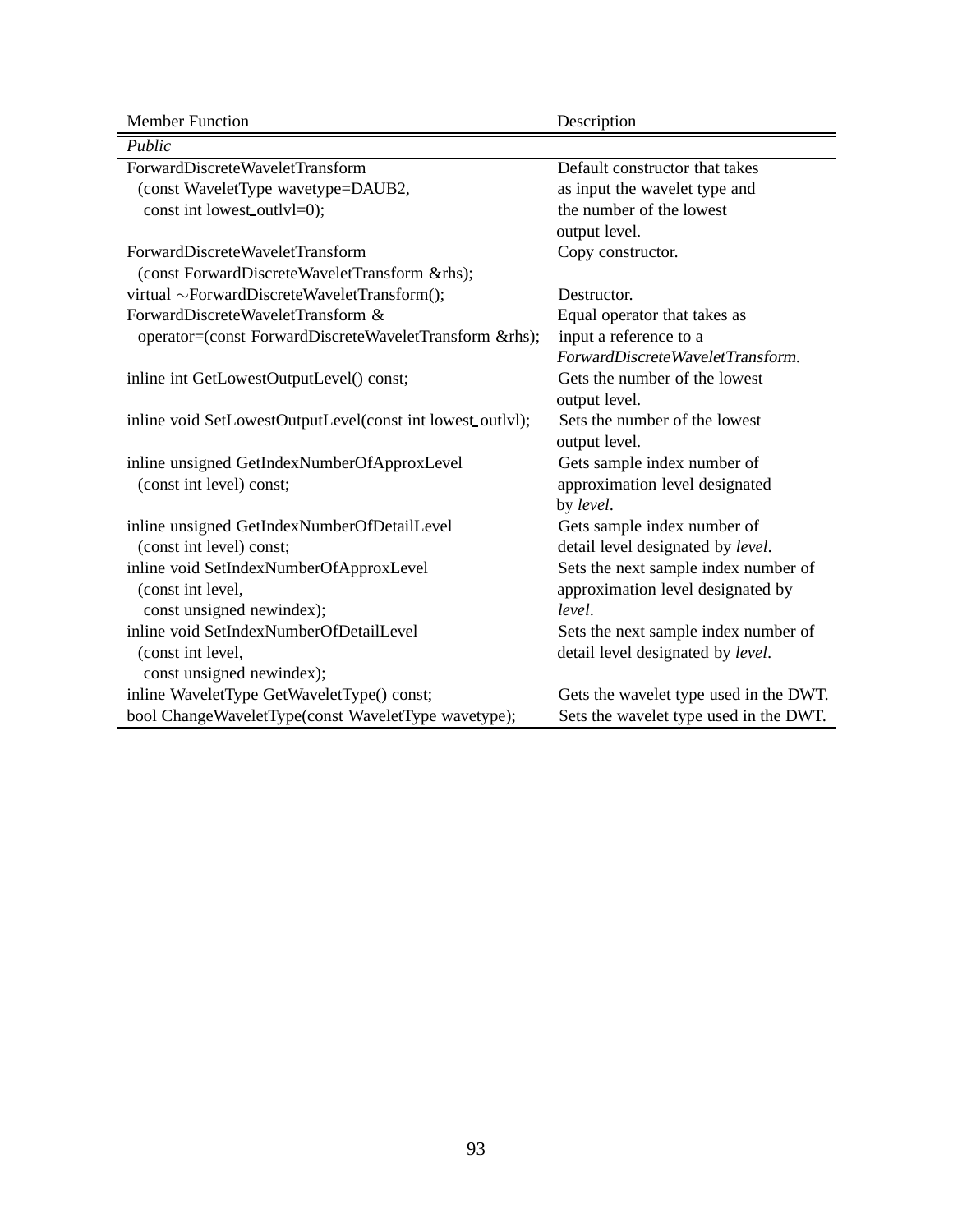| Member Function | Description |
| --- | --- |
| *Public* | |
| ForwardDiscreteWaveletTransform (const WaveletType wavetype=DAUB2, const int lowest_outlvl=0); | Default constructor that takes as input the wavelet type and the number of the lowest output level. |
| ForwardDiscreteWaveletTransform (const ForwardDiscreteWaveletTransform &rhs); | Copy constructor. |
| virtual ∼ForwardDiscreteWaveletTransform(); | Destructor. |
| ForwardDiscreteWaveletTransform & operator=(const ForwardDiscreteWaveletTransform &rhs); | Equal operator that takes as input a reference to a *ForwardDiscreteWaveletTransform*. |
| inline int GetLowestOutputLevel() const; | Gets the number of the lowest output level. |
| inline void SetLowestOutputLevel(const int lowest_outlvl); | Sets the number of the lowest output level. |
| inline unsigned GetIndexNumberOfApproxLevel (const int level) const; | Gets sample index number of approximation level designated by *level*. |
| inline unsigned GetIndexNumberOfDetailLevel (const int level) const; | Gets sample index number of detail level designated by *level*. |
| inline void SetIndexNumberOfApproxLevel (const int level, const unsigned newindex); | Sets the next sample index number of approximation level designated by *level*. |
| inline void SetIndexNumberOfDetailLevel (const int level, const unsigned newindex); | Sets the next sample index number of detail level designated by *level*. |
| inline WaveletType GetWaveletType() const; | Gets the wavelet type used in the DWT. |
| bool ChangeWaveletType(const WaveletType wavetype); | Sets the wavelet type used in the DWT. |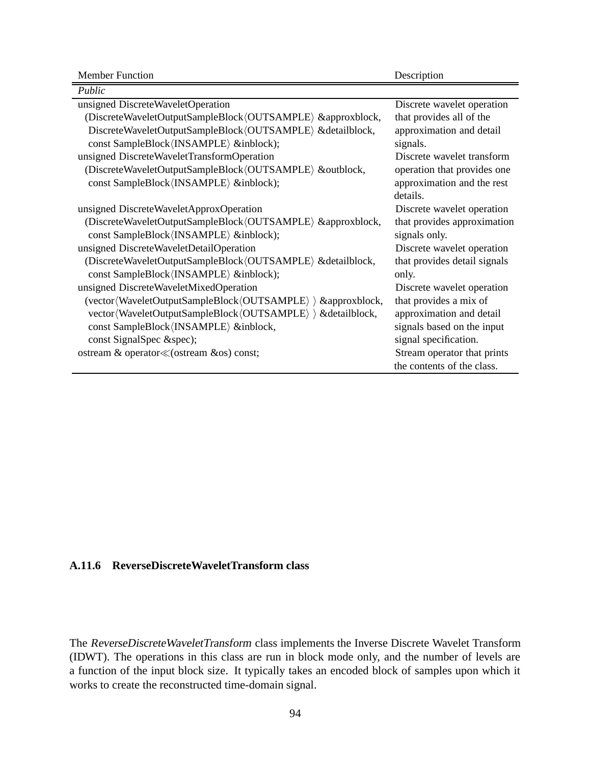| Member Function | Description |
|---|---|
| *Public* | |
| unsigned DiscreteWaveletOperation (DiscreteWaveletOutputSampleBlock⟨OUTSAMPLE⟩ &approxblock, DiscreteWaveletOutputSampleBlock⟨OUTSAMPLE⟩ &detailblock, const SampleBlock⟨INSAMPLE⟩ &inblock); | Discrete wavelet operation that provides all of the approximation and detail signals. |
| unsigned DiscreteWaveletTransformOperation (DiscreteWaveletOutputSampleBlock⟨OUTSAMPLE⟩ &outblock, const SampleBlock⟨INSAMPLE⟩ &inblock); | Discrete wavelet transform operation that provides one approximation and the rest details. |
| unsigned DiscreteWaveletApproxOperation (DiscreteWaveletOutputSampleBlock⟨OUTSAMPLE⟩ &approxblock, const SampleBlock⟨INSAMPLE⟩ &inblock); | Discrete wavelet operation that provides approximation signals only. |
| unsigned DiscreteWaveletDetailOperation (DiscreteWaveletOutputSampleBlock⟨OUTSAMPLE⟩ &detailblock, const SampleBlock⟨INSAMPLE⟩ &inblock); | Discrete wavelet operation that provides detail signals only. |
| unsigned DiscreteWaveletMixedOperation (vector⟨WaveletOutputSampleBlock⟨OUTSAMPLE⟩ ⟩ &approxblock, vector⟨WaveletOutputSampleBlock⟨OUTSAMPLE⟩ ⟩ &detailblock, const SampleBlock⟨INSAMPLE⟩ &inblock, const SignalSpec &spec); | Discrete wavelet operation that provides a mix of approximation and detail signals based on the input signal specification. |
| ostream & operator≪(ostream &os) const; | Stream operator that prints the contents of the class. |

### A.11.6 ReverseDiscreteWaveletTransform class

The *ReverseDiscreteWaveletTransform* class implements the Inverse Discrete Wavelet Transform (IDWT). The operations in this class are run in block mode only, and the number of levels are a function of the input block size. It typically takes an encoded block of samples upon which it works to create the reconstructed time-domain signal.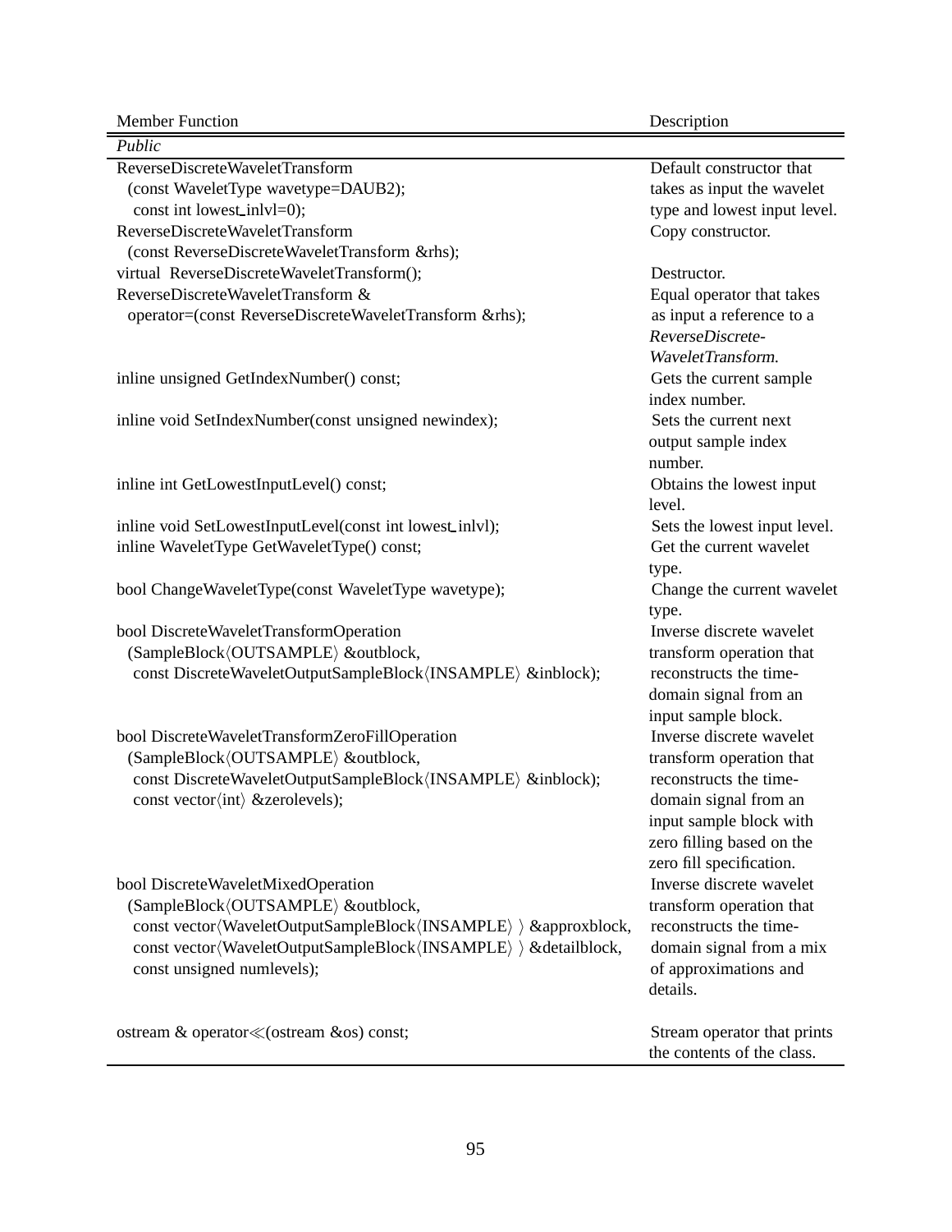| Member Function | Description |
|---|---|
| *Public* | |
| ReverseDiscreteWaveletTransform (const WaveletType wavetype=DAUB2); const int lowest_inlvl=0); | Default constructor that takes as input the wavelet type and lowest input level. |
| ReverseDiscreteWaveletTransform (const ReverseDiscreteWaveletTransform &rhs); | Copy constructor. |
| virtual ReverseDiscreteWaveletTransform(); | Destructor. |
| ReverseDiscreteWaveletTransform & operator=(const ReverseDiscreteWaveletTransform &rhs); | Equal operator that takes as input a reference to a *ReverseDiscrete-WaveletTransform*. |
| inline unsigned GetIndexNumber() const; | Gets the current sample index number. |
| inline void SetIndexNumber(const unsigned newindex); | Sets the current next output sample index number. |
| inline int GetLowestInputLevel() const; | Obtains the lowest input level. |
| inline void SetLowestInputLevel(const int lowest_inlvl); | Sets the lowest input level. |
| inline WaveletType GetWaveletType() const; | Get the current wavelet type. |
| bool ChangeWaveletType(const WaveletType wavetype); | Change the current wavelet type. |
| bool DiscreteWaveletTransformOperation (SampleBlock⟨OUTSAMPLE⟩ &outblock, const DiscreteWaveletOutputSampleBlock⟨INSAMPLE⟩ &inblock); | Inverse discrete wavelet transform operation that reconstructs the time-domain signal from an input sample block. |
| bool DiscreteWaveletTransformZeroFillOperation (SampleBlock⟨OUTSAMPLE⟩ &outblock, const DiscreteWaveletOutputSampleBlock⟨INSAMPLE⟩ &inblock); const vector⟨int⟩ &zerolevels); | Inverse discrete wavelet transform operation that reconstructs the time-domain signal from an input sample block with zero filling based on the zero fill specification. |
| bool DiscreteWaveletMixedOperation (SampleBlock⟨OUTSAMPLE⟩ &outblock, const vector⟨WaveletOutputSampleBlock⟨INSAMPLE⟩ ⟩ &approxblock, const vector⟨WaveletOutputSampleBlock⟨INSAMPLE⟩ ⟩ &detailblock, const unsigned numlevels); | Inverse discrete wavelet transform operation that reconstructs the time-domain signal from a mix of approximations and details. |
| ostream & operator≪(ostream &os) const; | Stream operator that prints the contents of the class. |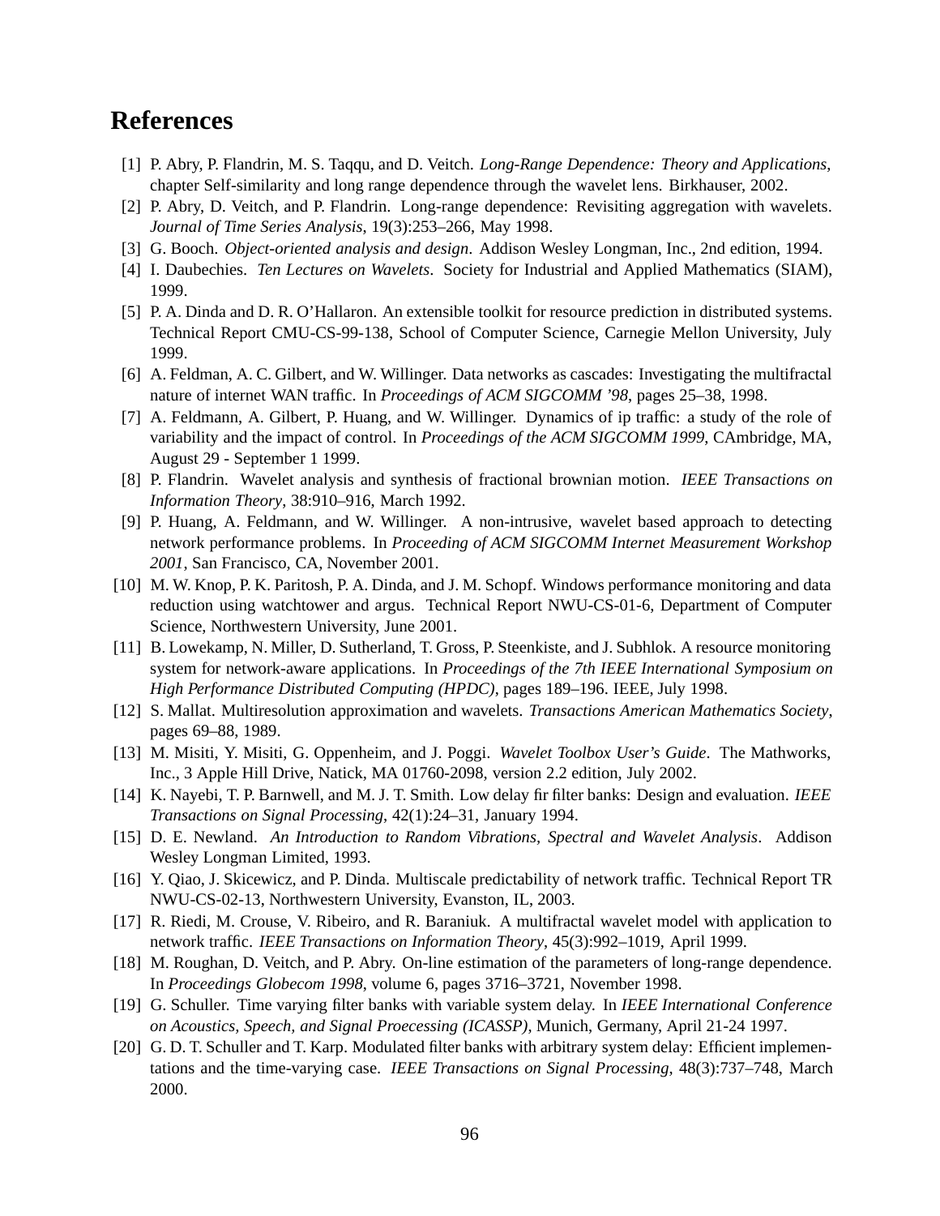# References

[1] P. Abry, P. Flandrin, M. S. Taqqu, and D. Veitch. *Long-Range Dependence: Theory and Applications*, chapter Self-similarity and long range dependence through the wavelet lens. Birkhauser, 2002.

[2] P. Abry, D. Veitch, and P. Flandrin. Long-range dependence: Revisiting aggregation with wavelets. *Journal of Time Series Analysis*, 19(3):253–266, May 1998.

[3] G. Booch. *Object-oriented analysis and design*. Addison Wesley Longman, Inc., 2nd edition, 1994.

[4] I. Daubechies. *Ten Lectures on Wavelets*. Society for Industrial and Applied Mathematics (SIAM), 1999.

[5] P. A. Dinda and D. R. O'Hallaron. An extensible toolkit for resource prediction in distributed systems. Technical Report CMU-CS-99-138, School of Computer Science, Carnegie Mellon University, July 1999.

[6] A. Feldman, A. C. Gilbert, and W. Willinger. Data networks as cascades: Investigating the multifractal nature of internet WAN traffic. In *Proceedings of ACM SIGCOMM '98*, pages 25–38, 1998.

[7] A. Feldmann, A. Gilbert, P. Huang, and W. Willinger. Dynamics of ip traffic: a study of the role of variability and the impact of control. In *Proceedings of the ACM SIGCOMM 1999*, CAmbridge, MA, August 29 - September 1 1999.

[8] P. Flandrin. Wavelet analysis and synthesis of fractional brownian motion. *IEEE Transactions on Information Theory*, 38:910–916, March 1992.

[9] P. Huang, A. Feldmann, and W. Willinger. A non-intrusive, wavelet based approach to detecting network performance problems. In *Proceeding of ACM SIGCOMM Internet Measurement Workshop 2001*, San Francisco, CA, November 2001.

[10] M. W. Knop, P. K. Paritosh, P. A. Dinda, and J. M. Schopf. Windows performance monitoring and data reduction using watchtower and argus. Technical Report NWU-CS-01-6, Department of Computer Science, Northwestern University, June 2001.

[11] B. Lowekamp, N. Miller, D. Sutherland, T. Gross, P. Steenkiste, and J. Subhlok. A resource monitoring system for network-aware applications. In *Proceedings of the 7th IEEE International Symposium on High Performance Distributed Computing (HPDC)*, pages 189–196. IEEE, July 1998.

[12] S. Mallat. Multiresolution approximation and wavelets. *Transactions American Mathematics Society*, pages 69–88, 1989.

[13] M. Misiti, Y. Misiti, G. Oppenheim, and J. Poggi. *Wavelet Toolbox User's Guide*. The Mathworks, Inc., 3 Apple Hill Drive, Natick, MA 01760-2098, version 2.2 edition, July 2002.

[14] K. Nayebi, T. P. Barnwell, and M. J. T. Smith. Low delay fir filter banks: Design and evaluation. *IEEE Transactions on Signal Processing*, 42(1):24–31, January 1994.

[15] D. E. Newland. *An Introduction to Random Vibrations, Spectral and Wavelet Analysis*. Addison Wesley Longman Limited, 1993.

[16] Y. Qiao, J. Skicewicz, and P. Dinda. Multiscale predictability of network traffic. Technical Report TR NWU-CS-02-13, Northwestern University, Evanston, IL, 2003.

[17] R. Riedi, M. Crouse, V. Ribeiro, and R. Baraniuk. A multifractal wavelet model with application to network traffic. *IEEE Transactions on Information Theory*, 45(3):992–1019, April 1999.

[18] M. Roughan, D. Veitch, and P. Abry. On-line estimation of the parameters of long-range dependence. In *Proceedings Globecom 1998*, volume 6, pages 3716–3721, November 1998.

[19] G. Schuller. Time varying filter banks with variable system delay. In *IEEE International Conference on Acoustics, Speech, and Signal Proecessing (ICASSP)*, Munich, Germany, April 21-24 1997.

[20] G. D. T. Schuller and T. Karp. Modulated filter banks with arbitrary system delay: Efficient implementations and the time-varying case. *IEEE Transactions on Signal Processing*, 48(3):737–748, March 2000.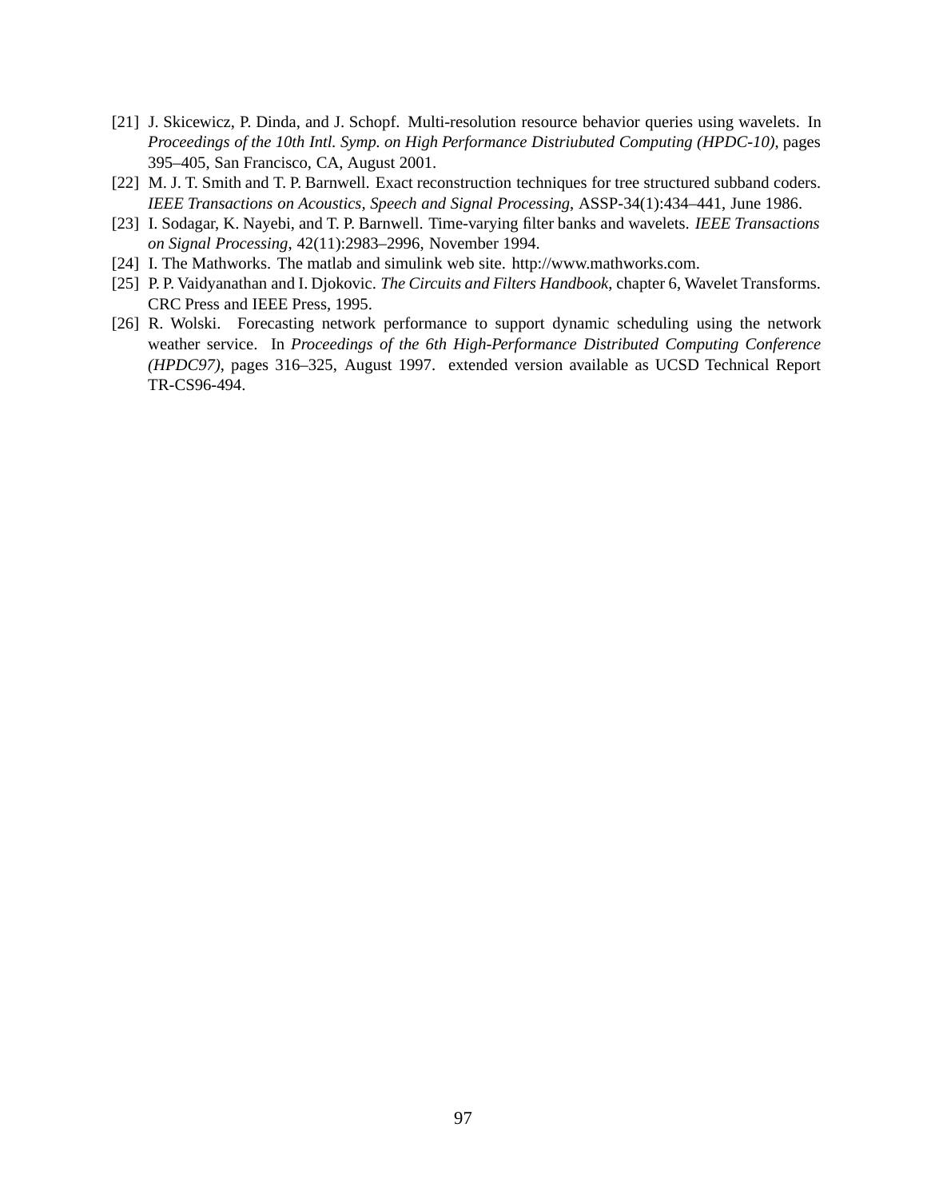[21] J. Skicewicz, P. Dinda, and J. Schopf. Multi-resolution resource behavior queries using wavelets. In *Proceedings of the 10th Intl. Symp. on High Performance Distriubuted Computing (HPDC-10)*, pages 395–405, San Francisco, CA, August 2001.

[22] M. J. T. Smith and T. P. Barnwell. Exact reconstruction techniques for tree structured subband coders. *IEEE Transactions on Acoustics, Speech and Signal Processing*, ASSP-34(1):434–441, June 1986.

[23] I. Sodagar, K. Nayebi, and T. P. Barnwell. Time-varying filter banks and wavelets. *IEEE Transactions on Signal Processing*, 42(11):2983–2996, November 1994.

[24] I. The Mathworks. The matlab and simulink web site. http://www.mathworks.com.

[25] P. P. Vaidyanathan and I. Djokovic. *The Circuits and Filters Handbook*, chapter 6, Wavelet Transforms. CRC Press and IEEE Press, 1995.

[26] R. Wolski. Forecasting network performance to support dynamic scheduling using the network weather service. In *Proceedings of the 6th High-Performance Distributed Computing Conference (HPDC97)*, pages 316–325, August 1997. extended version available as UCSD Technical Report TR-CS96-494.